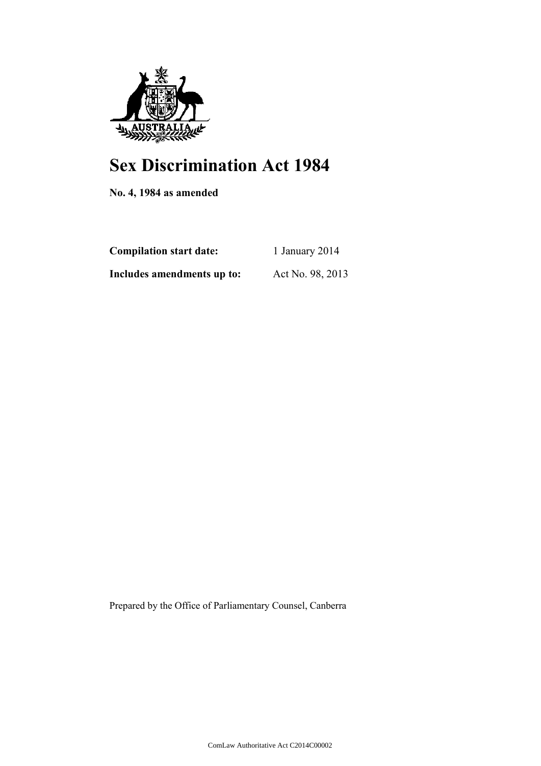# Sex Discrimination Act 1984

**No. 4, 1984 as amended**

| | |
|---|---|
| **Compilation start date:** | 1 January 2014 |
| **Includes amendments up to:** | Act No. 98, 2013 |

Prepared by the Office of Parliamentary Counsel, Canberra

ComLaw Authoritative Act C2014C00002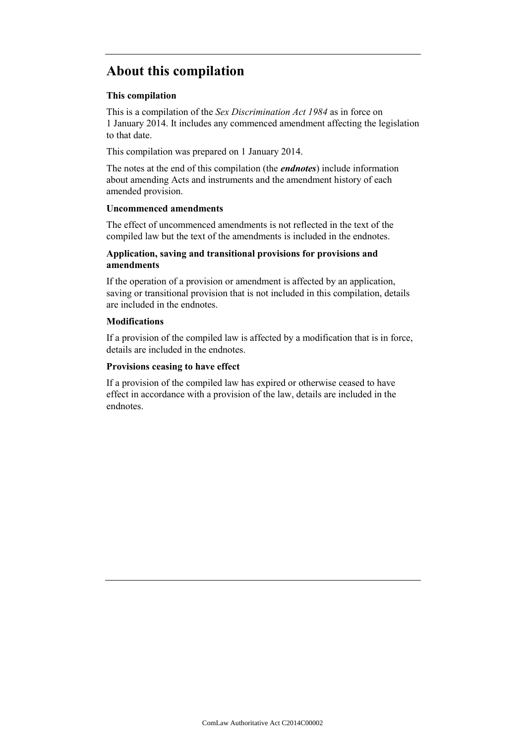# About this compilation

### This compilation

This is a compilation of the *Sex Discrimination Act 1984* as in force on 1 January 2014. It includes any commenced amendment affecting the legislation to that date.

This compilation was prepared on 1 January 2014.

The notes at the end of this compilation (the ***endnotes***) include information about amending Acts and instruments and the amendment history of each amended provision.

### Uncommenced amendments

The effect of uncommenced amendments is not reflected in the text of the compiled law but the text of the amendments is included in the endnotes.

### Application, saving and transitional provisions for provisions and amendments

If the operation of a provision or amendment is affected by an application, saving or transitional provision that is not included in this compilation, details are included in the endnotes.

### Modifications

If a provision of the compiled law is affected by a modification that is in force, details are included in the endnotes.

### Provisions ceasing to have effect

If a provision of the compiled law has expired or otherwise ceased to have effect in accordance with a provision of the law, details are included in the endnotes.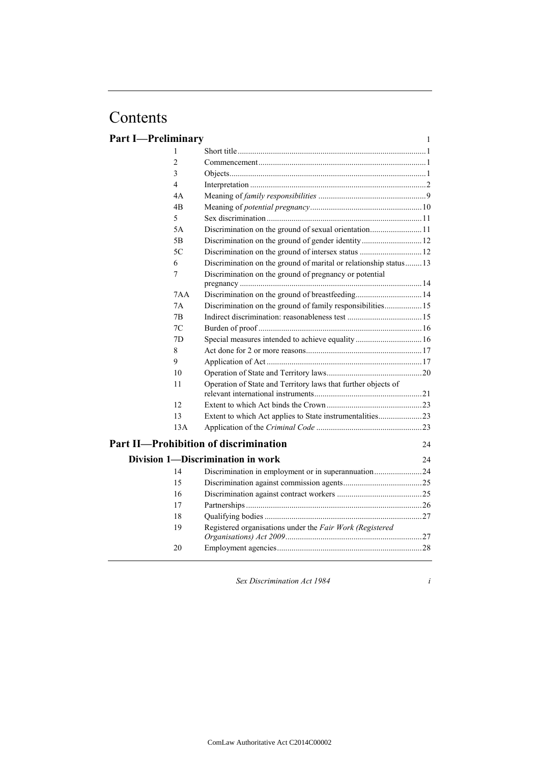# Contents

## Part I—Preliminary 1

| | | |
|---|---|---|
| 1 | Short title | 1 |
| 2 | Commencement | 1 |
| 3 | Objects | 1 |
| 4 | Interpretation | 2 |
| 4A | Meaning of *family responsibilities* | 9 |
| 4B | Meaning of *potential pregnancy* | 10 |
| 5 | Sex discrimination | 11 |
| 5A | Discrimination on the ground of sexual orientation | 11 |
| 5B | Discrimination on the ground of gender identity | 12 |
| 5C | Discrimination on the ground of intersex status | 12 |
| 6 | Discrimination on the ground of marital or relationship status | 13 |
| 7 | Discrimination on the ground of pregnancy or potential pregnancy | 14 |
| 7AA | Discrimination on the ground of breastfeeding | 14 |
| 7A | Discrimination on the ground of family responsibilities | 15 |
| 7B | Indirect discrimination: reasonableness test | 15 |
| 7C | Burden of proof | 16 |
| 7D | Special measures intended to achieve equality | 16 |
| 8 | Act done for 2 or more reasons | 17 |
| 9 | Application of Act | 17 |
| 10 | Operation of State and Territory laws | 20 |
| 11 | Operation of State and Territory laws that further objects of relevant international instruments | 21 |
| 12 | Extent to which Act binds the Crown | 23 |
| 13 | Extent to which Act applies to State instrumentalities | 23 |
| 13A | Application of the *Criminal Code* | 23 |

## Part II—Prohibition of discrimination 24

### Division 1—Discrimination in work 24

| | | |
|---|---|---|
| 14 | Discrimination in employment or in superannuation | 24 |
| 15 | Discrimination against commission agents | 25 |
| 16 | Discrimination against contract workers | 25 |
| 17 | Partnerships | 26 |
| 18 | Qualifying bodies | 27 |
| 19 | Registered organisations under the *Fair Work (Registered Organisations) Act 2009* | 27 |
| 20 | Employment agencies | 28 |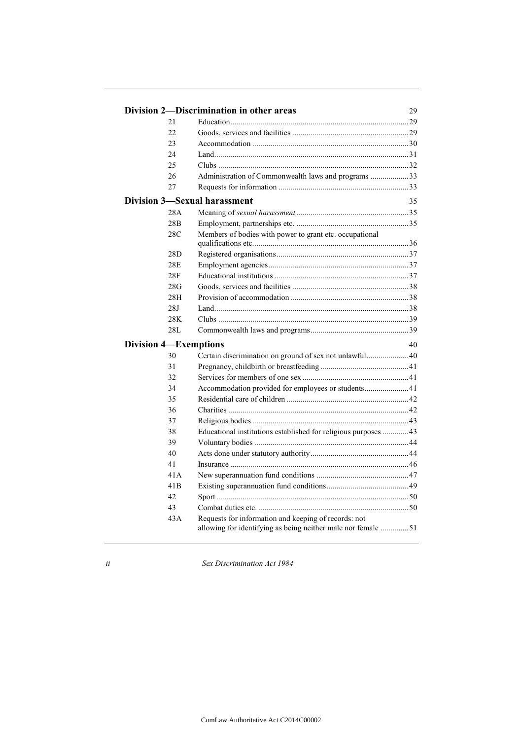**Division 2—Discrimination in other areas** 29

| | | |
|---|---|---|
| 21 | Education | 29 |
| 22 | Goods, services and facilities | 29 |
| 23 | Accommodation | 30 |
| 24 | Land | 31 |
| 25 | Clubs | 32 |
| 26 | Administration of Commonwealth laws and programs | 33 |
| 27 | Requests for information | 33 |

**Division 3—Sexual harassment** 35

| | | |
|---|---|---|
| 28A | Meaning of *sexual harassment* | 35 |
| 28B | Employment, partnerships etc. | 35 |
| 28C | Members of bodies with power to grant etc. occupational qualifications etc. | 36 |
| 28D | Registered organisations | 37 |
| 28E | Employment agencies | 37 |
| 28F | Educational institutions | 37 |
| 28G | Goods, services and facilities | 38 |
| 28H | Provision of accommodation | 38 |
| 28J | Land | 38 |
| 28K | Clubs | 39 |
| 28L | Commonwealth laws and programs | 39 |

**Division 4—Exemptions** 40

| | | |
|---|---|---|
| 30 | Certain discrimination on ground of sex not unlawful | 40 |
| 31 | Pregnancy, childbirth or breastfeeding | 41 |
| 32 | Services for members of one sex | 41 |
| 34 | Accommodation provided for employees or students | 41 |
| 35 | Residential care of children | 42 |
| 36 | Charities | 42 |
| 37 | Religious bodies | 43 |
| 38 | Educational institutions established for religious purposes | 43 |
| 39 | Voluntary bodies | 44 |
| 40 | Acts done under statutory authority | 44 |
| 41 | Insurance | 46 |
| 41A | New superannuation fund conditions | 47 |
| 41B | Existing superannuation fund conditions | 49 |
| 42 | Sport | 50 |
| 43 | Combat duties etc. | 50 |
| 43A | Requests for information and keeping of records: not allowing for identifying as being neither male nor female | 51 |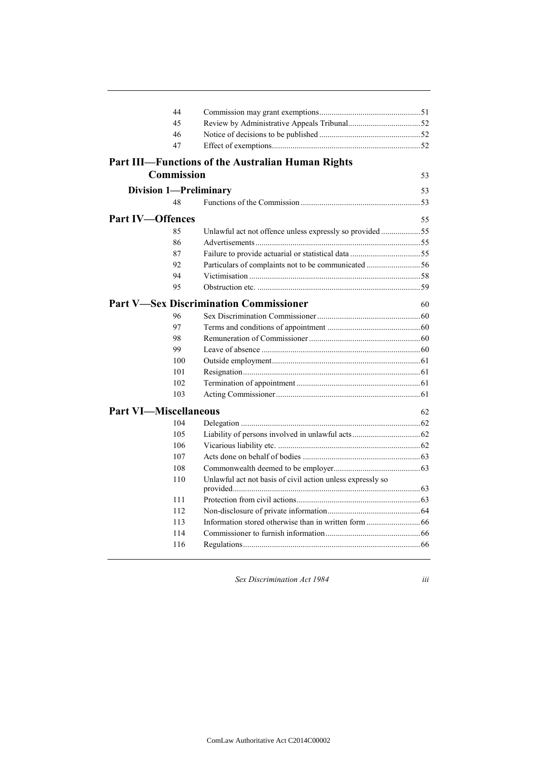| | | |
|---|---|---|
| 44 | Commission may grant exemptions | 51 |
| 45 | Review by Administrative Appeals Tribunal | 52 |
| 46 | Notice of decisions to be published | 52 |
| 47 | Effect of exemptions | 52 |

## Part III—Functions of the Australian Human Rights Commission 53

### Division 1—Preliminary 53

| | | |
|---|---|---|
| 48 | Functions of the Commission | 53 |

## Part IV—Offences 55

| | | |
|---|---|---|
| 85 | Unlawful act not offence unless expressly so provided | 55 |
| 86 | Advertisements | 55 |
| 87 | Failure to provide actuarial or statistical data | 55 |
| 92 | Particulars of complaints not to be communicated | 56 |
| 94 | Victimisation | 58 |
| 95 | Obstruction etc. | 59 |

## Part V—Sex Discrimination Commissioner 60

| | | |
|---|---|---|
| 96 | Sex Discrimination Commissioner | 60 |
| 97 | Terms and conditions of appointment | 60 |
| 98 | Remuneration of Commissioner | 60 |
| 99 | Leave of absence | 60 |
| 100 | Outside employment | 61 |
| 101 | Resignation | 61 |
| 102 | Termination of appointment | 61 |
| 103 | Acting Commissioner | 61 |

## Part VI—Miscellaneous 62

| | | |
|---|---|---|
| 104 | Delegation | 62 |
| 105 | Liability of persons involved in unlawful acts | 62 |
| 106 | Vicarious liability etc. | 62 |
| 107 | Acts done on behalf of bodies | 63 |
| 108 | Commonwealth deemed to be employer | 63 |
| 110 | Unlawful act not basis of civil action unless expressly so provided | 63 |
| 111 | Protection from civil actions | 63 |
| 112 | Non-disclosure of private information | 64 |
| 113 | Information stored otherwise than in written form | 66 |
| 114 | Commissioner to furnish information | 66 |
| 116 | Regulations | 66 |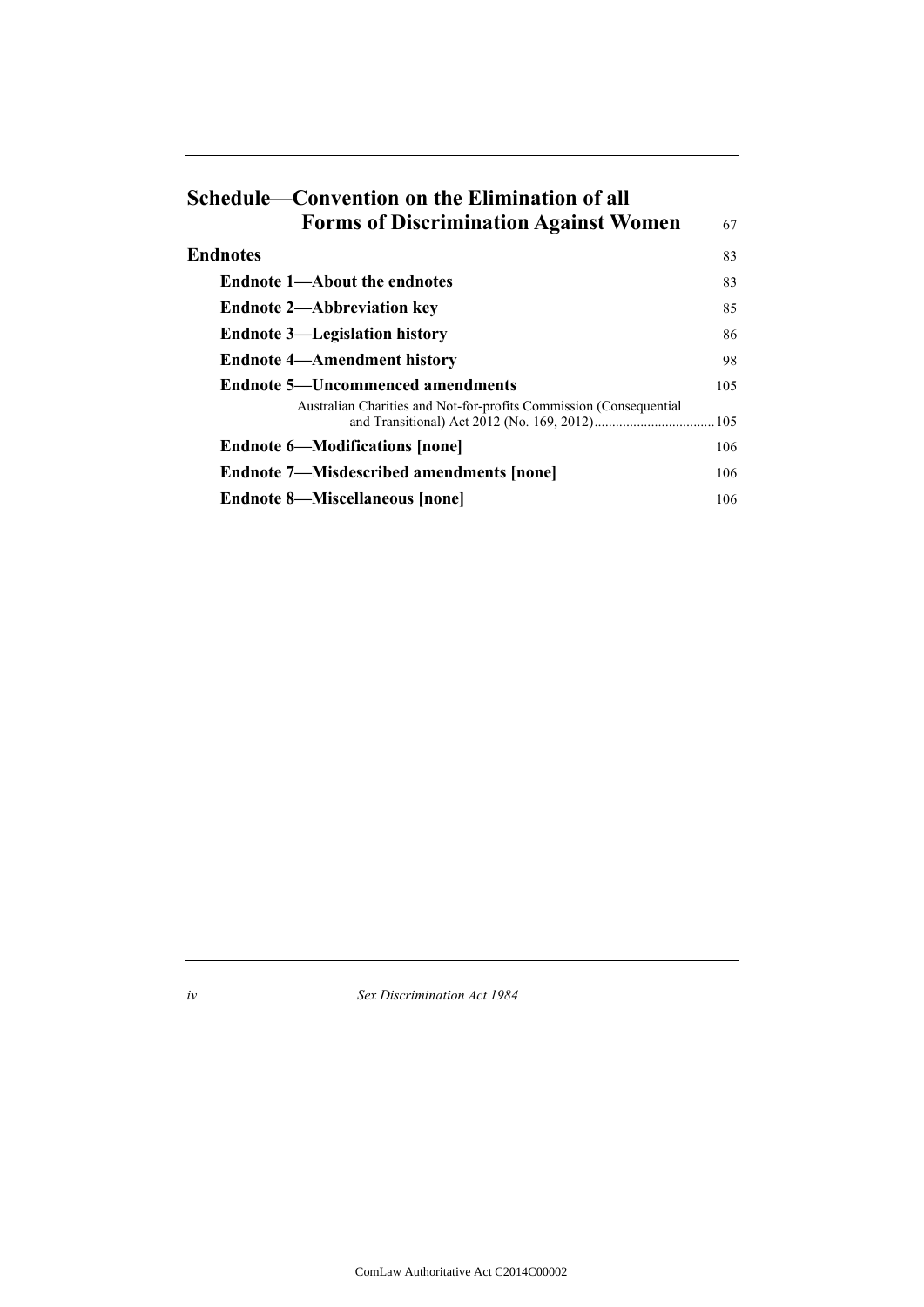**Schedule—Convention on the Elimination of all Forms of Discrimination Against Women** 67

**Endnotes** 83

**Endnote 1—About the endnotes** 83

**Endnote 2—Abbreviation key** 85

**Endnote 3—Legislation history** 86

**Endnote 4—Amendment history** 98

**Endnote 5—Uncommenced amendments** 105

Australian Charities and Not-for-profits Commission (Consequential and Transitional) Act 2012 (No. 169, 2012) 105

**Endnote 6—Modifications [none]** 106

**Endnote 7—Misdescribed amendments [none]** 106

**Endnote 8—Miscellaneous [none]** 106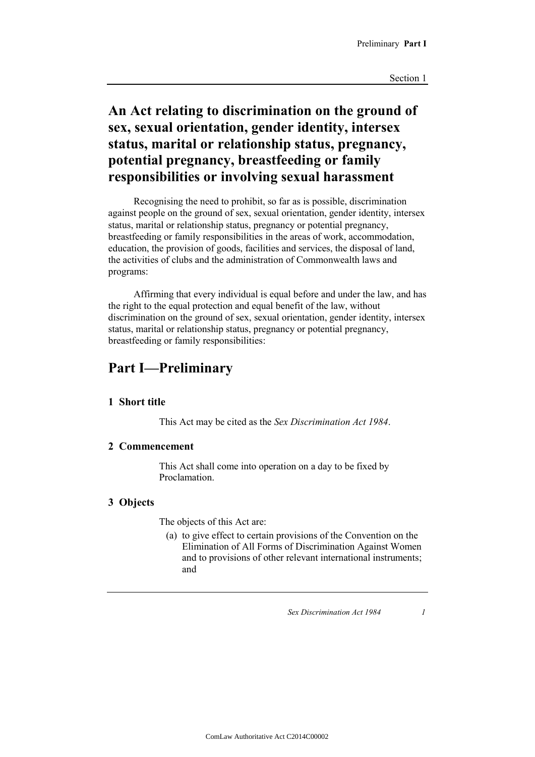# An Act relating to discrimination on the ground of sex, sexual orientation, gender identity, intersex status, marital or relationship status, pregnancy, potential pregnancy, breastfeeding or family responsibilities or involving sexual harassment

Recognising the need to prohibit, so far as is possible, discrimination against people on the ground of sex, sexual orientation, gender identity, intersex status, marital or relationship status, pregnancy or potential pregnancy, breastfeeding or family responsibilities in the areas of work, accommodation, education, the provision of goods, facilities and services, the disposal of land, the activities of clubs and the administration of Commonwealth laws and programs:

Affirming that every individual is equal before and under the law, and has the right to the equal protection and equal benefit of the law, without discrimination on the ground of sex, sexual orientation, gender identity, intersex status, marital or relationship status, pregnancy or potential pregnancy, breastfeeding or family responsibilities:

## Part I—Preliminary

### 1 Short title

This Act may be cited as the *Sex Discrimination Act 1984*.

### 2 Commencement

This Act shall come into operation on a day to be fixed by Proclamation.

### 3 Objects

The objects of this Act are:

(a) to give effect to certain provisions of the Convention on the Elimination of All Forms of Discrimination Against Women and to provisions of other relevant international instruments; and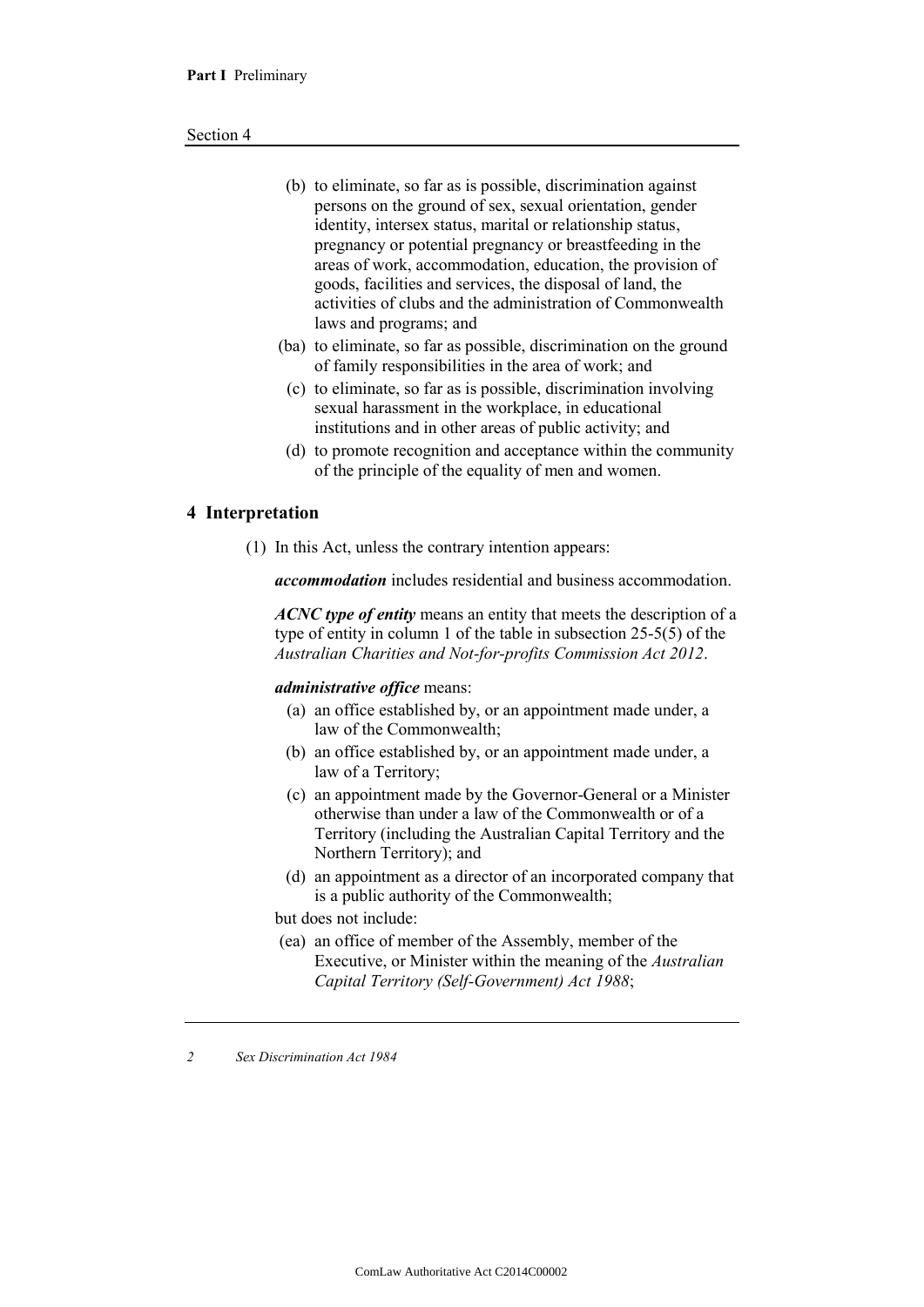(b) to eliminate, so far as is possible, discrimination against persons on the ground of sex, sexual orientation, gender identity, intersex status, marital or relationship status, pregnancy or potential pregnancy or breastfeeding in the areas of work, accommodation, education, the provision of goods, facilities and services, the disposal of land, the activities of clubs and the administration of Commonwealth laws and programs; and

(ba) to eliminate, so far as possible, discrimination on the ground of family responsibilities in the area of work; and

(c) to eliminate, so far as is possible, discrimination involving sexual harassment in the workplace, in educational institutions and in other areas of public activity; and

(d) to promote recognition and acceptance within the community of the principle of the equality of men and women.

## 4 Interpretation

(1) In this Act, unless the contrary intention appears:

***accommodation*** includes residential and business accommodation.

***ACNC type of entity*** means an entity that meets the description of a type of entity in column 1 of the table in subsection 25-5(5) of the *Australian Charities and Not-for-profits Commission Act 2012*.

***administrative office*** means:

(a) an office established by, or an appointment made under, a law of the Commonwealth;

(b) an office established by, or an appointment made under, a law of a Territory;

(c) an appointment made by the Governor-General or a Minister otherwise than under a law of the Commonwealth or of a Territory (including the Australian Capital Territory and the Northern Territory); and

(d) an appointment as a director of an incorporated company that is a public authority of the Commonwealth;

but does not include:

(ea) an office of member of the Assembly, member of the Executive, or Minister within the meaning of the *Australian Capital Territory (Self-Government) Act 1988*;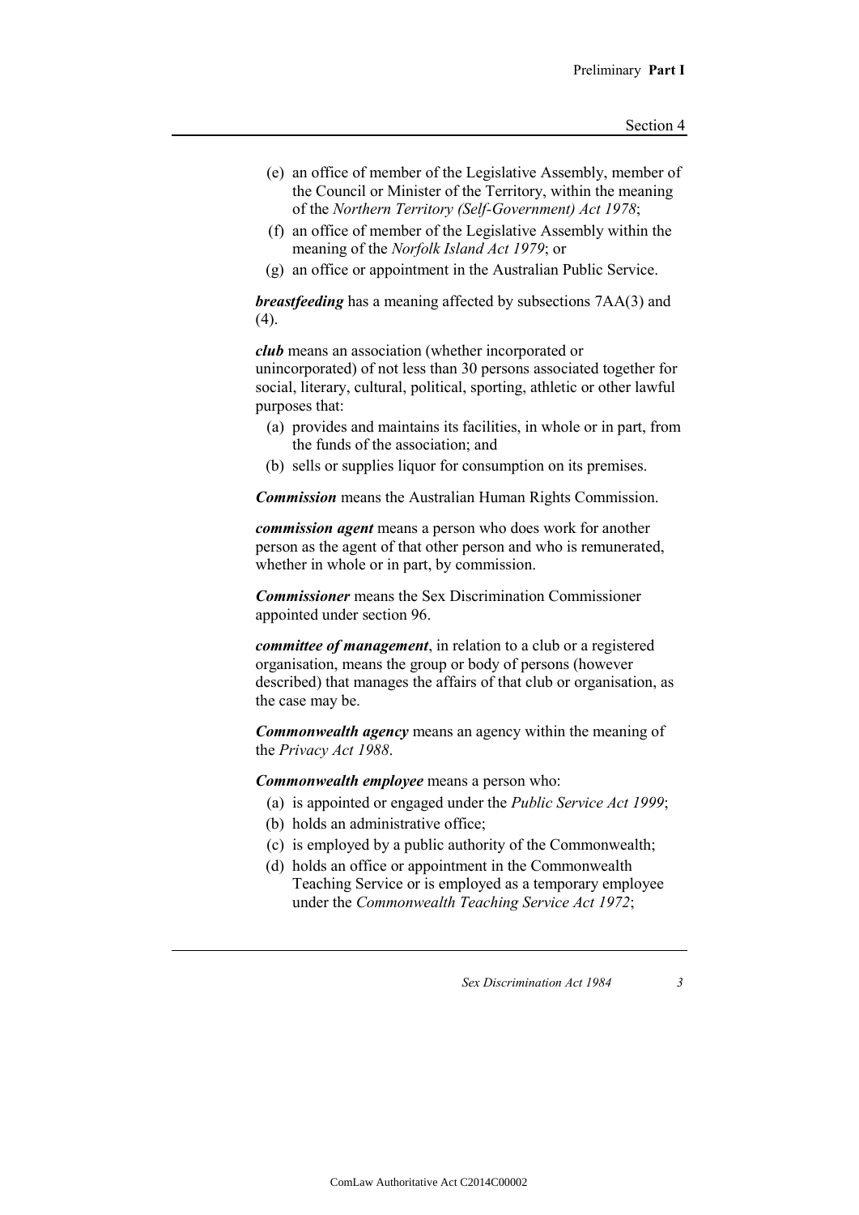(e) an office of member of the Legislative Assembly, member of the Council or Minister of the Territory, within the meaning of the *Northern Territory (Self-Government) Act 1978*;

(f) an office of member of the Legislative Assembly within the meaning of the *Norfolk Island Act 1979*; or

(g) an office or appointment in the Australian Public Service.

***breastfeeding*** has a meaning affected by subsections 7AA(3) and (4).

***club*** means an association (whether incorporated or unincorporated) of not less than 30 persons associated together for social, literary, cultural, political, sporting, athletic or other lawful purposes that:

(a) provides and maintains its facilities, in whole or in part, from the funds of the association; and

(b) sells or supplies liquor for consumption on its premises.

***Commission*** means the Australian Human Rights Commission.

***commission agent*** means a person who does work for another person as the agent of that other person and who is remunerated, whether in whole or in part, by commission.

***Commissioner*** means the Sex Discrimination Commissioner appointed under section 96.

***committee of management***, in relation to a club or a registered organisation, means the group or body of persons (however described) that manages the affairs of that club or organisation, as the case may be.

***Commonwealth agency*** means an agency within the meaning of the *Privacy Act 1988*.

***Commonwealth employee*** means a person who:

(a) is appointed or engaged under the *Public Service Act 1999*;

(b) holds an administrative office;

(c) is employed by a public authority of the Commonwealth;

(d) holds an office or appointment in the Commonwealth Teaching Service or is employed as a temporary employee under the *Commonwealth Teaching Service Act 1972*;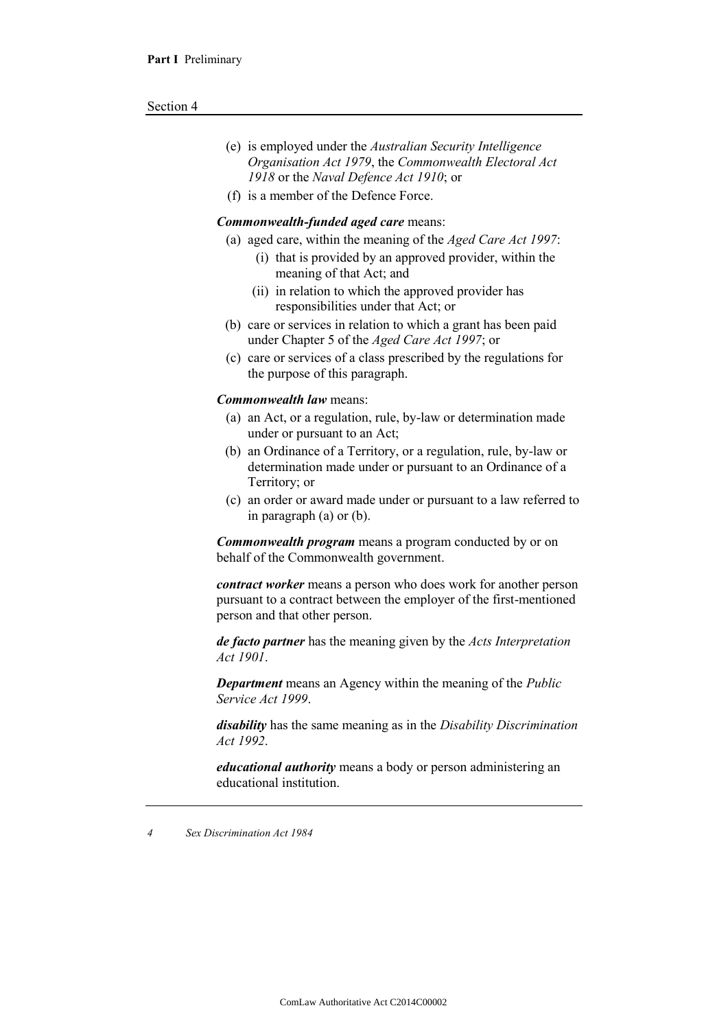(e) is employed under the *Australian Security Intelligence Organisation Act 1979*, the *Commonwealth Electoral Act 1918* or the *Naval Defence Act 1910*; or

(f) is a member of the Defence Force.

***Commonwealth-funded aged care*** means:

(a) aged care, within the meaning of the *Aged Care Act 1997*:

  (i) that is provided by an approved provider, within the meaning of that Act; and

  (ii) in relation to which the approved provider has responsibilities under that Act; or

(b) care or services in relation to which a grant has been paid under Chapter 5 of the *Aged Care Act 1997*; or

(c) care or services of a class prescribed by the regulations for the purpose of this paragraph.

***Commonwealth law*** means:

(a) an Act, or a regulation, rule, by-law or determination made under or pursuant to an Act;

(b) an Ordinance of a Territory, or a regulation, rule, by-law or determination made under or pursuant to an Ordinance of a Territory; or

(c) an order or award made under or pursuant to a law referred to in paragraph (a) or (b).

***Commonwealth program*** means a program conducted by or on behalf of the Commonwealth government.

***contract worker*** means a person who does work for another person pursuant to a contract between the employer of the first-mentioned person and that other person.

***de facto partner*** has the meaning given by the *Acts Interpretation Act 1901*.

***Department*** means an Agency within the meaning of the *Public Service Act 1999*.

***disability*** has the same meaning as in the *Disability Discrimination Act 1992*.

***educational authority*** means a body or person administering an educational institution.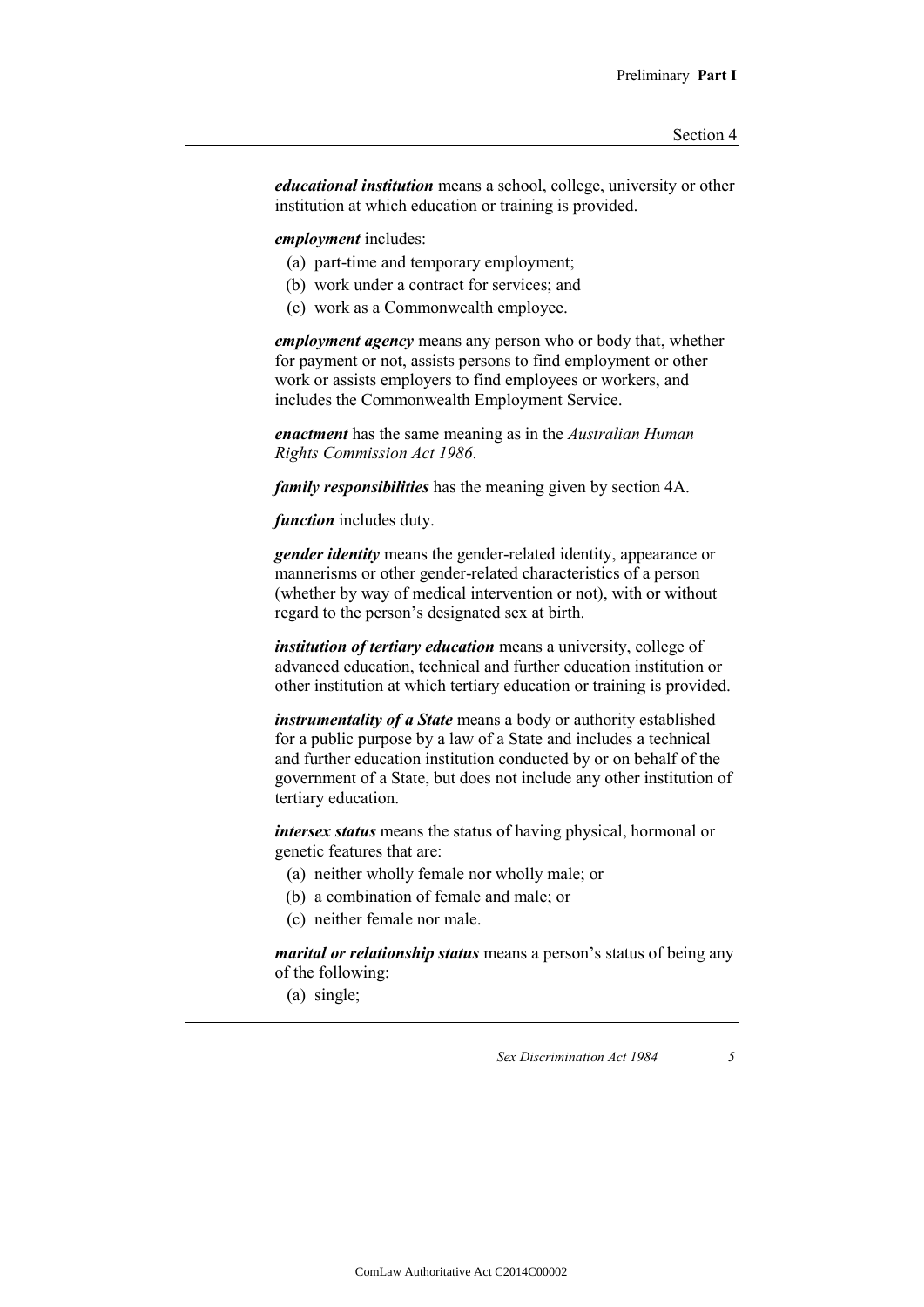***educational institution*** means a school, college, university or other institution at which education or training is provided.

***employment*** includes:

- (a) part-time and temporary employment;
- (b) work under a contract for services; and
- (c) work as a Commonwealth employee.

***employment agency*** means any person who or body that, whether for payment or not, assists persons to find employment or other work or assists employers to find employees or workers, and includes the Commonwealth Employment Service.

***enactment*** has the same meaning as in the *Australian Human Rights Commission Act 1986*.

***family responsibilities*** has the meaning given by section 4A.

***function*** includes duty.

***gender identity*** means the gender-related identity, appearance or mannerisms or other gender-related characteristics of a person (whether by way of medical intervention or not), with or without regard to the person's designated sex at birth.

***institution of tertiary education*** means a university, college of advanced education, technical and further education institution or other institution at which tertiary education or training is provided.

***instrumentality of a State*** means a body or authority established for a public purpose by a law of a State and includes a technical and further education institution conducted by or on behalf of the government of a State, but does not include any other institution of tertiary education.

***intersex status*** means the status of having physical, hormonal or genetic features that are:

- (a) neither wholly female nor wholly male; or
- (b) a combination of female and male; or
- (c) neither female nor male.

***marital or relationship status*** means a person's status of being any of the following:

- (a) single;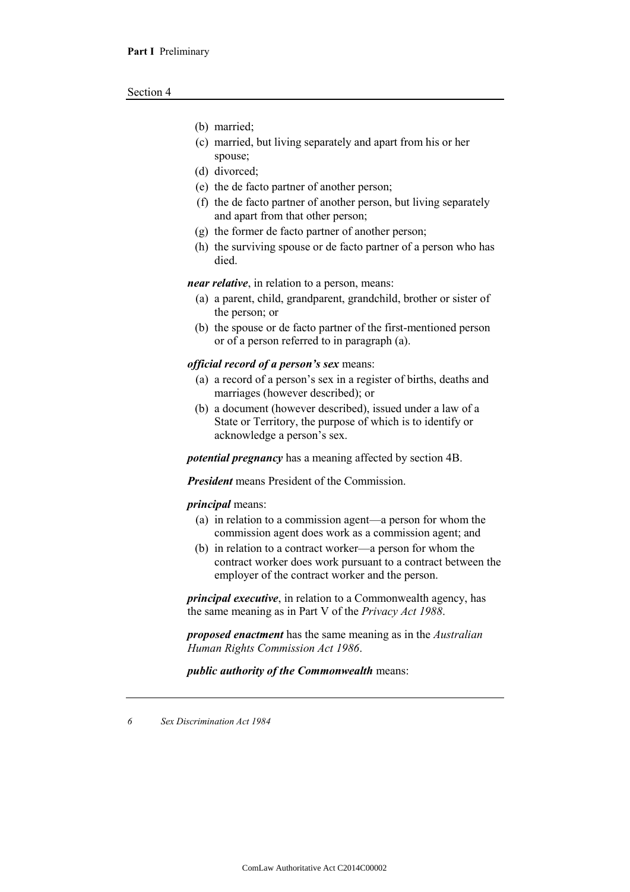(b) married;

(c) married, but living separately and apart from his or her spouse;

(d) divorced;

(e) the de facto partner of another person;

(f) the de facto partner of another person, but living separately and apart from that other person;

(g) the former de facto partner of another person;

(h) the surviving spouse or de facto partner of a person who has died.

***near relative***, in relation to a person, means:

(a) a parent, child, grandparent, grandchild, brother or sister of the person; or

(b) the spouse or de facto partner of the first-mentioned person or of a person referred to in paragraph (a).

***official record of a person's sex*** means:

(a) a record of a person's sex in a register of births, deaths and marriages (however described); or

(b) a document (however described), issued under a law of a State or Territory, the purpose of which is to identify or acknowledge a person's sex.

***potential pregnancy*** has a meaning affected by section 4B.

***President*** means President of the Commission.

***principal*** means:

(a) in relation to a commission agent—a person for whom the commission agent does work as a commission agent; and

(b) in relation to a contract worker—a person for whom the contract worker does work pursuant to a contract between the employer of the contract worker and the person.

***principal executive***, in relation to a Commonwealth agency, has the same meaning as in Part V of the *Privacy Act 1988*.

***proposed enactment*** has the same meaning as in the *Australian Human Rights Commission Act 1986*.

***public authority of the Commonwealth*** means: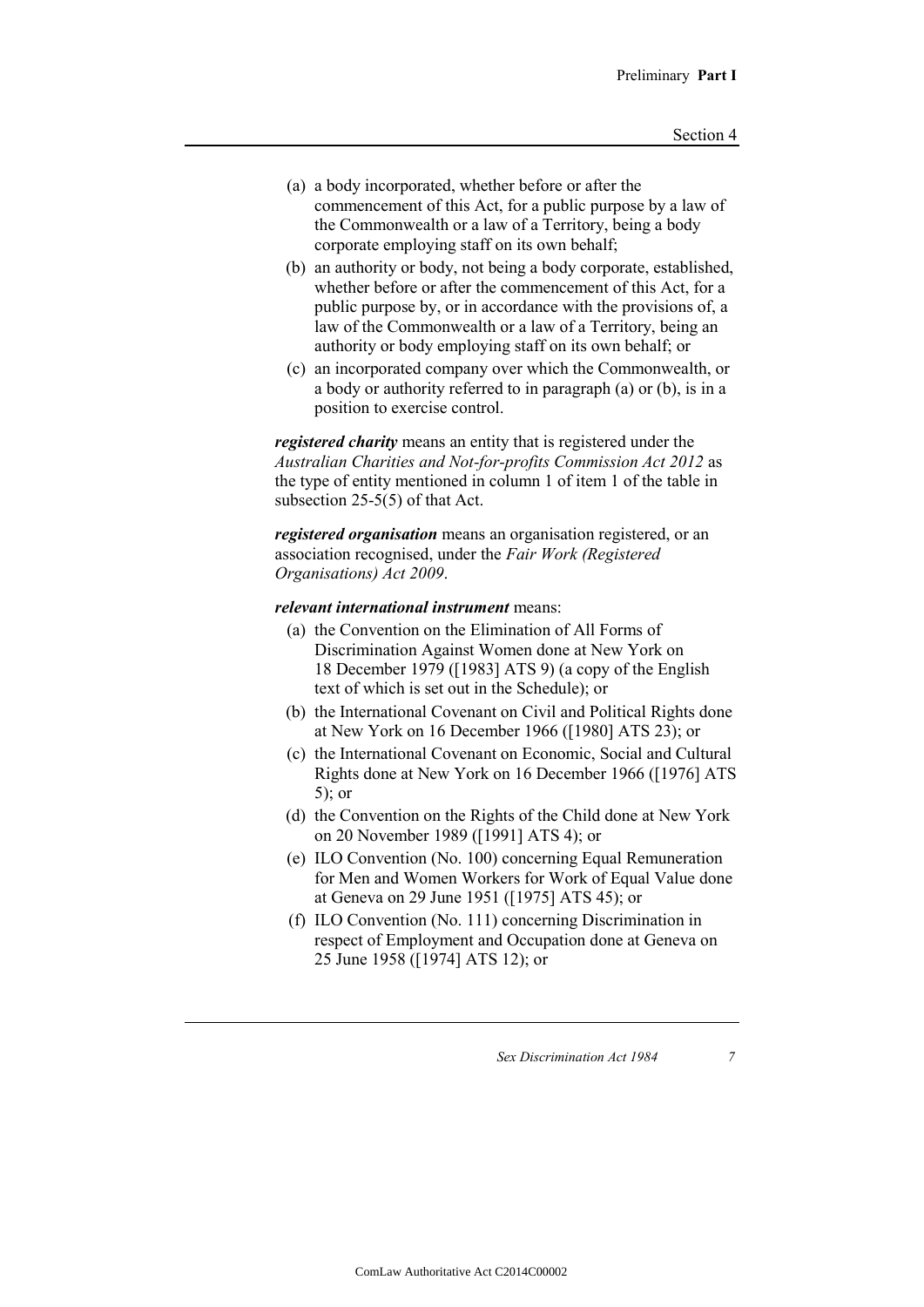(a) a body incorporated, whether before or after the commencement of this Act, for a public purpose by a law of the Commonwealth or a law of a Territory, being a body corporate employing staff on its own behalf;

(b) an authority or body, not being a body corporate, established, whether before or after the commencement of this Act, for a public purpose by, or in accordance with the provisions of, a law of the Commonwealth or a law of a Territory, being an authority or body employing staff on its own behalf; or

(c) an incorporated company over which the Commonwealth, or a body or authority referred to in paragraph (a) or (b), is in a position to exercise control.

***registered charity*** means an entity that is registered under the *Australian Charities and Not-for-profits Commission Act 2012* as the type of entity mentioned in column 1 of item 1 of the table in subsection 25-5(5) of that Act.

***registered organisation*** means an organisation registered, or an association recognised, under the *Fair Work (Registered Organisations) Act 2009*.

***relevant international instrument*** means:

(a) the Convention on the Elimination of All Forms of Discrimination Against Women done at New York on 18 December 1979 ([1983] ATS 9) (a copy of the English text of which is set out in the Schedule); or

(b) the International Covenant on Civil and Political Rights done at New York on 16 December 1966 ([1980] ATS 23); or

(c) the International Covenant on Economic, Social and Cultural Rights done at New York on 16 December 1966 ([1976] ATS 5); or

(d) the Convention on the Rights of the Child done at New York on 20 November 1989 ([1991] ATS 4); or

(e) ILO Convention (No. 100) concerning Equal Remuneration for Men and Women Workers for Work of Equal Value done at Geneva on 29 June 1951 ([1975] ATS 45); or

(f) ILO Convention (No. 111) concerning Discrimination in respect of Employment and Occupation done at Geneva on 25 June 1958 ([1974] ATS 12); or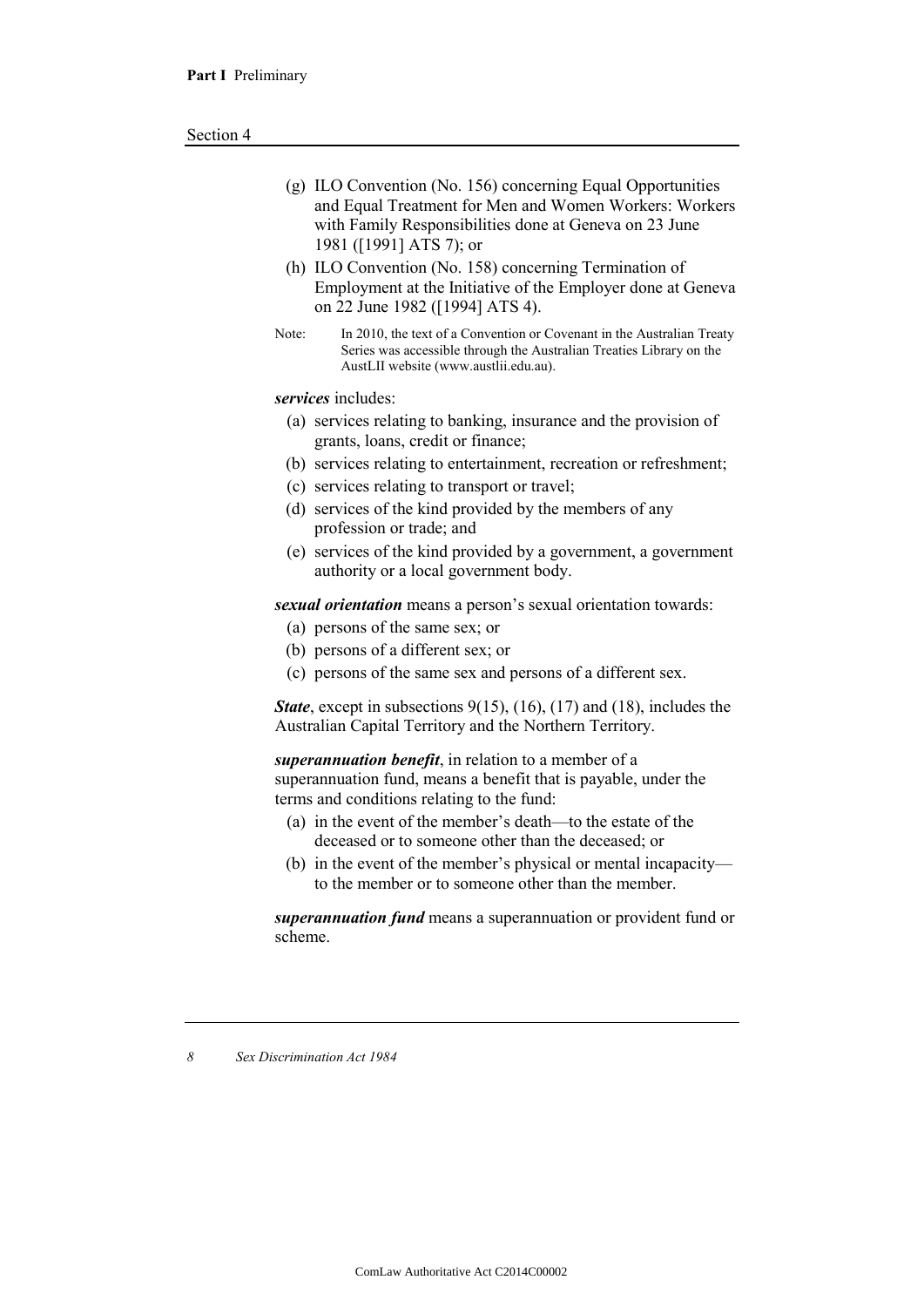(g) ILO Convention (No. 156) concerning Equal Opportunities and Equal Treatment for Men and Women Workers: Workers with Family Responsibilities done at Geneva on 23 June 1981 ([1991] ATS 7); or

(h) ILO Convention (No. 158) concerning Termination of Employment at the Initiative of the Employer done at Geneva on 22 June 1982 ([1994] ATS 4).

Note: In 2010, the text of a Convention or Covenant in the Australian Treaty Series was accessible through the Australian Treaties Library on the AustLII website (www.austlii.edu.au).

***services*** includes:

(a) services relating to banking, insurance and the provision of grants, loans, credit or finance;

(b) services relating to entertainment, recreation or refreshment;

(c) services relating to transport or travel;

(d) services of the kind provided by the members of any profession or trade; and

(e) services of the kind provided by a government, a government authority or a local government body.

***sexual orientation*** means a person's sexual orientation towards:

(a) persons of the same sex; or

(b) persons of a different sex; or

(c) persons of the same sex and persons of a different sex.

***State***, except in subsections 9(15), (16), (17) and (18), includes the Australian Capital Territory and the Northern Territory.

***superannuation benefit***, in relation to a member of a superannuation fund, means a benefit that is payable, under the terms and conditions relating to the fund:

(a) in the event of the member's death—to the estate of the deceased or to someone other than the deceased; or

(b) in the event of the member's physical or mental incapacity—to the member or to someone other than the member.

***superannuation fund*** means a superannuation or provident fund or scheme.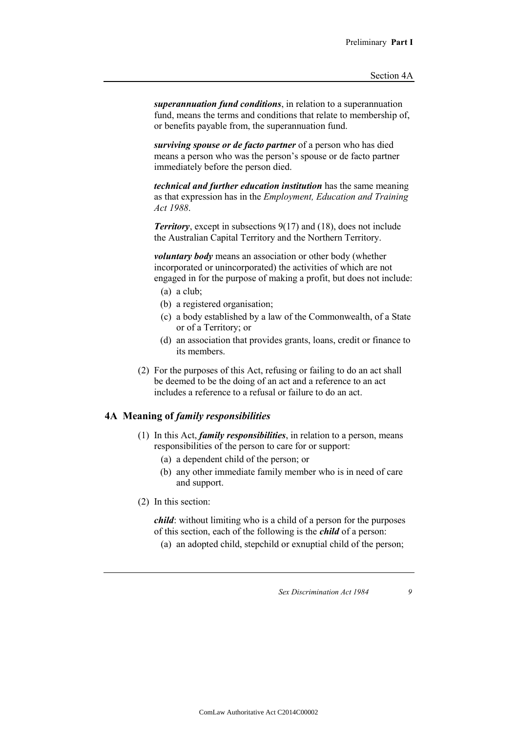***superannuation fund conditions***, in relation to a superannuation fund, means the terms and conditions that relate to membership of, or benefits payable from, the superannuation fund.

***surviving spouse or de facto partner*** of a person who has died means a person who was the person's spouse or de facto partner immediately before the person died.

***technical and further education institution*** has the same meaning as that expression has in the *Employment, Education and Training Act 1988*.

***Territory***, except in subsections 9(17) and (18), does not include the Australian Capital Territory and the Northern Territory.

***voluntary body*** means an association or other body (whether incorporated or unincorporated) the activities of which are not engaged in for the purpose of making a profit, but does not include:

- (a) a club;
- (b) a registered organisation;
- (c) a body established by a law of the Commonwealth, of a State or of a Territory; or
- (d) an association that provides grants, loans, credit or finance to its members.

(2) For the purposes of this Act, refusing or failing to do an act shall be deemed to be the doing of an act and a reference to an act includes a reference to a refusal or failure to do an act.

## 4A Meaning of *family responsibilities*

(1) In this Act, ***family responsibilities***, in relation to a person, means responsibilities of the person to care for or support:

- (a) a dependent child of the person; or
- (b) any other immediate family member who is in need of care and support.

(2) In this section:

***child***: without limiting who is a child of a person for the purposes of this section, each of the following is the ***child*** of a person:

- (a) an adopted child, stepchild or exnuptial child of the person;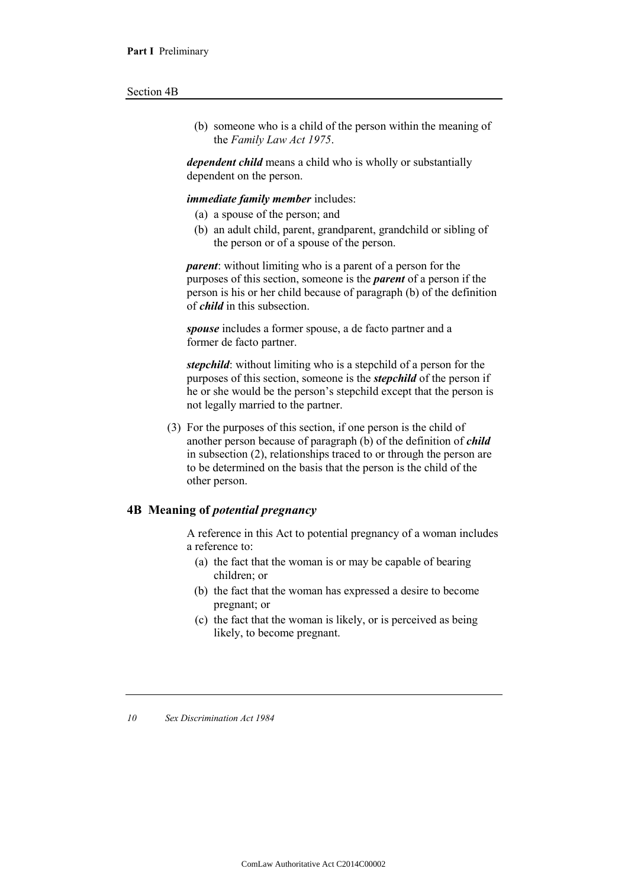(b) someone who is a child of the person within the meaning of the *Family Law Act 1975*.

***dependent child*** means a child who is wholly or substantially dependent on the person.

***immediate family member*** includes:

(a) a spouse of the person; and

(b) an adult child, parent, grandparent, grandchild or sibling of the person or of a spouse of the person.

***parent***: without limiting who is a parent of a person for the purposes of this section, someone is the ***parent*** of a person if the person is his or her child because of paragraph (b) of the definition of ***child*** in this subsection.

***spouse*** includes a former spouse, a de facto partner and a former de facto partner.

***stepchild***: without limiting who is a stepchild of a person for the purposes of this section, someone is the ***stepchild*** of the person if he or she would be the person's stepchild except that the person is not legally married to the partner.

(3) For the purposes of this section, if one person is the child of another person because of paragraph (b) of the definition of ***child*** in subsection (2), relationships traced to or through the person are to be determined on the basis that the person is the child of the other person.

## 4B Meaning of *potential pregnancy*

A reference in this Act to potential pregnancy of a woman includes a reference to:

(a) the fact that the woman is or may be capable of bearing children; or

(b) the fact that the woman has expressed a desire to become pregnant; or

(c) the fact that the woman is likely, or is perceived as being likely, to become pregnant.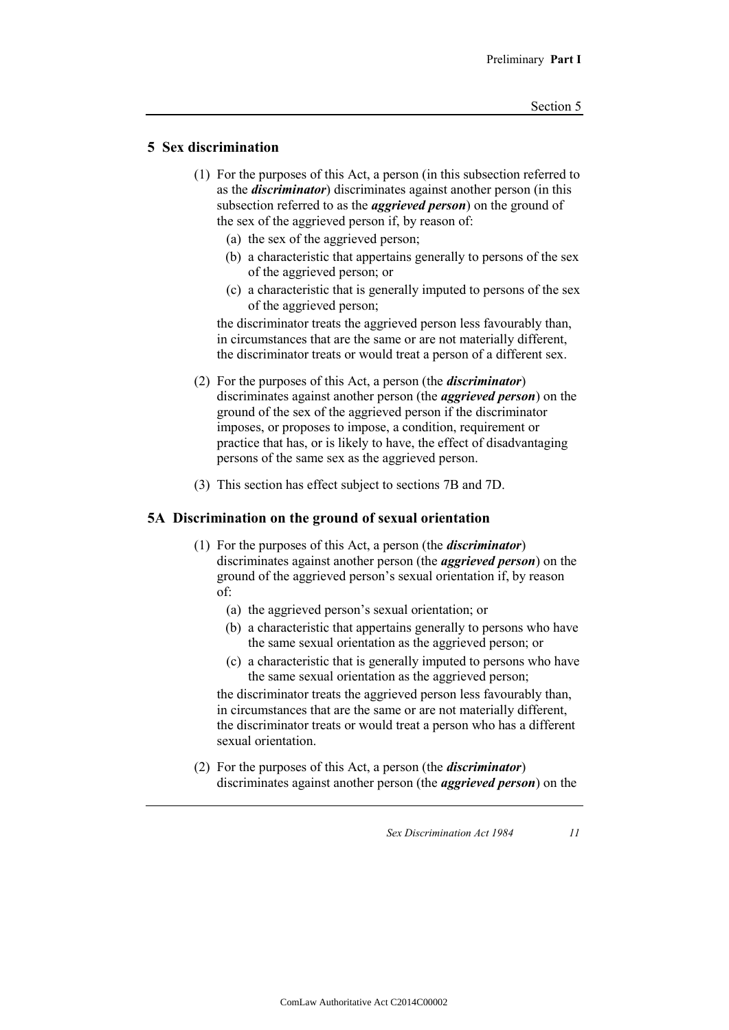## 5 Sex discrimination

(1) For the purposes of this Act, a person (in this subsection referred to as the ***discriminator***) discriminates against another person (in this subsection referred to as the ***aggrieved person***) on the ground of the sex of the aggrieved person if, by reason of:

(a) the sex of the aggrieved person;

(b) a characteristic that appertains generally to persons of the sex of the aggrieved person; or

(c) a characteristic that is generally imputed to persons of the sex of the aggrieved person;

the discriminator treats the aggrieved person less favourably than, in circumstances that are the same or are not materially different, the discriminator treats or would treat a person of a different sex.

(2) For the purposes of this Act, a person (the ***discriminator***) discriminates against another person (the ***aggrieved person***) on the ground of the sex of the aggrieved person if the discriminator imposes, or proposes to impose, a condition, requirement or practice that has, or is likely to have, the effect of disadvantaging persons of the same sex as the aggrieved person.

(3) This section has effect subject to sections 7B and 7D.

## 5A Discrimination on the ground of sexual orientation

(1) For the purposes of this Act, a person (the ***discriminator***) discriminates against another person (the ***aggrieved person***) on the ground of the aggrieved person's sexual orientation if, by reason of:

(a) the aggrieved person's sexual orientation; or

(b) a characteristic that appertains generally to persons who have the same sexual orientation as the aggrieved person; or

(c) a characteristic that is generally imputed to persons who have the same sexual orientation as the aggrieved person;

the discriminator treats the aggrieved person less favourably than, in circumstances that are the same or are not materially different, the discriminator treats or would treat a person who has a different sexual orientation.

(2) For the purposes of this Act, a person (the ***discriminator***) discriminates against another person (the ***aggrieved person***) on the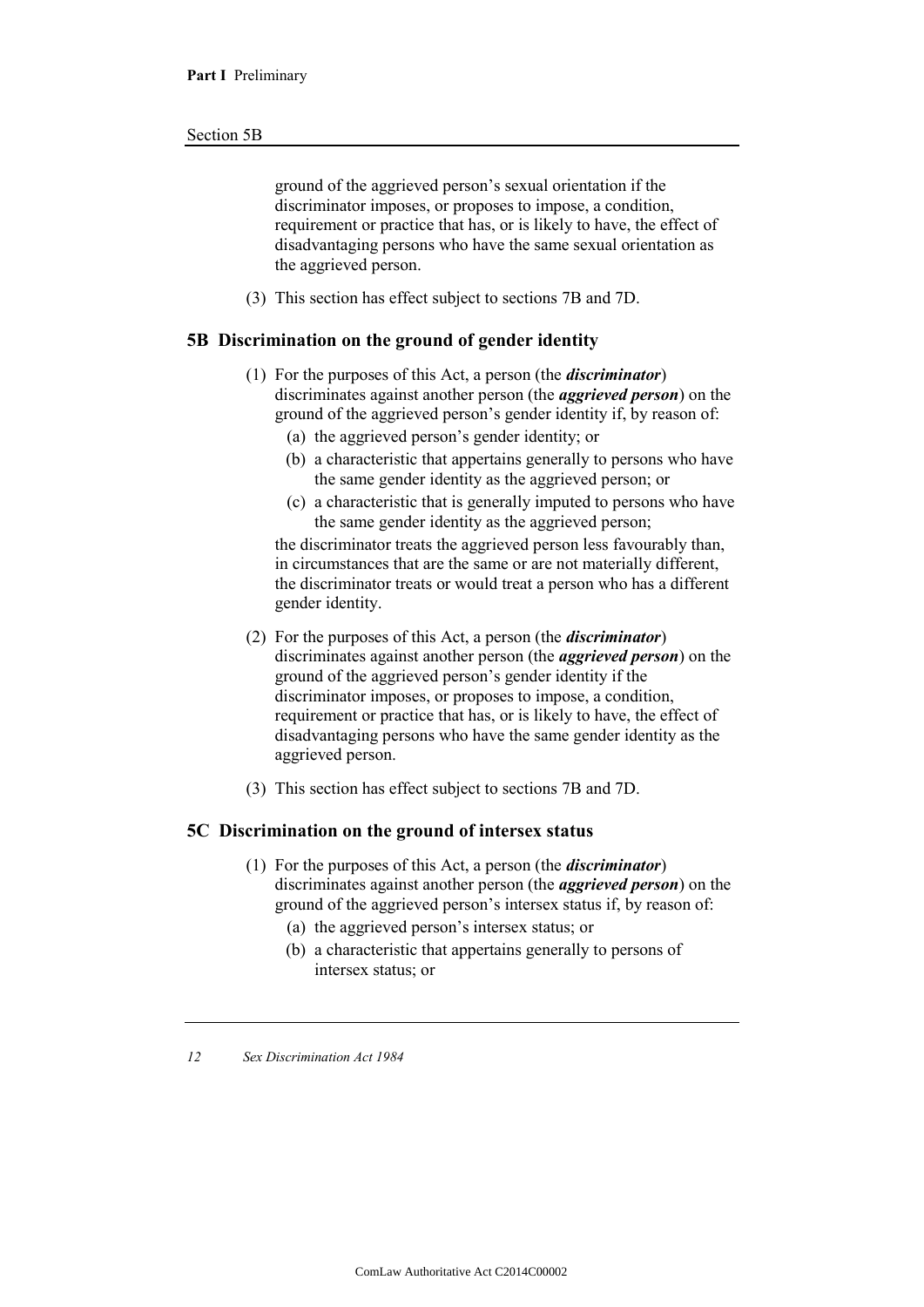ground of the aggrieved person's sexual orientation if the discriminator imposes, or proposes to impose, a condition, requirement or practice that has, or is likely to have, the effect of disadvantaging persons who have the same sexual orientation as the aggrieved person.

(3) This section has effect subject to sections 7B and 7D.

## 5B Discrimination on the ground of gender identity

(1) For the purposes of this Act, a person (the ***discriminator***) discriminates against another person (the ***aggrieved person***) on the ground of the aggrieved person's gender identity if, by reason of:

  (a) the aggrieved person's gender identity; or

  (b) a characteristic that appertains generally to persons who have the same gender identity as the aggrieved person; or

  (c) a characteristic that is generally imputed to persons who have the same gender identity as the aggrieved person;

the discriminator treats the aggrieved person less favourably than, in circumstances that are the same or are not materially different, the discriminator treats or would treat a person who has a different gender identity.

(2) For the purposes of this Act, a person (the ***discriminator***) discriminates against another person (the ***aggrieved person***) on the ground of the aggrieved person's gender identity if the discriminator imposes, or proposes to impose, a condition, requirement or practice that has, or is likely to have, the effect of disadvantaging persons who have the same gender identity as the aggrieved person.

(3) This section has effect subject to sections 7B and 7D.

## 5C Discrimination on the ground of intersex status

(1) For the purposes of this Act, a person (the ***discriminator***) discriminates against another person (the ***aggrieved person***) on the ground of the aggrieved person's intersex status if, by reason of:

  (a) the aggrieved person's intersex status; or

  (b) a characteristic that appertains generally to persons of intersex status; or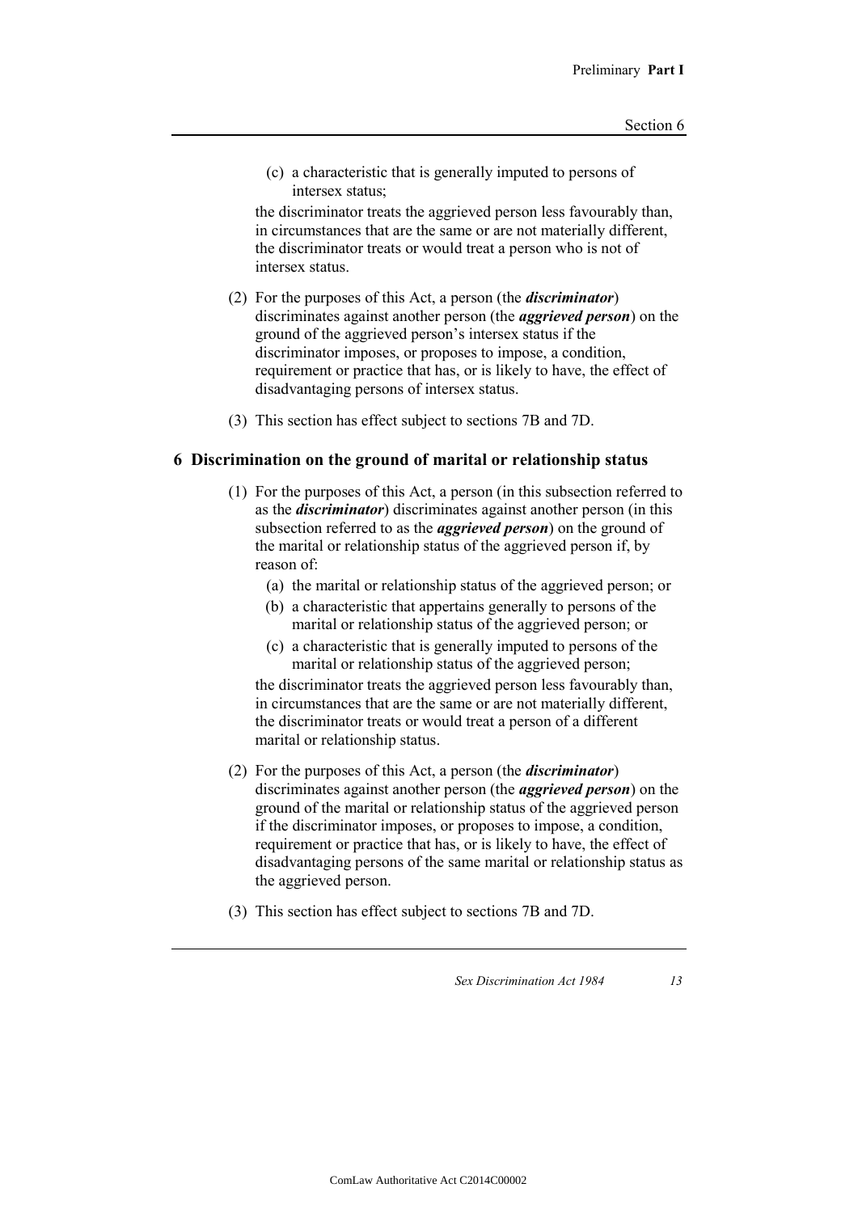(c) a characteristic that is generally imputed to persons of intersex status;

the discriminator treats the aggrieved person less favourably than, in circumstances that are the same or are not materially different, the discriminator treats or would treat a person who is not of intersex status.

(2) For the purposes of this Act, a person (the ***discriminator***) discriminates against another person (the ***aggrieved person***) on the ground of the aggrieved person's intersex status if the discriminator imposes, or proposes to impose, a condition, requirement or practice that has, or is likely to have, the effect of disadvantaging persons of intersex status.

(3) This section has effect subject to sections 7B and 7D.

## 6 Discrimination on the ground of marital or relationship status

(1) For the purposes of this Act, a person (in this subsection referred to as the ***discriminator***) discriminates against another person (in this subsection referred to as the ***aggrieved person***) on the ground of the marital or relationship status of the aggrieved person if, by reason of:

(a) the marital or relationship status of the aggrieved person; or

(b) a characteristic that appertains generally to persons of the marital or relationship status of the aggrieved person; or

(c) a characteristic that is generally imputed to persons of the marital or relationship status of the aggrieved person;

the discriminator treats the aggrieved person less favourably than, in circumstances that are the same or are not materially different, the discriminator treats or would treat a person of a different marital or relationship status.

(2) For the purposes of this Act, a person (the ***discriminator***) discriminates against another person (the ***aggrieved person***) on the ground of the marital or relationship status of the aggrieved person if the discriminator imposes, or proposes to impose, a condition, requirement or practice that has, or is likely to have, the effect of disadvantaging persons of the same marital or relationship status as the aggrieved person.

(3) This section has effect subject to sections 7B and 7D.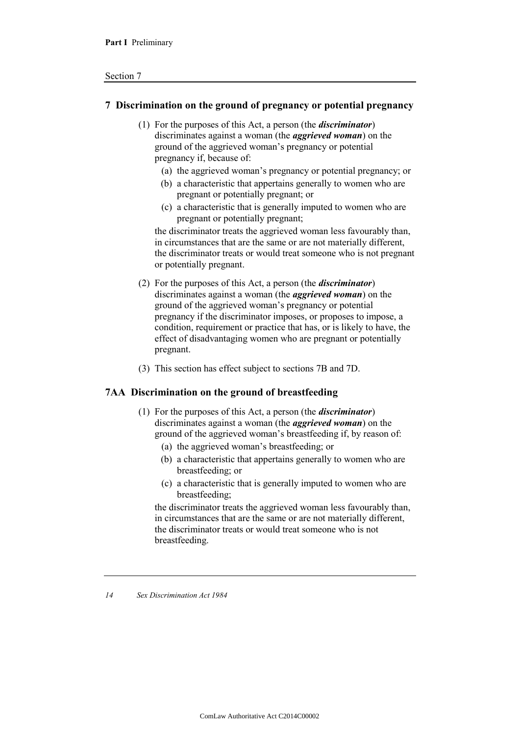## 7 Discrimination on the ground of pregnancy or potential pregnancy

(1) For the purposes of this Act, a person (the ***discriminator***) discriminates against a woman (the ***aggrieved woman***) on the ground of the aggrieved woman's pregnancy or potential pregnancy if, because of:

(a) the aggrieved woman's pregnancy or potential pregnancy; or

(b) a characteristic that appertains generally to women who are pregnant or potentially pregnant; or

(c) a characteristic that is generally imputed to women who are pregnant or potentially pregnant;

the discriminator treats the aggrieved woman less favourably than, in circumstances that are the same or are not materially different, the discriminator treats or would treat someone who is not pregnant or potentially pregnant.

(2) For the purposes of this Act, a person (the ***discriminator***) discriminates against a woman (the ***aggrieved woman***) on the ground of the aggrieved woman's pregnancy or potential pregnancy if the discriminator imposes, or proposes to impose, a condition, requirement or practice that has, or is likely to have, the effect of disadvantaging women who are pregnant or potentially pregnant.

(3) This section has effect subject to sections 7B and 7D.

## 7AA Discrimination on the ground of breastfeeding

(1) For the purposes of this Act, a person (the ***discriminator***) discriminates against a woman (the ***aggrieved woman***) on the ground of the aggrieved woman's breastfeeding if, by reason of:

(a) the aggrieved woman's breastfeeding; or

(b) a characteristic that appertains generally to women who are breastfeeding; or

(c) a characteristic that is generally imputed to women who are breastfeeding;

the discriminator treats the aggrieved woman less favourably than, in circumstances that are the same or are not materially different, the discriminator treats or would treat someone who is not breastfeeding.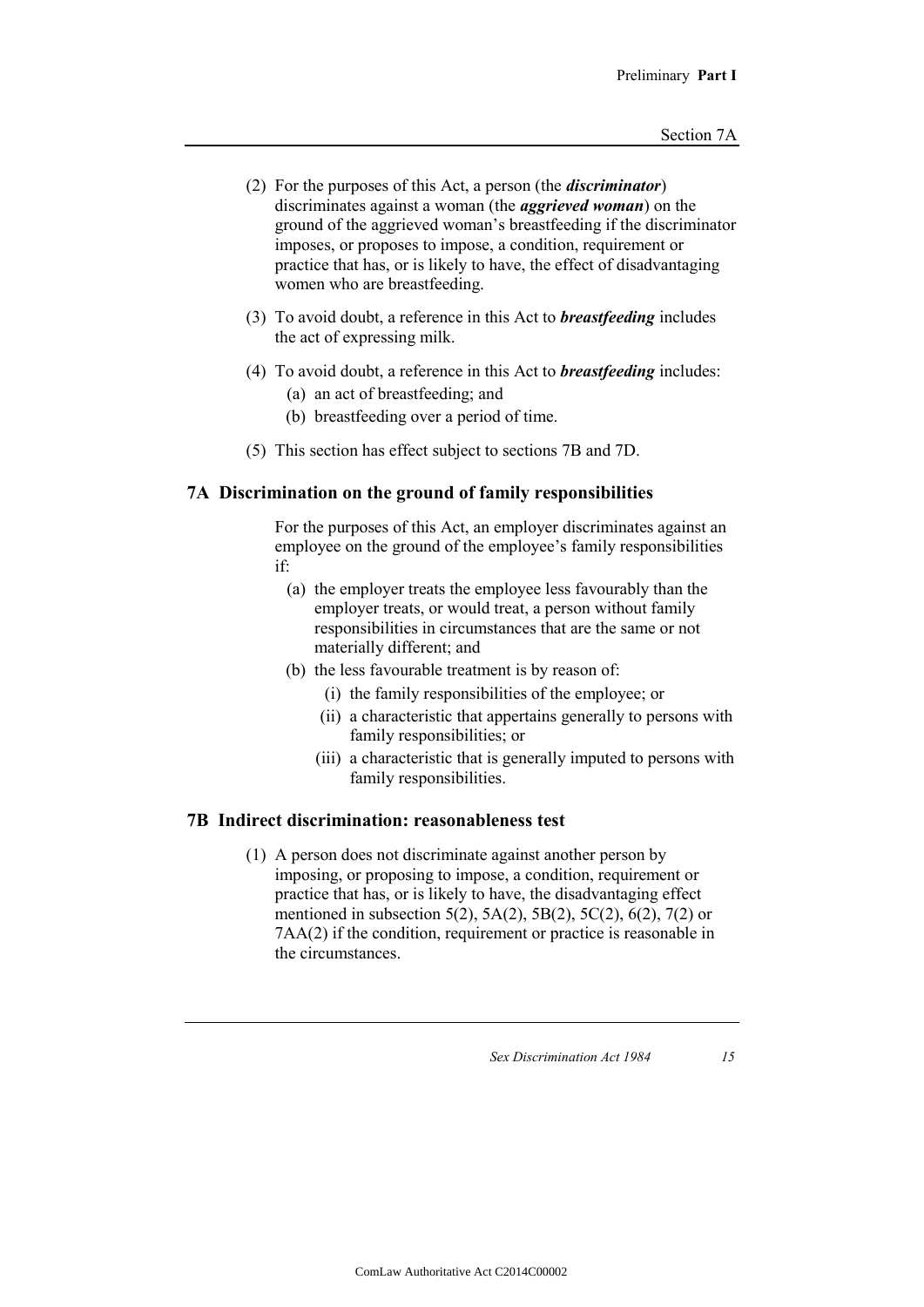(2) For the purposes of this Act, a person (the ***discriminator***) discriminates against a woman (the ***aggrieved woman***) on the ground of the aggrieved woman's breastfeeding if the discriminator imposes, or proposes to impose, a condition, requirement or practice that has, or is likely to have, the effect of disadvantaging women who are breastfeeding.

(3) To avoid doubt, a reference in this Act to ***breastfeeding*** includes the act of expressing milk.

(4) To avoid doubt, a reference in this Act to ***breastfeeding*** includes:

(a) an act of breastfeeding; and

(b) breastfeeding over a period of time.

(5) This section has effect subject to sections 7B and 7D.

### 7A Discrimination on the ground of family responsibilities

For the purposes of this Act, an employer discriminates against an employee on the ground of the employee's family responsibilities if:

(a) the employer treats the employee less favourably than the employer treats, or would treat, a person without family responsibilities in circumstances that are the same or not materially different; and

(b) the less favourable treatment is by reason of:

(i) the family responsibilities of the employee; or

(ii) a characteristic that appertains generally to persons with family responsibilities; or

(iii) a characteristic that is generally imputed to persons with family responsibilities.

### 7B Indirect discrimination: reasonableness test

(1) A person does not discriminate against another person by imposing, or proposing to impose, a condition, requirement or practice that has, or is likely to have, the disadvantaging effect mentioned in subsection 5(2), 5A(2), 5B(2), 5C(2), 6(2), 7(2) or 7AA(2) if the condition, requirement or practice is reasonable in the circumstances.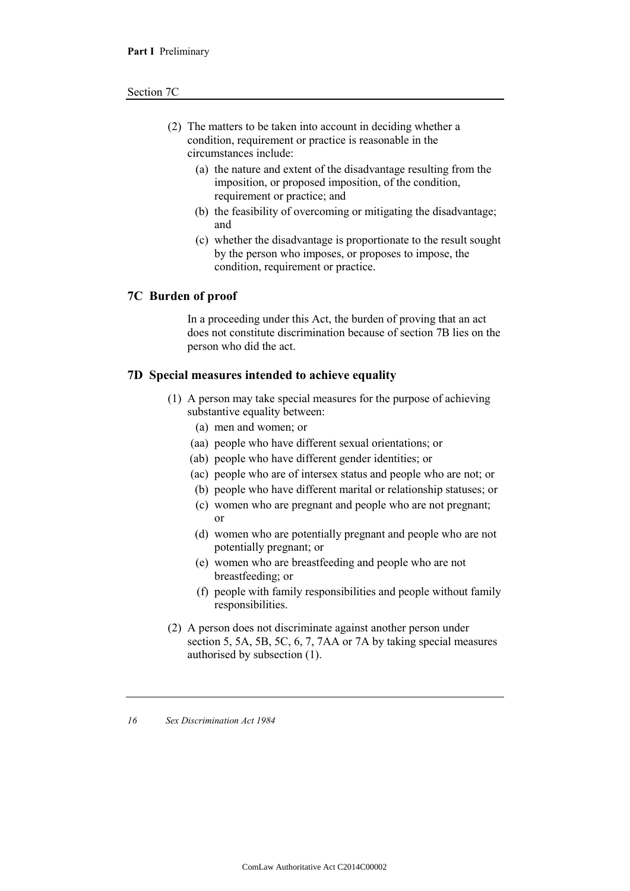(2) The matters to be taken into account in deciding whether a condition, requirement or practice is reasonable in the circumstances include:

  (a) the nature and extent of the disadvantage resulting from the imposition, or proposed imposition, of the condition, requirement or practice; and

  (b) the feasibility of overcoming or mitigating the disadvantage; and

  (c) whether the disadvantage is proportionate to the result sought by the person who imposes, or proposes to impose, the condition, requirement or practice.

## 7C Burden of proof

In a proceeding under this Act, the burden of proving that an act does not constitute discrimination because of section 7B lies on the person who did the act.

## 7D Special measures intended to achieve equality

(1) A person may take special measures for the purpose of achieving substantive equality between:

  (a) men and women; or

  (aa) people who have different sexual orientations; or

  (ab) people who have different gender identities; or

  (ac) people who are of intersex status and people who are not; or

  (b) people who have different marital or relationship statuses; or

  (c) women who are pregnant and people who are not pregnant; or

  (d) women who are potentially pregnant and people who are not potentially pregnant; or

  (e) women who are breastfeeding and people who are not breastfeeding; or

  (f) people with family responsibilities and people without family responsibilities.

(2) A person does not discriminate against another person under section 5, 5A, 5B, 5C, 6, 7, 7AA or 7A by taking special measures authorised by subsection (1).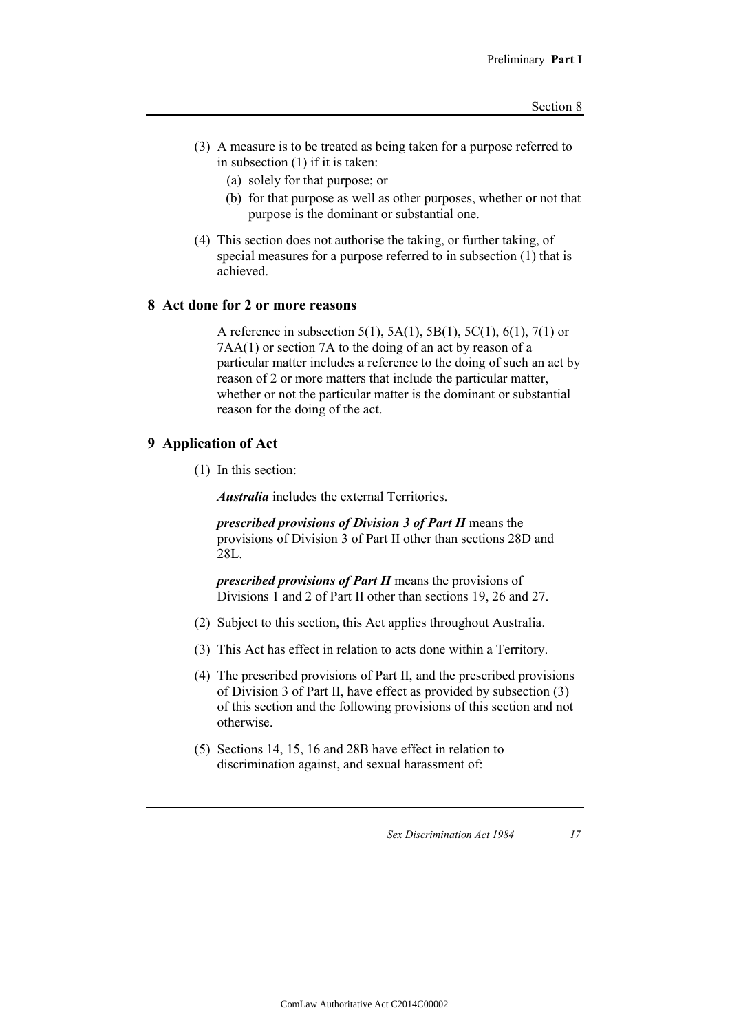(3) A measure is to be treated as being taken for a purpose referred to in subsection (1) if it is taken:

(a) solely for that purpose; or

(b) for that purpose as well as other purposes, whether or not that purpose is the dominant or substantial one.

(4) This section does not authorise the taking, or further taking, of special measures for a purpose referred to in subsection (1) that is achieved.

## 8 Act done for 2 or more reasons

A reference in subsection 5(1), 5A(1), 5B(1), 5C(1), 6(1), 7(1) or 7AA(1) or section 7A to the doing of an act by reason of a particular matter includes a reference to the doing of such an act by reason of 2 or more matters that include the particular matter, whether or not the particular matter is the dominant or substantial reason for the doing of the act.

## 9 Application of Act

(1) In this section:

***Australia*** includes the external Territories.

***prescribed provisions of Division 3 of Part II*** means the provisions of Division 3 of Part II other than sections 28D and 28L.

***prescribed provisions of Part II*** means the provisions of Divisions 1 and 2 of Part II other than sections 19, 26 and 27.

(2) Subject to this section, this Act applies throughout Australia.

(3) This Act has effect in relation to acts done within a Territory.

(4) The prescribed provisions of Part II, and the prescribed provisions of Division 3 of Part II, have effect as provided by subsection (3) of this section and the following provisions of this section and not otherwise.

(5) Sections 14, 15, 16 and 28B have effect in relation to discrimination against, and sexual harassment of: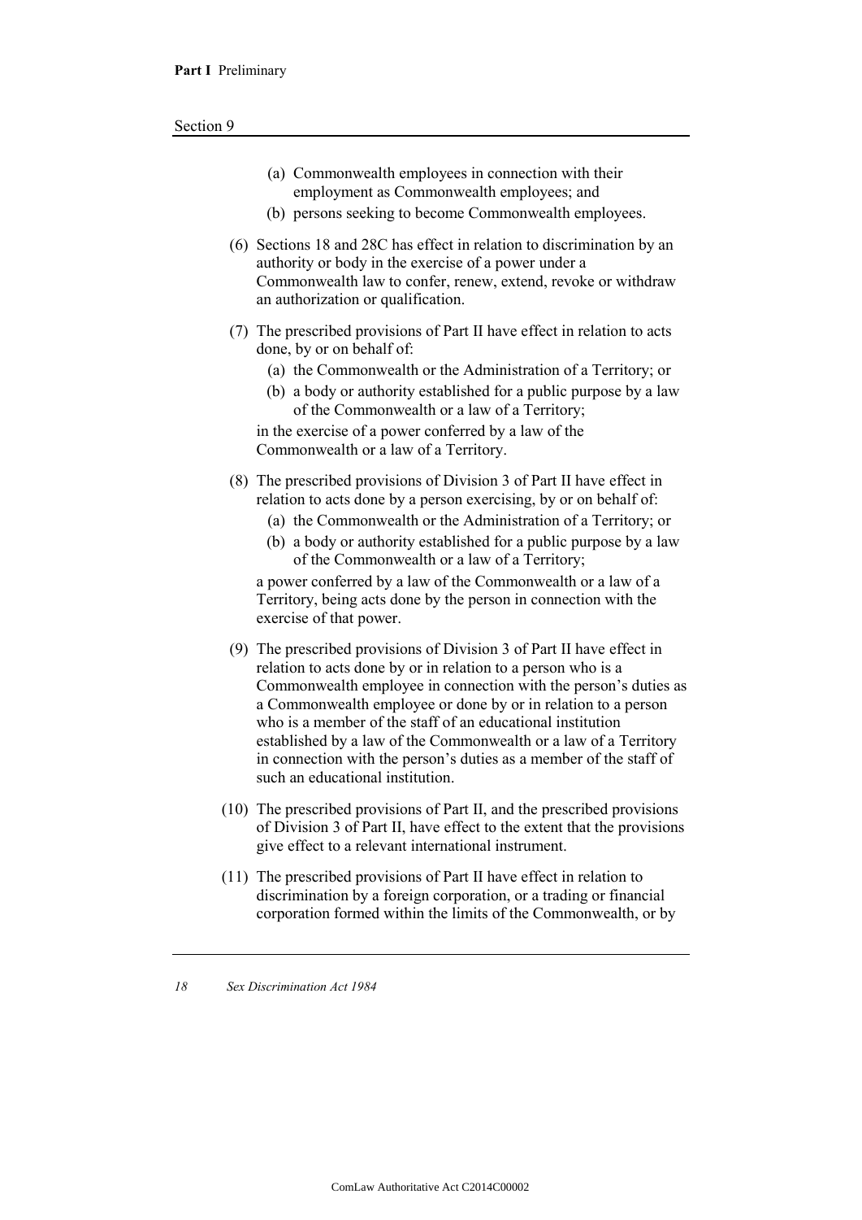(a) Commonwealth employees in connection with their employment as Commonwealth employees; and

(b) persons seeking to become Commonwealth employees.

(6) Sections 18 and 28C has effect in relation to discrimination by an authority or body in the exercise of a power under a Commonwealth law to confer, renew, extend, revoke or withdraw an authorization or qualification.

(7) The prescribed provisions of Part II have effect in relation to acts done, by or on behalf of:

(a) the Commonwealth or the Administration of a Territory; or

(b) a body or authority established for a public purpose by a law of the Commonwealth or a law of a Territory;

in the exercise of a power conferred by a law of the Commonwealth or a law of a Territory.

(8) The prescribed provisions of Division 3 of Part II have effect in relation to acts done by a person exercising, by or on behalf of:

(a) the Commonwealth or the Administration of a Territory; or

(b) a body or authority established for a public purpose by a law of the Commonwealth or a law of a Territory;

a power conferred by a law of the Commonwealth or a law of a Territory, being acts done by the person in connection with the exercise of that power.

(9) The prescribed provisions of Division 3 of Part II have effect in relation to acts done by or in relation to a person who is a Commonwealth employee in connection with the person's duties as a Commonwealth employee or done by or in relation to a person who is a member of the staff of an educational institution established by a law of the Commonwealth or a law of a Territory in connection with the person's duties as a member of the staff of such an educational institution.

(10) The prescribed provisions of Part II, and the prescribed provisions of Division 3 of Part II, have effect to the extent that the provisions give effect to a relevant international instrument.

(11) The prescribed provisions of Part II have effect in relation to discrimination by a foreign corporation, or a trading or financial corporation formed within the limits of the Commonwealth, or by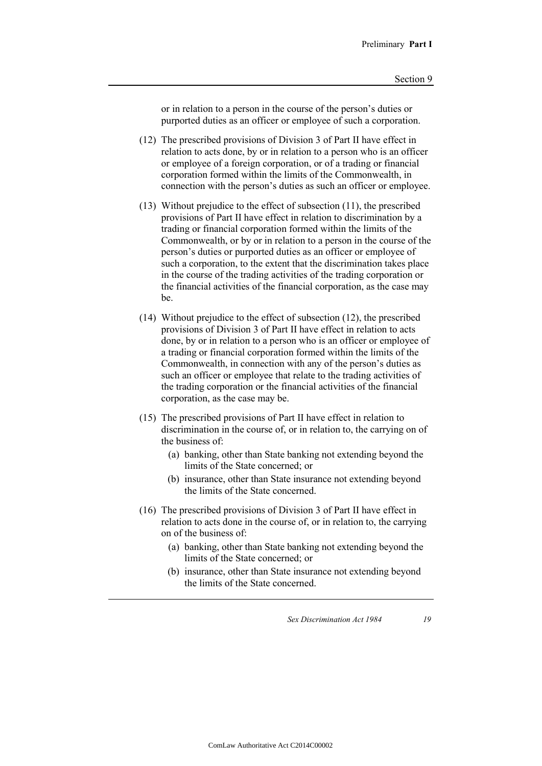or in relation to a person in the course of the person's duties or purported duties as an officer or employee of such a corporation.

(12) The prescribed provisions of Division 3 of Part II have effect in relation to acts done, by or in relation to a person who is an officer or employee of a foreign corporation, or of a trading or financial corporation formed within the limits of the Commonwealth, in connection with the person's duties as such an officer or employee.

(13) Without prejudice to the effect of subsection (11), the prescribed provisions of Part II have effect in relation to discrimination by a trading or financial corporation formed within the limits of the Commonwealth, or by or in relation to a person in the course of the person's duties or purported duties as an officer or employee of such a corporation, to the extent that the discrimination takes place in the course of the trading activities of the trading corporation or the financial activities of the financial corporation, as the case may be.

(14) Without prejudice to the effect of subsection (12), the prescribed provisions of Division 3 of Part II have effect in relation to acts done, by or in relation to a person who is an officer or employee of a trading or financial corporation formed within the limits of the Commonwealth, in connection with any of the person's duties as such an officer or employee that relate to the trading activities of the trading corporation or the financial activities of the financial corporation, as the case may be.

(15) The prescribed provisions of Part II have effect in relation to discrimination in the course of, or in relation to, the carrying on of the business of:

- (a) banking, other than State banking not extending beyond the limits of the State concerned; or
- (b) insurance, other than State insurance not extending beyond the limits of the State concerned.

(16) The prescribed provisions of Division 3 of Part II have effect in relation to acts done in the course of, or in relation to, the carrying on of the business of:

- (a) banking, other than State banking not extending beyond the limits of the State concerned; or
- (b) insurance, other than State insurance not extending beyond the limits of the State concerned.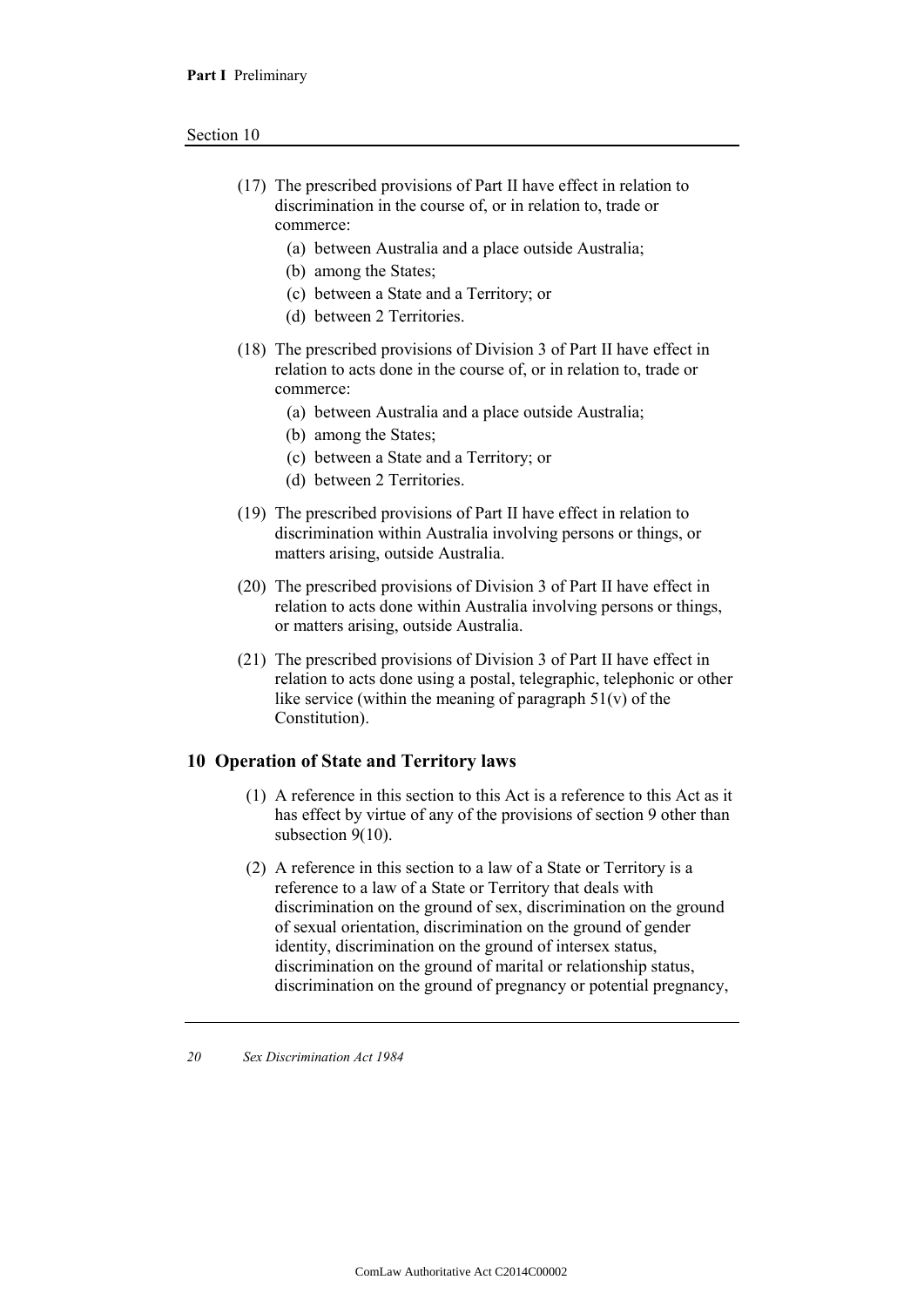(17) The prescribed provisions of Part II have effect in relation to discrimination in the course of, or in relation to, trade or commerce:

(a) between Australia and a place outside Australia;
(b) among the States;
(c) between a State and a Territory; or
(d) between 2 Territories.

(18) The prescribed provisions of Division 3 of Part II have effect in relation to acts done in the course of, or in relation to, trade or commerce:

(a) between Australia and a place outside Australia;
(b) among the States;
(c) between a State and a Territory; or
(d) between 2 Territories.

(19) The prescribed provisions of Part II have effect in relation to discrimination within Australia involving persons or things, or matters arising, outside Australia.

(20) The prescribed provisions of Division 3 of Part II have effect in relation to acts done within Australia involving persons or things, or matters arising, outside Australia.

(21) The prescribed provisions of Division 3 of Part II have effect in relation to acts done using a postal, telegraphic, telephonic or other like service (within the meaning of paragraph 51(v) of the Constitution).

## 10 Operation of State and Territory laws

(1) A reference in this section to this Act is a reference to this Act as it has effect by virtue of any of the provisions of section 9 other than subsection 9(10).

(2) A reference in this section to a law of a State or Territory is a reference to a law of a State or Territory that deals with discrimination on the ground of sex, discrimination on the ground of sexual orientation, discrimination on the ground of gender identity, discrimination on the ground of intersex status, discrimination on the ground of marital or relationship status, discrimination on the ground of pregnancy or potential pregnancy,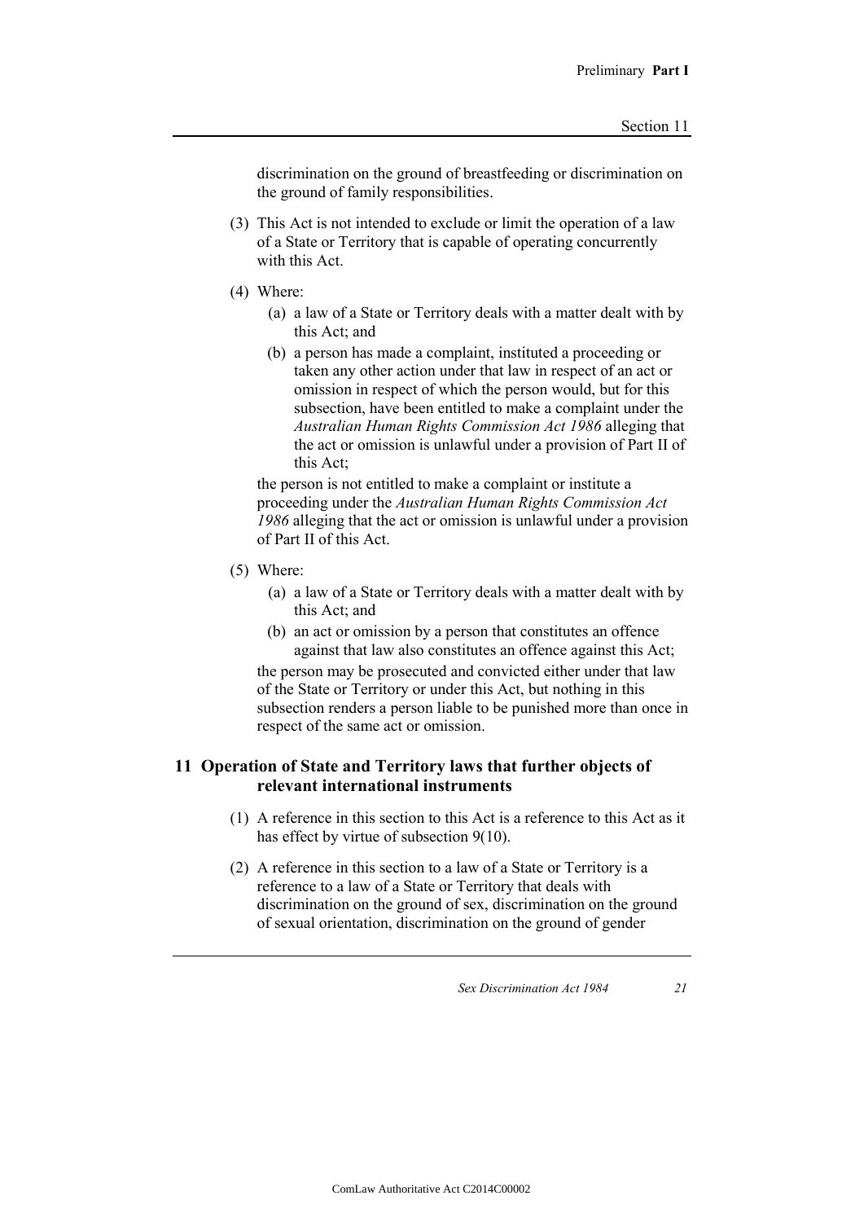discrimination on the ground of breastfeeding or discrimination on the ground of family responsibilities.

(3) This Act is not intended to exclude or limit the operation of a law of a State or Territory that is capable of operating concurrently with this Act.

(4) Where:

(a) a law of a State or Territory deals with a matter dealt with by this Act; and

(b) a person has made a complaint, instituted a proceeding or taken any other action under that law in respect of an act or omission in respect of which the person would, but for this subsection, have been entitled to make a complaint under the *Australian Human Rights Commission Act 1986* alleging that the act or omission is unlawful under a provision of Part II of this Act;

the person is not entitled to make a complaint or institute a proceeding under the *Australian Human Rights Commission Act 1986* alleging that the act or omission is unlawful under a provision of Part II of this Act.

(5) Where:

(a) a law of a State or Territory deals with a matter dealt with by this Act; and

(b) an act or omission by a person that constitutes an offence against that law also constitutes an offence against this Act;

the person may be prosecuted and convicted either under that law of the State or Territory or under this Act, but nothing in this subsection renders a person liable to be punished more than once in respect of the same act or omission.

## 11 Operation of State and Territory laws that further objects of relevant international instruments

(1) A reference in this section to this Act is a reference to this Act as it has effect by virtue of subsection 9(10).

(2) A reference in this section to a law of a State or Territory is a reference to a law of a State or Territory that deals with discrimination on the ground of sex, discrimination on the ground of sexual orientation, discrimination on the ground of gender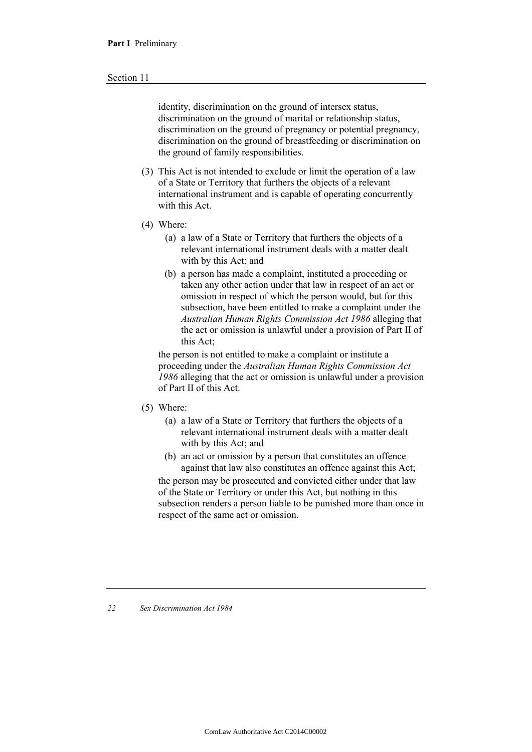identity, discrimination on the ground of intersex status, discrimination on the ground of marital or relationship status, discrimination on the ground of pregnancy or potential pregnancy, discrimination on the ground of breastfeeding or discrimination on the ground of family responsibilities.

(3) This Act is not intended to exclude or limit the operation of a law of a State or Territory that furthers the objects of a relevant international instrument and is capable of operating concurrently with this Act.

(4) Where:

(a) a law of a State or Territory that furthers the objects of a relevant international instrument deals with a matter dealt with by this Act; and

(b) a person has made a complaint, instituted a proceeding or taken any other action under that law in respect of an act or omission in respect of which the person would, but for this subsection, have been entitled to make a complaint under the *Australian Human Rights Commission Act 1986* alleging that the act or omission is unlawful under a provision of Part II of this Act;

the person is not entitled to make a complaint or institute a proceeding under the *Australian Human Rights Commission Act 1986* alleging that the act or omission is unlawful under a provision of Part II of this Act.

(5) Where:

(a) a law of a State or Territory that furthers the objects of a relevant international instrument deals with a matter dealt with by this Act; and

(b) an act or omission by a person that constitutes an offence against that law also constitutes an offence against this Act;

the person may be prosecuted and convicted either under that law of the State or Territory or under this Act, but nothing in this subsection renders a person liable to be punished more than once in respect of the same act or omission.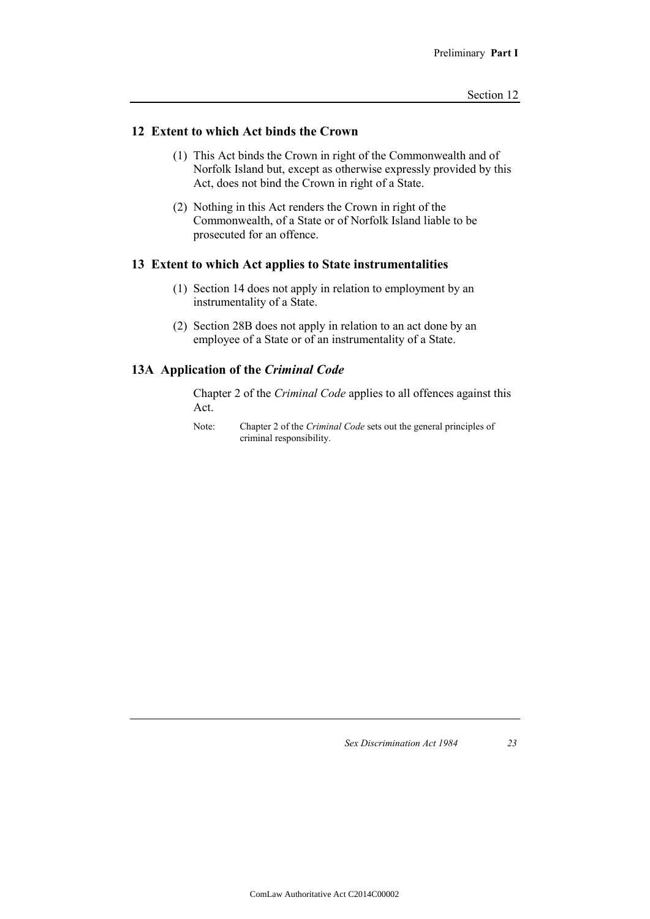## 12 Extent to which Act binds the Crown

(1) This Act binds the Crown in right of the Commonwealth and of Norfolk Island but, except as otherwise expressly provided by this Act, does not bind the Crown in right of a State.

(2) Nothing in this Act renders the Crown in right of the Commonwealth, of a State or of Norfolk Island liable to be prosecuted for an offence.

## 13 Extent to which Act applies to State instrumentalities

(1) Section 14 does not apply in relation to employment by an instrumentality of a State.

(2) Section 28B does not apply in relation to an act done by an employee of a State or of an instrumentality of a State.

## 13A Application of the *Criminal Code*

Chapter 2 of the *Criminal Code* applies to all offences against this Act.

Note: Chapter 2 of the *Criminal Code* sets out the general principles of criminal responsibility.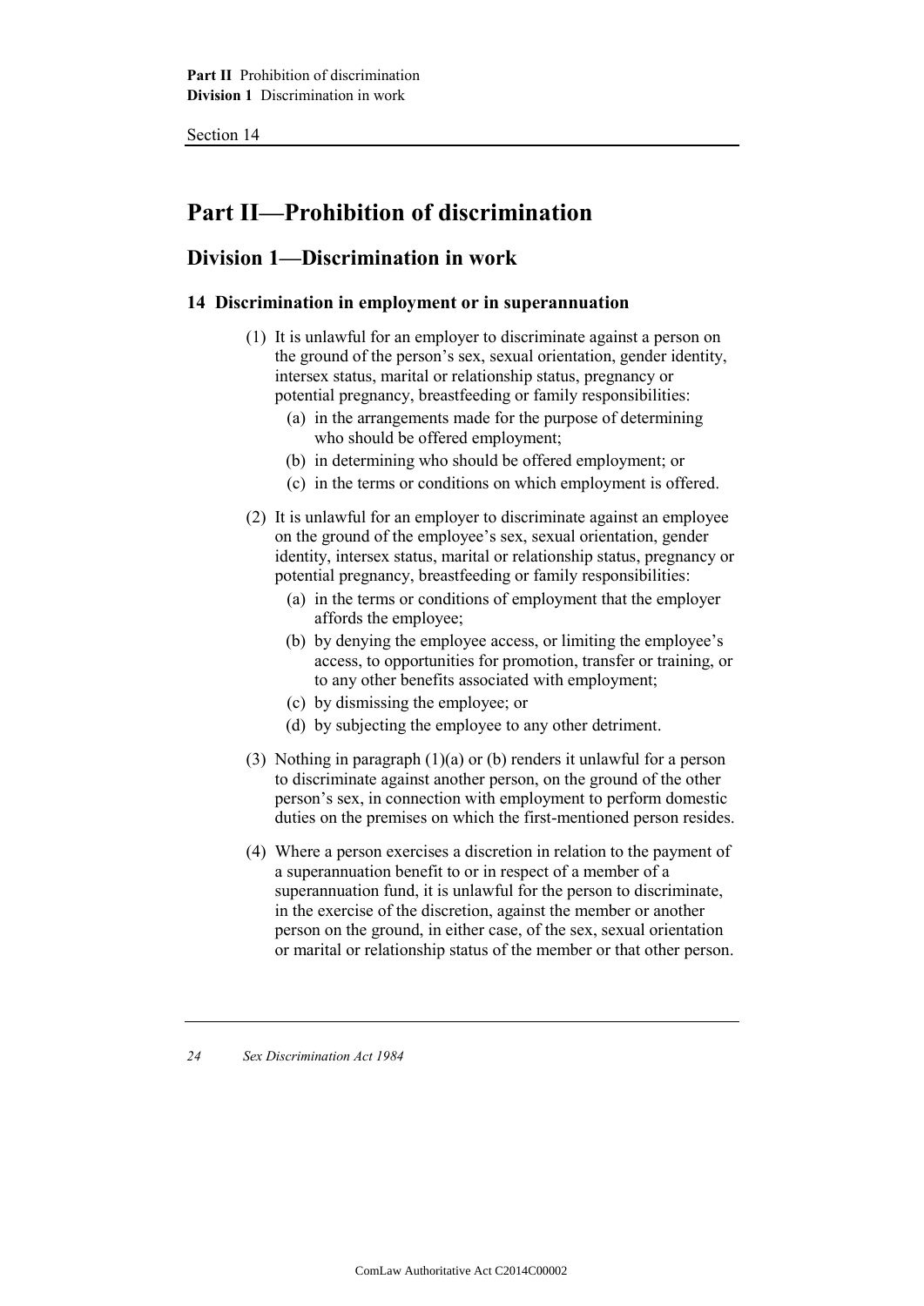# Part II—Prohibition of discrimination

## Division 1—Discrimination in work

### 14 Discrimination in employment or in superannuation

(1) It is unlawful for an employer to discriminate against a person on the ground of the person's sex, sexual orientation, gender identity, intersex status, marital or relationship status, pregnancy or potential pregnancy, breastfeeding or family responsibilities:

- (a) in the arrangements made for the purpose of determining who should be offered employment;
- (b) in determining who should be offered employment; or
- (c) in the terms or conditions on which employment is offered.

(2) It is unlawful for an employer to discriminate against an employee on the ground of the employee's sex, sexual orientation, gender identity, intersex status, marital or relationship status, pregnancy or potential pregnancy, breastfeeding or family responsibilities:

- (a) in the terms or conditions of employment that the employer affords the employee;
- (b) by denying the employee access, or limiting the employee's access, to opportunities for promotion, transfer or training, or to any other benefits associated with employment;
- (c) by dismissing the employee; or
- (d) by subjecting the employee to any other detriment.

(3) Nothing in paragraph (1)(a) or (b) renders it unlawful for a person to discriminate against another person, on the ground of the other person's sex, in connection with employment to perform domestic duties on the premises on which the first-mentioned person resides.

(4) Where a person exercises a discretion in relation to the payment of a superannuation benefit to or in respect of a member of a superannuation fund, it is unlawful for the person to discriminate, in the exercise of the discretion, against the member or another person on the ground, in either case, of the sex, sexual orientation or marital or relationship status of the member or that other person.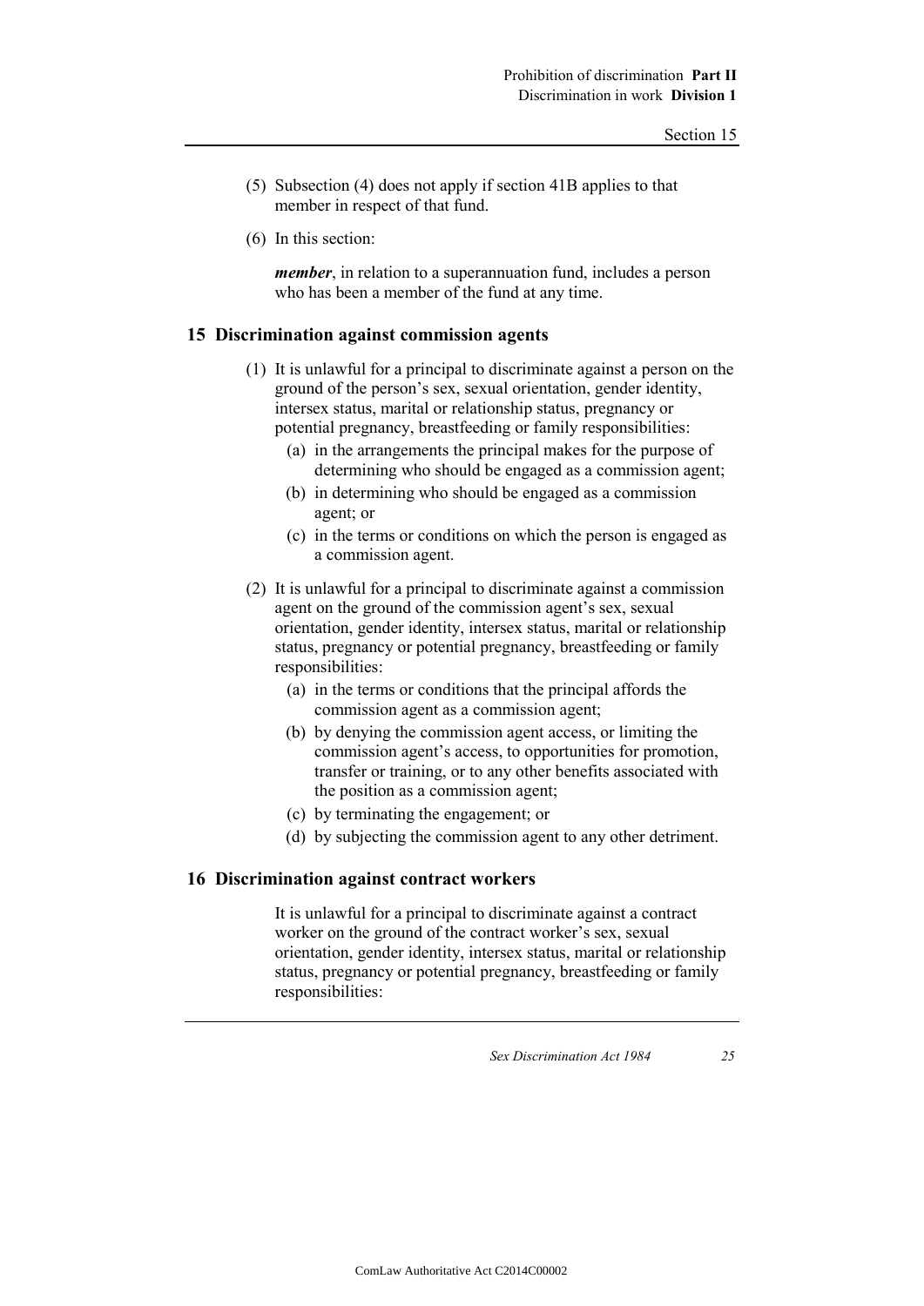(5) Subsection (4) does not apply if section 41B applies to that member in respect of that fund.

(6) In this section:

***member***, in relation to a superannuation fund, includes a person who has been a member of the fund at any time.

## 15 Discrimination against commission agents

(1) It is unlawful for a principal to discriminate against a person on the ground of the person's sex, sexual orientation, gender identity, intersex status, marital or relationship status, pregnancy or potential pregnancy, breastfeeding or family responsibilities:

- (a) in the arrangements the principal makes for the purpose of determining who should be engaged as a commission agent;
- (b) in determining who should be engaged as a commission agent; or
- (c) in the terms or conditions on which the person is engaged as a commission agent.

(2) It is unlawful for a principal to discriminate against a commission agent on the ground of the commission agent's sex, sexual orientation, gender identity, intersex status, marital or relationship status, pregnancy or potential pregnancy, breastfeeding or family responsibilities:

- (a) in the terms or conditions that the principal affords the commission agent as a commission agent;
- (b) by denying the commission agent access, or limiting the commission agent's access, to opportunities for promotion, transfer or training, or to any other benefits associated with the position as a commission agent;
- (c) by terminating the engagement; or
- (d) by subjecting the commission agent to any other detriment.

## 16 Discrimination against contract workers

It is unlawful for a principal to discriminate against a contract worker on the ground of the contract worker's sex, sexual orientation, gender identity, intersex status, marital or relationship status, pregnancy or potential pregnancy, breastfeeding or family responsibilities: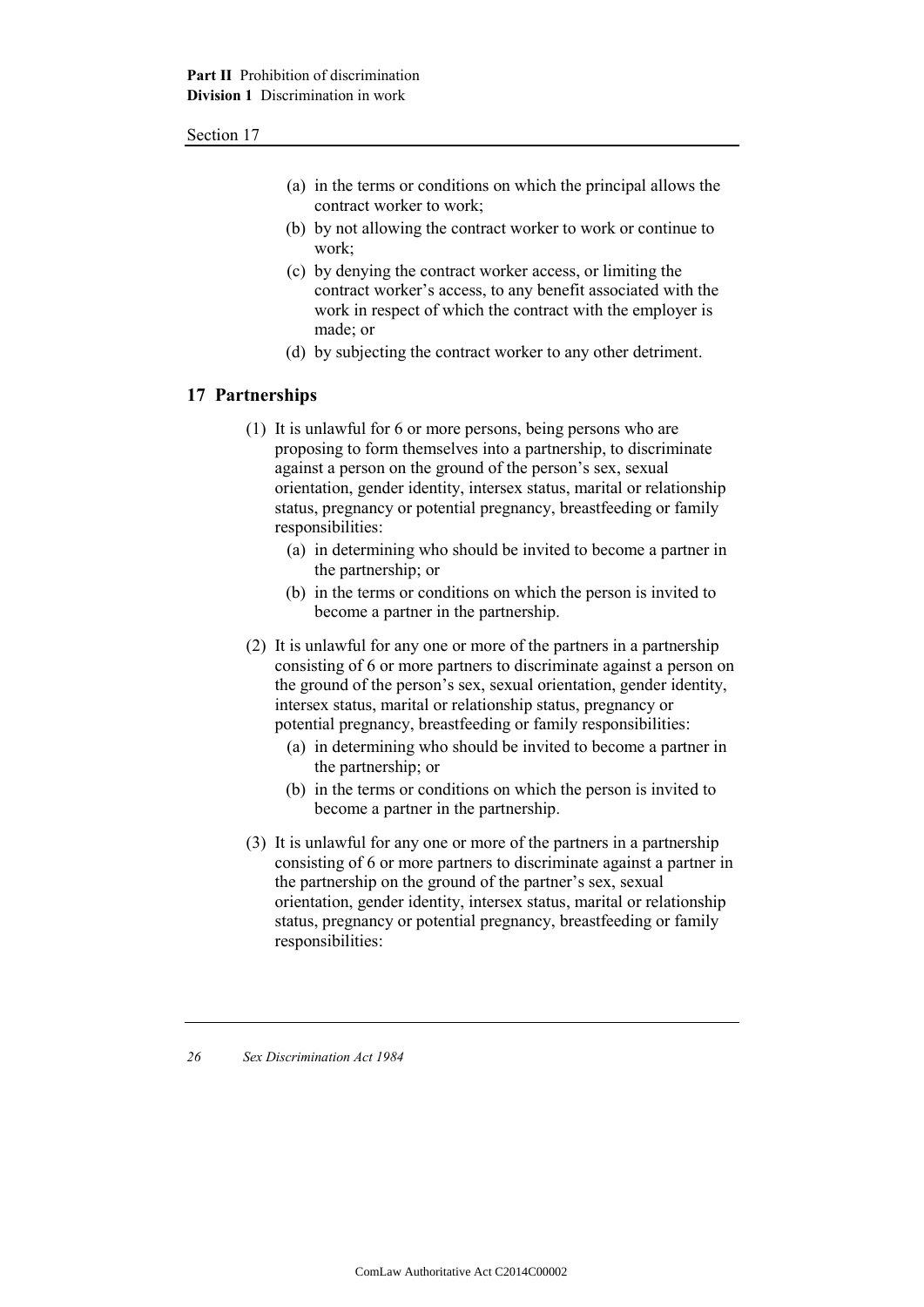(a) in the terms or conditions on which the principal allows the contract worker to work;

(b) by not allowing the contract worker to work or continue to work;

(c) by denying the contract worker access, or limiting the contract worker's access, to any benefit associated with the work in respect of which the contract with the employer is made; or

(d) by subjecting the contract worker to any other detriment.

## 17 Partnerships

(1) It is unlawful for 6 or more persons, being persons who are proposing to form themselves into a partnership, to discriminate against a person on the ground of the person's sex, sexual orientation, gender identity, intersex status, marital or relationship status, pregnancy or potential pregnancy, breastfeeding or family responsibilities:

(a) in determining who should be invited to become a partner in the partnership; or

(b) in the terms or conditions on which the person is invited to become a partner in the partnership.

(2) It is unlawful for any one or more of the partners in a partnership consisting of 6 or more partners to discriminate against a person on the ground of the person's sex, sexual orientation, gender identity, intersex status, marital or relationship status, pregnancy or potential pregnancy, breastfeeding or family responsibilities:

(a) in determining who should be invited to become a partner in the partnership; or

(b) in the terms or conditions on which the person is invited to become a partner in the partnership.

(3) It is unlawful for any one or more of the partners in a partnership consisting of 6 or more partners to discriminate against a partner in the partnership on the ground of the partner's sex, sexual orientation, gender identity, intersex status, marital or relationship status, pregnancy or potential pregnancy, breastfeeding or family responsibilities: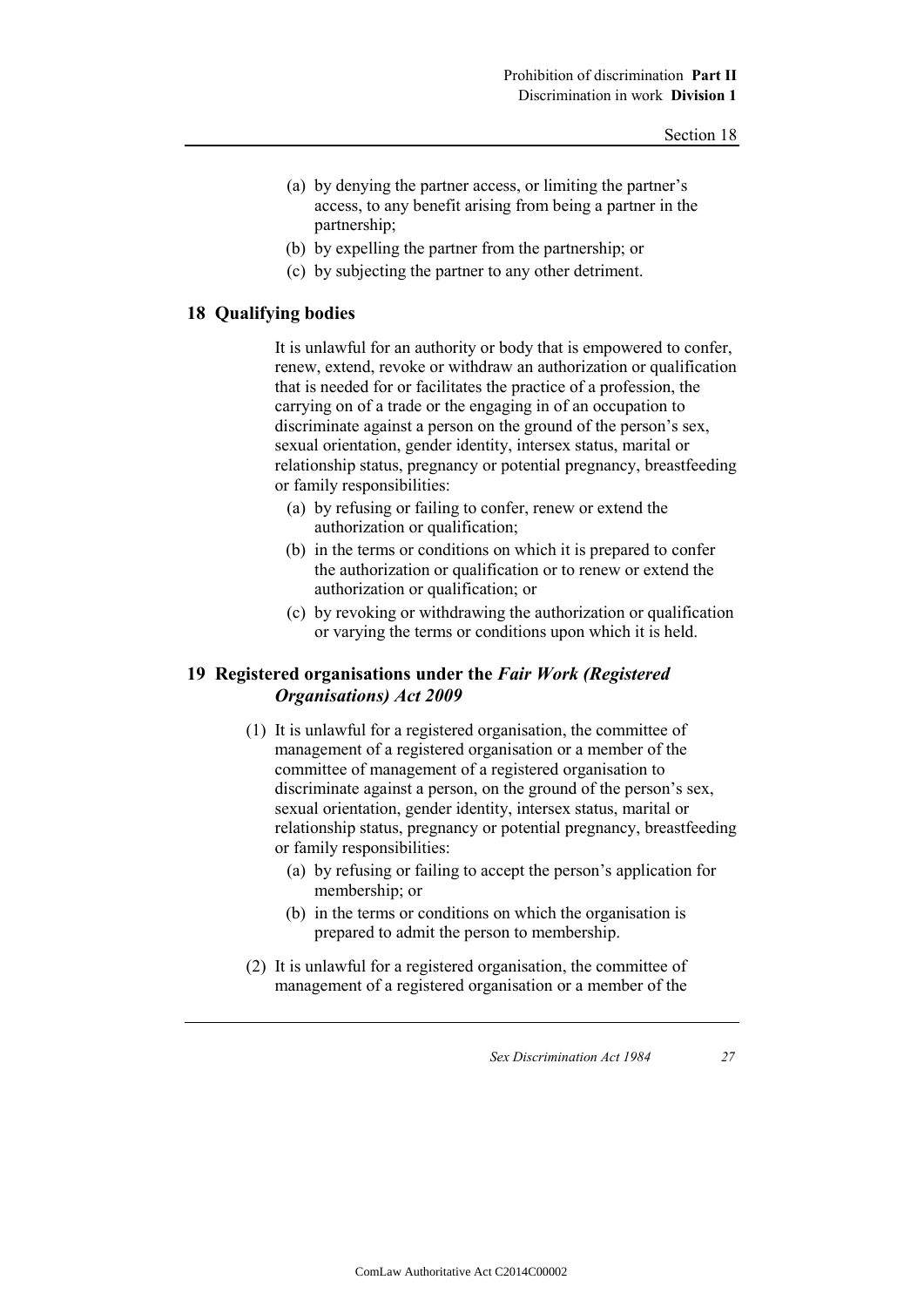(a) by denying the partner access, or limiting the partner's access, to any benefit arising from being a partner in the partnership;

(b) by expelling the partner from the partnership; or

(c) by subjecting the partner to any other detriment.

## 18 Qualifying bodies

It is unlawful for an authority or body that is empowered to confer, renew, extend, revoke or withdraw an authorization or qualification that is needed for or facilitates the practice of a profession, the carrying on of a trade or the engaging in of an occupation to discriminate against a person on the ground of the person's sex, sexual orientation, gender identity, intersex status, marital or relationship status, pregnancy or potential pregnancy, breastfeeding or family responsibilities:

(a) by refusing or failing to confer, renew or extend the authorization or qualification;

(b) in the terms or conditions on which it is prepared to confer the authorization or qualification or to renew or extend the authorization or qualification; or

(c) by revoking or withdrawing the authorization or qualification or varying the terms or conditions upon which it is held.

## 19 Registered organisations under the *Fair Work (Registered Organisations) Act 2009*

(1) It is unlawful for a registered organisation, the committee of management of a registered organisation or a member of the committee of management of a registered organisation to discriminate against a person, on the ground of the person's sex, sexual orientation, gender identity, intersex status, marital or relationship status, pregnancy or potential pregnancy, breastfeeding or family responsibilities:

(a) by refusing or failing to accept the person's application for membership; or

(b) in the terms or conditions on which the organisation is prepared to admit the person to membership.

(2) It is unlawful for a registered organisation, the committee of management of a registered organisation or a member of the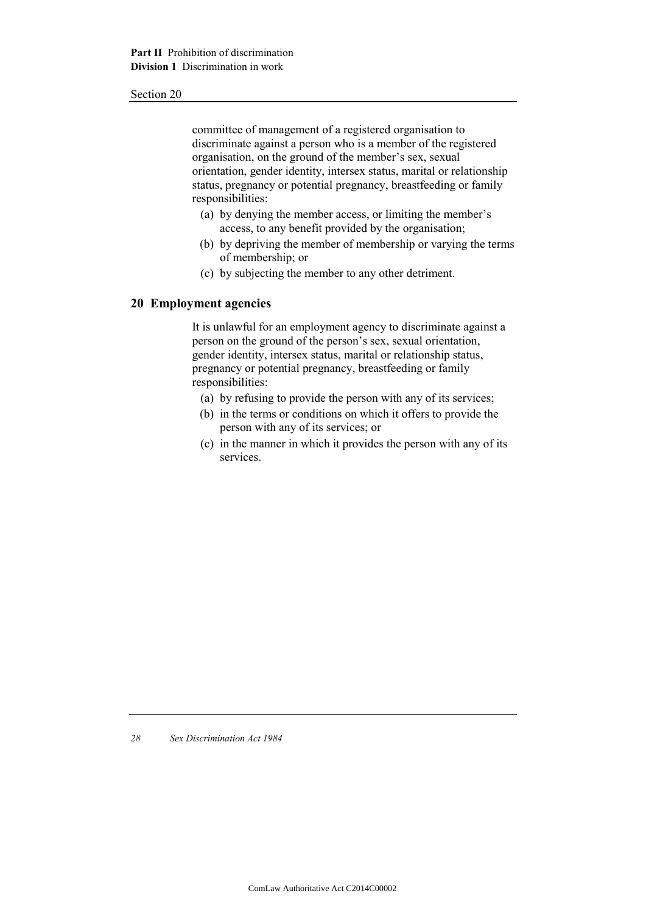committee of management of a registered organisation to discriminate against a person who is a member of the registered organisation, on the ground of the member's sex, sexual orientation, gender identity, intersex status, marital or relationship status, pregnancy or potential pregnancy, breastfeeding or family responsibilities:

(a) by denying the member access, or limiting the member's access, to any benefit provided by the organisation;

(b) by depriving the member of membership or varying the terms of membership; or

(c) by subjecting the member to any other detriment.

## 20 Employment agencies

It is unlawful for an employment agency to discriminate against a person on the ground of the person's sex, sexual orientation, gender identity, intersex status, marital or relationship status, pregnancy or potential pregnancy, breastfeeding or family responsibilities:

(a) by refusing to provide the person with any of its services;

(b) in the terms or conditions on which it offers to provide the person with any of its services; or

(c) in the manner in which it provides the person with any of its services.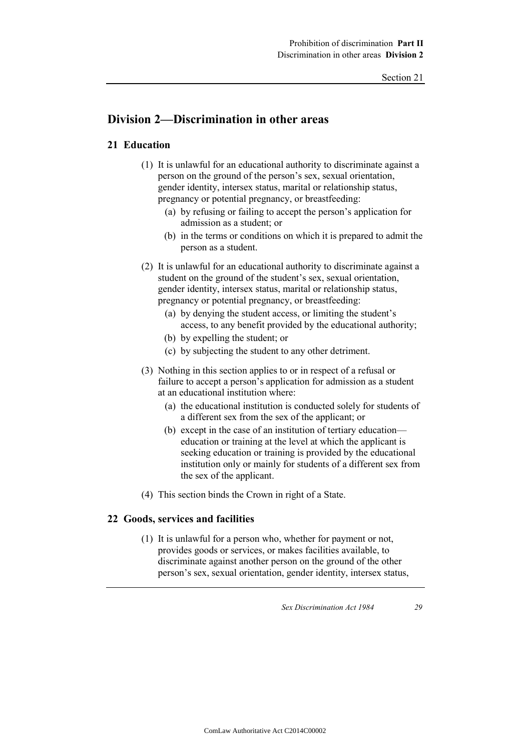## Division 2—Discrimination in other areas

### 21 Education

(1) It is unlawful for an educational authority to discriminate against a person on the ground of the person's sex, sexual orientation, gender identity, intersex status, marital or relationship status, pregnancy or potential pregnancy, or breastfeeding:

- (a) by refusing or failing to accept the person's application for admission as a student; or
- (b) in the terms or conditions on which it is prepared to admit the person as a student.

(2) It is unlawful for an educational authority to discriminate against a student on the ground of the student's sex, sexual orientation, gender identity, intersex status, marital or relationship status, pregnancy or potential pregnancy, or breastfeeding:

- (a) by denying the student access, or limiting the student's access, to any benefit provided by the educational authority;
- (b) by expelling the student; or
- (c) by subjecting the student to any other detriment.

(3) Nothing in this section applies to or in respect of a refusal or failure to accept a person's application for admission as a student at an educational institution where:

- (a) the educational institution is conducted solely for students of a different sex from the sex of the applicant; or
- (b) except in the case of an institution of tertiary education—education or training at the level at which the applicant is seeking education or training is provided by the educational institution only or mainly for students of a different sex from the sex of the applicant.

(4) This section binds the Crown in right of a State.

### 22 Goods, services and facilities

(1) It is unlawful for a person who, whether for payment or not, provides goods or services, or makes facilities available, to discriminate against another person on the ground of the other person's sex, sexual orientation, gender identity, intersex status,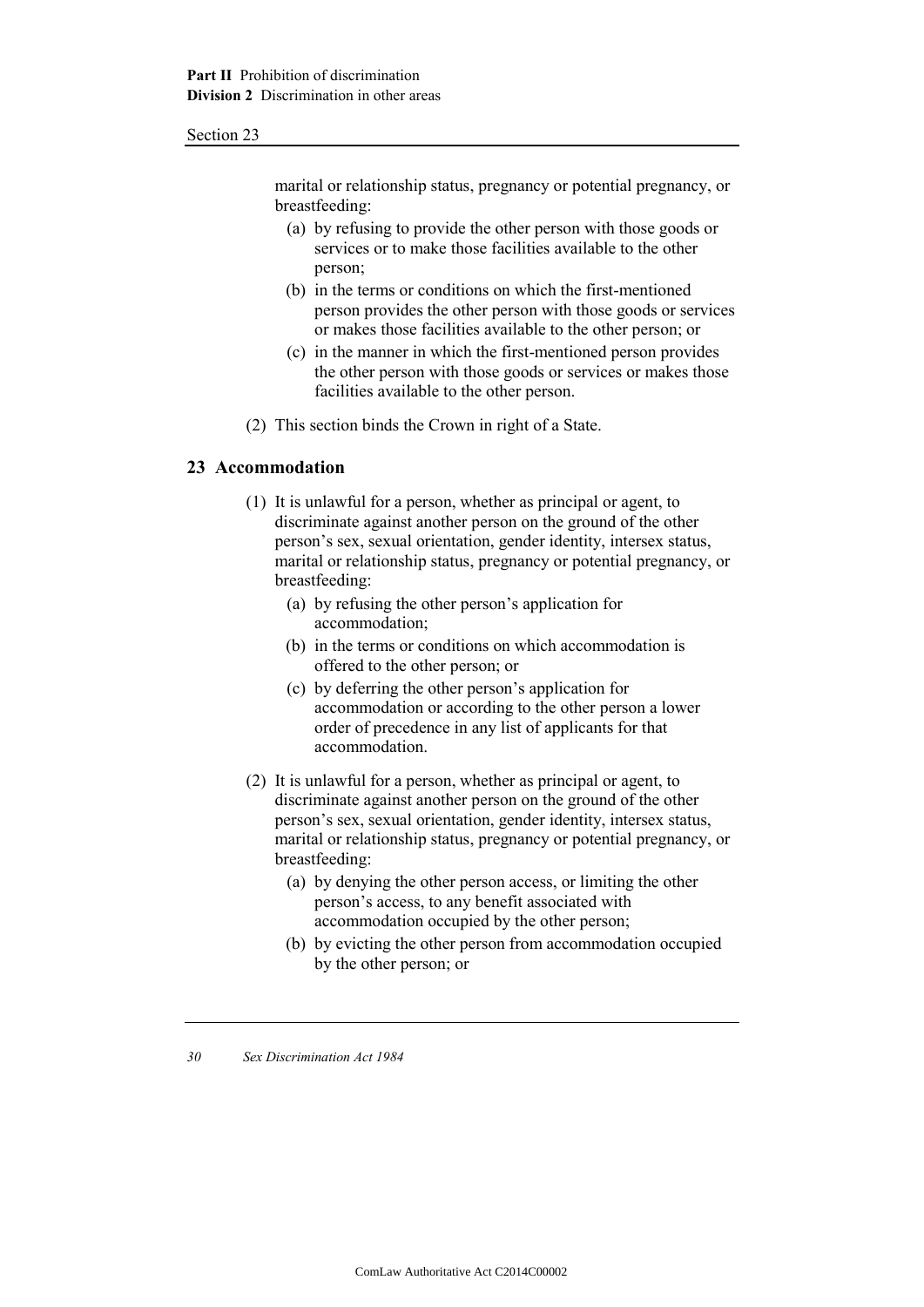marital or relationship status, pregnancy or potential pregnancy, or breastfeeding:

(a) by refusing to provide the other person with those goods or services or to make those facilities available to the other person;

(b) in the terms or conditions on which the first-mentioned person provides the other person with those goods or services or makes those facilities available to the other person; or

(c) in the manner in which the first-mentioned person provides the other person with those goods or services or makes those facilities available to the other person.

(2) This section binds the Crown in right of a State.

## 23 Accommodation

(1) It is unlawful for a person, whether as principal or agent, to discriminate against another person on the ground of the other person's sex, sexual orientation, gender identity, intersex status, marital or relationship status, pregnancy or potential pregnancy, or breastfeeding:

(a) by refusing the other person's application for accommodation;

(b) in the terms or conditions on which accommodation is offered to the other person; or

(c) by deferring the other person's application for accommodation or according to the other person a lower order of precedence in any list of applicants for that accommodation.

(2) It is unlawful for a person, whether as principal or agent, to discriminate against another person on the ground of the other person's sex, sexual orientation, gender identity, intersex status, marital or relationship status, pregnancy or potential pregnancy, or breastfeeding:

(a) by denying the other person access, or limiting the other person's access, to any benefit associated with accommodation occupied by the other person;

(b) by evicting the other person from accommodation occupied by the other person; or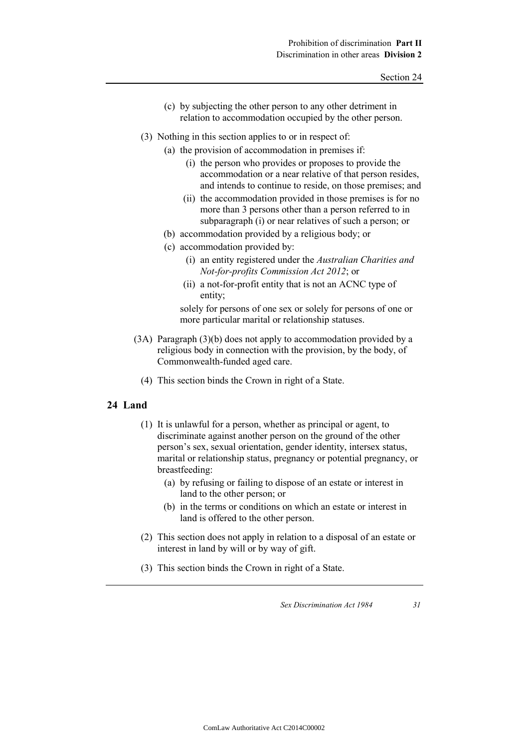(c) by subjecting the other person to any other detriment in relation to accommodation occupied by the other person.

(3) Nothing in this section applies to or in respect of:

(a) the provision of accommodation in premises if:

(i) the person who provides or proposes to provide the accommodation or a near relative of that person resides, and intends to continue to reside, on those premises; and

(ii) the accommodation provided in those premises is for no more than 3 persons other than a person referred to in subparagraph (i) or near relatives of such a person; or

(b) accommodation provided by a religious body; or

(c) accommodation provided by:

(i) an entity registered under the *Australian Charities and Not-for-profits Commission Act 2012*; or

(ii) a not-for-profit entity that is not an ACNC type of entity;

solely for persons of one sex or solely for persons of one or more particular marital or relationship statuses.

(3A) Paragraph (3)(b) does not apply to accommodation provided by a religious body in connection with the provision, by the body, of Commonwealth-funded aged care.

(4) This section binds the Crown in right of a State.

## 24 Land

(1) It is unlawful for a person, whether as principal or agent, to discriminate against another person on the ground of the other person's sex, sexual orientation, gender identity, intersex status, marital or relationship status, pregnancy or potential pregnancy, or breastfeeding:

(a) by refusing or failing to dispose of an estate or interest in land to the other person; or

(b) in the terms or conditions on which an estate or interest in land is offered to the other person.

(2) This section does not apply in relation to a disposal of an estate or interest in land by will or by way of gift.

(3) This section binds the Crown in right of a State.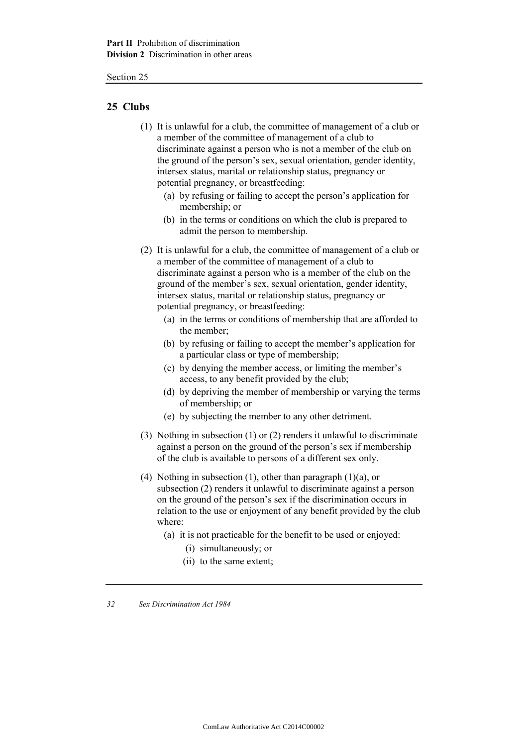## 25 Clubs

(1) It is unlawful for a club, the committee of management of a club or a member of the committee of management of a club to discriminate against a person who is not a member of the club on the ground of the person's sex, sexual orientation, gender identity, intersex status, marital or relationship status, pregnancy or potential pregnancy, or breastfeeding:

- (a) by refusing or failing to accept the person's application for membership; or
- (b) in the terms or conditions on which the club is prepared to admit the person to membership.

(2) It is unlawful for a club, the committee of management of a club or a member of the committee of management of a club to discriminate against a person who is a member of the club on the ground of the member's sex, sexual orientation, gender identity, intersex status, marital or relationship status, pregnancy or potential pregnancy, or breastfeeding:

- (a) in the terms or conditions of membership that are afforded to the member;
- (b) by refusing or failing to accept the member's application for a particular class or type of membership;
- (c) by denying the member access, or limiting the member's access, to any benefit provided by the club;
- (d) by depriving the member of membership or varying the terms of membership; or
- (e) by subjecting the member to any other detriment.

(3) Nothing in subsection (1) or (2) renders it unlawful to discriminate against a person on the ground of the person's sex if membership of the club is available to persons of a different sex only.

(4) Nothing in subsection (1), other than paragraph (1)(a), or subsection (2) renders it unlawful to discriminate against a person on the ground of the person's sex if the discrimination occurs in relation to the use or enjoyment of any benefit provided by the club where:

- (a) it is not practicable for the benefit to be used or enjoyed:
  - (i) simultaneously; or
  - (ii) to the same extent;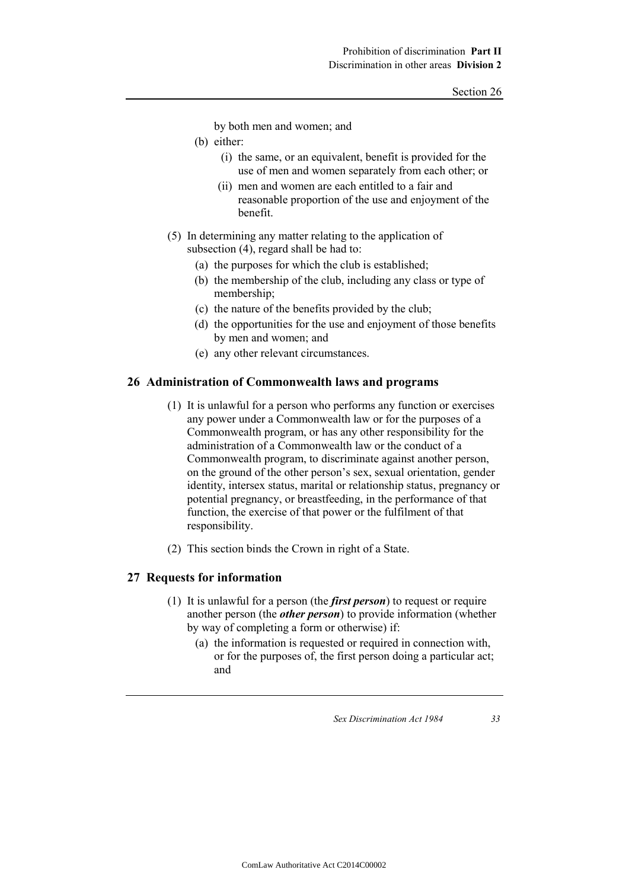by both men and women; and

(b) either:

(i) the same, or an equivalent, benefit is provided for the use of men and women separately from each other; or

(ii) men and women are each entitled to a fair and reasonable proportion of the use and enjoyment of the benefit.

(5) In determining any matter relating to the application of subsection (4), regard shall be had to:

(a) the purposes for which the club is established;

(b) the membership of the club, including any class or type of membership;

(c) the nature of the benefits provided by the club;

(d) the opportunities for the use and enjoyment of those benefits by men and women; and

(e) any other relevant circumstances.

## 26 Administration of Commonwealth laws and programs

(1) It is unlawful for a person who performs any function or exercises any power under a Commonwealth law or for the purposes of a Commonwealth program, or has any other responsibility for the administration of a Commonwealth law or the conduct of a Commonwealth program, to discriminate against another person, on the ground of the other person's sex, sexual orientation, gender identity, intersex status, marital or relationship status, pregnancy or potential pregnancy, or breastfeeding, in the performance of that function, the exercise of that power or the fulfilment of that responsibility.

(2) This section binds the Crown in right of a State.

## 27 Requests for information

(1) It is unlawful for a person (the ***first person***) to request or require another person (the ***other person***) to provide information (whether by way of completing a form or otherwise) if:

(a) the information is requested or required in connection with, or for the purposes of, the first person doing a particular act; and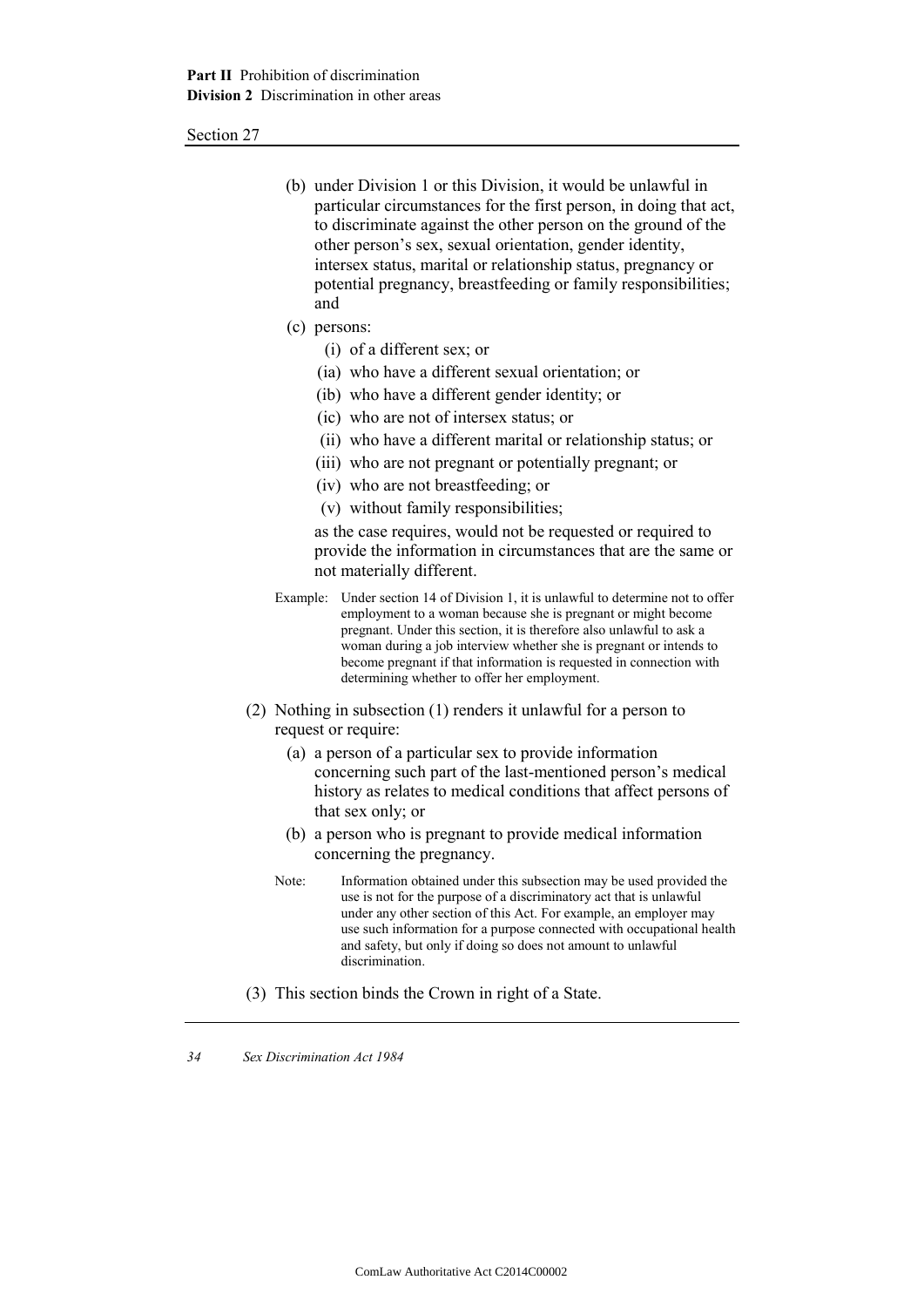(b) under Division 1 or this Division, it would be unlawful in particular circumstances for the first person, in doing that act, to discriminate against the other person on the ground of the other person's sex, sexual orientation, gender identity, intersex status, marital or relationship status, pregnancy or potential pregnancy, breastfeeding or family responsibilities; and

(c) persons:

(i) of a different sex; or

(ia) who have a different sexual orientation; or

(ib) who have a different gender identity; or

(ic) who are not of intersex status; or

(ii) who have a different marital or relationship status; or

(iii) who are not pregnant or potentially pregnant; or

(iv) who are not breastfeeding; or

(v) without family responsibilities;

as the case requires, would not be requested or required to provide the information in circumstances that are the same or not materially different.

Example: Under section 14 of Division 1, it is unlawful to determine not to offer employment to a woman because she is pregnant or might become pregnant. Under this section, it is therefore also unlawful to ask a woman during a job interview whether she is pregnant or intends to become pregnant if that information is requested in connection with determining whether to offer her employment.

(2) Nothing in subsection (1) renders it unlawful for a person to request or require:

(a) a person of a particular sex to provide information concerning such part of the last-mentioned person's medical history as relates to medical conditions that affect persons of that sex only; or

(b) a person who is pregnant to provide medical information concerning the pregnancy.

Note: Information obtained under this subsection may be used provided the use is not for the purpose of a discriminatory act that is unlawful under any other section of this Act. For example, an employer may use such information for a purpose connected with occupational health and safety, but only if doing so does not amount to unlawful discrimination.

(3) This section binds the Crown in right of a State.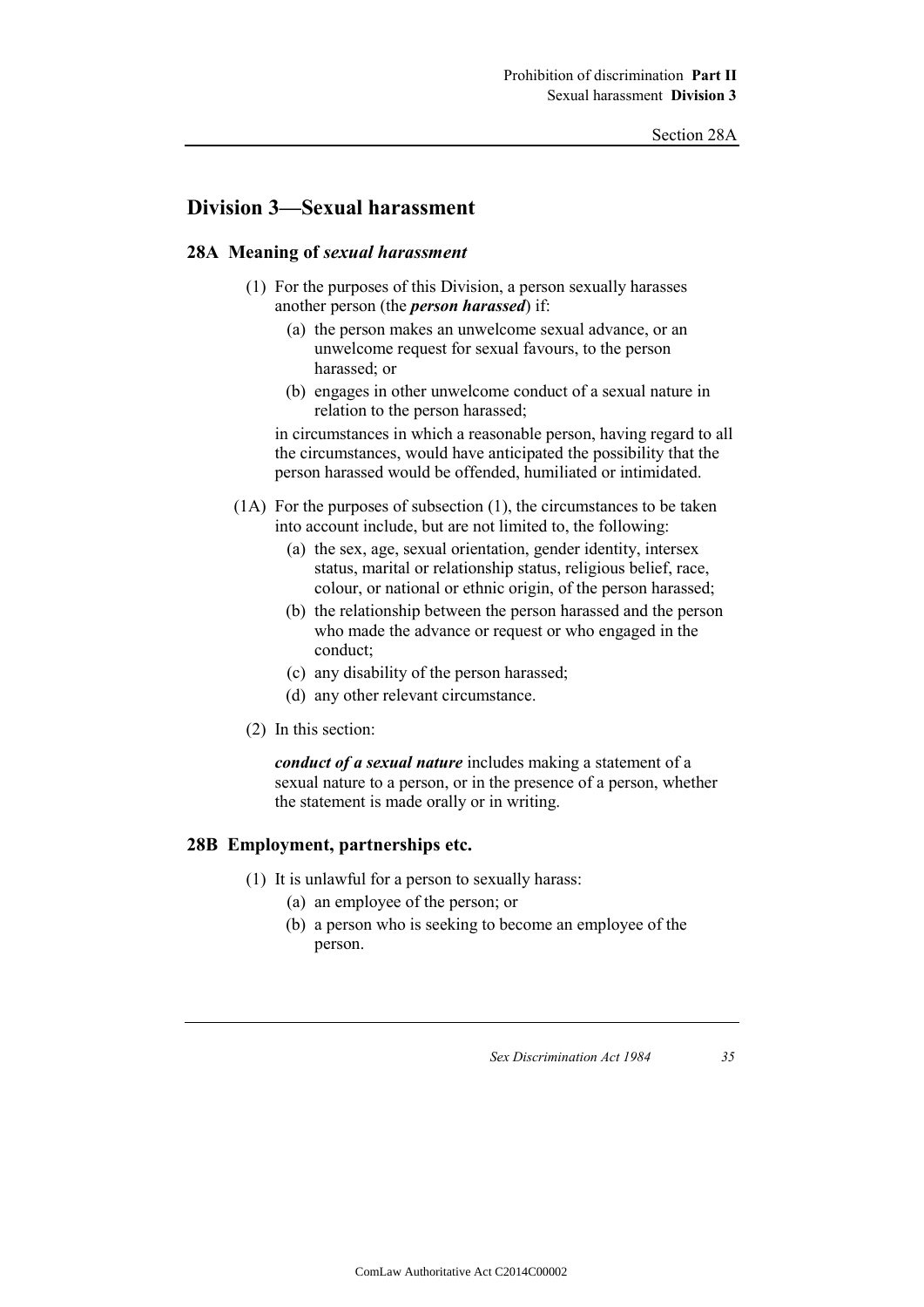## Division 3—Sexual harassment

### 28A Meaning of *sexual harassment*

(1) For the purposes of this Division, a person sexually harasses another person (the ***person harassed***) if:

(a) the person makes an unwelcome sexual advance, or an unwelcome request for sexual favours, to the person harassed; or

(b) engages in other unwelcome conduct of a sexual nature in relation to the person harassed;

in circumstances in which a reasonable person, having regard to all the circumstances, would have anticipated the possibility that the person harassed would be offended, humiliated or intimidated.

(1A) For the purposes of subsection (1), the circumstances to be taken into account include, but are not limited to, the following:

(a) the sex, age, sexual orientation, gender identity, intersex status, marital or relationship status, religious belief, race, colour, or national or ethnic origin, of the person harassed;

(b) the relationship between the person harassed and the person who made the advance or request or who engaged in the conduct;

(c) any disability of the person harassed;

(d) any other relevant circumstance.

(2) In this section:

***conduct of a sexual nature*** includes making a statement of a sexual nature to a person, or in the presence of a person, whether the statement is made orally or in writing.

### 28B Employment, partnerships etc.

(1) It is unlawful for a person to sexually harass:

(a) an employee of the person; or

(b) a person who is seeking to become an employee of the person.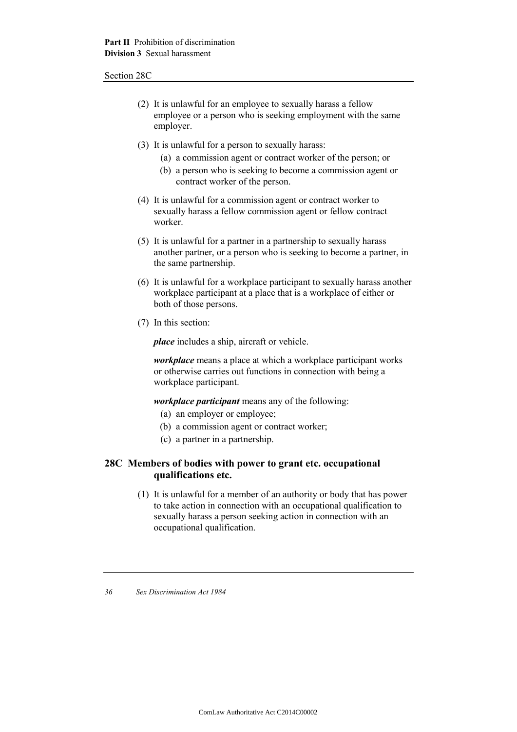(2) It is unlawful for an employee to sexually harass a fellow employee or a person who is seeking employment with the same employer.

(3) It is unlawful for a person to sexually harass:

- (a) a commission agent or contract worker of the person; or
- (b) a person who is seeking to become a commission agent or contract worker of the person.

(4) It is unlawful for a commission agent or contract worker to sexually harass a fellow commission agent or fellow contract worker.

(5) It is unlawful for a partner in a partnership to sexually harass another partner, or a person who is seeking to become a partner, in the same partnership.

(6) It is unlawful for a workplace participant to sexually harass another workplace participant at a place that is a workplace of either or both of those persons.

(7) In this section:

***place*** includes a ship, aircraft or vehicle.

***workplace*** means a place at which a workplace participant works or otherwise carries out functions in connection with being a workplace participant.

***workplace participant*** means any of the following:

- (a) an employer or employee;
- (b) a commission agent or contract worker;
- (c) a partner in a partnership.

## 28C Members of bodies with power to grant etc. occupational qualifications etc.

(1) It is unlawful for a member of an authority or body that has power to take action in connection with an occupational qualification to sexually harass a person seeking action in connection with an occupational qualification.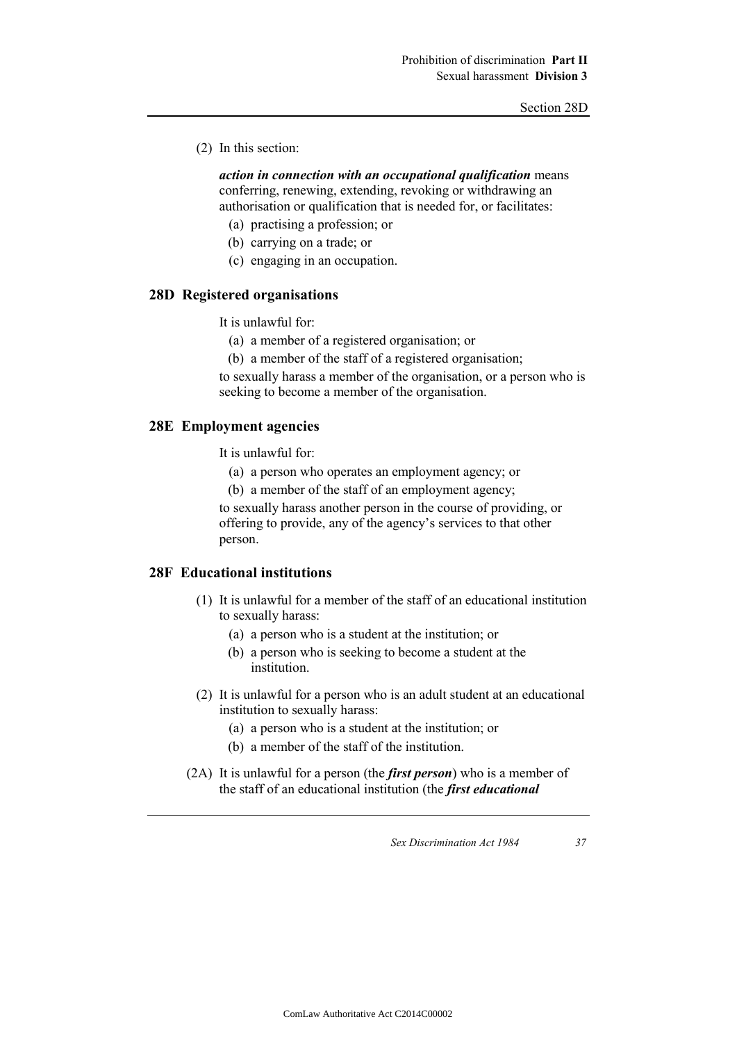(2) In this section:

***action in connection with an occupational qualification*** means conferring, renewing, extending, revoking or withdrawing an authorisation or qualification that is needed for, or facilitates:

(a) practising a profession; or

(b) carrying on a trade; or

(c) engaging in an occupation.

## 28D Registered organisations

It is unlawful for:

(a) a member of a registered organisation; or

(b) a member of the staff of a registered organisation;

to sexually harass a member of the organisation, or a person who is seeking to become a member of the organisation.

## 28E Employment agencies

It is unlawful for:

(a) a person who operates an employment agency; or

(b) a member of the staff of an employment agency;

to sexually harass another person in the course of providing, or offering to provide, any of the agency's services to that other person.

## 28F Educational institutions

(1) It is unlawful for a member of the staff of an educational institution to sexually harass:

(a) a person who is a student at the institution; or

(b) a person who is seeking to become a student at the institution.

(2) It is unlawful for a person who is an adult student at an educational institution to sexually harass:

(a) a person who is a student at the institution; or

(b) a member of the staff of the institution.

(2A) It is unlawful for a person (the ***first person***) who is a member of the staff of an educational institution (the ***first educational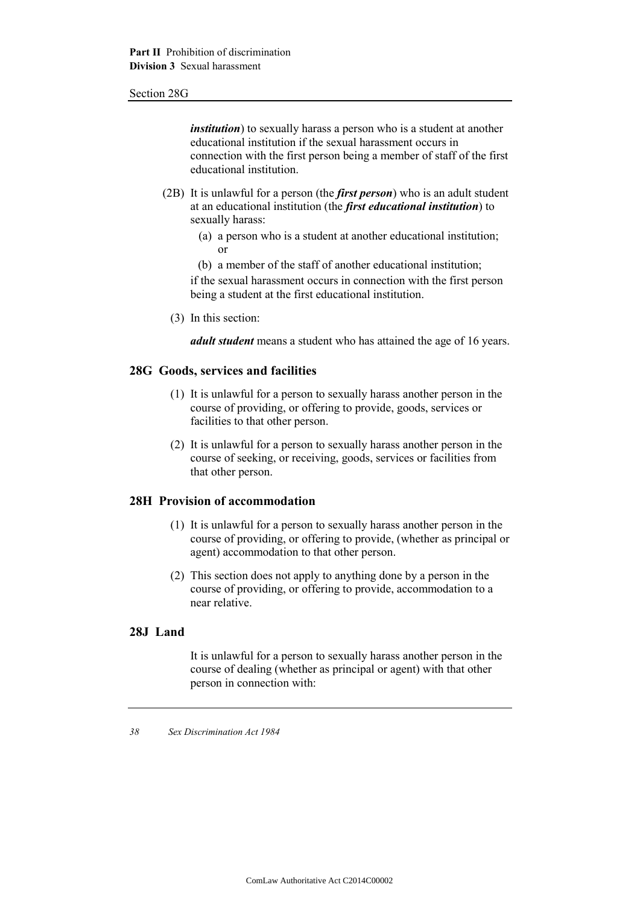***institution***) to sexually harass a person who is a student at another educational institution if the sexual harassment occurs in connection with the first person being a member of staff of the first educational institution.

(2B) It is unlawful for a person (the ***first person***) who is an adult student at an educational institution (the ***first educational institution***) to sexually harass:

(a) a person who is a student at another educational institution; or

(b) a member of the staff of another educational institution;

if the sexual harassment occurs in connection with the first person being a student at the first educational institution.

(3) In this section:

***adult student*** means a student who has attained the age of 16 years.

## 28G Goods, services and facilities

(1) It is unlawful for a person to sexually harass another person in the course of providing, or offering to provide, goods, services or facilities to that other person.

(2) It is unlawful for a person to sexually harass another person in the course of seeking, or receiving, goods, services or facilities from that other person.

## 28H Provision of accommodation

(1) It is unlawful for a person to sexually harass another person in the course of providing, or offering to provide, (whether as principal or agent) accommodation to that other person.

(2) This section does not apply to anything done by a person in the course of providing, or offering to provide, accommodation to a near relative.

## 28J Land

It is unlawful for a person to sexually harass another person in the course of dealing (whether as principal or agent) with that other person in connection with: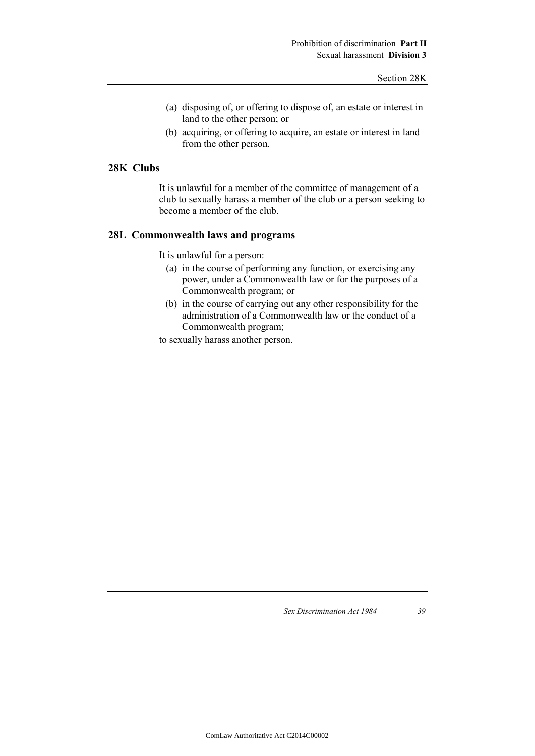(a) disposing of, or offering to dispose of, an estate or interest in land to the other person; or

(b) acquiring, or offering to acquire, an estate or interest in land from the other person.

## 28K Clubs

It is unlawful for a member of the committee of management of a club to sexually harass a member of the club or a person seeking to become a member of the club.

## 28L Commonwealth laws and programs

It is unlawful for a person:

(a) in the course of performing any function, or exercising any power, under a Commonwealth law or for the purposes of a Commonwealth program; or

(b) in the course of carrying out any other responsibility for the administration of a Commonwealth law or the conduct of a Commonwealth program;

to sexually harass another person.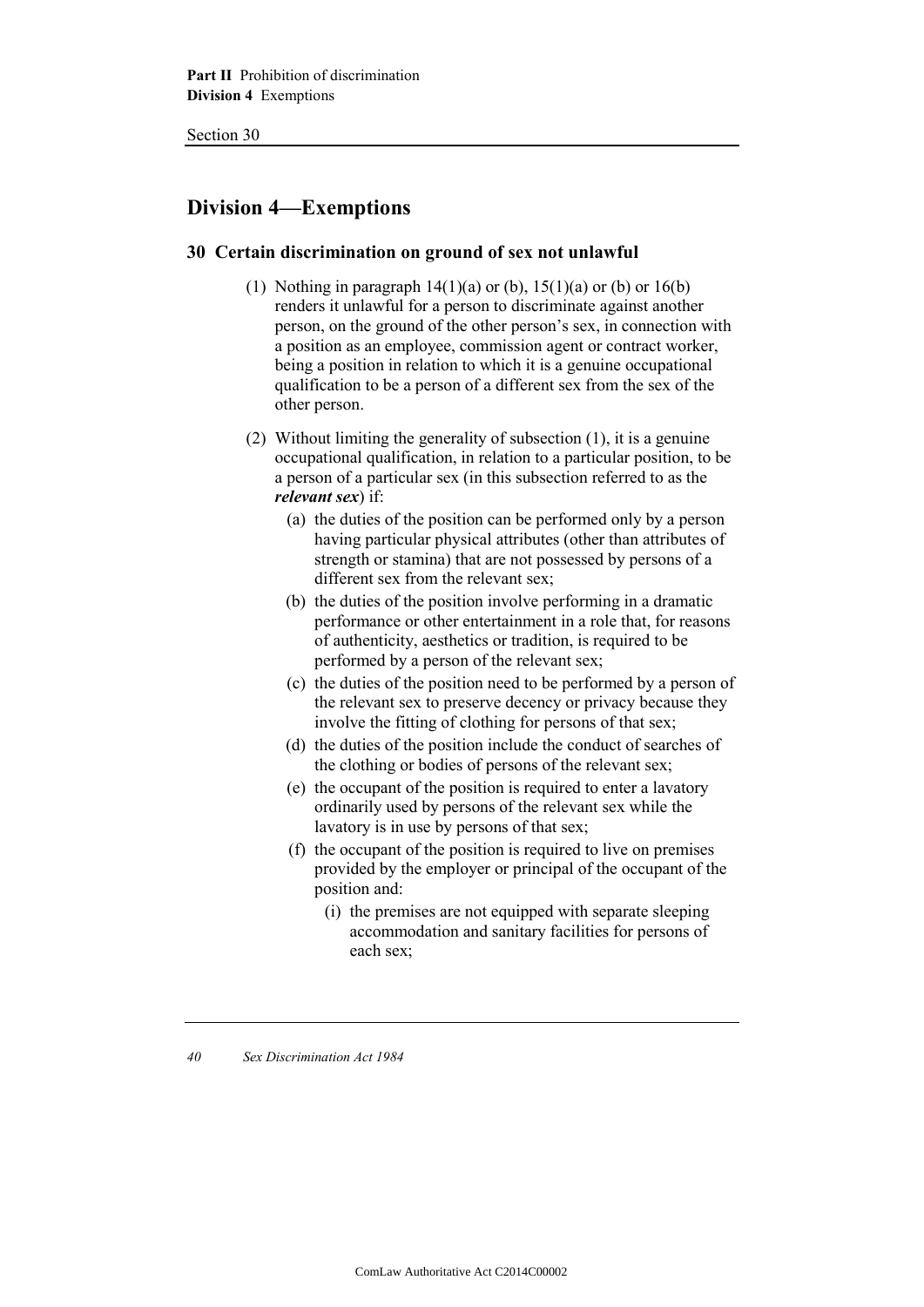## Division 4—Exemptions

### 30 Certain discrimination on ground of sex not unlawful

(1) Nothing in paragraph 14(1)(a) or (b), 15(1)(a) or (b) or 16(b) renders it unlawful for a person to discriminate against another person, on the ground of the other person's sex, in connection with a position as an employee, commission agent or contract worker, being a position in relation to which it is a genuine occupational qualification to be a person of a different sex from the sex of the other person.

(2) Without limiting the generality of subsection (1), it is a genuine occupational qualification, in relation to a particular position, to be a person of a particular sex (in this subsection referred to as the ***relevant sex***) if:

- (a) the duties of the position can be performed only by a person having particular physical attributes (other than attributes of strength or stamina) that are not possessed by persons of a different sex from the relevant sex;
- (b) the duties of the position involve performing in a dramatic performance or other entertainment in a role that, for reasons of authenticity, aesthetics or tradition, is required to be performed by a person of the relevant sex;
- (c) the duties of the position need to be performed by a person of the relevant sex to preserve decency or privacy because they involve the fitting of clothing for persons of that sex;
- (d) the duties of the position include the conduct of searches of the clothing or bodies of persons of the relevant sex;
- (e) the occupant of the position is required to enter a lavatory ordinarily used by persons of the relevant sex while the lavatory is in use by persons of that sex;
- (f) the occupant of the position is required to live on premises provided by the employer or principal of the occupant of the position and:
  - (i) the premises are not equipped with separate sleeping accommodation and sanitary facilities for persons of each sex;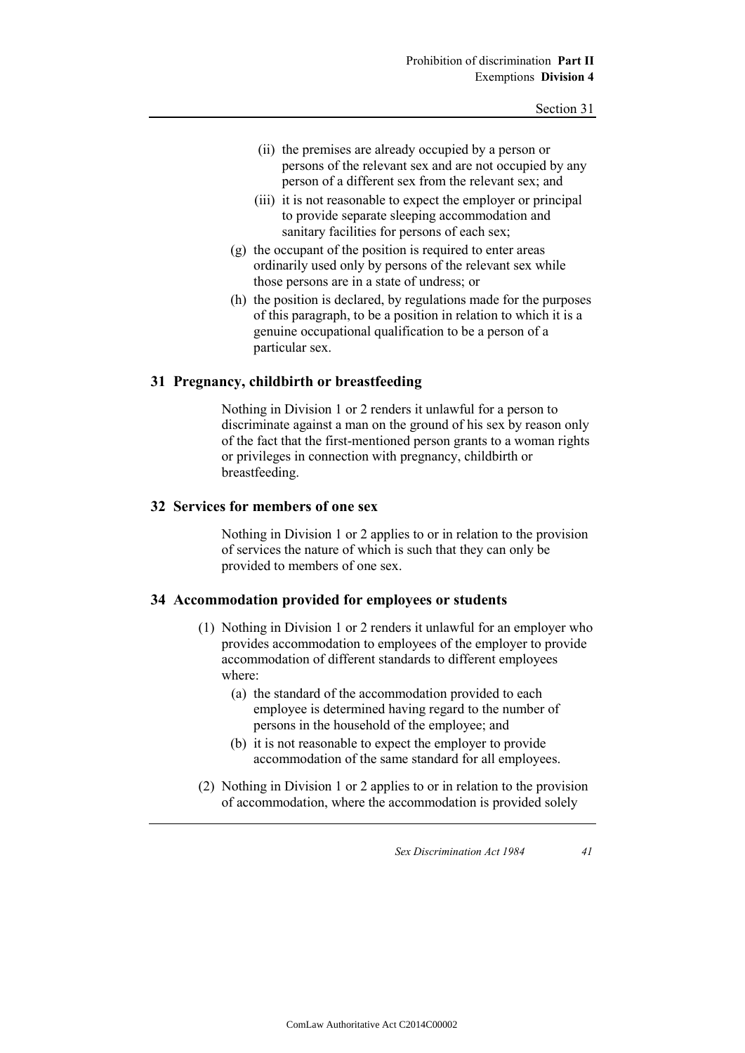(ii) the premises are already occupied by a person or persons of the relevant sex and are not occupied by any person of a different sex from the relevant sex; and

(iii) it is not reasonable to expect the employer or principal to provide separate sleeping accommodation and sanitary facilities for persons of each sex;

(g) the occupant of the position is required to enter areas ordinarily used only by persons of the relevant sex while those persons are in a state of undress; or

(h) the position is declared, by regulations made for the purposes of this paragraph, to be a position in relation to which it is a genuine occupational qualification to be a person of a particular sex.

## 31 Pregnancy, childbirth or breastfeeding

Nothing in Division 1 or 2 renders it unlawful for a person to discriminate against a man on the ground of his sex by reason only of the fact that the first-mentioned person grants to a woman rights or privileges in connection with pregnancy, childbirth or breastfeeding.

## 32 Services for members of one sex

Nothing in Division 1 or 2 applies to or in relation to the provision of services the nature of which is such that they can only be provided to members of one sex.

## 34 Accommodation provided for employees or students

(1) Nothing in Division 1 or 2 renders it unlawful for an employer who provides accommodation to employees of the employer to provide accommodation of different standards to different employees where:

(a) the standard of the accommodation provided to each employee is determined having regard to the number of persons in the household of the employee; and

(b) it is not reasonable to expect the employer to provide accommodation of the same standard for all employees.

(2) Nothing in Division 1 or 2 applies to or in relation to the provision of accommodation, where the accommodation is provided solely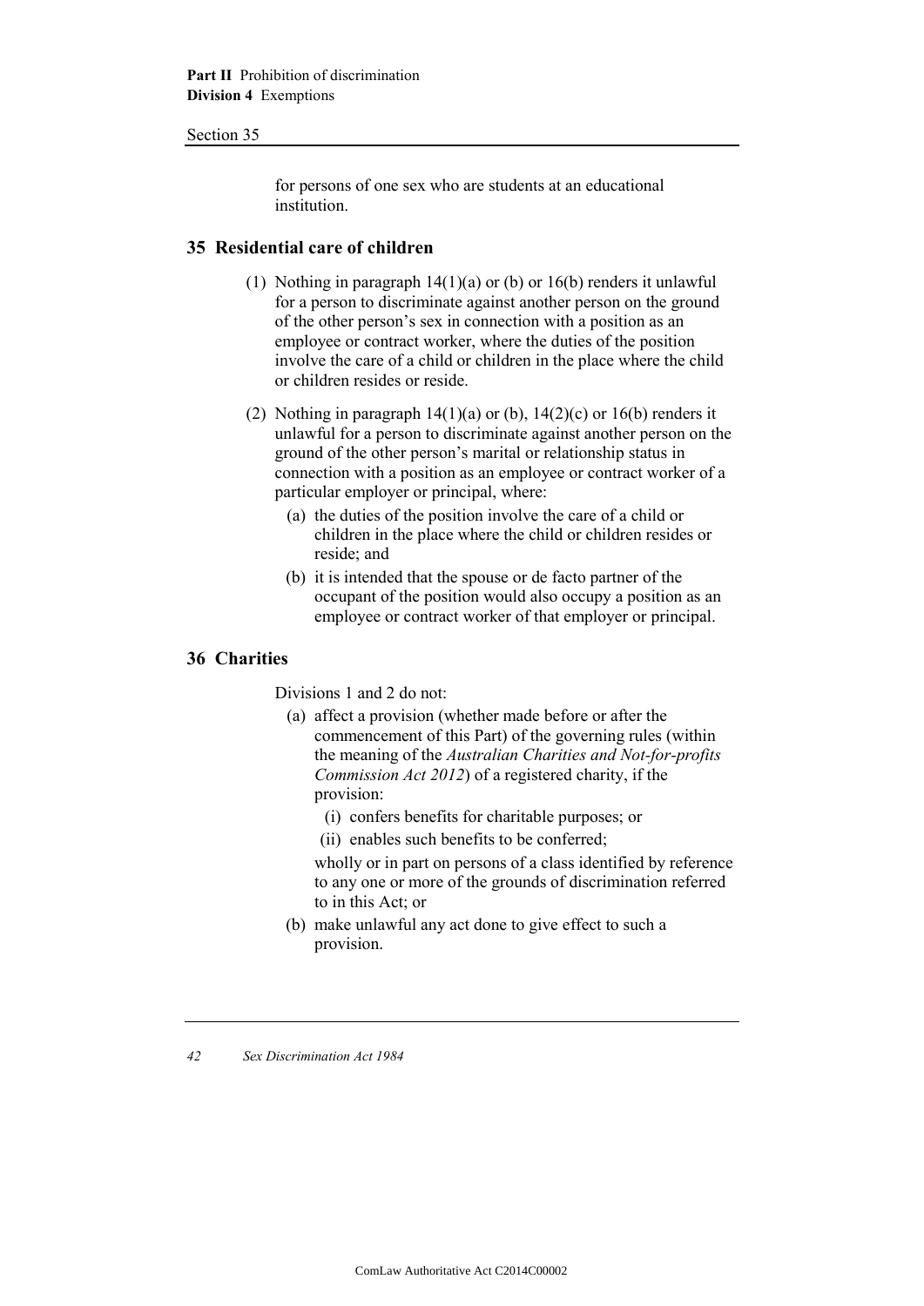for persons of one sex who are students at an educational institution.

## 35 Residential care of children

(1) Nothing in paragraph 14(1)(a) or (b) or 16(b) renders it unlawful for a person to discriminate against another person on the ground of the other person's sex in connection with a position as an employee or contract worker, where the duties of the position involve the care of a child or children in the place where the child or children resides or reside.

(2) Nothing in paragraph 14(1)(a) or (b), 14(2)(c) or 16(b) renders it unlawful for a person to discriminate against another person on the ground of the other person's marital or relationship status in connection with a position as an employee or contract worker of a particular employer or principal, where:

- (a) the duties of the position involve the care of a child or children in the place where the child or children resides or reside; and
- (b) it is intended that the spouse or de facto partner of the occupant of the position would also occupy a position as an employee or contract worker of that employer or principal.

## 36 Charities

Divisions 1 and 2 do not:

- (a) affect a provision (whether made before or after the commencement of this Part) of the governing rules (within the meaning of the *Australian Charities and Not-for-profits Commission Act 2012*) of a registered charity, if the provision:
  - (i) confers benefits for charitable purposes; or
  - (ii) enables such benefits to be conferred;

  wholly or in part on persons of a class identified by reference to any one or more of the grounds of discrimination referred to in this Act; or
- (b) make unlawful any act done to give effect to such a provision.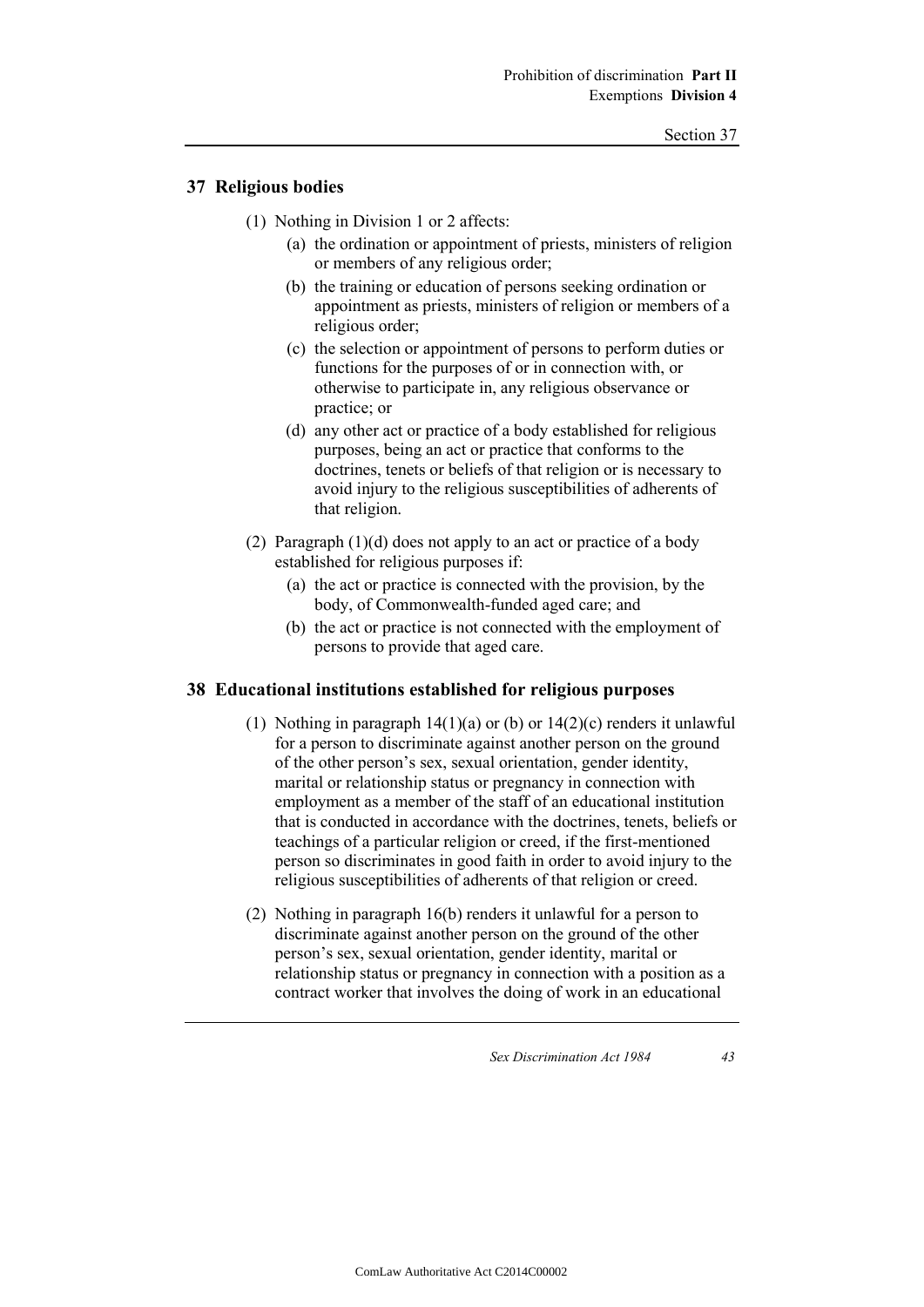## 37 Religious bodies

(1) Nothing in Division 1 or 2 affects:

(a) the ordination or appointment of priests, ministers of religion or members of any religious order;

(b) the training or education of persons seeking ordination or appointment as priests, ministers of religion or members of a religious order;

(c) the selection or appointment of persons to perform duties or functions for the purposes of or in connection with, or otherwise to participate in, any religious observance or practice; or

(d) any other act or practice of a body established for religious purposes, being an act or practice that conforms to the doctrines, tenets or beliefs of that religion or is necessary to avoid injury to the religious susceptibilities of adherents of that religion.

(2) Paragraph (1)(d) does not apply to an act or practice of a body established for religious purposes if:

(a) the act or practice is connected with the provision, by the body, of Commonwealth-funded aged care; and

(b) the act or practice is not connected with the employment of persons to provide that aged care.

## 38 Educational institutions established for religious purposes

(1) Nothing in paragraph 14(1)(a) or (b) or 14(2)(c) renders it unlawful for a person to discriminate against another person on the ground of the other person's sex, sexual orientation, gender identity, marital or relationship status or pregnancy in connection with employment as a member of the staff of an educational institution that is conducted in accordance with the doctrines, tenets, beliefs or teachings of a particular religion or creed, if the first-mentioned person so discriminates in good faith in order to avoid injury to the religious susceptibilities of adherents of that religion or creed.

(2) Nothing in paragraph 16(b) renders it unlawful for a person to discriminate against another person on the ground of the other person's sex, sexual orientation, gender identity, marital or relationship status or pregnancy in connection with a position as a contract worker that involves the doing of work in an educational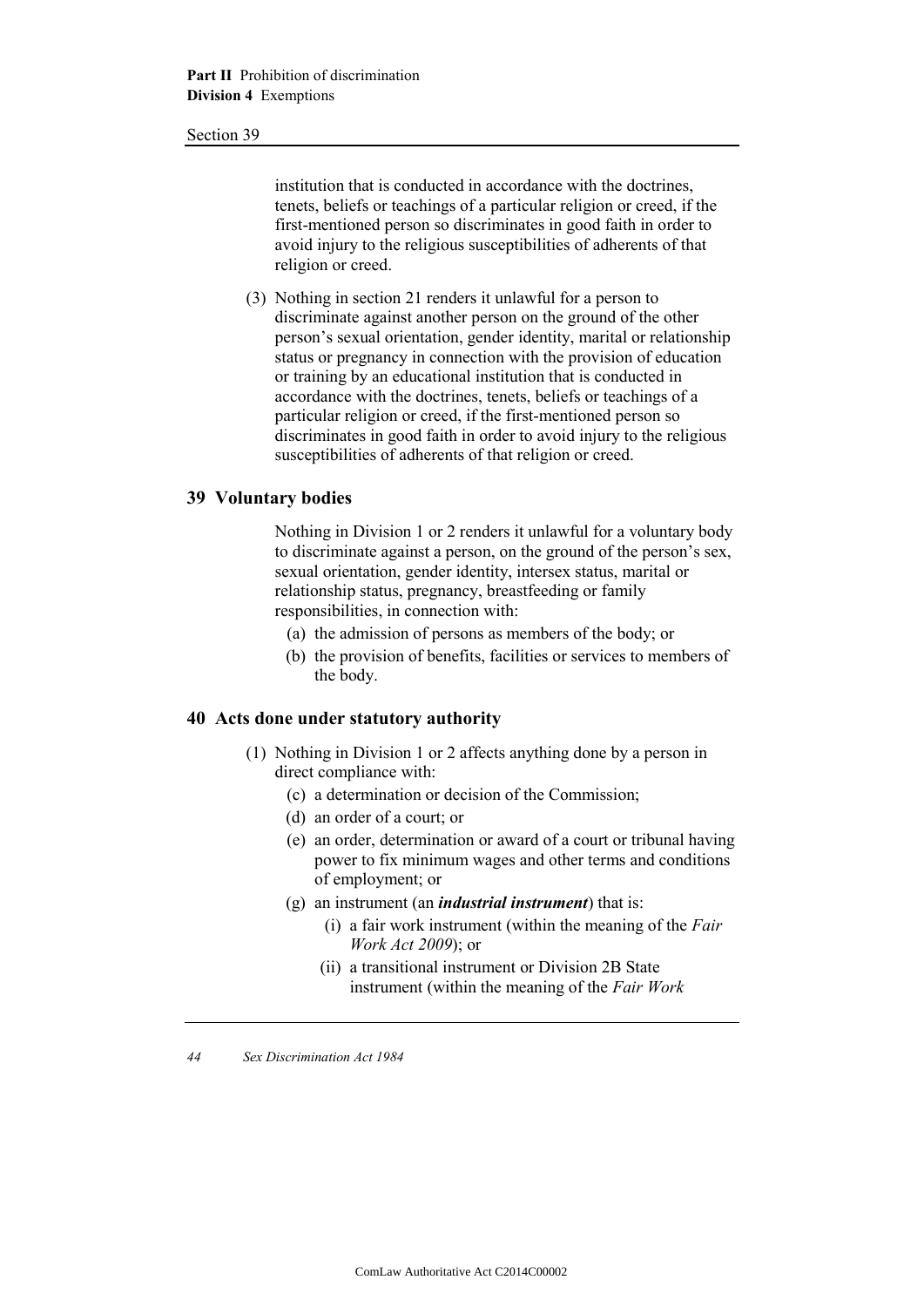institution that is conducted in accordance with the doctrines, tenets, beliefs or teachings of a particular religion or creed, if the first-mentioned person so discriminates in good faith in order to avoid injury to the religious susceptibilities of adherents of that religion or creed.

(3) Nothing in section 21 renders it unlawful for a person to discriminate against another person on the ground of the other person's sexual orientation, gender identity, marital or relationship status or pregnancy in connection with the provision of education or training by an educational institution that is conducted in accordance with the doctrines, tenets, beliefs or teachings of a particular religion or creed, if the first-mentioned person so discriminates in good faith in order to avoid injury to the religious susceptibilities of adherents of that religion or creed.

## 39 Voluntary bodies

Nothing in Division 1 or 2 renders it unlawful for a voluntary body to discriminate against a person, on the ground of the person's sex, sexual orientation, gender identity, intersex status, marital or relationship status, pregnancy, breastfeeding or family responsibilities, in connection with:

(a) the admission of persons as members of the body; or

(b) the provision of benefits, facilities or services to members of the body.

## 40 Acts done under statutory authority

(1) Nothing in Division 1 or 2 affects anything done by a person in direct compliance with:

(c) a determination or decision of the Commission;

(d) an order of a court; or

(e) an order, determination or award of a court or tribunal having power to fix minimum wages and other terms and conditions of employment; or

(g) an instrument (an ***industrial instrument***) that is:

(i) a fair work instrument (within the meaning of the *Fair Work Act 2009*); or

(ii) a transitional instrument or Division 2B State instrument (within the meaning of the *Fair Work*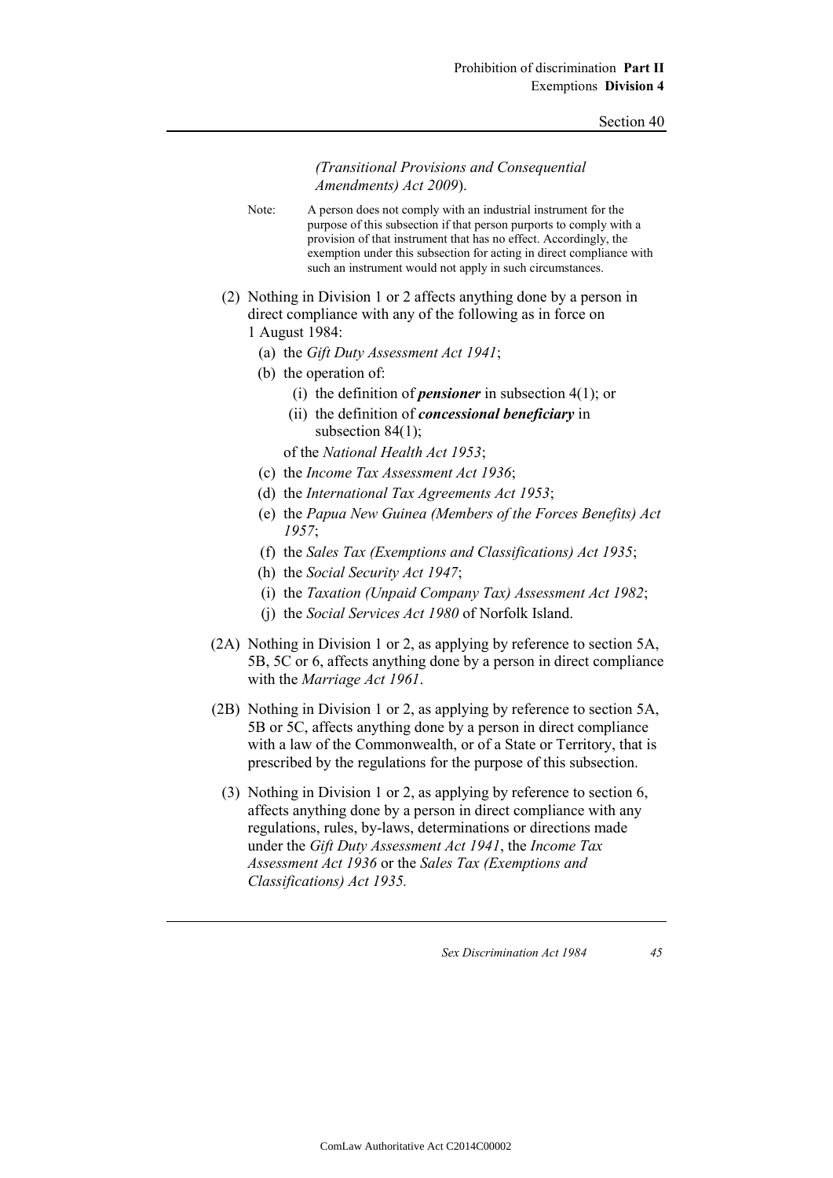*(Transitional Provisions and Consequential Amendments) Act 2009*).

Note: A person does not comply with an industrial instrument for the purpose of this subsection if that person purports to comply with a provision of that instrument that has no effect. Accordingly, the exemption under this subsection for acting in direct compliance with such an instrument would not apply in such circumstances.

(2) Nothing in Division 1 or 2 affects anything done by a person in direct compliance with any of the following as in force on 1 August 1984:

(a) the *Gift Duty Assessment Act 1941*;

(b) the operation of:

(i) the definition of ***pensioner*** in subsection 4(1); or

(ii) the definition of ***concessional beneficiary*** in subsection 84(1);

of the *National Health Act 1953*;

(c) the *Income Tax Assessment Act 1936*;

(d) the *International Tax Agreements Act 1953*;

(e) the *Papua New Guinea (Members of the Forces Benefits) Act 1957*;

(f) the *Sales Tax (Exemptions and Classifications) Act 1935*;

(h) the *Social Security Act 1947*;

(i) the *Taxation (Unpaid Company Tax) Assessment Act 1982*;

(j) the *Social Services Act 1980* of Norfolk Island.

(2A) Nothing in Division 1 or 2, as applying by reference to section 5A, 5B, 5C or 6, affects anything done by a person in direct compliance with the *Marriage Act 1961*.

(2B) Nothing in Division 1 or 2, as applying by reference to section 5A, 5B or 5C, affects anything done by a person in direct compliance with a law of the Commonwealth, or of a State or Territory, that is prescribed by the regulations for the purpose of this subsection.

(3) Nothing in Division 1 or 2, as applying by reference to section 6, affects anything done by a person in direct compliance with any regulations, rules, by-laws, determinations or directions made under the *Gift Duty Assessment Act 1941*, the *Income Tax Assessment Act 1936* or the *Sales Tax (Exemptions and Classifications) Act 1935.*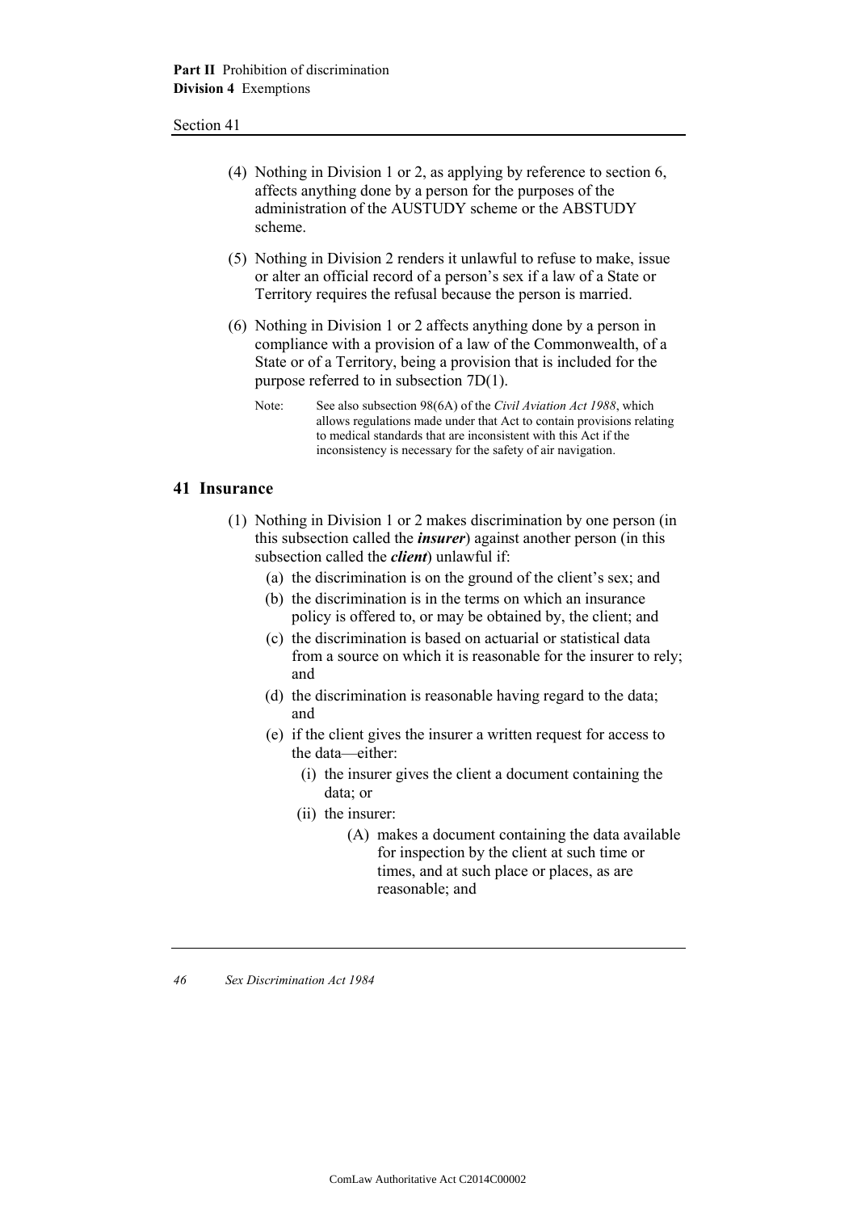(4) Nothing in Division 1 or 2, as applying by reference to section 6, affects anything done by a person for the purposes of the administration of the AUSTUDY scheme or the ABSTUDY scheme.

(5) Nothing in Division 2 renders it unlawful to refuse to make, issue or alter an official record of a person's sex if a law of a State or Territory requires the refusal because the person is married.

(6) Nothing in Division 1 or 2 affects anything done by a person in compliance with a provision of a law of the Commonwealth, of a State or of a Territory, being a provision that is included for the purpose referred to in subsection 7D(1).

Note: See also subsection 98(6A) of the *Civil Aviation Act 1988*, which allows regulations made under that Act to contain provisions relating to medical standards that are inconsistent with this Act if the inconsistency is necessary for the safety of air navigation.

## 41 Insurance

(1) Nothing in Division 1 or 2 makes discrimination by one person (in this subsection called the ***insurer***) against another person (in this subsection called the ***client***) unlawful if:

(a) the discrimination is on the ground of the client's sex; and

(b) the discrimination is in the terms on which an insurance policy is offered to, or may be obtained by, the client; and

(c) the discrimination is based on actuarial or statistical data from a source on which it is reasonable for the insurer to rely; and

(d) the discrimination is reasonable having regard to the data; and

(e) if the client gives the insurer a written request for access to the data—either:

(i) the insurer gives the client a document containing the data; or

(ii) the insurer:

(A) makes a document containing the data available for inspection by the client at such time or times, and at such place or places, as are reasonable; and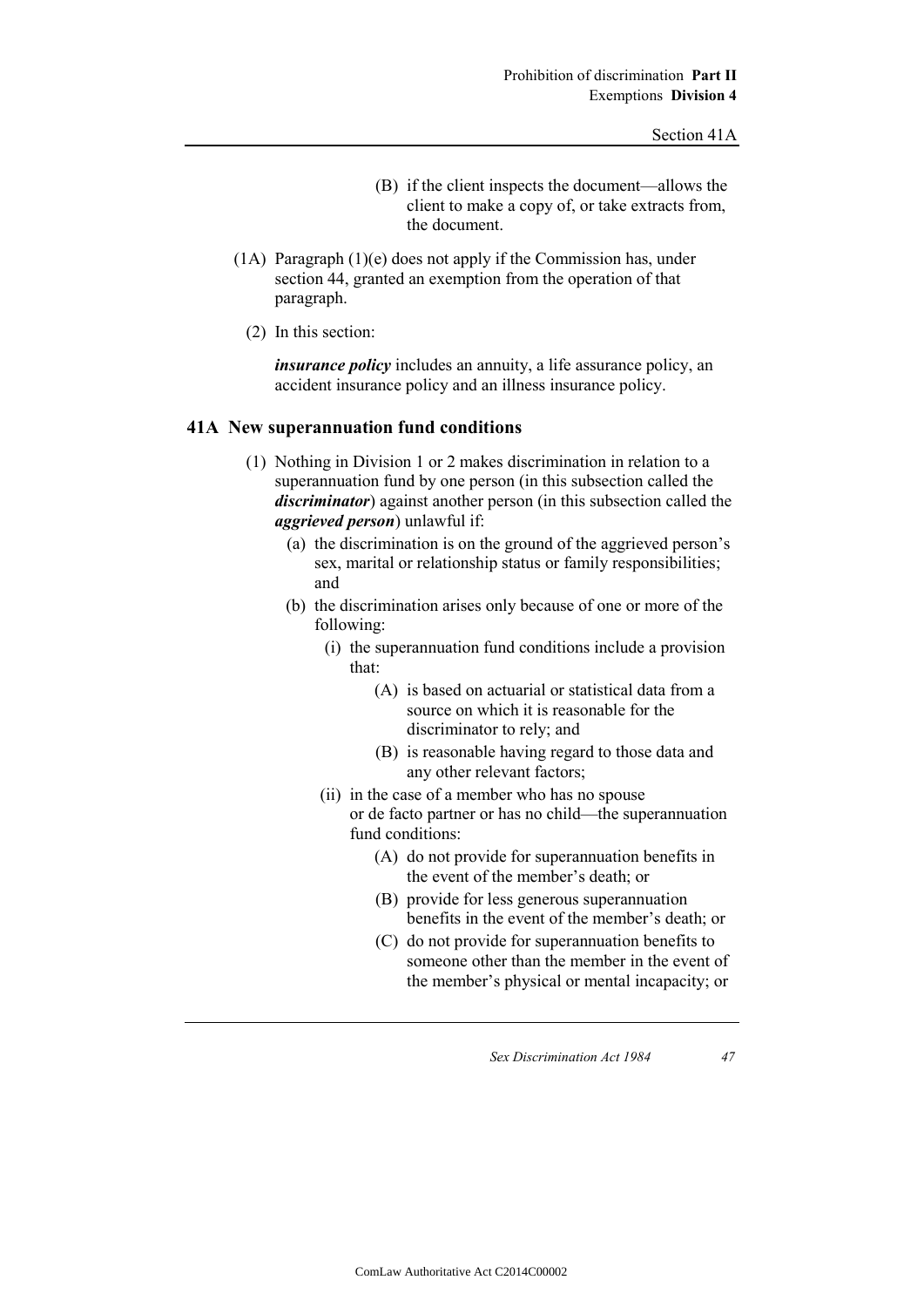(B) if the client inspects the document—allows the client to make a copy of, or take extracts from, the document.

(1A) Paragraph (1)(e) does not apply if the Commission has, under section 44, granted an exemption from the operation of that paragraph.

(2) In this section:

***insurance policy*** includes an annuity, a life assurance policy, an accident insurance policy and an illness insurance policy.

## 41A New superannuation fund conditions

(1) Nothing in Division 1 or 2 makes discrimination in relation to a superannuation fund by one person (in this subsection called the ***discriminator***) against another person (in this subsection called the ***aggrieved person***) unlawful if:

- (a) the discrimination is on the ground of the aggrieved person's sex, marital or relationship status or family responsibilities; and
- (b) the discrimination arises only because of one or more of the following:
  - (i) the superannuation fund conditions include a provision that:
    - (A) is based on actuarial or statistical data from a source on which it is reasonable for the discriminator to rely; and
    - (B) is reasonable having regard to those data and any other relevant factors;
  - (ii) in the case of a member who has no spouse or de facto partner or has no child—the superannuation fund conditions:
    - (A) do not provide for superannuation benefits in the event of the member's death; or
    - (B) provide for less generous superannuation benefits in the event of the member's death; or
    - (C) do not provide for superannuation benefits to someone other than the member in the event of the member's physical or mental incapacity; or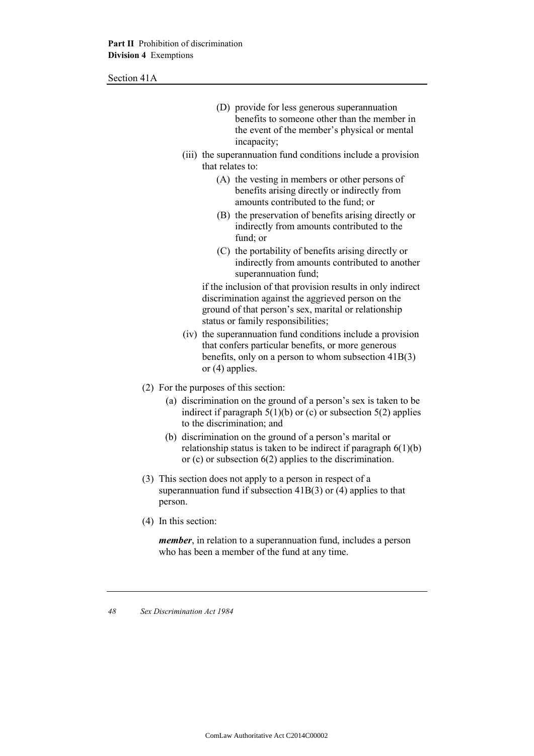(D) provide for less generous superannuation benefits to someone other than the member in the event of the member's physical or mental incapacity;

(iii) the superannuation fund conditions include a provision that relates to:

(A) the vesting in members or other persons of benefits arising directly or indirectly from amounts contributed to the fund; or

(B) the preservation of benefits arising directly or indirectly from amounts contributed to the fund; or

(C) the portability of benefits arising directly or indirectly from amounts contributed to another superannuation fund;

if the inclusion of that provision results in only indirect discrimination against the aggrieved person on the ground of that person's sex, marital or relationship status or family responsibilities;

(iv) the superannuation fund conditions include a provision that confers particular benefits, or more generous benefits, only on a person to whom subsection 41B(3) or (4) applies.

(2) For the purposes of this section:

(a) discrimination on the ground of a person's sex is taken to be indirect if paragraph 5(1)(b) or (c) or subsection 5(2) applies to the discrimination; and

(b) discrimination on the ground of a person's marital or relationship status is taken to be indirect if paragraph 6(1)(b) or (c) or subsection 6(2) applies to the discrimination.

(3) This section does not apply to a person in respect of a superannuation fund if subsection 41B(3) or (4) applies to that person.

(4) In this section:

***member***, in relation to a superannuation fund, includes a person who has been a member of the fund at any time.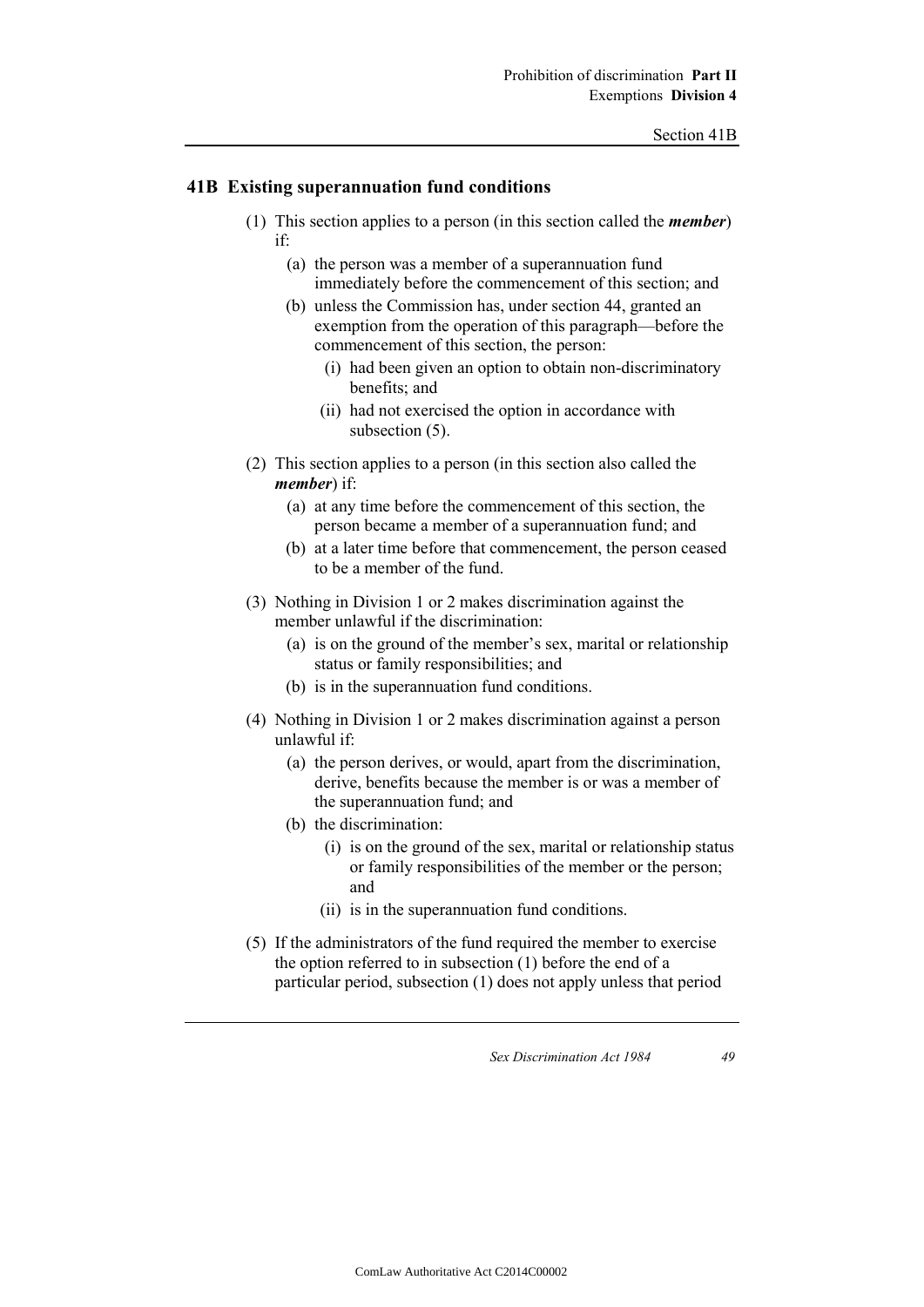## 41B Existing superannuation fund conditions

(1) This section applies to a person (in this section called the ***member***) if:

  (a) the person was a member of a superannuation fund immediately before the commencement of this section; and

  (b) unless the Commission has, under section 44, granted an exemption from the operation of this paragraph—before the commencement of this section, the person:

    (i) had been given an option to obtain non-discriminatory benefits; and

    (ii) had not exercised the option in accordance with subsection (5).

(2) This section applies to a person (in this section also called the ***member***) if:

  (a) at any time before the commencement of this section, the person became a member of a superannuation fund; and

  (b) at a later time before that commencement, the person ceased to be a member of the fund.

(3) Nothing in Division 1 or 2 makes discrimination against the member unlawful if the discrimination:

  (a) is on the ground of the member's sex, marital or relationship status or family responsibilities; and

  (b) is in the superannuation fund conditions.

(4) Nothing in Division 1 or 2 makes discrimination against a person unlawful if:

  (a) the person derives, or would, apart from the discrimination, derive, benefits because the member is or was a member of the superannuation fund; and

  (b) the discrimination:

    (i) is on the ground of the sex, marital or relationship status or family responsibilities of the member or the person; and

    (ii) is in the superannuation fund conditions.

(5) If the administrators of the fund required the member to exercise the option referred to in subsection (1) before the end of a particular period, subsection (1) does not apply unless that period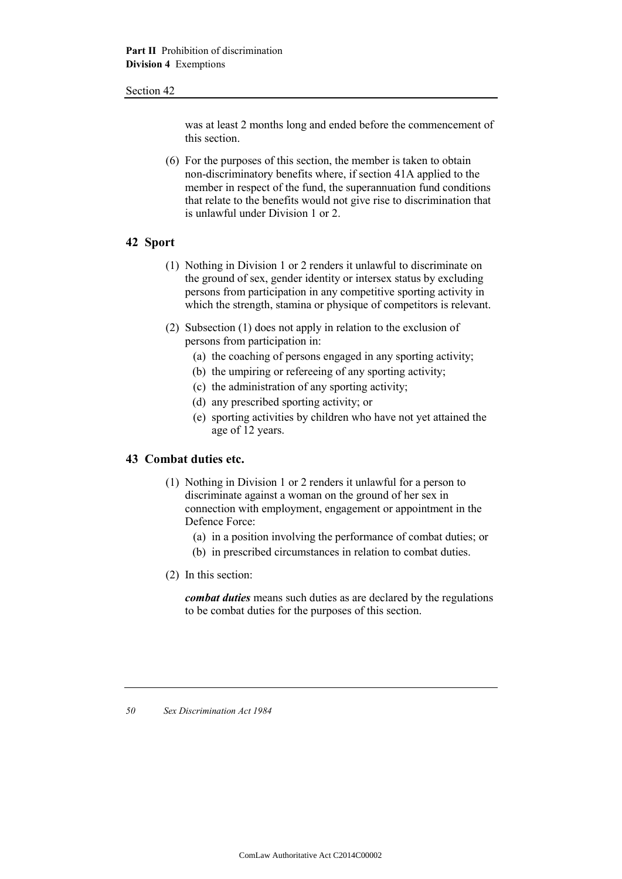was at least 2 months long and ended before the commencement of this section.

(6) For the purposes of this section, the member is taken to obtain non-discriminatory benefits where, if section 41A applied to the member in respect of the fund, the superannuation fund conditions that relate to the benefits would not give rise to discrimination that is unlawful under Division 1 or 2.

## 42 Sport

(1) Nothing in Division 1 or 2 renders it unlawful to discriminate on the ground of sex, gender identity or intersex status by excluding persons from participation in any competitive sporting activity in which the strength, stamina or physique of competitors is relevant.

(2) Subsection (1) does not apply in relation to the exclusion of persons from participation in:

   (a) the coaching of persons engaged in any sporting activity;

   (b) the umpiring or refereeing of any sporting activity;

   (c) the administration of any sporting activity;

   (d) any prescribed sporting activity; or

   (e) sporting activities by children who have not yet attained the age of 12 years.

## 43 Combat duties etc.

(1) Nothing in Division 1 or 2 renders it unlawful for a person to discriminate against a woman on the ground of her sex in connection with employment, engagement or appointment in the Defence Force:

   (a) in a position involving the performance of combat duties; or

   (b) in prescribed circumstances in relation to combat duties.

(2) In this section:

***combat duties*** means such duties as are declared by the regulations to be combat duties for the purposes of this section.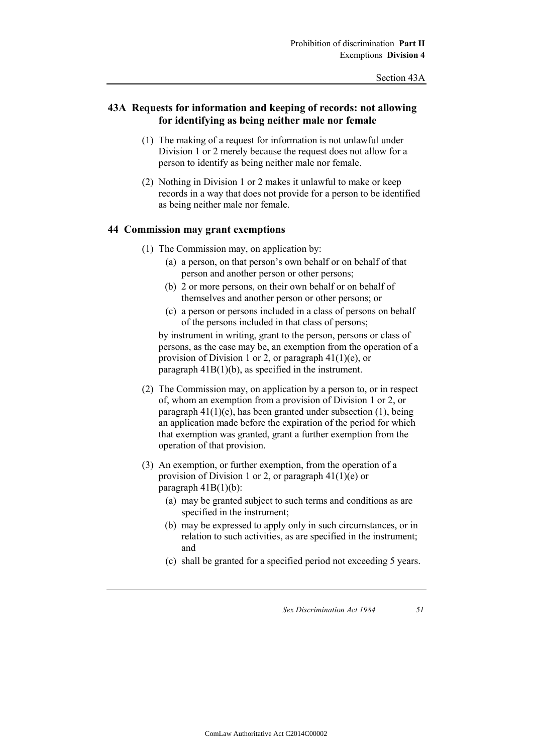## 43A Requests for information and keeping of records: not allowing for identifying as being neither male nor female

(1) The making of a request for information is not unlawful under Division 1 or 2 merely because the request does not allow for a person to identify as being neither male nor female.

(2) Nothing in Division 1 or 2 makes it unlawful to make or keep records in a way that does not provide for a person to be identified as being neither male nor female.

## 44 Commission may grant exemptions

(1) The Commission may, on application by:

  (a) a person, on that person's own behalf or on behalf of that person and another person or other persons;

  (b) 2 or more persons, on their own behalf or on behalf of themselves and another person or other persons; or

  (c) a person or persons included in a class of persons on behalf of the persons included in that class of persons;

by instrument in writing, grant to the person, persons or class of persons, as the case may be, an exemption from the operation of a provision of Division 1 or 2, or paragraph 41(1)(e), or paragraph 41B(1)(b), as specified in the instrument.

(2) The Commission may, on application by a person to, or in respect of, whom an exemption from a provision of Division 1 or 2, or paragraph 41(1)(e), has been granted under subsection (1), being an application made before the expiration of the period for which that exemption was granted, grant a further exemption from the operation of that provision.

(3) An exemption, or further exemption, from the operation of a provision of Division 1 or 2, or paragraph 41(1)(e) or paragraph 41B(1)(b):

  (a) may be granted subject to such terms and conditions as are specified in the instrument;

  (b) may be expressed to apply only in such circumstances, or in relation to such activities, as are specified in the instrument; and

  (c) shall be granted for a specified period not exceeding 5 years.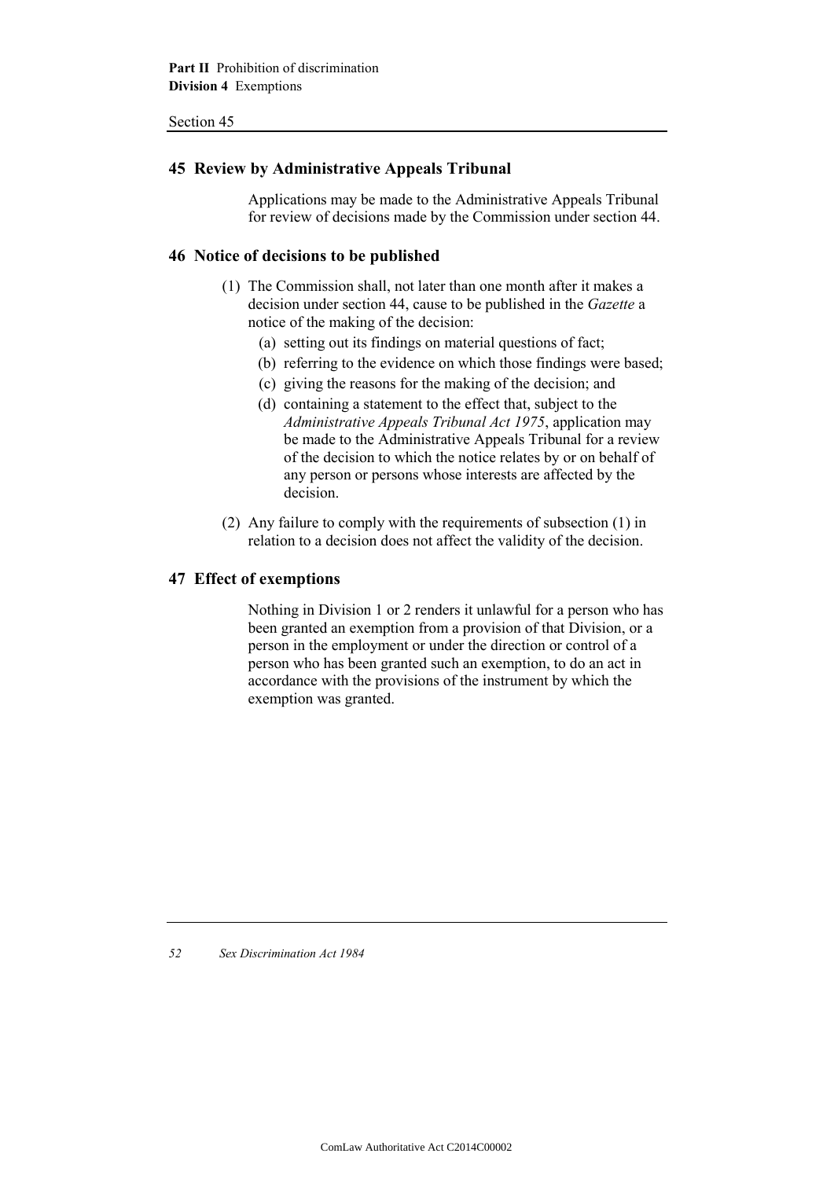## 45 Review by Administrative Appeals Tribunal

Applications may be made to the Administrative Appeals Tribunal for review of decisions made by the Commission under section 44.

## 46 Notice of decisions to be published

(1) The Commission shall, not later than one month after it makes a decision under section 44, cause to be published in the *Gazette* a notice of the making of the decision:

(a) setting out its findings on material questions of fact;

(b) referring to the evidence on which those findings were based;

(c) giving the reasons for the making of the decision; and

(d) containing a statement to the effect that, subject to the *Administrative Appeals Tribunal Act 1975*, application may be made to the Administrative Appeals Tribunal for a review of the decision to which the notice relates by or on behalf of any person or persons whose interests are affected by the decision.

(2) Any failure to comply with the requirements of subsection (1) in relation to a decision does not affect the validity of the decision.

## 47 Effect of exemptions

Nothing in Division 1 or 2 renders it unlawful for a person who has been granted an exemption from a provision of that Division, or a person in the employment or under the direction or control of a person who has been granted such an exemption, to do an act in accordance with the provisions of the instrument by which the exemption was granted.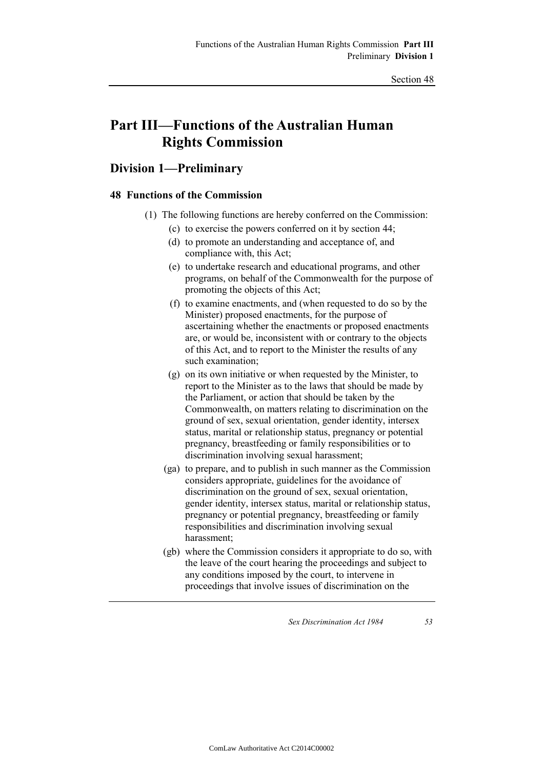# Part III—Functions of the Australian Human Rights Commission

## Division 1—Preliminary

### 48 Functions of the Commission

(1) The following functions are hereby conferred on the Commission:

- (c) to exercise the powers conferred on it by section 44;
- (d) to promote an understanding and acceptance of, and compliance with, this Act;
- (e) to undertake research and educational programs, and other programs, on behalf of the Commonwealth for the purpose of promoting the objects of this Act;
- (f) to examine enactments, and (when requested to do so by the Minister) proposed enactments, for the purpose of ascertaining whether the enactments or proposed enactments are, or would be, inconsistent with or contrary to the objects of this Act, and to report to the Minister the results of any such examination;
- (g) on its own initiative or when requested by the Minister, to report to the Minister as to the laws that should be made by the Parliament, or action that should be taken by the Commonwealth, on matters relating to discrimination on the ground of sex, sexual orientation, gender identity, intersex status, marital or relationship status, pregnancy or potential pregnancy, breastfeeding or family responsibilities or to discrimination involving sexual harassment;
- (ga) to prepare, and to publish in such manner as the Commission considers appropriate, guidelines for the avoidance of discrimination on the ground of sex, sexual orientation, gender identity, intersex status, marital or relationship status, pregnancy or potential pregnancy, breastfeeding or family responsibilities and discrimination involving sexual harassment;
- (gb) where the Commission considers it appropriate to do so, with the leave of the court hearing the proceedings and subject to any conditions imposed by the court, to intervene in proceedings that involve issues of discrimination on the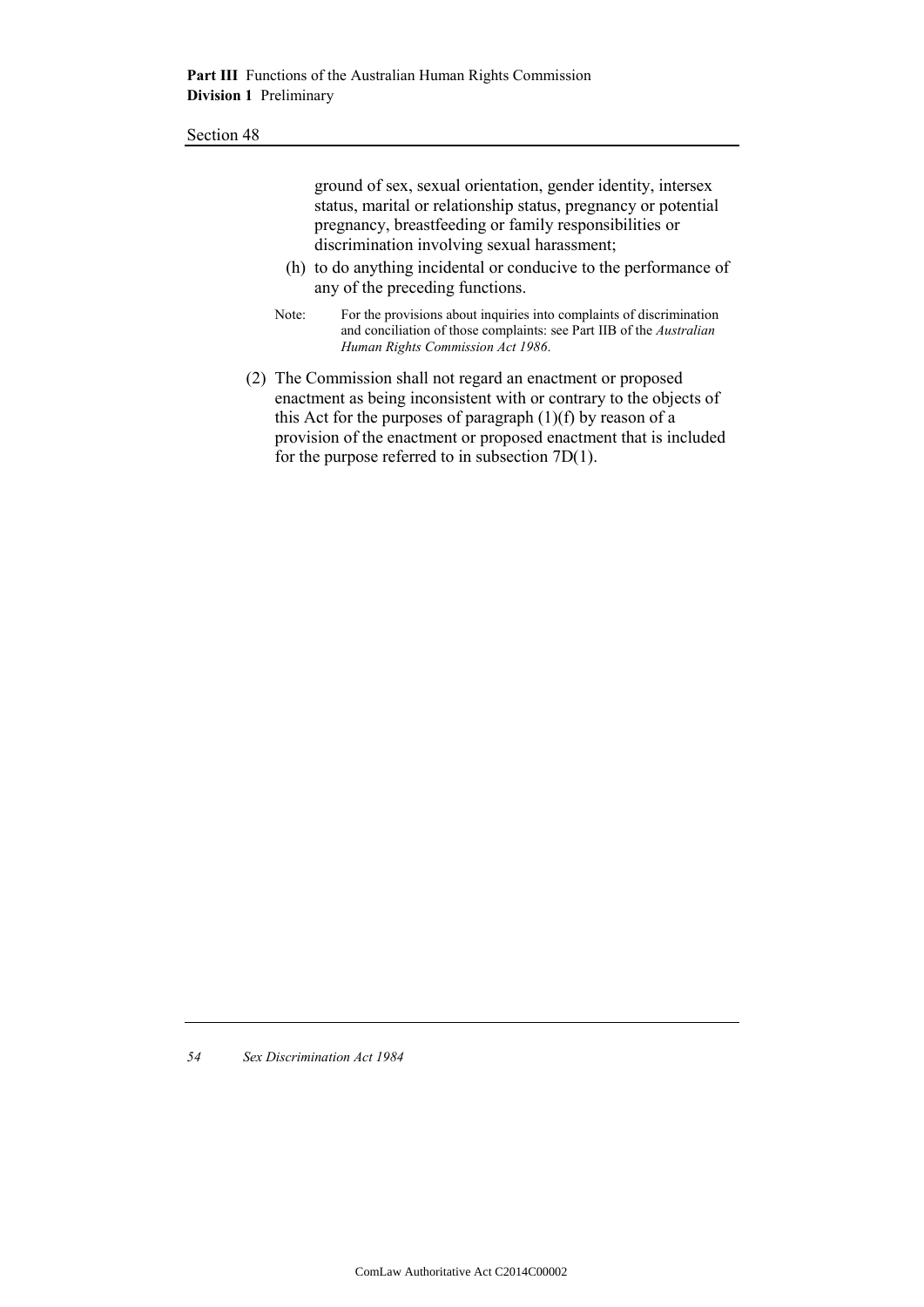ground of sex, sexual orientation, gender identity, intersex status, marital or relationship status, pregnancy or potential pregnancy, breastfeeding or family responsibilities or discrimination involving sexual harassment;

(h) to do anything incidental or conducive to the performance of any of the preceding functions.

Note: For the provisions about inquiries into complaints of discrimination and conciliation of those complaints: see Part IIB of the *Australian Human Rights Commission Act 1986*.

(2) The Commission shall not regard an enactment or proposed enactment as being inconsistent with or contrary to the objects of this Act for the purposes of paragraph (1)(f) by reason of a provision of the enactment or proposed enactment that is included for the purpose referred to in subsection 7D(1).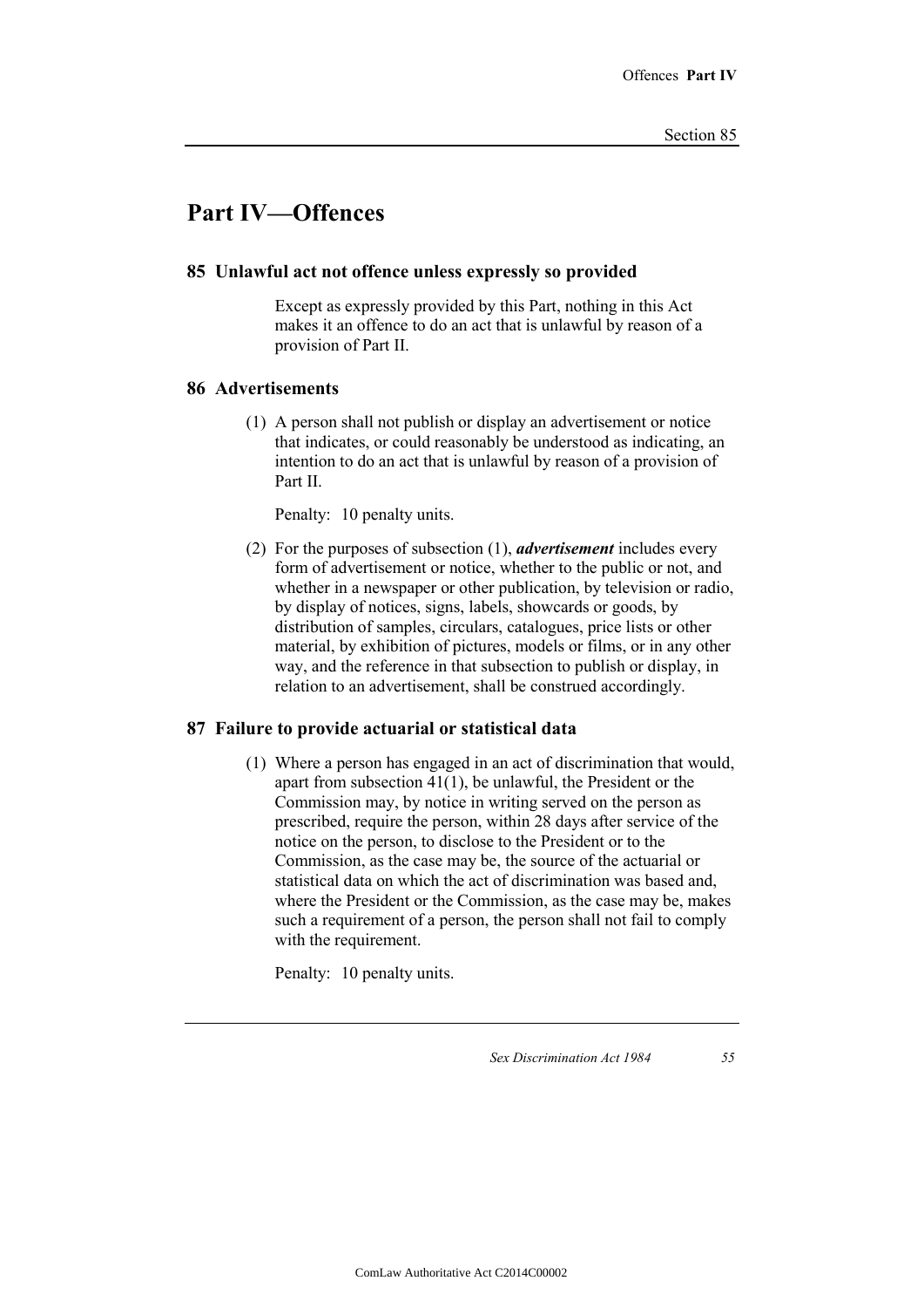# Part IV—Offences

## 85 Unlawful act not offence unless expressly so provided

Except as expressly provided by this Part, nothing in this Act makes it an offence to do an act that is unlawful by reason of a provision of Part II.

## 86 Advertisements

(1) A person shall not publish or display an advertisement or notice that indicates, or could reasonably be understood as indicating, an intention to do an act that is unlawful by reason of a provision of Part II.

Penalty: 10 penalty units.

(2) For the purposes of subsection (1), ***advertisement*** includes every form of advertisement or notice, whether to the public or not, and whether in a newspaper or other publication, by television or radio, by display of notices, signs, labels, showcards or goods, by distribution of samples, circulars, catalogues, price lists or other material, by exhibition of pictures, models or films, or in any other way, and the reference in that subsection to publish or display, in relation to an advertisement, shall be construed accordingly.

## 87 Failure to provide actuarial or statistical data

(1) Where a person has engaged in an act of discrimination that would, apart from subsection 41(1), be unlawful, the President or the Commission may, by notice in writing served on the person as prescribed, require the person, within 28 days after service of the notice on the person, to disclose to the President or to the Commission, as the case may be, the source of the actuarial or statistical data on which the act of discrimination was based and, where the President or the Commission, as the case may be, makes such a requirement of a person, the person shall not fail to comply with the requirement.

Penalty: 10 penalty units.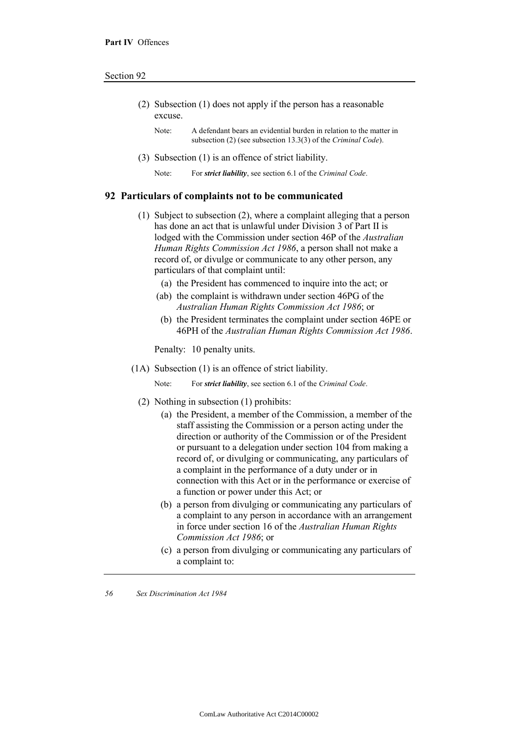(2) Subsection (1) does not apply if the person has a reasonable excuse.

Note: A defendant bears an evidential burden in relation to the matter in subsection (2) (see subsection 13.3(3) of the *Criminal Code*).

(3) Subsection (1) is an offence of strict liability.

Note: For ***strict liability***, see section 6.1 of the *Criminal Code*.

## 92 Particulars of complaints not to be communicated

(1) Subject to subsection (2), where a complaint alleging that a person has done an act that is unlawful under Division 3 of Part II is lodged with the Commission under section 46P of the *Australian Human Rights Commission Act 1986*, a person shall not make a record of, or divulge or communicate to any other person, any particulars of that complaint until:

- (a) the President has commenced to inquire into the act; or
- (ab) the complaint is withdrawn under section 46PG of the *Australian Human Rights Commission Act 1986*; or
- (b) the President terminates the complaint under section 46PE or 46PH of the *Australian Human Rights Commission Act 1986*.

Penalty: 10 penalty units.

(1A) Subsection (1) is an offence of strict liability.

Note: For ***strict liability***, see section 6.1 of the *Criminal Code*.

(2) Nothing in subsection (1) prohibits:

- (a) the President, a member of the Commission, a member of the staff assisting the Commission or a person acting under the direction or authority of the Commission or of the President or pursuant to a delegation under section 104 from making a record of, or divulging or communicating, any particulars of a complaint in the performance of a duty under or in connection with this Act or in the performance or exercise of a function or power under this Act; or
- (b) a person from divulging or communicating any particulars of a complaint to any person in accordance with an arrangement in force under section 16 of the *Australian Human Rights Commission Act 1986*; or
- (c) a person from divulging or communicating any particulars of a complaint to: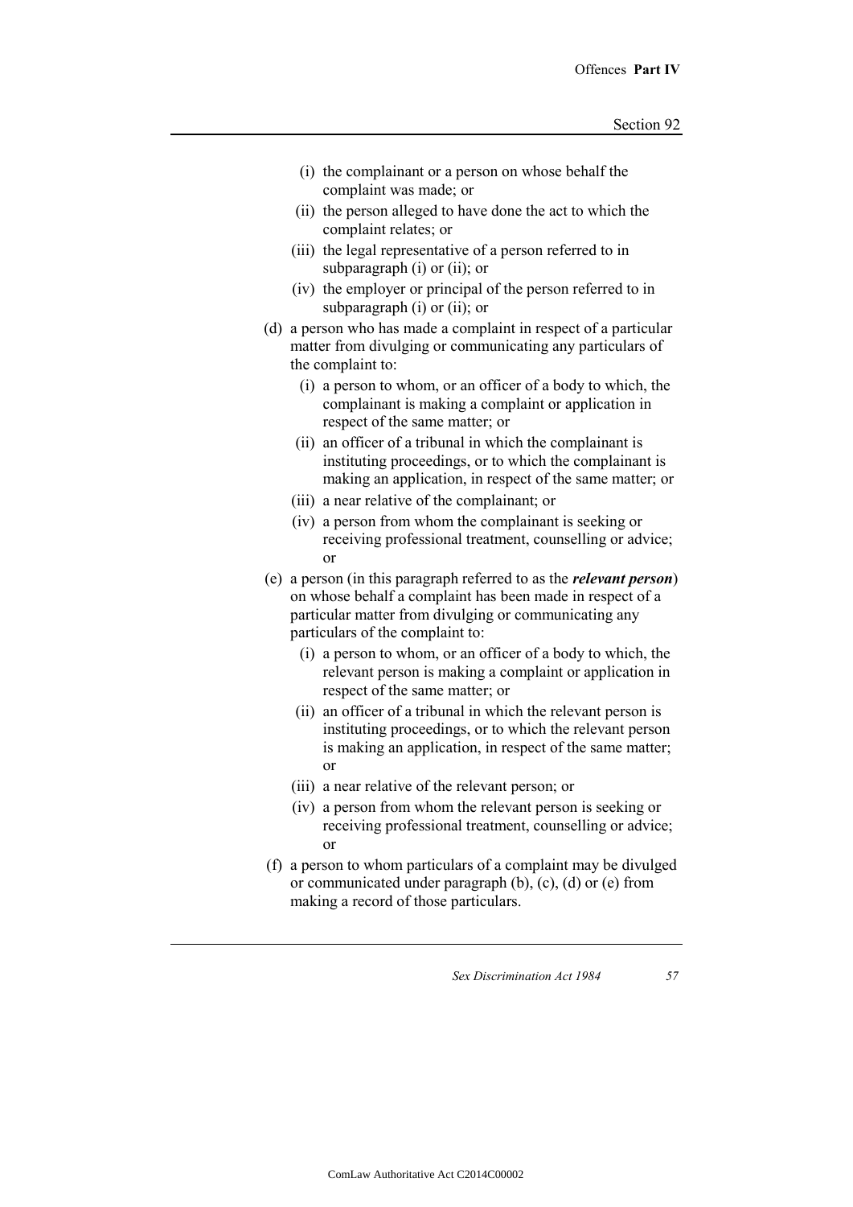(i) the complainant or a person on whose behalf the complaint was made; or

(ii) the person alleged to have done the act to which the complaint relates; or

(iii) the legal representative of a person referred to in subparagraph (i) or (ii); or

(iv) the employer or principal of the person referred to in subparagraph (i) or (ii); or

(d) a person who has made a complaint in respect of a particular matter from divulging or communicating any particulars of the complaint to:

(i) a person to whom, or an officer of a body to which, the complainant is making a complaint or application in respect of the same matter; or

(ii) an officer of a tribunal in which the complainant is instituting proceedings, or to which the complainant is making an application, in respect of the same matter; or

(iii) a near relative of the complainant; or

(iv) a person from whom the complainant is seeking or receiving professional treatment, counselling or advice; or

(e) a person (in this paragraph referred to as the ***relevant person***) on whose behalf a complaint has been made in respect of a particular matter from divulging or communicating any particulars of the complaint to:

(i) a person to whom, or an officer of a body to which, the relevant person is making a complaint or application in respect of the same matter; or

(ii) an officer of a tribunal in which the relevant person is instituting proceedings, or to which the relevant person is making an application, in respect of the same matter; or

(iii) a near relative of the relevant person; or

(iv) a person from whom the relevant person is seeking or receiving professional treatment, counselling or advice; or

(f) a person to whom particulars of a complaint may be divulged or communicated under paragraph (b), (c), (d) or (e) from making a record of those particulars.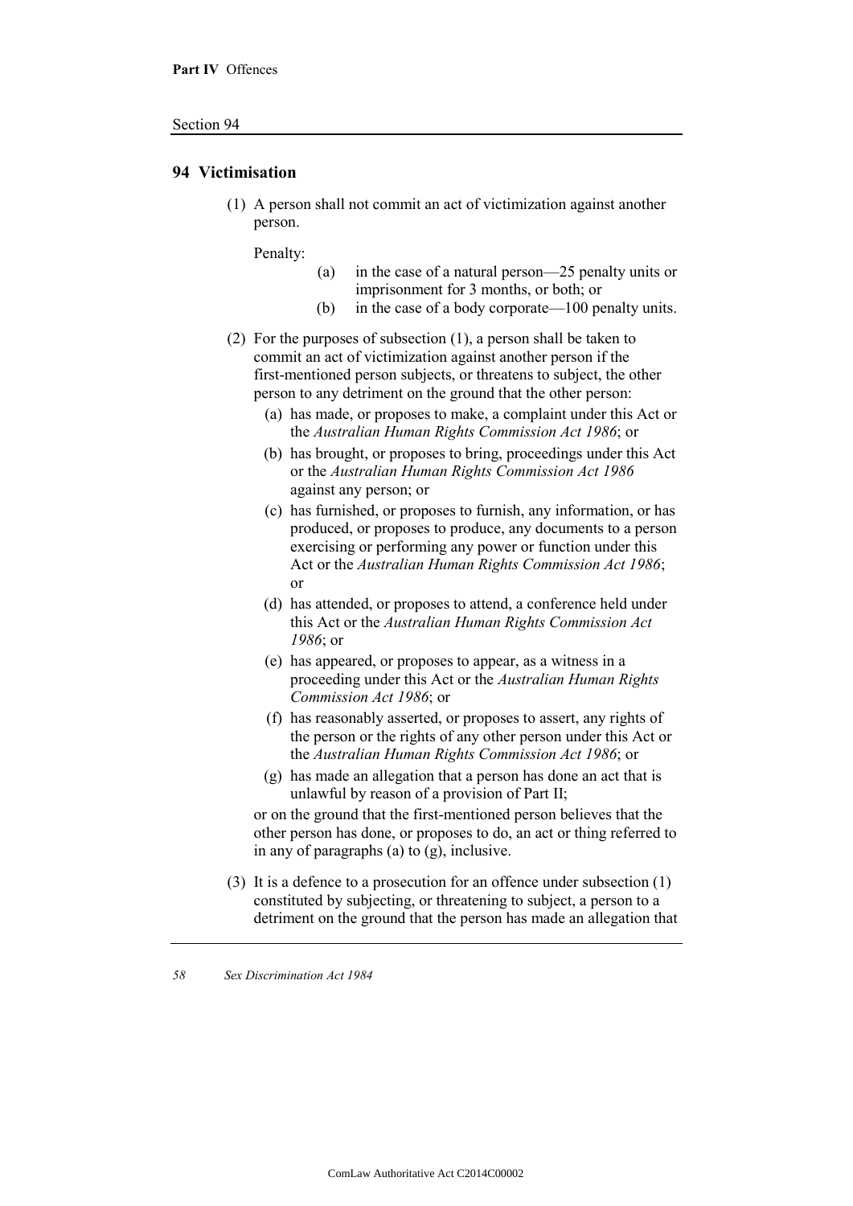## 94 Victimisation

(1) A person shall not commit an act of victimization against another person.

Penalty:

(a) in the case of a natural person—25 penalty units or imprisonment for 3 months, or both; or

(b) in the case of a body corporate—100 penalty units.

(2) For the purposes of subsection (1), a person shall be taken to commit an act of victimization against another person if the first-mentioned person subjects, or threatens to subject, the other person to any detriment on the ground that the other person:

(a) has made, or proposes to make, a complaint under this Act or the *Australian Human Rights Commission Act 1986*; or

(b) has brought, or proposes to bring, proceedings under this Act or the *Australian Human Rights Commission Act 1986* against any person; or

(c) has furnished, or proposes to furnish, any information, or has produced, or proposes to produce, any documents to a person exercising or performing any power or function under this Act or the *Australian Human Rights Commission Act 1986*; or

(d) has attended, or proposes to attend, a conference held under this Act or the *Australian Human Rights Commission Act 1986*; or

(e) has appeared, or proposes to appear, as a witness in a proceeding under this Act or the *Australian Human Rights Commission Act 1986*; or

(f) has reasonably asserted, or proposes to assert, any rights of the person or the rights of any other person under this Act or the *Australian Human Rights Commission Act 1986*; or

(g) has made an allegation that a person has done an act that is unlawful by reason of a provision of Part II;

or on the ground that the first-mentioned person believes that the other person has done, or proposes to do, an act or thing referred to in any of paragraphs (a) to (g), inclusive.

(3) It is a defence to a prosecution for an offence under subsection (1) constituted by subjecting, or threatening to subject, a person to a detriment on the ground that the person has made an allegation that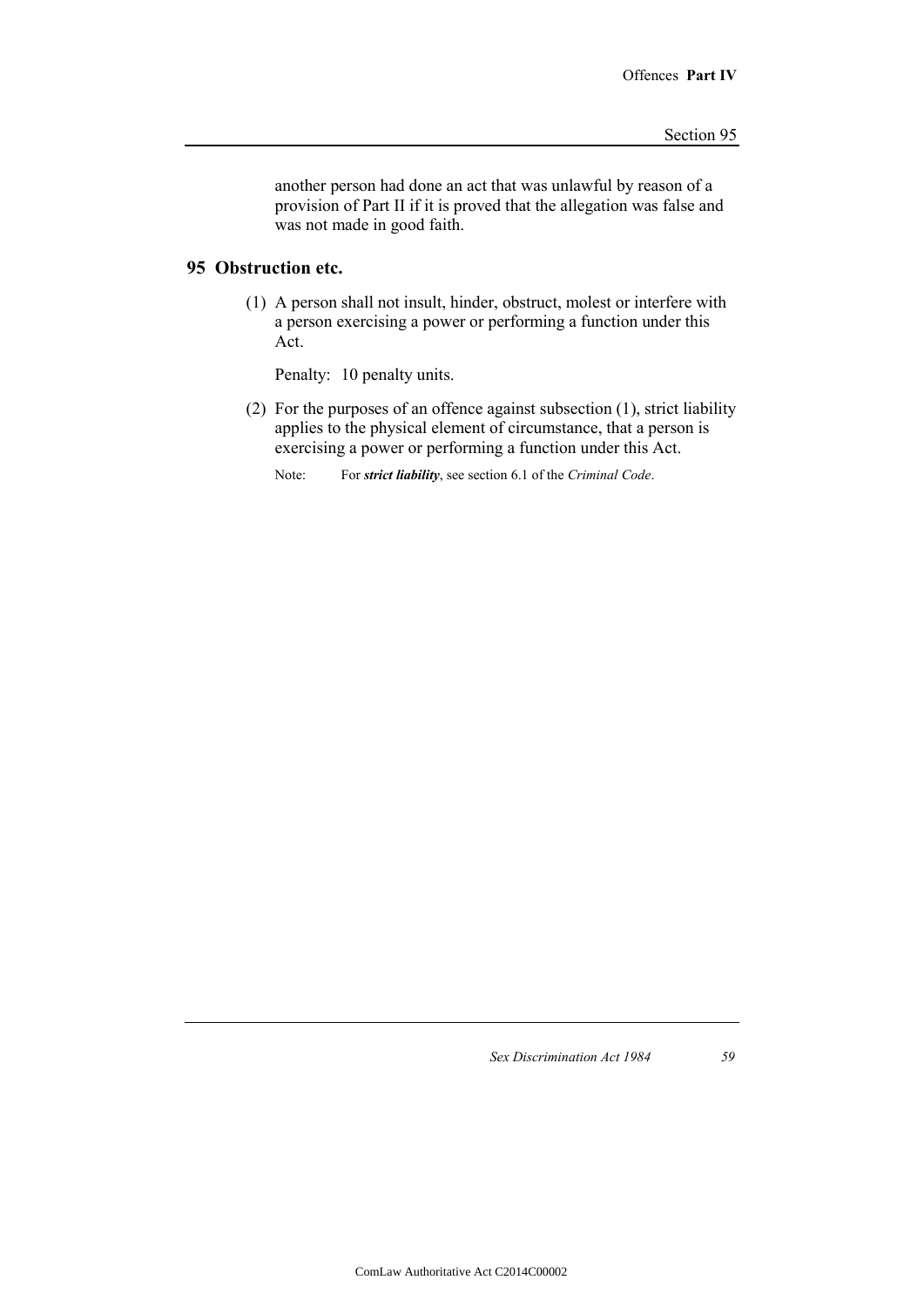another person had done an act that was unlawful by reason of a provision of Part II if it is proved that the allegation was false and was not made in good faith.

## 95 Obstruction etc.

(1) A person shall not insult, hinder, obstruct, molest or interfere with a person exercising a power or performing a function under this Act.

Penalty: 10 penalty units.

(2) For the purposes of an offence against subsection (1), strict liability applies to the physical element of circumstance, that a person is exercising a power or performing a function under this Act.

Note: For ***strict liability***, see section 6.1 of the *Criminal Code*.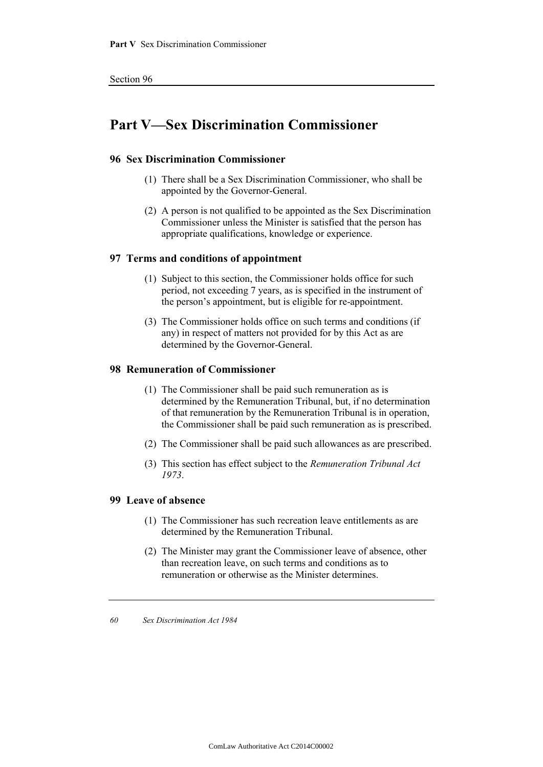# Part V—Sex Discrimination Commissioner

## 96 Sex Discrimination Commissioner

(1) There shall be a Sex Discrimination Commissioner, who shall be appointed by the Governor-General.

(2) A person is not qualified to be appointed as the Sex Discrimination Commissioner unless the Minister is satisfied that the person has appropriate qualifications, knowledge or experience.

## 97 Terms and conditions of appointment

(1) Subject to this section, the Commissioner holds office for such period, not exceeding 7 years, as is specified in the instrument of the person's appointment, but is eligible for re-appointment.

(3) The Commissioner holds office on such terms and conditions (if any) in respect of matters not provided for by this Act as are determined by the Governor-General.

## 98 Remuneration of Commissioner

(1) The Commissioner shall be paid such remuneration as is determined by the Remuneration Tribunal, but, if no determination of that remuneration by the Remuneration Tribunal is in operation, the Commissioner shall be paid such remuneration as is prescribed.

(2) The Commissioner shall be paid such allowances as are prescribed.

(3) This section has effect subject to the *Remuneration Tribunal Act 1973*.

## 99 Leave of absence

(1) The Commissioner has such recreation leave entitlements as are determined by the Remuneration Tribunal.

(2) The Minister may grant the Commissioner leave of absence, other than recreation leave, on such terms and conditions as to remuneration or otherwise as the Minister determines.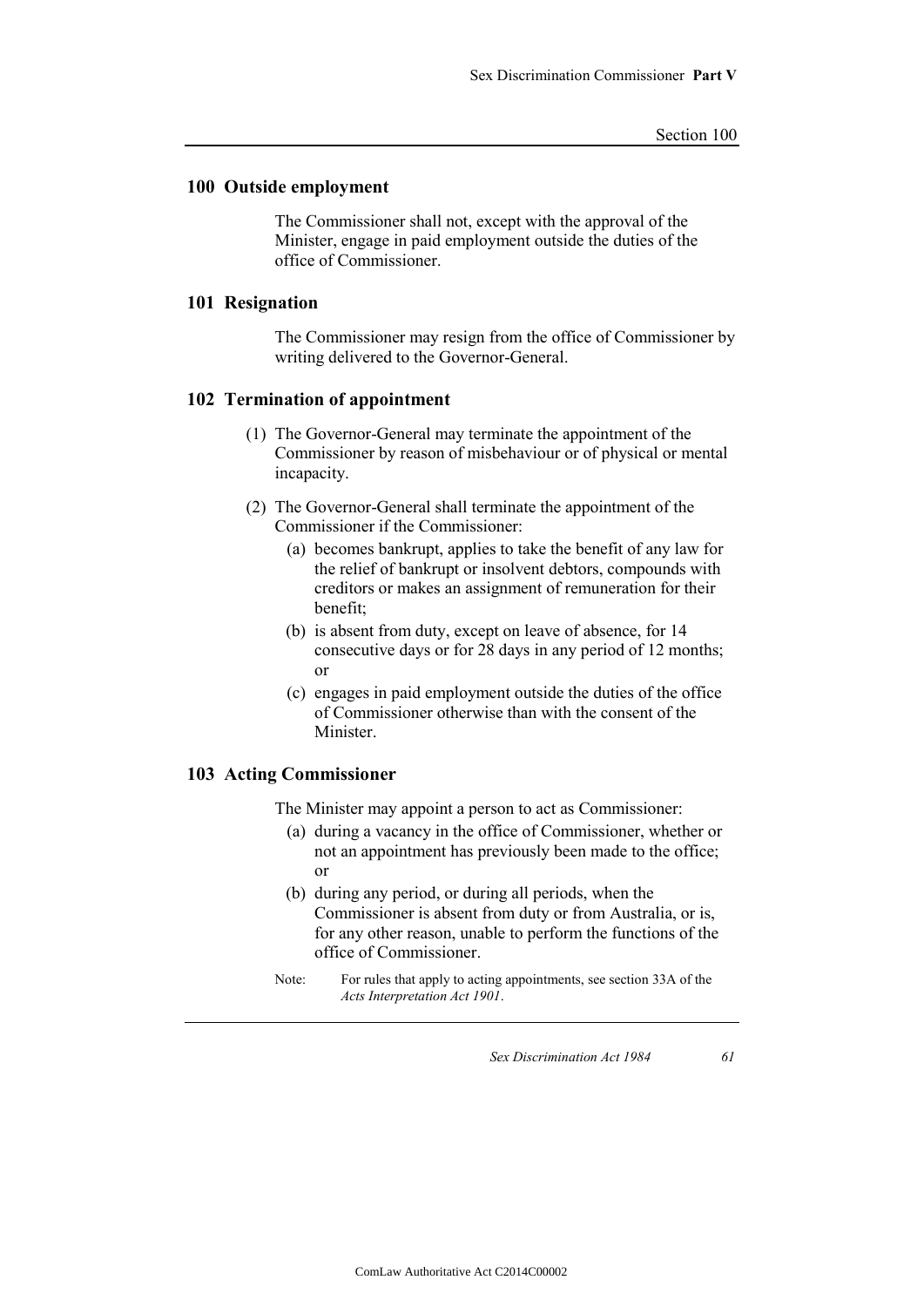## 100 Outside employment

The Commissioner shall not, except with the approval of the Minister, engage in paid employment outside the duties of the office of Commissioner.

## 101 Resignation

The Commissioner may resign from the office of Commissioner by writing delivered to the Governor-General.

## 102 Termination of appointment

(1) The Governor-General may terminate the appointment of the Commissioner by reason of misbehaviour or of physical or mental incapacity.

(2) The Governor-General shall terminate the appointment of the Commissioner if the Commissioner:

(a) becomes bankrupt, applies to take the benefit of any law for the relief of bankrupt or insolvent debtors, compounds with creditors or makes an assignment of remuneration for their benefit;

(b) is absent from duty, except on leave of absence, for 14 consecutive days or for 28 days in any period of 12 months; or

(c) engages in paid employment outside the duties of the office of Commissioner otherwise than with the consent of the Minister.

## 103 Acting Commissioner

The Minister may appoint a person to act as Commissioner:

(a) during a vacancy in the office of Commissioner, whether or not an appointment has previously been made to the office; or

(b) during any period, or during all periods, when the Commissioner is absent from duty or from Australia, or is, for any other reason, unable to perform the functions of the office of Commissioner.

Note: For rules that apply to acting appointments, see section 33A of the *Acts Interpretation Act 1901*.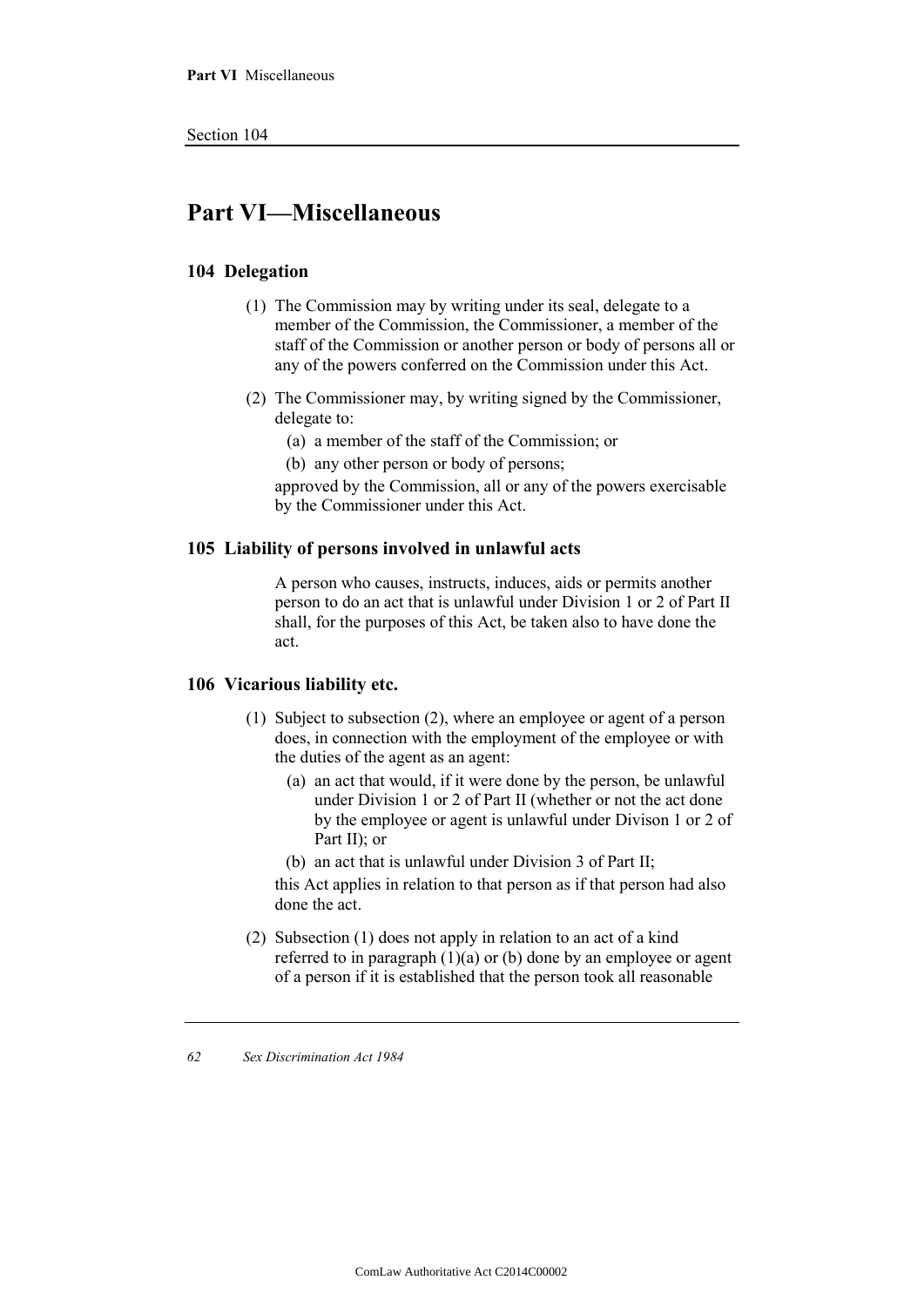# Part VI—Miscellaneous

## 104 Delegation

(1) The Commission may by writing under its seal, delegate to a member of the Commission, the Commissioner, a member of the staff of the Commission or another person or body of persons all or any of the powers conferred on the Commission under this Act.

(2) The Commissioner may, by writing signed by the Commissioner, delegate to:

   (a) a member of the staff of the Commission; or

   (b) any other person or body of persons;

approved by the Commission, all or any of the powers exercisable by the Commissioner under this Act.

## 105 Liability of persons involved in unlawful acts

A person who causes, instructs, induces, aids or permits another person to do an act that is unlawful under Division 1 or 2 of Part II shall, for the purposes of this Act, be taken also to have done the act.

## 106 Vicarious liability etc.

(1) Subject to subsection (2), where an employee or agent of a person does, in connection with the employment of the employee or with the duties of the agent as an agent:

   (a) an act that would, if it were done by the person, be unlawful under Division 1 or 2 of Part II (whether or not the act done by the employee or agent is unlawful under Divison 1 or 2 of Part II); or

   (b) an act that is unlawful under Division 3 of Part II;

this Act applies in relation to that person as if that person had also done the act.

(2) Subsection (1) does not apply in relation to an act of a kind referred to in paragraph (1)(a) or (b) done by an employee or agent of a person if it is established that the person took all reasonable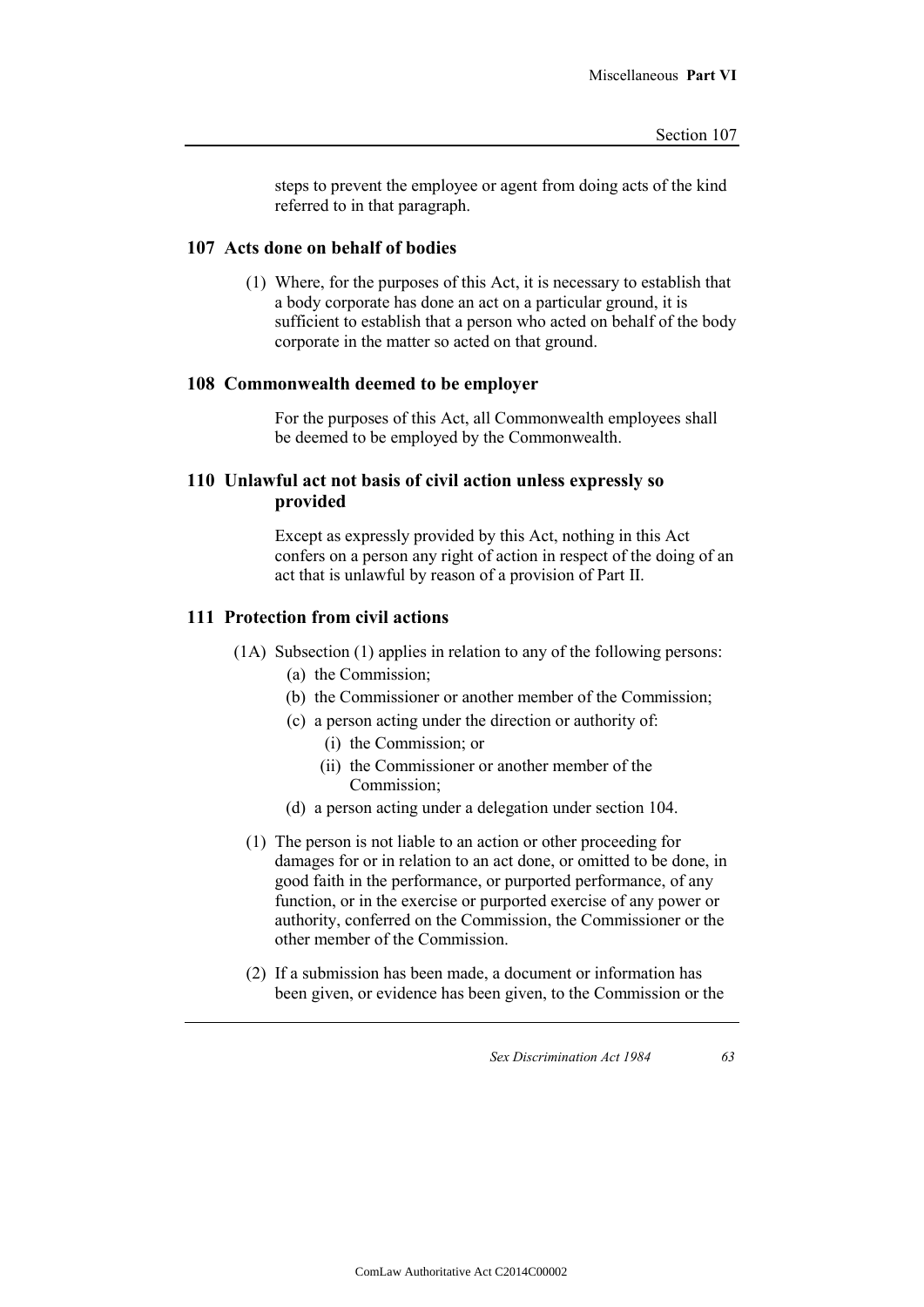steps to prevent the employee or agent from doing acts of the kind referred to in that paragraph.

## 107 Acts done on behalf of bodies

(1) Where, for the purposes of this Act, it is necessary to establish that a body corporate has done an act on a particular ground, it is sufficient to establish that a person who acted on behalf of the body corporate in the matter so acted on that ground.

## 108 Commonwealth deemed to be employer

For the purposes of this Act, all Commonwealth employees shall be deemed to be employed by the Commonwealth.

## 110 Unlawful act not basis of civil action unless expressly so provided

Except as expressly provided by this Act, nothing in this Act confers on a person any right of action in respect of the doing of an act that is unlawful by reason of a provision of Part II.

## 111 Protection from civil actions

(1A) Subsection (1) applies in relation to any of the following persons:

- (a) the Commission;
- (b) the Commissioner or another member of the Commission;
- (c) a person acting under the direction or authority of:
  - (i) the Commission; or
  - (ii) the Commissioner or another member of the Commission;
- (d) a person acting under a delegation under section 104.

(1) The person is not liable to an action or other proceeding for damages for or in relation to an act done, or omitted to be done, in good faith in the performance, or purported performance, of any function, or in the exercise or purported exercise of any power or authority, conferred on the Commission, the Commissioner or the other member of the Commission.

(2) If a submission has been made, a document or information has been given, or evidence has been given, to the Commission or the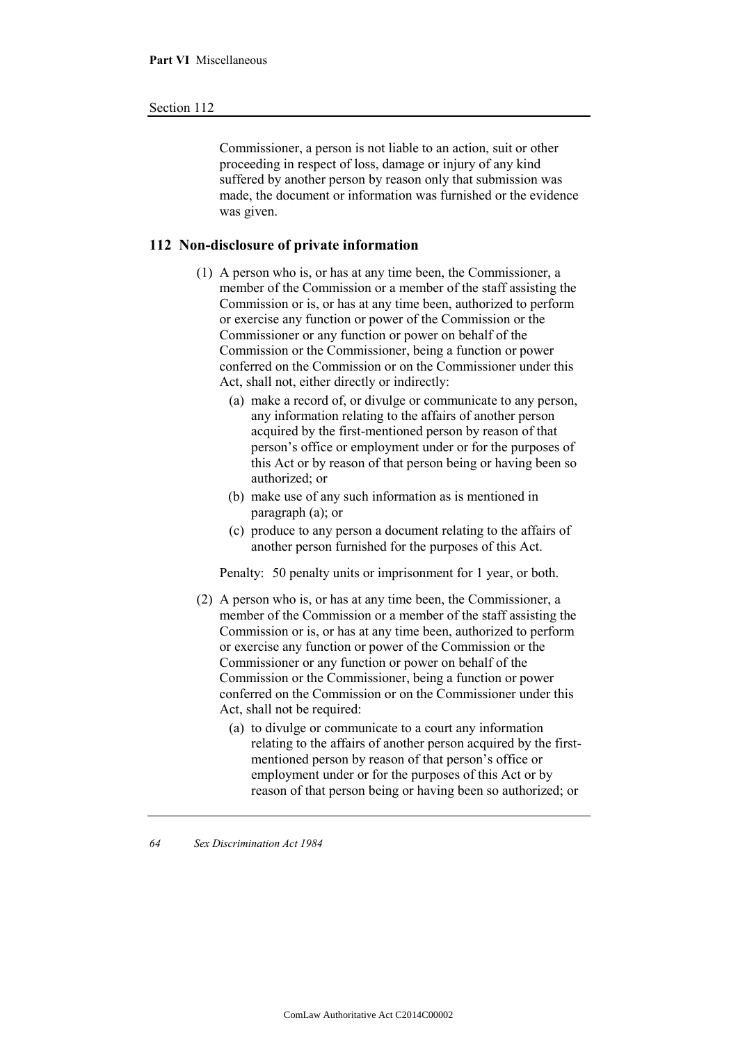Commissioner, a person is not liable to an action, suit or other proceeding in respect of loss, damage or injury of any kind suffered by another person by reason only that submission was made, the document or information was furnished or the evidence was given.

## 112 Non-disclosure of private information

(1) A person who is, or has at any time been, the Commissioner, a member of the Commission or a member of the staff assisting the Commission or is, or has at any time been, authorized to perform or exercise any function or power of the Commission or the Commissioner or any function or power on behalf of the Commission or the Commissioner, being a function or power conferred on the Commission or on the Commissioner under this Act, shall not, either directly or indirectly:

  (a) make a record of, or divulge or communicate to any person, any information relating to the affairs of another person acquired by the first-mentioned person by reason of that person's office or employment under or for the purposes of this Act or by reason of that person being or having been so authorized; or

  (b) make use of any such information as is mentioned in paragraph (a); or

  (c) produce to any person a document relating to the affairs of another person furnished for the purposes of this Act.

Penalty: 50 penalty units or imprisonment for 1 year, or both.

(2) A person who is, or has at any time been, the Commissioner, a member of the Commission or a member of the staff assisting the Commission or is, or has at any time been, authorized to perform or exercise any function or power of the Commission or the Commissioner or any function or power on behalf of the Commission or the Commissioner, being a function or power conferred on the Commission or on the Commissioner under this Act, shall not be required:

  (a) to divulge or communicate to a court any information relating to the affairs of another person acquired by the first-mentioned person by reason of that person's office or employment under or for the purposes of this Act or by reason of that person being or having been so authorized; or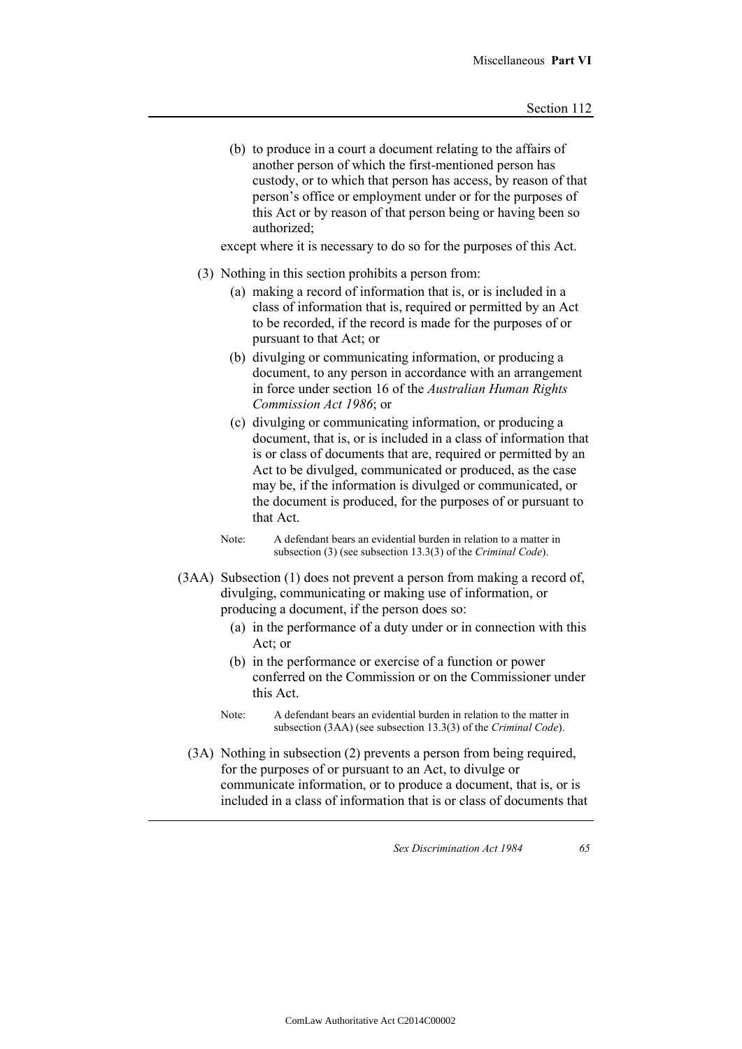(b) to produce in a court a document relating to the affairs of another person of which the first-mentioned person has custody, or to which that person has access, by reason of that person's office or employment under or for the purposes of this Act or by reason of that person being or having been so authorized;

except where it is necessary to do so for the purposes of this Act.

(3) Nothing in this section prohibits a person from:

(a) making a record of information that is, or is included in a class of information that is, required or permitted by an Act to be recorded, if the record is made for the purposes of or pursuant to that Act; or

(b) divulging or communicating information, or producing a document, to any person in accordance with an arrangement in force under section 16 of the *Australian Human Rights Commission Act 1986*; or

(c) divulging or communicating information, or producing a document, that is, or is included in a class of information that is or class of documents that are, required or permitted by an Act to be divulged, communicated or produced, as the case may be, if the information is divulged or communicated, or the document is produced, for the purposes of or pursuant to that Act.

Note: A defendant bears an evidential burden in relation to a matter in subsection (3) (see subsection 13.3(3) of the *Criminal Code*).

(3AA) Subsection (1) does not prevent a person from making a record of, divulging, communicating or making use of information, or producing a document, if the person does so:

(a) in the performance of a duty under or in connection with this Act; or

(b) in the performance or exercise of a function or power conferred on the Commission or on the Commissioner under this Act.

Note: A defendant bears an evidential burden in relation to the matter in subsection (3AA) (see subsection 13.3(3) of the *Criminal Code*).

(3A) Nothing in subsection (2) prevents a person from being required, for the purposes of or pursuant to an Act, to divulge or communicate information, or to produce a document, that is, or is included in a class of information that is or class of documents that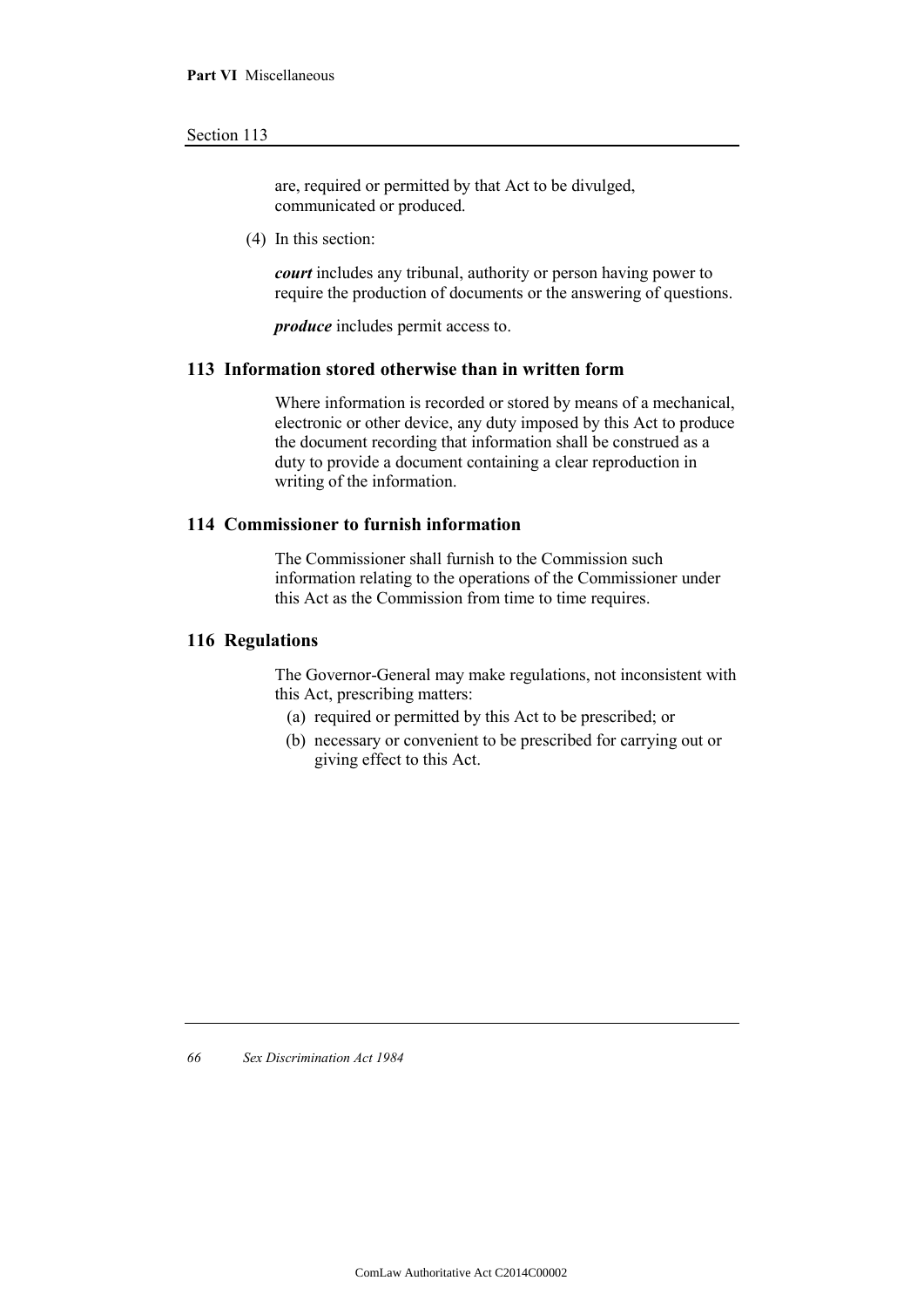are, required or permitted by that Act to be divulged, communicated or produced.

(4) In this section:

***court*** includes any tribunal, authority or person having power to require the production of documents or the answering of questions.

***produce*** includes permit access to.

### 113 Information stored otherwise than in written form

Where information is recorded or stored by means of a mechanical, electronic or other device, any duty imposed by this Act to produce the document recording that information shall be construed as a duty to provide a document containing a clear reproduction in writing of the information.

### 114 Commissioner to furnish information

The Commissioner shall furnish to the Commission such information relating to the operations of the Commissioner under this Act as the Commission from time to time requires.

### 116 Regulations

The Governor-General may make regulations, not inconsistent with this Act, prescribing matters:

(a) required or permitted by this Act to be prescribed; or

(b) necessary or convenient to be prescribed for carrying out or giving effect to this Act.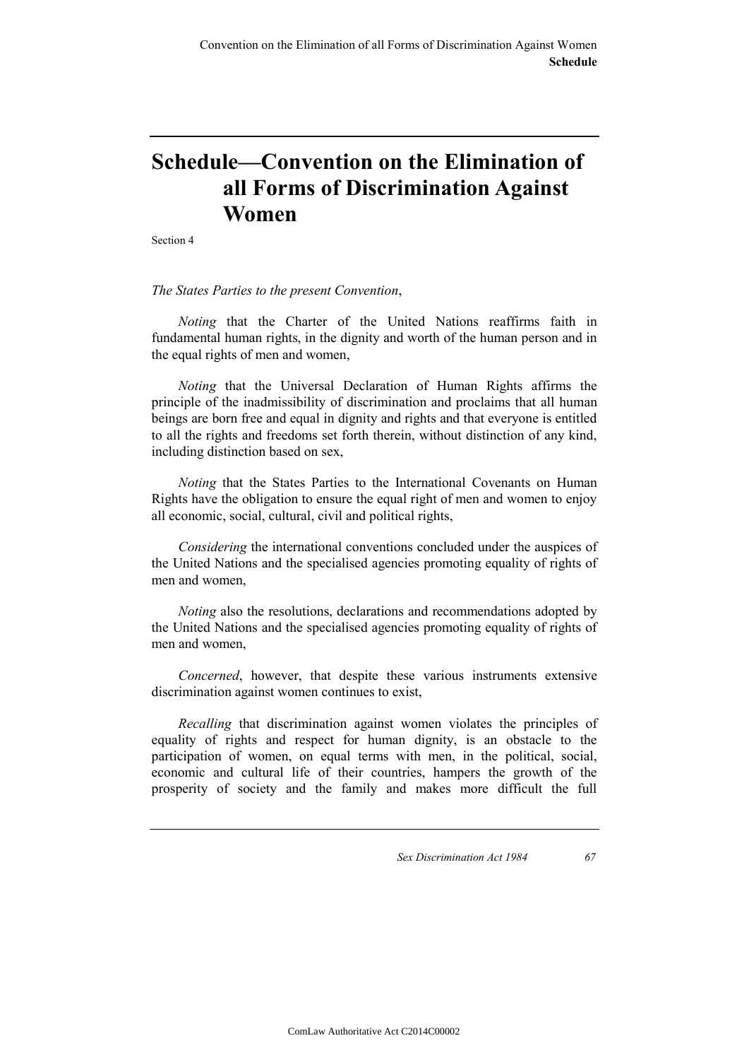# Schedule—Convention on the Elimination of all Forms of Discrimination Against Women

Section 4

*The States Parties to the present Convention*,

*Noting* that the Charter of the United Nations reaffirms faith in fundamental human rights, in the dignity and worth of the human person and in the equal rights of men and women,

*Noting* that the Universal Declaration of Human Rights affirms the principle of the inadmissibility of discrimination and proclaims that all human beings are born free and equal in dignity and rights and that everyone is entitled to all the rights and freedoms set forth therein, without distinction of any kind, including distinction based on sex,

*Noting* that the States Parties to the International Covenants on Human Rights have the obligation to ensure the equal right of men and women to enjoy all economic, social, cultural, civil and political rights,

*Considering* the international conventions concluded under the auspices of the United Nations and the specialised agencies promoting equality of rights of men and women,

*Noting* also the resolutions, declarations and recommendations adopted by the United Nations and the specialised agencies promoting equality of rights of men and women,

*Concerned*, however, that despite these various instruments extensive discrimination against women continues to exist,

*Recalling* that discrimination against women violates the principles of equality of rights and respect for human dignity, is an obstacle to the participation of women, on equal terms with men, in the political, social, economic and cultural life of their countries, hampers the growth of the prosperity of society and the family and makes more difficult the full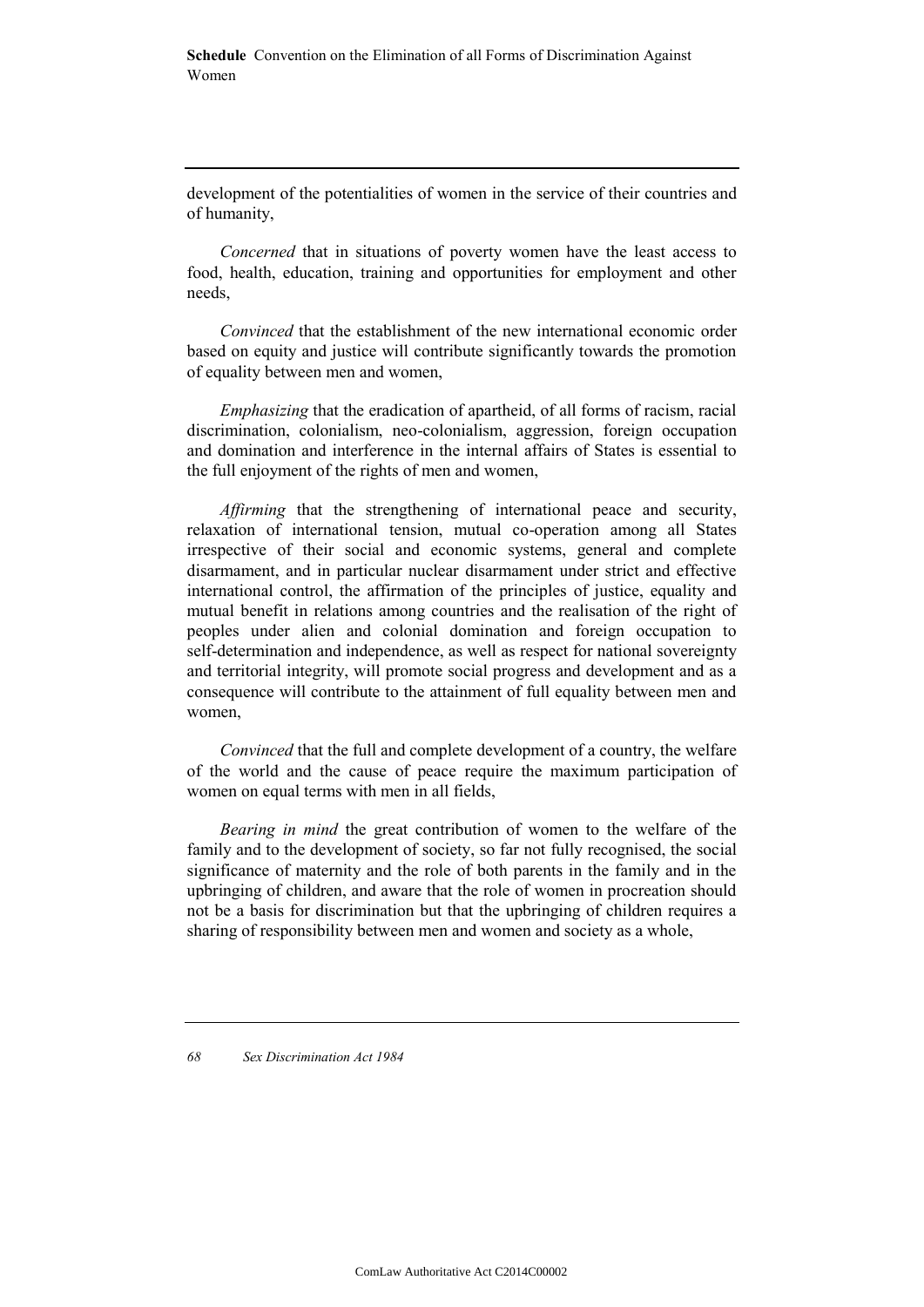development of the potentialities of women in the service of their countries and of humanity,

*Concerned* that in situations of poverty women have the least access to food, health, education, training and opportunities for employment and other needs,

*Convinced* that the establishment of the new international economic order based on equity and justice will contribute significantly towards the promotion of equality between men and women,

*Emphasizing* that the eradication of apartheid, of all forms of racism, racial discrimination, colonialism, neo-colonialism, aggression, foreign occupation and domination and interference in the internal affairs of States is essential to the full enjoyment of the rights of men and women,

*Affirming* that the strengthening of international peace and security, relaxation of international tension, mutual co-operation among all States irrespective of their social and economic systems, general and complete disarmament, and in particular nuclear disarmament under strict and effective international control, the affirmation of the principles of justice, equality and mutual benefit in relations among countries and the realisation of the right of peoples under alien and colonial domination and foreign occupation to self-determination and independence, as well as respect for national sovereignty and territorial integrity, will promote social progress and development and as a consequence will contribute to the attainment of full equality between men and women,

*Convinced* that the full and complete development of a country, the welfare of the world and the cause of peace require the maximum participation of women on equal terms with men in all fields,

*Bearing in mind* the great contribution of women to the welfare of the family and to the development of society, so far not fully recognised, the social significance of maternity and the role of both parents in the family and in the upbringing of children, and aware that the role of women in procreation should not be a basis for discrimination but that the upbringing of children requires a sharing of responsibility between men and women and society as a whole,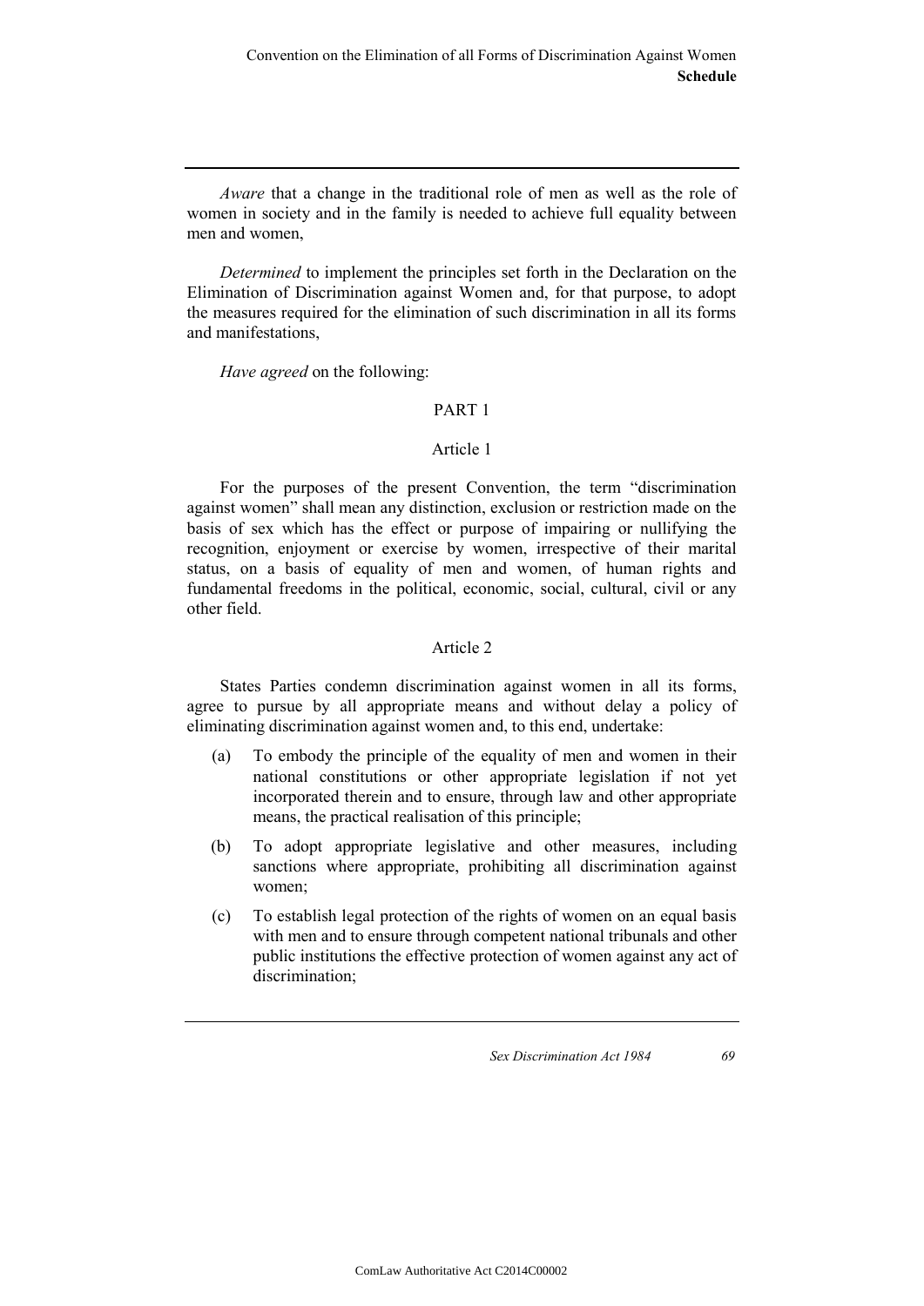*Aware* that a change in the traditional role of men as well as the role of women in society and in the family is needed to achieve full equality between men and women,

*Determined* to implement the principles set forth in the Declaration on the Elimination of Discrimination against Women and, for that purpose, to adopt the measures required for the elimination of such discrimination in all its forms and manifestations,

*Have agreed* on the following:

## PART 1

### Article 1

For the purposes of the present Convention, the term "discrimination against women" shall mean any distinction, exclusion or restriction made on the basis of sex which has the effect or purpose of impairing or nullifying the recognition, enjoyment or exercise by women, irrespective of their marital status, on a basis of equality of men and women, of human rights and fundamental freedoms in the political, economic, social, cultural, civil or any other field.

### Article 2

States Parties condemn discrimination against women in all its forms, agree to pursue by all appropriate means and without delay a policy of eliminating discrimination against women and, to this end, undertake:

(a) To embody the principle of the equality of men and women in their national constitutions or other appropriate legislation if not yet incorporated therein and to ensure, through law and other appropriate means, the practical realisation of this principle;

(b) To adopt appropriate legislative and other measures, including sanctions where appropriate, prohibiting all discrimination against women;

(c) To establish legal protection of the rights of women on an equal basis with men and to ensure through competent national tribunals and other public institutions the effective protection of women against any act of discrimination;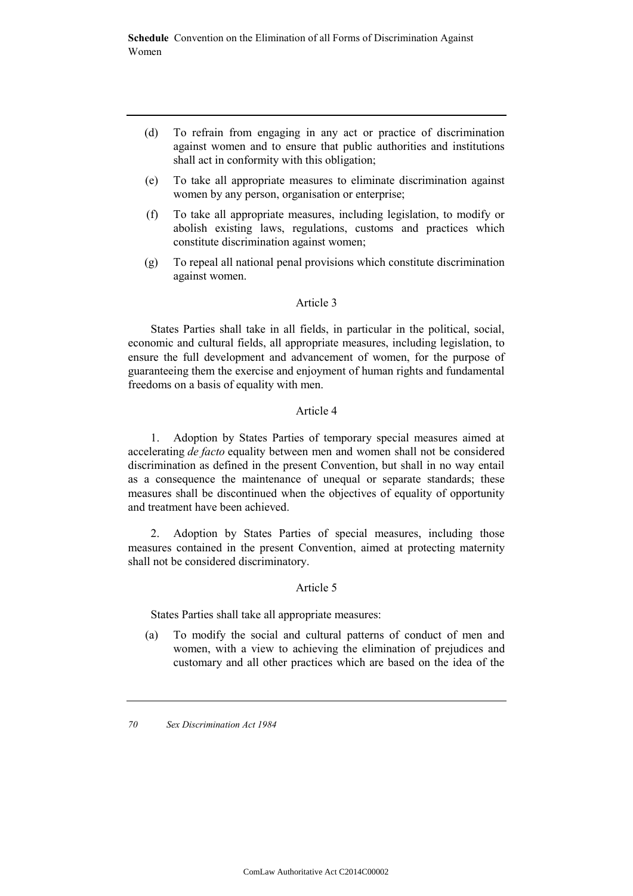(d) To refrain from engaging in any act or practice of discrimination against women and to ensure that public authorities and institutions shall act in conformity with this obligation;

(e) To take all appropriate measures to eliminate discrimination against women by any person, organisation or enterprise;

(f) To take all appropriate measures, including legislation, to modify or abolish existing laws, regulations, customs and practices which constitute discrimination against women;

(g) To repeal all national penal provisions which constitute discrimination against women.

Article 3

States Parties shall take in all fields, in particular in the political, social, economic and cultural fields, all appropriate measures, including legislation, to ensure the full development and advancement of women, for the purpose of guaranteeing them the exercise and enjoyment of human rights and fundamental freedoms on a basis of equality with men.

Article 4

1. Adoption by States Parties of temporary special measures aimed at accelerating *de facto* equality between men and women shall not be considered discrimination as defined in the present Convention, but shall in no way entail as a consequence the maintenance of unequal or separate standards; these measures shall be discontinued when the objectives of equality of opportunity and treatment have been achieved.

2. Adoption by States Parties of special measures, including those measures contained in the present Convention, aimed at protecting maternity shall not be considered discriminatory.

Article 5

States Parties shall take all appropriate measures:

(a) To modify the social and cultural patterns of conduct of men and women, with a view to achieving the elimination of prejudices and customary and all other practices which are based on the idea of the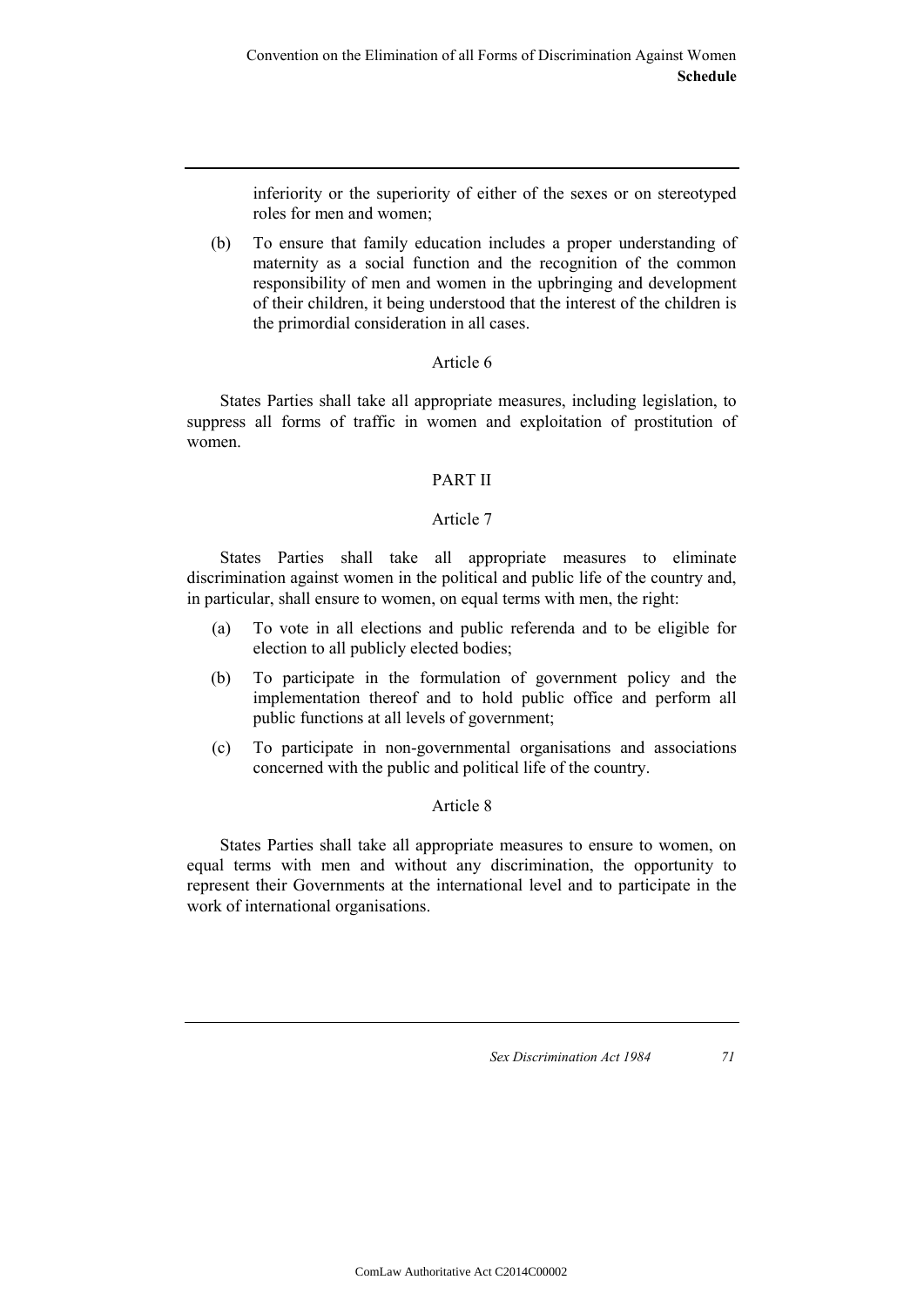inferiority or the superiority of either of the sexes or on stereotyped roles for men and women;

(b) To ensure that family education includes a proper understanding of maternity as a social function and the recognition of the common responsibility of men and women in the upbringing and development of their children, it being understood that the interest of the children is the primordial consideration in all cases.

Article 6

States Parties shall take all appropriate measures, including legislation, to suppress all forms of traffic in women and exploitation of prostitution of women.

PART II

Article 7

States Parties shall take all appropriate measures to eliminate discrimination against women in the political and public life of the country and, in particular, shall ensure to women, on equal terms with men, the right:

(a) To vote in all elections and public referenda and to be eligible for election to all publicly elected bodies;

(b) To participate in the formulation of government policy and the implementation thereof and to hold public office and perform all public functions at all levels of government;

(c) To participate in non-governmental organisations and associations concerned with the public and political life of the country.

Article 8

States Parties shall take all appropriate measures to ensure to women, on equal terms with men and without any discrimination, the opportunity to represent their Governments at the international level and to participate in the work of international organisations.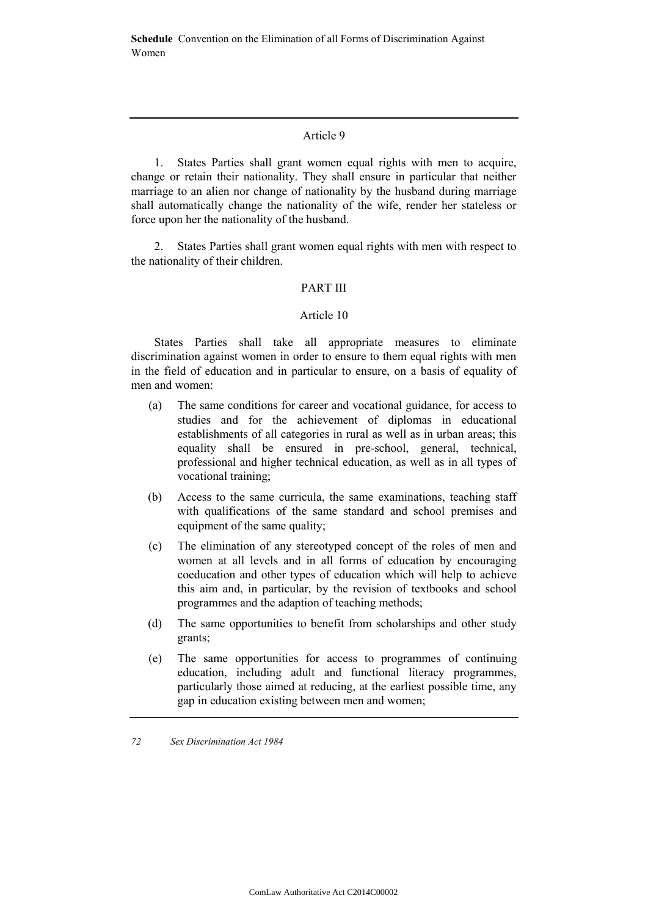## Article 9

1. States Parties shall grant women equal rights with men to acquire, change or retain their nationality. They shall ensure in particular that neither marriage to an alien nor change of nationality by the husband during marriage shall automatically change the nationality of the wife, render her stateless or force upon her the nationality of the husband.

2. States Parties shall grant women equal rights with men with respect to the nationality of their children.

## PART III

## Article 10

States Parties shall take all appropriate measures to eliminate discrimination against women in order to ensure to them equal rights with men in the field of education and in particular to ensure, on a basis of equality of men and women:

(a) The same conditions for career and vocational guidance, for access to studies and for the achievement of diplomas in educational establishments of all categories in rural as well as in urban areas; this equality shall be ensured in pre-school, general, technical, professional and higher technical education, as well as in all types of vocational training;

(b) Access to the same curricula, the same examinations, teaching staff with qualifications of the same standard and school premises and equipment of the same quality;

(c) The elimination of any stereotyped concept of the roles of men and women at all levels and in all forms of education by encouraging coeducation and other types of education which will help to achieve this aim and, in particular, by the revision of textbooks and school programmes and the adaption of teaching methods;

(d) The same opportunities to benefit from scholarships and other study grants;

(e) The same opportunities for access to programmes of continuing education, including adult and functional literacy programmes, particularly those aimed at reducing, at the earliest possible time, any gap in education existing between men and women;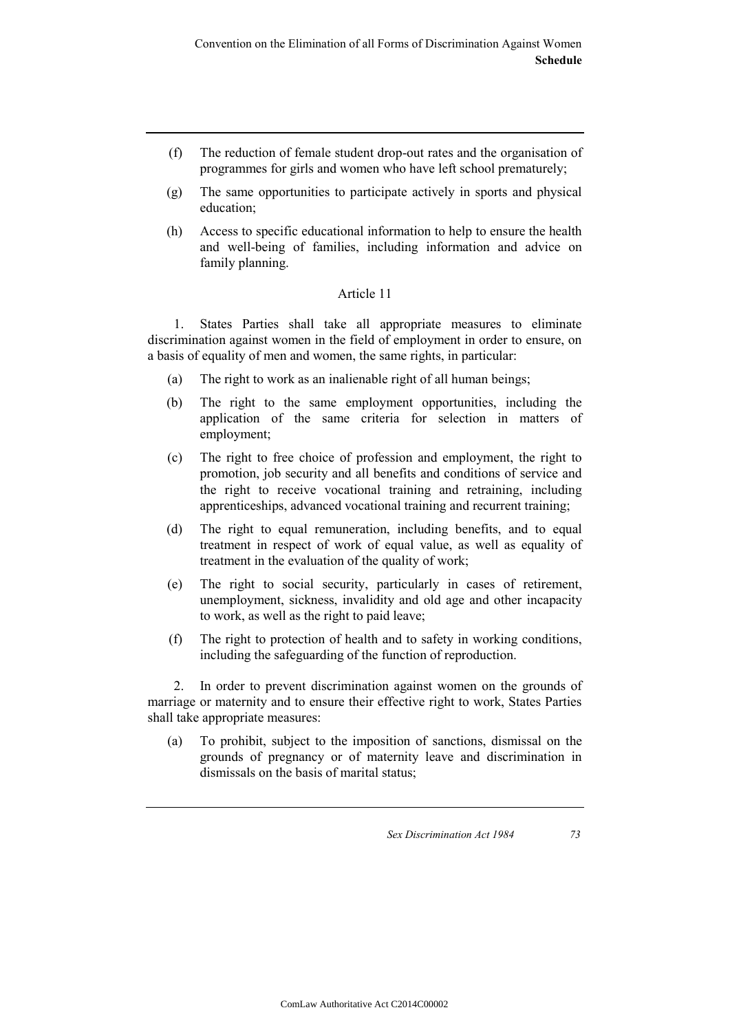(f) The reduction of female student drop-out rates and the organisation of programmes for girls and women who have left school prematurely;

(g) The same opportunities to participate actively in sports and physical education;

(h) Access to specific educational information to help to ensure the health and well-being of families, including information and advice on family planning.

Article 11

1. States Parties shall take all appropriate measures to eliminate discrimination against women in the field of employment in order to ensure, on a basis of equality of men and women, the same rights, in particular:

(a) The right to work as an inalienable right of all human beings;

(b) The right to the same employment opportunities, including the application of the same criteria for selection in matters of employment;

(c) The right to free choice of profession and employment, the right to promotion, job security and all benefits and conditions of service and the right to receive vocational training and retraining, including apprenticeships, advanced vocational training and recurrent training;

(d) The right to equal remuneration, including benefits, and to equal treatment in respect of work of equal value, as well as equality of treatment in the evaluation of the quality of work;

(e) The right to social security, particularly in cases of retirement, unemployment, sickness, invalidity and old age and other incapacity to work, as well as the right to paid leave;

(f) The right to protection of health and to safety in working conditions, including the safeguarding of the function of reproduction.

2. In order to prevent discrimination against women on the grounds of marriage or maternity and to ensure their effective right to work, States Parties shall take appropriate measures:

(a) To prohibit, subject to the imposition of sanctions, dismissal on the grounds of pregnancy or of maternity leave and discrimination in dismissals on the basis of marital status;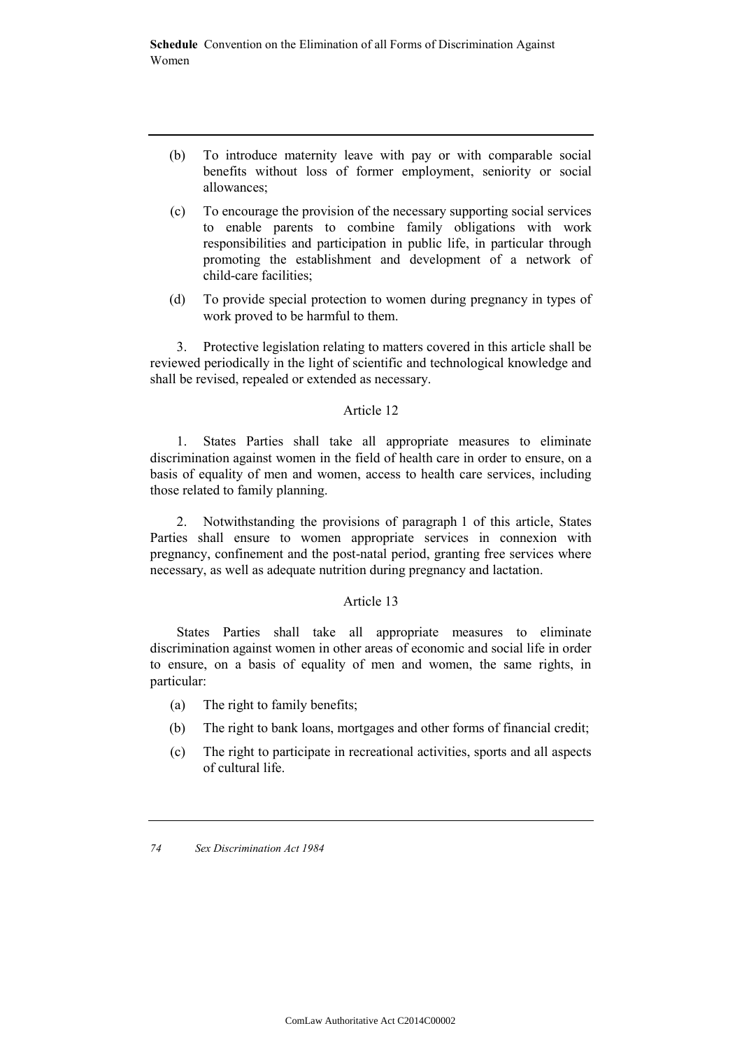(b) To introduce maternity leave with pay or with comparable social benefits without loss of former employment, seniority or social allowances;

(c) To encourage the provision of the necessary supporting social services to enable parents to combine family obligations with work responsibilities and participation in public life, in particular through promoting the establishment and development of a network of child-care facilities;

(d) To provide special protection to women during pregnancy in types of work proved to be harmful to them.

3. Protective legislation relating to matters covered in this article shall be reviewed periodically in the light of scientific and technological knowledge and shall be revised, repealed or extended as necessary.

Article 12

1. States Parties shall take all appropriate measures to eliminate discrimination against women in the field of health care in order to ensure, on a basis of equality of men and women, access to health care services, including those related to family planning.

2. Notwithstanding the provisions of paragraph 1 of this article, States Parties shall ensure to women appropriate services in connexion with pregnancy, confinement and the post-natal period, granting free services where necessary, as well as adequate nutrition during pregnancy and lactation.

Article 13

States Parties shall take all appropriate measures to eliminate discrimination against women in other areas of economic and social life in order to ensure, on a basis of equality of men and women, the same rights, in particular:

(a) The right to family benefits;

(b) The right to bank loans, mortgages and other forms of financial credit;

(c) The right to participate in recreational activities, sports and all aspects of cultural life.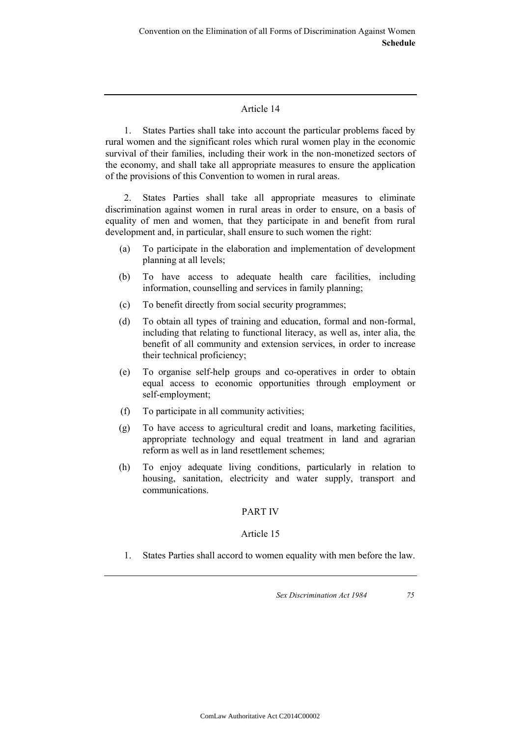## Article 14

1. States Parties shall take into account the particular problems faced by rural women and the significant roles which rural women play in the economic survival of their families, including their work in the non-monetized sectors of the economy, and shall take all appropriate measures to ensure the application of the provisions of this Convention to women in rural areas.

2. States Parties shall take all appropriate measures to eliminate discrimination against women in rural areas in order to ensure, on a basis of equality of men and women, that they participate in and benefit from rural development and, in particular, shall ensure to such women the right:

(a) To participate in the elaboration and implementation of development planning at all levels;

(b) To have access to adequate health care facilities, including information, counselling and services in family planning;

(c) To benefit directly from social security programmes;

(d) To obtain all types of training and education, formal and non-formal, including that relating to functional literacy, as well as, inter alia, the benefit of all community and extension services, in order to increase their technical proficiency;

(e) To organise self-help groups and co-operatives in order to obtain equal access to economic opportunities through employment or self-employment;

(f) To participate in all community activities;

(g) To have access to agricultural credit and loans, marketing facilities, appropriate technology and equal treatment in land and agrarian reform as well as in land resettlement schemes;

(h) To enjoy adequate living conditions, particularly in relation to housing, sanitation, electricity and water supply, transport and communications.

## PART IV

## Article 15

1. States Parties shall accord to women equality with men before the law.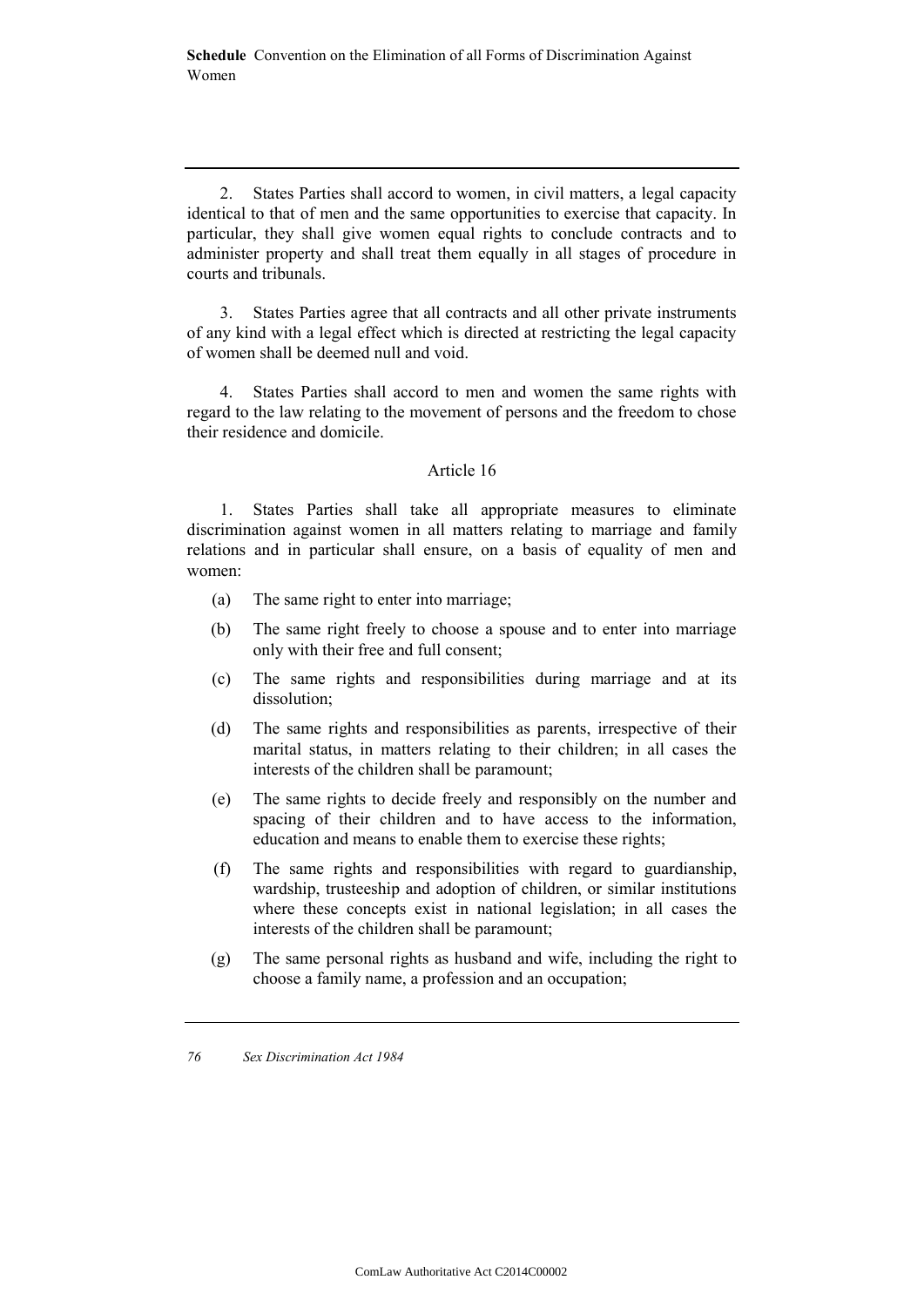2. States Parties shall accord to women, in civil matters, a legal capacity identical to that of men and the same opportunities to exercise that capacity. In particular, they shall give women equal rights to conclude contracts and to administer property and shall treat them equally in all stages of procedure in courts and tribunals.

3. States Parties agree that all contracts and all other private instruments of any kind with a legal effect which is directed at restricting the legal capacity of women shall be deemed null and void.

4. States Parties shall accord to men and women the same rights with regard to the law relating to the movement of persons and the freedom to chose their residence and domicile.

Article 16

1. States Parties shall take all appropriate measures to eliminate discrimination against women in all matters relating to marriage and family relations and in particular shall ensure, on a basis of equality of men and women:

(a) The same right to enter into marriage;

(b) The same right freely to choose a spouse and to enter into marriage only with their free and full consent;

(c) The same rights and responsibilities during marriage and at its dissolution;

(d) The same rights and responsibilities as parents, irrespective of their marital status, in matters relating to their children; in all cases the interests of the children shall be paramount;

(e) The same rights to decide freely and responsibly on the number and spacing of their children and to have access to the information, education and means to enable them to exercise these rights;

(f) The same rights and responsibilities with regard to guardianship, wardship, trusteeship and adoption of children, or similar institutions where these concepts exist in national legislation; in all cases the interests of the children shall be paramount;

(g) The same personal rights as husband and wife, including the right to choose a family name, a profession and an occupation;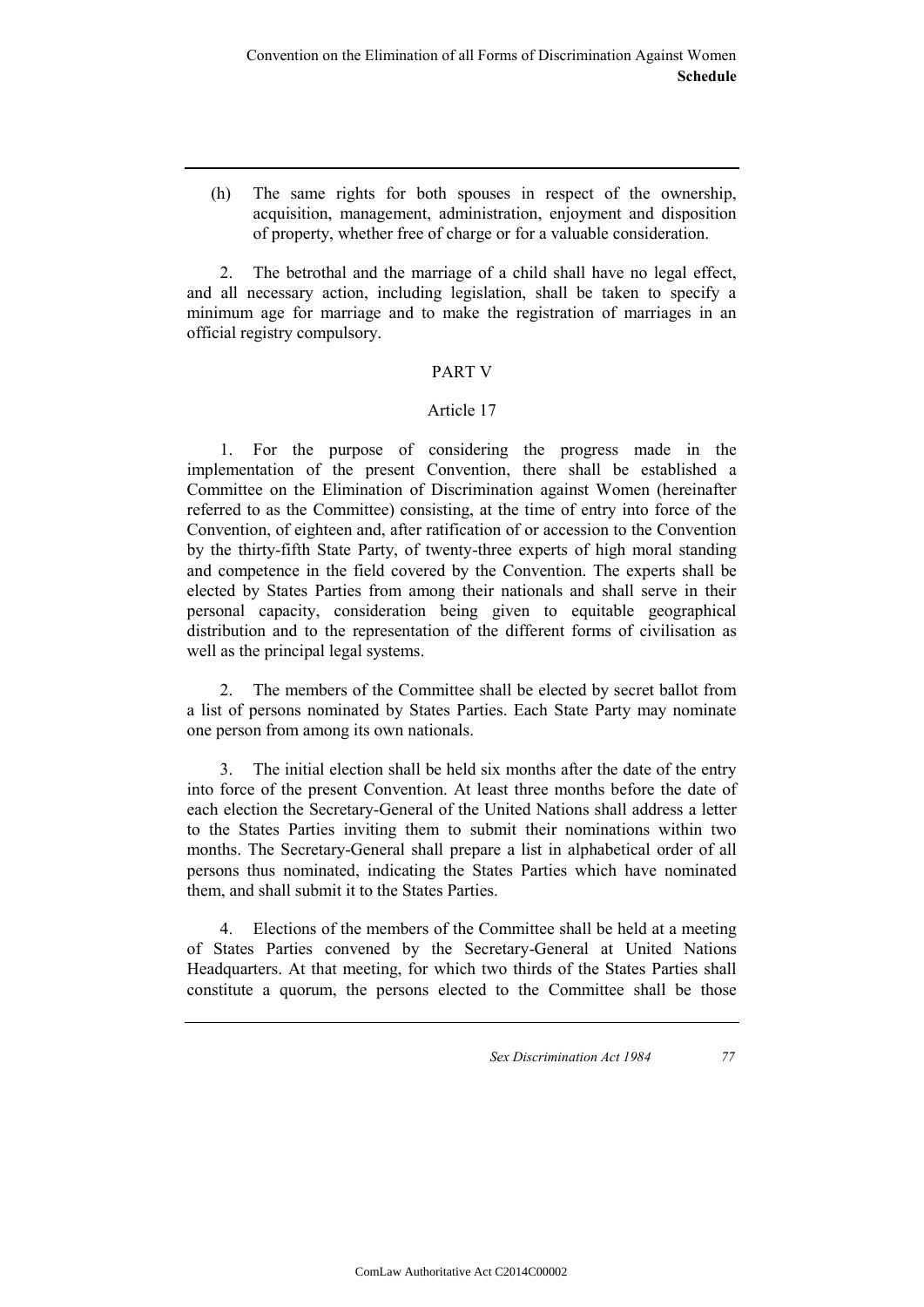(h) The same rights for both spouses in respect of the ownership, acquisition, management, administration, enjoyment and disposition of property, whether free of charge or for a valuable consideration.

2. The betrothal and the marriage of a child shall have no legal effect, and all necessary action, including legislation, shall be taken to specify a minimum age for marriage and to make the registration of marriages in an official registry compulsory.

## PART V

### Article 17

1. For the purpose of considering the progress made in the implementation of the present Convention, there shall be established a Committee on the Elimination of Discrimination against Women (hereinafter referred to as the Committee) consisting, at the time of entry into force of the Convention, of eighteen and, after ratification of or accession to the Convention by the thirty-fifth State Party, of twenty-three experts of high moral standing and competence in the field covered by the Convention. The experts shall be elected by States Parties from among their nationals and shall serve in their personal capacity, consideration being given to equitable geographical distribution and to the representation of the different forms of civilisation as well as the principal legal systems.

2. The members of the Committee shall be elected by secret ballot from a list of persons nominated by States Parties. Each State Party may nominate one person from among its own nationals.

3. The initial election shall be held six months after the date of the entry into force of the present Convention. At least three months before the date of each election the Secretary-General of the United Nations shall address a letter to the States Parties inviting them to submit their nominations within two months. The Secretary-General shall prepare a list in alphabetical order of all persons thus nominated, indicating the States Parties which have nominated them, and shall submit it to the States Parties.

4. Elections of the members of the Committee shall be held at a meeting of States Parties convened by the Secretary-General at United Nations Headquarters. At that meeting, for which two thirds of the States Parties shall constitute a quorum, the persons elected to the Committee shall be those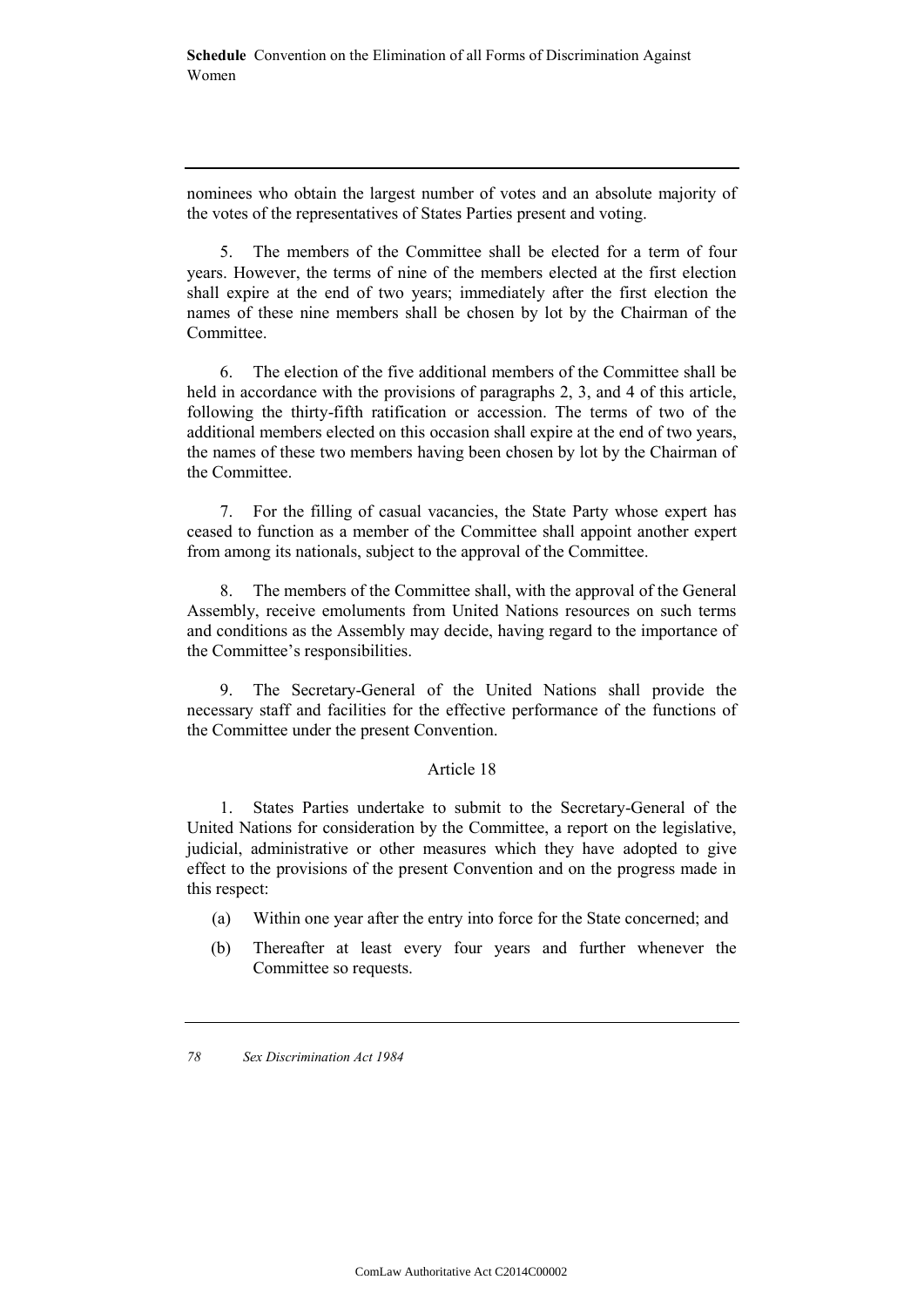nominees who obtain the largest number of votes and an absolute majority of the votes of the representatives of States Parties present and voting.

5. The members of the Committee shall be elected for a term of four years. However, the terms of nine of the members elected at the first election shall expire at the end of two years; immediately after the first election the names of these nine members shall be chosen by lot by the Chairman of the Committee.

6. The election of the five additional members of the Committee shall be held in accordance with the provisions of paragraphs 2, 3, and 4 of this article, following the thirty-fifth ratification or accession. The terms of two of the additional members elected on this occasion shall expire at the end of two years, the names of these two members having been chosen by lot by the Chairman of the Committee.

7. For the filling of casual vacancies, the State Party whose expert has ceased to function as a member of the Committee shall appoint another expert from among its nationals, subject to the approval of the Committee.

8. The members of the Committee shall, with the approval of the General Assembly, receive emoluments from United Nations resources on such terms and conditions as the Assembly may decide, having regard to the importance of the Committee's responsibilities.

9. The Secretary-General of the United Nations shall provide the necessary staff and facilities for the effective performance of the functions of the Committee under the present Convention.

Article 18

1. States Parties undertake to submit to the Secretary-General of the United Nations for consideration by the Committee, a report on the legislative, judicial, administrative or other measures which they have adopted to give effect to the provisions of the present Convention and on the progress made in this respect:

(a) Within one year after the entry into force for the State concerned; and

(b) Thereafter at least every four years and further whenever the Committee so requests.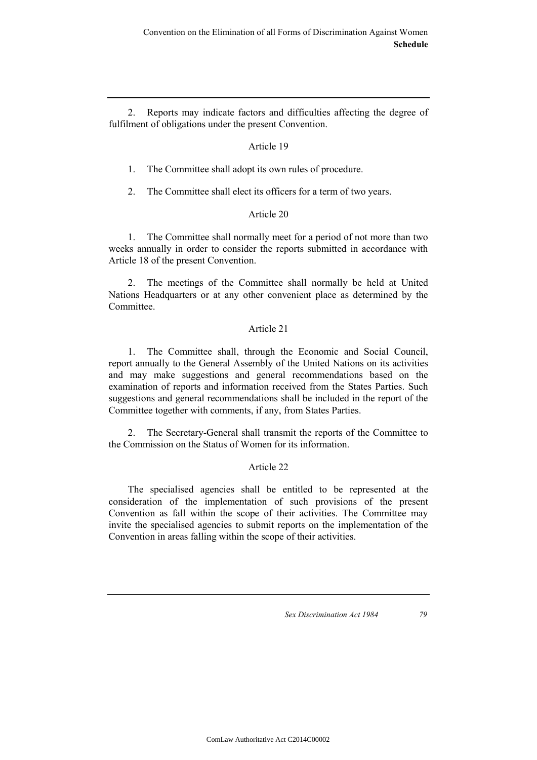2. Reports may indicate factors and difficulties affecting the degree of fulfilment of obligations under the present Convention.

Article 19

1. The Committee shall adopt its own rules of procedure.

2. The Committee shall elect its officers for a term of two years.

Article 20

1. The Committee shall normally meet for a period of not more than two weeks annually in order to consider the reports submitted in accordance with Article 18 of the present Convention.

2. The meetings of the Committee shall normally be held at United Nations Headquarters or at any other convenient place as determined by the Committee.

Article 21

1. The Committee shall, through the Economic and Social Council, report annually to the General Assembly of the United Nations on its activities and may make suggestions and general recommendations based on the examination of reports and information received from the States Parties. Such suggestions and general recommendations shall be included in the report of the Committee together with comments, if any, from States Parties.

2. The Secretary-General shall transmit the reports of the Committee to the Commission on the Status of Women for its information.

Article 22

The specialised agencies shall be entitled to be represented at the consideration of the implementation of such provisions of the present Convention as fall within the scope of their activities. The Committee may invite the specialised agencies to submit reports on the implementation of the Convention in areas falling within the scope of their activities.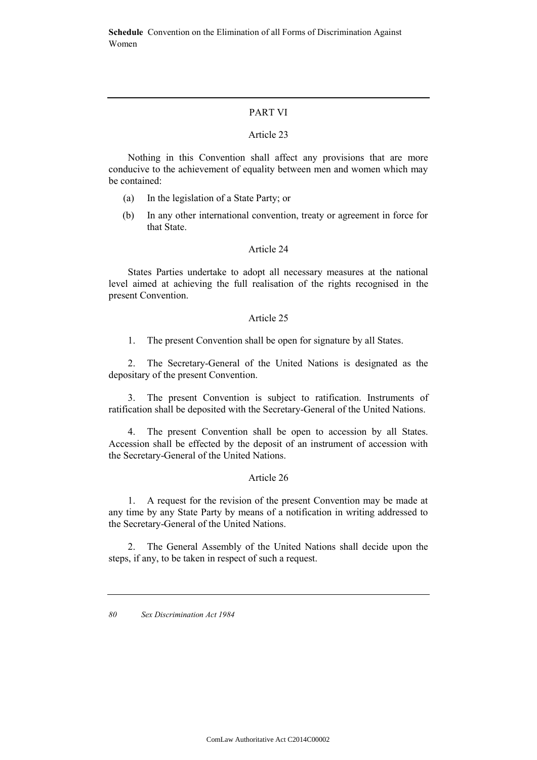## PART VI

### Article 23

Nothing in this Convention shall affect any provisions that are more conducive to the achievement of equality between men and women which may be contained:

(a) In the legislation of a State Party; or

(b) In any other international convention, treaty or agreement in force for that State.

### Article 24

States Parties undertake to adopt all necessary measures at the national level aimed at achieving the full realisation of the rights recognised in the present Convention.

### Article 25

1. The present Convention shall be open for signature by all States.

2. The Secretary-General of the United Nations is designated as the depositary of the present Convention.

3. The present Convention is subject to ratification. Instruments of ratification shall be deposited with the Secretary-General of the United Nations.

4. The present Convention shall be open to accession by all States. Accession shall be effected by the deposit of an instrument of accession with the Secretary-General of the United Nations.

### Article 26

1. A request for the revision of the present Convention may be made at any time by any State Party by means of a notification in writing addressed to the Secretary-General of the United Nations.

2. The General Assembly of the United Nations shall decide upon the steps, if any, to be taken in respect of such a request.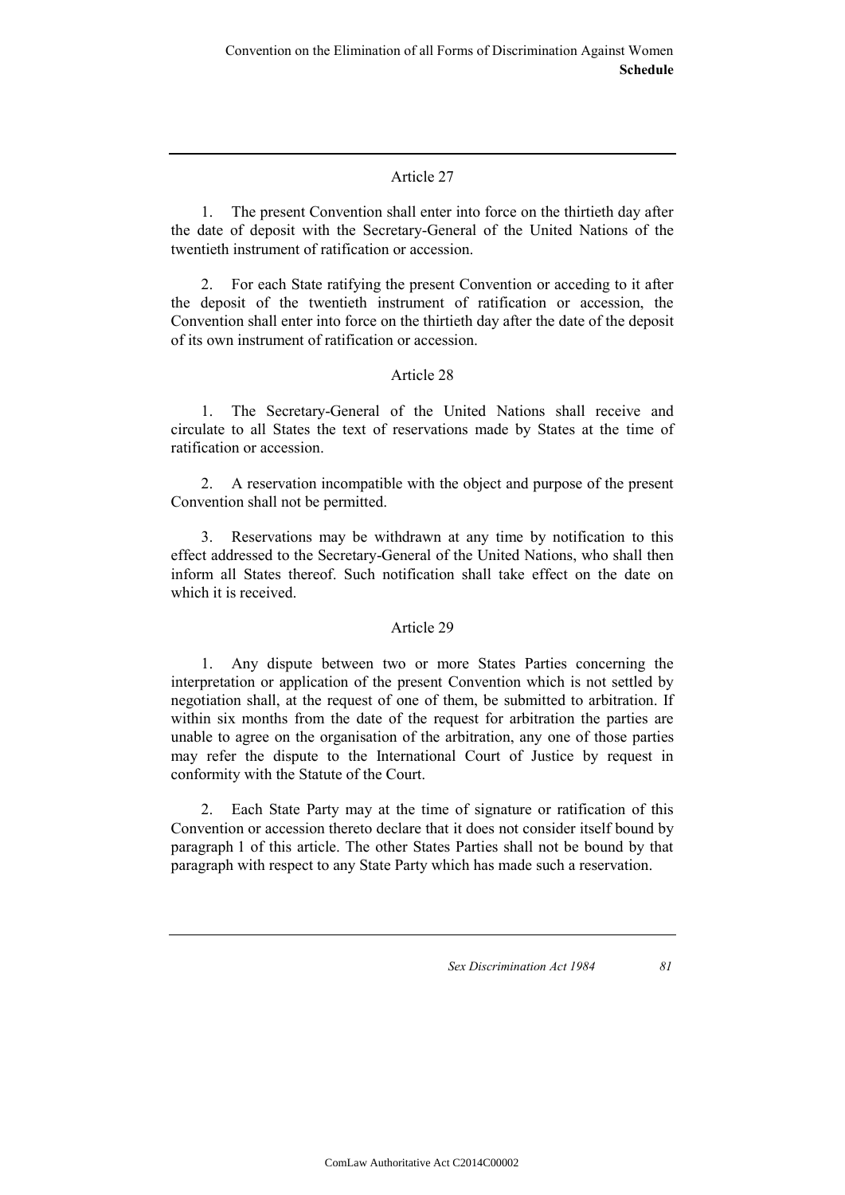## Article 27

1. The present Convention shall enter into force on the thirtieth day after the date of deposit with the Secretary-General of the United Nations of the twentieth instrument of ratification or accession.

2. For each State ratifying the present Convention or acceding to it after the deposit of the twentieth instrument of ratification or accession, the Convention shall enter into force on the thirtieth day after the date of the deposit of its own instrument of ratification or accession.

## Article 28

1. The Secretary-General of the United Nations shall receive and circulate to all States the text of reservations made by States at the time of ratification or accession.

2. A reservation incompatible with the object and purpose of the present Convention shall not be permitted.

3. Reservations may be withdrawn at any time by notification to this effect addressed to the Secretary-General of the United Nations, who shall then inform all States thereof. Such notification shall take effect on the date on which it is received.

## Article 29

1. Any dispute between two or more States Parties concerning the interpretation or application of the present Convention which is not settled by negotiation shall, at the request of one of them, be submitted to arbitration. If within six months from the date of the request for arbitration the parties are unable to agree on the organisation of the arbitration, any one of those parties may refer the dispute to the International Court of Justice by request in conformity with the Statute of the Court.

2. Each State Party may at the time of signature or ratification of this Convention or accession thereto declare that it does not consider itself bound by paragraph 1 of this article. The other States Parties shall not be bound by that paragraph with respect to any State Party which has made such a reservation.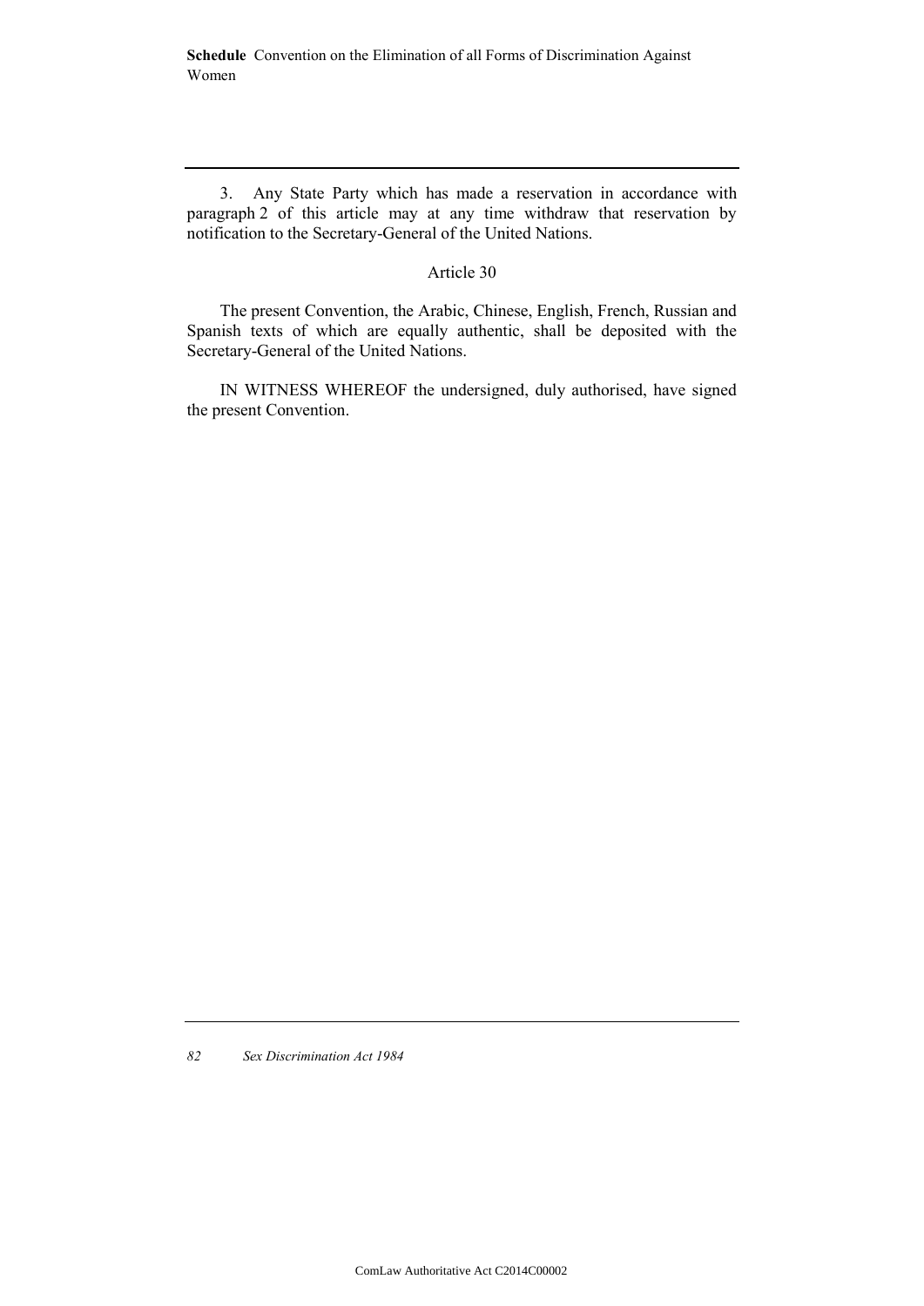3. Any State Party which has made a reservation in accordance with paragraph 2 of this article may at any time withdraw that reservation by notification to the Secretary-General of the United Nations.

Article 30

The present Convention, the Arabic, Chinese, English, French, Russian and Spanish texts of which are equally authentic, shall be deposited with the Secretary-General of the United Nations.

IN WITNESS WHEREOF the undersigned, duly authorised, have signed the present Convention.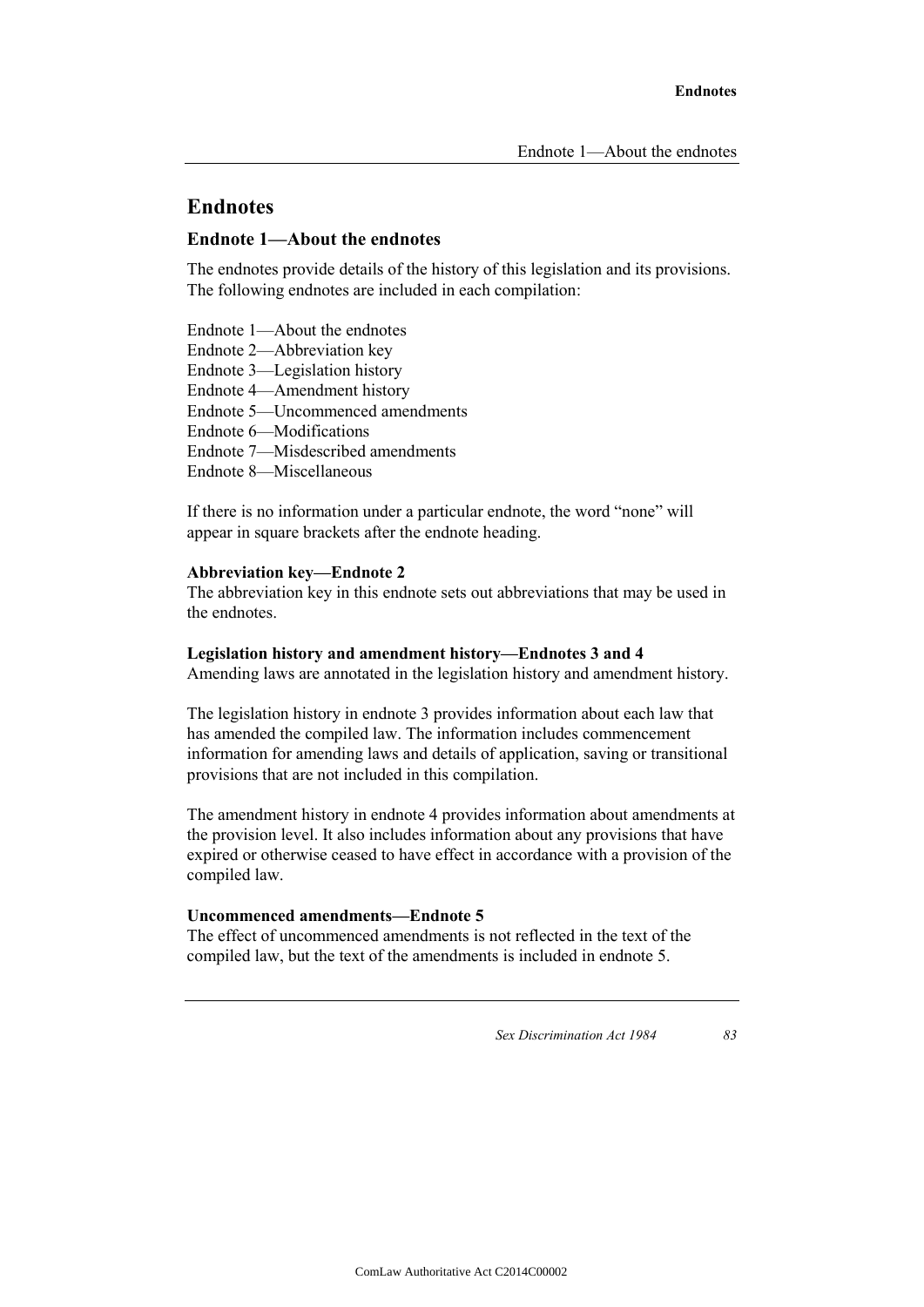# Endnotes

## Endnote 1—About the endnotes

The endnotes provide details of the history of this legislation and its provisions. The following endnotes are included in each compilation:

Endnote 1—About the endnotes
Endnote 2—Abbreviation key
Endnote 3—Legislation history
Endnote 4—Amendment history
Endnote 5—Uncommenced amendments
Endnote 6—Modifications
Endnote 7—Misdescribed amendments
Endnote 8—Miscellaneous

If there is no information under a particular endnote, the word "none" will appear in square brackets after the endnote heading.

**Abbreviation key—Endnote 2**
The abbreviation key in this endnote sets out abbreviations that may be used in the endnotes.

**Legislation history and amendment history—Endnotes 3 and 4**
Amending laws are annotated in the legislation history and amendment history.

The legislation history in endnote 3 provides information about each law that has amended the compiled law. The information includes commencement information for amending laws and details of application, saving or transitional provisions that are not included in this compilation.

The amendment history in endnote 4 provides information about amendments at the provision level. It also includes information about any provisions that have expired or otherwise ceased to have effect in accordance with a provision of the compiled law.

**Uncommenced amendments—Endnote 5**
The effect of uncommenced amendments is not reflected in the text of the compiled law, but the text of the amendments is included in endnote 5.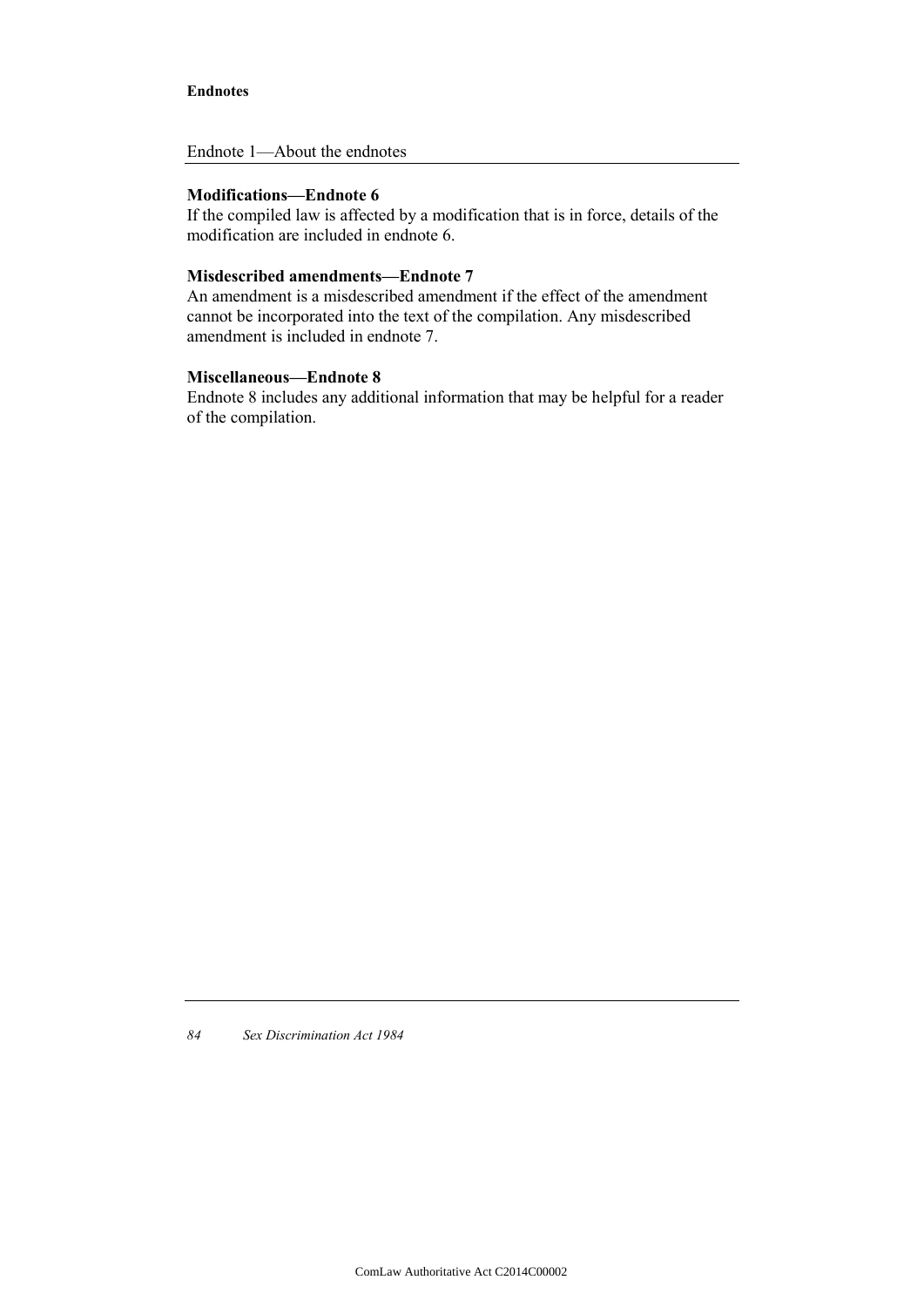**Modifications—Endnote 6**

If the compiled law is affected by a modification that is in force, details of the modification are included in endnote 6.

**Misdescribed amendments—Endnote 7**

An amendment is a misdescribed amendment if the effect of the amendment cannot be incorporated into the text of the compilation. Any misdescribed amendment is included in endnote 7.

**Miscellaneous—Endnote 8**

Endnote 8 includes any additional information that may be helpful for a reader of the compilation.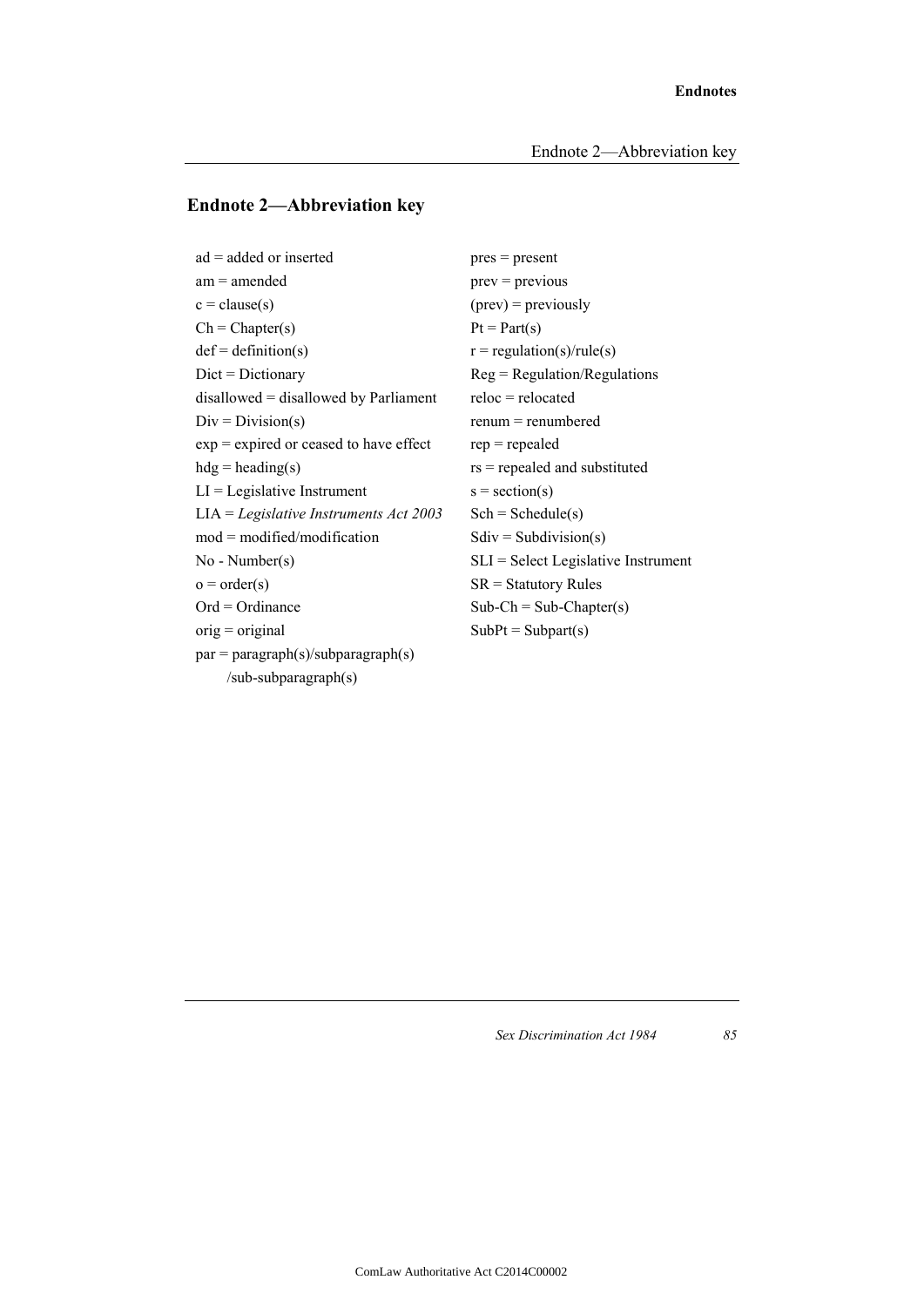## Endnote 2—Abbreviation key

ad = added or inserted
am = amended
c = clause(s)
Ch = Chapter(s)
def = definition(s)
Dict = Dictionary
disallowed = disallowed by Parliament
Div = Division(s)
exp = expired or ceased to have effect
hdg = heading(s)
LI = Legislative Instrument
LIA = *Legislative Instruments Act 2003*
mod = modified/modification
No - Number(s)
o = order(s)
Ord = Ordinance
orig = original
par = paragraph(s)/subparagraph(s)
/sub-subparagraph(s)
pres = present
prev = previous
(prev) = previously
Pt = Part(s)
r = regulation(s)/rule(s)
Reg = Regulation/Regulations
reloc = relocated
renum = renumbered
rep = repealed
rs = repealed and substituted
s = section(s)
Sch = Schedule(s)
Sdiv = Subdivision(s)
SLI = Select Legislative Instrument
SR = Statutory Rules
Sub-Ch = Sub-Chapter(s)
SubPt = Subpart(s)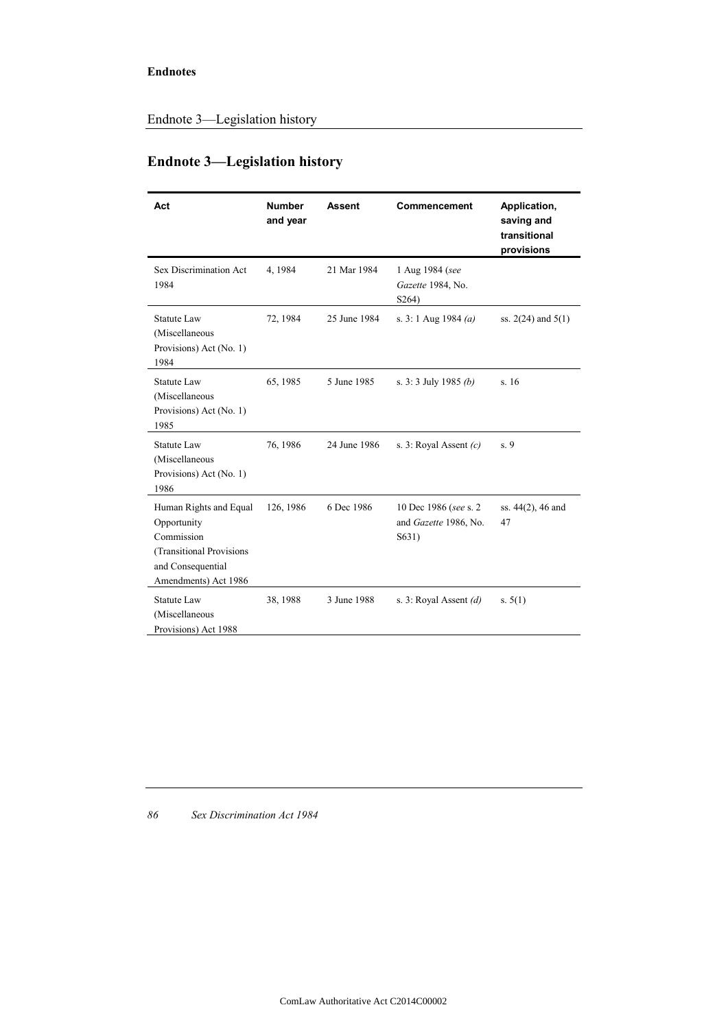## Endnote 3—Legislation history

| Act | Number and year | Assent | Commencement | Application, saving and transitional provisions |
|---|---|---|---|---|
| Sex Discrimination Act 1984 | 4, 1984 | 21 Mar 1984 | 1 Aug 1984 (*see Gazette* 1984, No. S264) | |
| Statute Law (Miscellaneous Provisions) Act (No. 1) 1984 | 72, 1984 | 25 June 1984 | s. 3: 1 Aug 1984 *(a)* | ss. 2(24) and 5(1) |
| Statute Law (Miscellaneous Provisions) Act (No. 1) 1985 | 65, 1985 | 5 June 1985 | s. 3: 3 July 1985 *(b)* | s. 16 |
| Statute Law (Miscellaneous Provisions) Act (No. 1) 1986 | 76, 1986 | 24 June 1986 | s. 3: Royal Assent *(c)* | s. 9 |
| Human Rights and Equal Opportunity Commission (Transitional Provisions and Consequential Amendments) Act 1986 | 126, 1986 | 6 Dec 1986 | 10 Dec 1986 (*see* s. 2 and *Gazette* 1986, No. S631) | ss. 44(2), 46 and 47 |
| Statute Law (Miscellaneous Provisions) Act 1988 | 38, 1988 | 3 June 1988 | s. 3: Royal Assent *(d)* | s. 5(1) |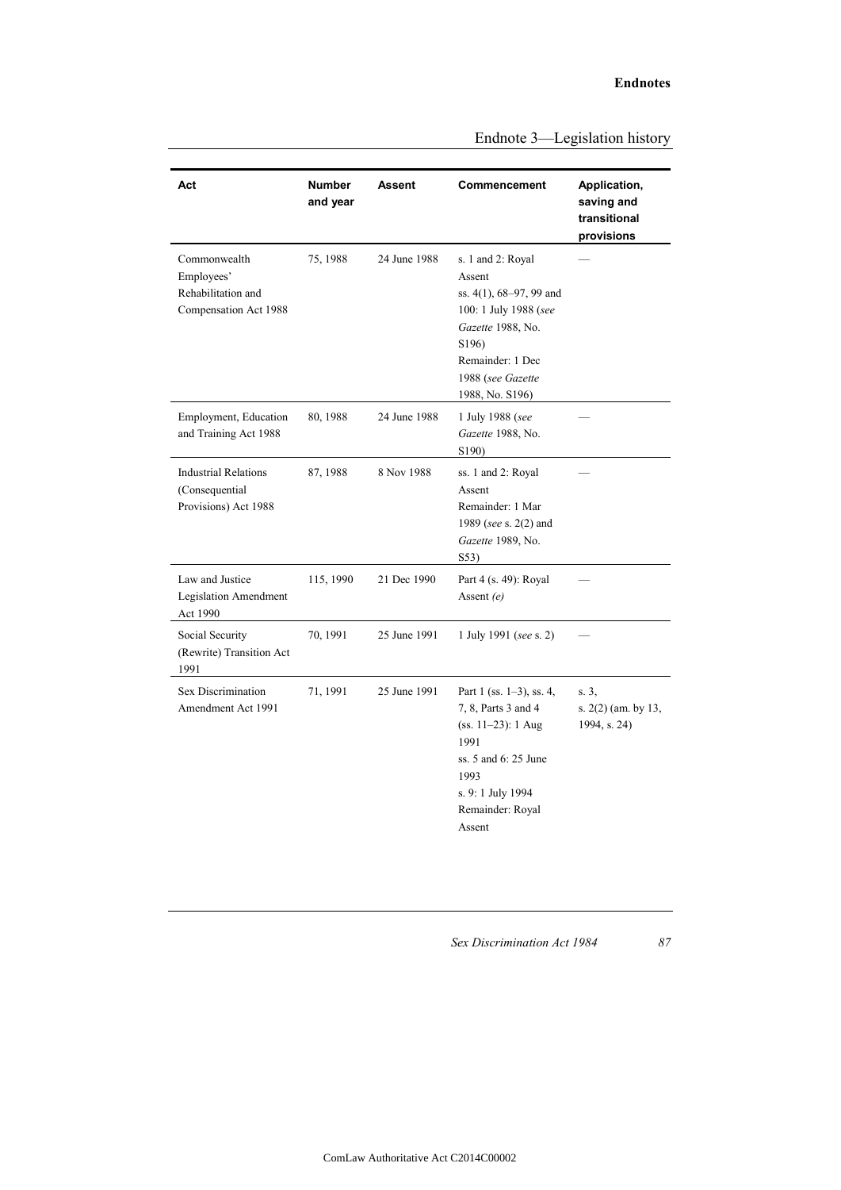## Endnote 3—Legislation history

| Act | Number and year | Assent | Commencement | Application, saving and transitional provisions |
|---|---|---|---|---|
| Commonwealth Employees' Rehabilitation and Compensation Act 1988 | 75, 1988 | 24 June 1988 | s. 1 and 2: Royal Assent<br>ss. 4(1), 68–97, 99 and 100: 1 July 1988 (*see Gazette* 1988, No. S196)<br>Remainder: 1 Dec 1988 (*see Gazette* 1988, No. S196) | — |
| Employment, Education and Training Act 1988 | 80, 1988 | 24 June 1988 | 1 July 1988 (*see Gazette* 1988, No. S190) | — |
| Industrial Relations (Consequential Provisions) Act 1988 | 87, 1988 | 8 Nov 1988 | ss. 1 and 2: Royal Assent<br>Remainder: 1 Mar 1989 (*see* s. 2(2) and *Gazette* 1989, No. S53) | — |
| Law and Justice Legislation Amendment Act 1990 | 115, 1990 | 21 Dec 1990 | Part 4 (s. 49): Royal Assent *(e)* | — |
| Social Security (Rewrite) Transition Act 1991 | 70, 1991 | 25 June 1991 | 1 July 1991 (*see* s. 2) | — |
| Sex Discrimination Amendment Act 1991 | 71, 1991 | 25 June 1991 | Part 1 (ss. 1–3), ss. 4, 7, 8, Parts 3 and 4 (ss. 11–23): 1 Aug 1991<br>ss. 5 and 6: 25 June 1993<br>s. 9: 1 July 1994<br>Remainder: Royal Assent | s. 3, s. 2(2) (am. by 13, 1994, s. 24) |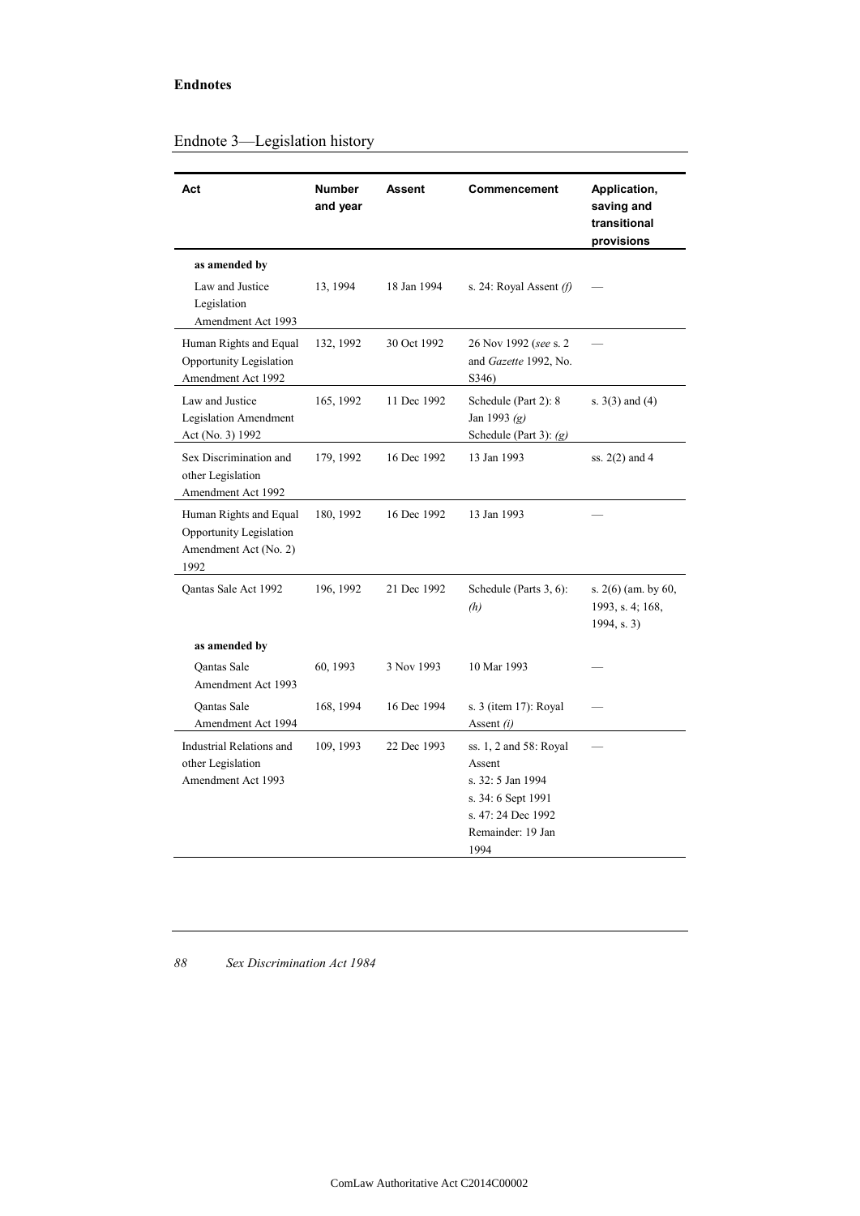**Endnotes**

## Endnote 3—Legislation history

| Act | Number and year | Assent | Commencement | Application, saving and transitional provisions |
|---|---|---|---|---|
| **as amended by** | | | | |
| Law and Justice Legislation Amendment Act 1993 | 13, 1994 | 18 Jan 1994 | s. 24: Royal Assent *(f)* | — |
| Human Rights and Equal Opportunity Legislation Amendment Act 1992 | 132, 1992 | 30 Oct 1992 | 26 Nov 1992 (*see* s. 2 and *Gazette* 1992, No. S346) | — |
| Law and Justice Legislation Amendment Act (No. 3) 1992 | 165, 1992 | 11 Dec 1992 | Schedule (Part 2): 8 Jan 1993 *(g)*<br>Schedule (Part 3): *(g)* | s. 3(3) and (4) |
| Sex Discrimination and other Legislation Amendment Act 1992 | 179, 1992 | 16 Dec 1992 | 13 Jan 1993 | ss. 2(2) and 4 |
| Human Rights and Equal Opportunity Legislation Amendment Act (No. 2) 1992 | 180, 1992 | 16 Dec 1992 | 13 Jan 1993 | — |
| Qantas Sale Act 1992 | 196, 1992 | 21 Dec 1992 | Schedule (Parts 3, 6): *(h)* | s. 2(6) (am. by 60, 1993, s. 4; 168, 1994, s. 3) |
| **as amended by** | | | | |
| Qantas Sale Amendment Act 1993 | 60, 1993 | 3 Nov 1993 | 10 Mar 1993 | — |
| Qantas Sale Amendment Act 1994 | 168, 1994 | 16 Dec 1994 | s. 3 (item 17): Royal Assent *(i)* | — |
| Industrial Relations and other Legislation Amendment Act 1993 | 109, 1993 | 22 Dec 1993 | ss. 1, 2 and 58: Royal Assent<br>s. 32: 5 Jan 1994<br>s. 34: 6 Sept 1991<br>s. 47: 24 Dec 1992<br>Remainder: 19 Jan 1994 | — |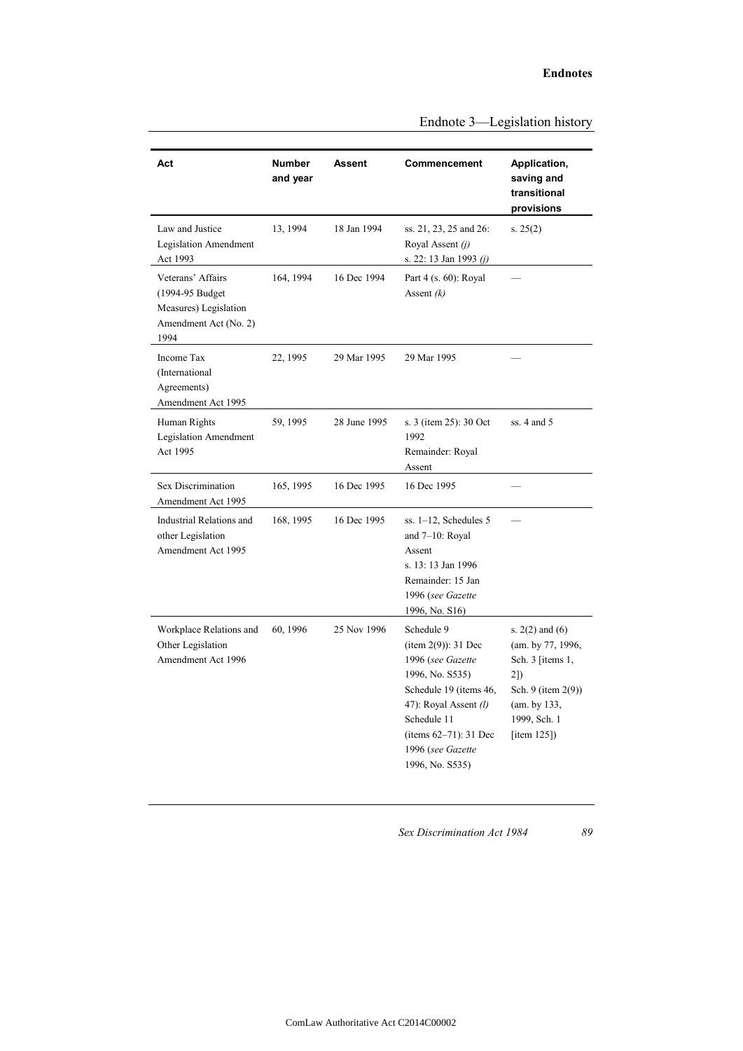## Endnote 3—Legislation history

| Act | Number and year | Assent | Commencement | Application, saving and transitional provisions |
|---|---|---|---|---|
| Law and Justice Legislation Amendment Act 1993 | 13, 1994 | 18 Jan 1994 | ss. 21, 23, 25 and 26: Royal Assent *(j)*<br>s. 22: 13 Jan 1993 *(j)* | s. 25(2) |
| Veterans' Affairs (1994-95 Budget Measures) Legislation Amendment Act (No. 2) 1994 | 164, 1994 | 16 Dec 1994 | Part 4 (s. 60): Royal Assent *(k)* | — |
| Income Tax (International Agreements) Amendment Act 1995 | 22, 1995 | 29 Mar 1995 | 29 Mar 1995 | — |
| Human Rights Legislation Amendment Act 1995 | 59, 1995 | 28 June 1995 | s. 3 (item 25): 30 Oct 1992<br>Remainder: Royal Assent | ss. 4 and 5 |
| Sex Discrimination Amendment Act 1995 | 165, 1995 | 16 Dec 1995 | 16 Dec 1995 | — |
| Industrial Relations and other Legislation Amendment Act 1995 | 168, 1995 | 16 Dec 1995 | ss. 1–12, Schedules 5 and 7–10: Royal Assent<br>s. 13: 13 Jan 1996<br>Remainder: 15 Jan 1996 (*see Gazette* 1996, No. S16) | — |
| Workplace Relations and Other Legislation Amendment Act 1996 | 60, 1996 | 25 Nov 1996 | Schedule 9 (item 2(9)): 31 Dec 1996 (*see Gazette* 1996, No. S535)<br>Schedule 19 (items 46, 47): Royal Assent *(l)*<br>Schedule 11 (items 62–71): 31 Dec 1996 (*see Gazette* 1996, No. S535) | s. 2(2) and (6) (am. by 77, 1996, Sch. 3 [items 1, 2])<br>Sch. 9 (item 2(9)) (am. by 133, 1999, Sch. 1 [item 125]) |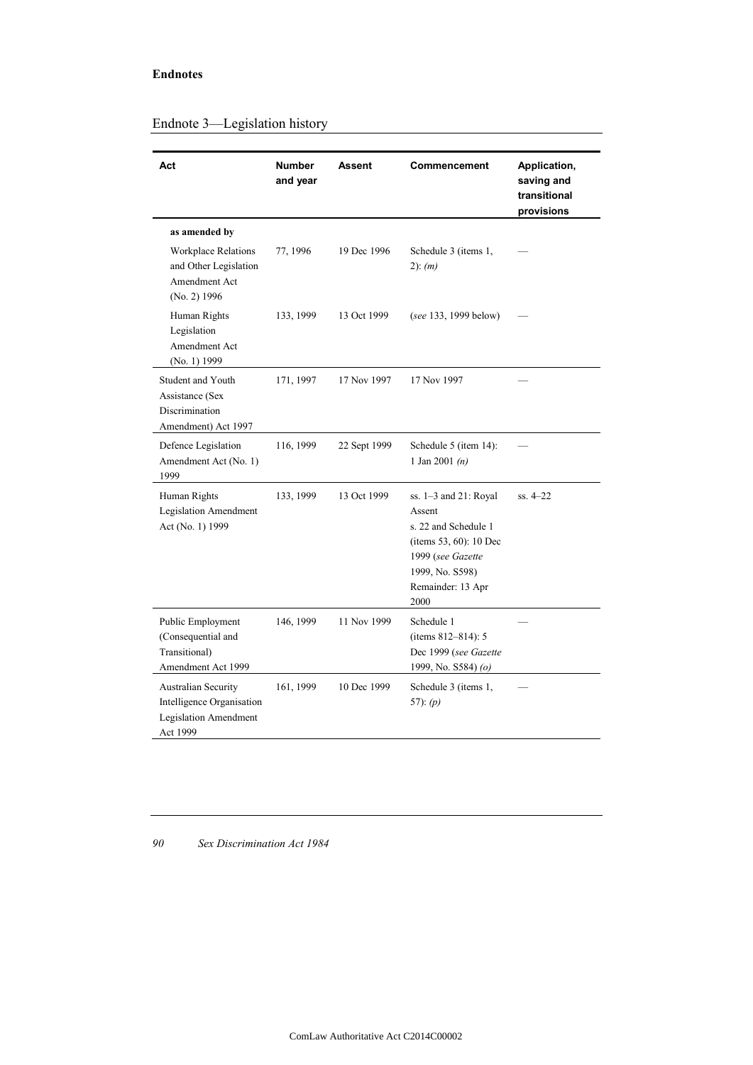## Endnote 3—Legislation history

| Act | Number and year | Assent | Commencement | Application, saving and transitional provisions |
| --- | --- | --- | --- | --- |
| **as amended by** | | | | |
| Workplace Relations and Other Legislation Amendment Act (No. 2) 1996 | 77, 1996 | 19 Dec 1996 | Schedule 3 (items 1, 2): *(m)* | — |
| Human Rights Legislation Amendment Act (No. 1) 1999 | 133, 1999 | 13 Oct 1999 | (*see* 133, 1999 below) | — |
| Student and Youth Assistance (Sex Discrimination Amendment) Act 1997 | 171, 1997 | 17 Nov 1997 | 17 Nov 1997 | — |
| Defence Legislation Amendment Act (No. 1) 1999 | 116, 1999 | 22 Sept 1999 | Schedule 5 (item 14): 1 Jan 2001 *(n)* | — |
| Human Rights Legislation Amendment Act (No. 1) 1999 | 133, 1999 | 13 Oct 1999 | ss. 1–3 and 21: Royal Assent<br>s. 22 and Schedule 1 (items 53, 60): 10 Dec 1999 (*see Gazette* 1999, No. S598)<br>Remainder: 13 Apr 2000 | ss. 4–22 |
| Public Employment (Consequential and Transitional) Amendment Act 1999 | 146, 1999 | 11 Nov 1999 | Schedule 1 (items 812–814): 5 Dec 1999 (*see Gazette* 1999, No. S584) *(o)* | — |
| Australian Security Intelligence Organisation Legislation Amendment Act 1999 | 161, 1999 | 10 Dec 1999 | Schedule 3 (items 1, 57): *(p)* | — |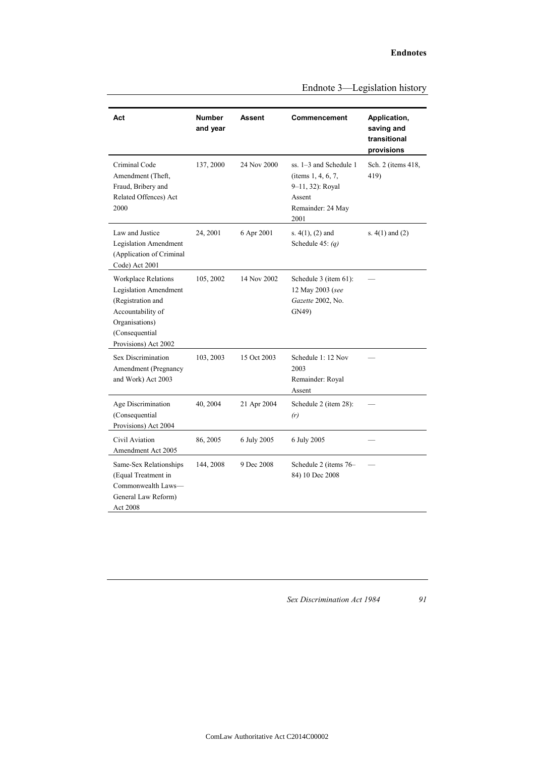## Endnote 3—Legislation history

| Act | Number and year | Assent | Commencement | Application, saving and transitional provisions |
|---|---|---|---|---|
| Criminal Code Amendment (Theft, Fraud, Bribery and Related Offences) Act 2000 | 137, 2000 | 24 Nov 2000 | ss. 1–3 and Schedule 1 (items 1, 4, 6, 7, 9–11, 32): Royal Assent<br>Remainder: 24 May 2001 | Sch. 2 (items 418, 419) |
| Law and Justice Legislation Amendment (Application of Criminal Code) Act 2001 | 24, 2001 | 6 Apr 2001 | s. 4(1), (2) and Schedule 45: *(q)* | s. 4(1) and (2) |
| Workplace Relations Legislation Amendment (Registration and Accountability of Organisations) (Consequential Provisions) Act 2002 | 105, 2002 | 14 Nov 2002 | Schedule 3 (item 61): 12 May 2003 (*see Gazette* 2002, No. GN49) | — |
| Sex Discrimination Amendment (Pregnancy and Work) Act 2003 | 103, 2003 | 15 Oct 2003 | Schedule 1: 12 Nov 2003<br>Remainder: Royal Assent | — |
| Age Discrimination (Consequential Provisions) Act 2004 | 40, 2004 | 21 Apr 2004 | Schedule 2 (item 28): *(r)* | — |
| Civil Aviation Amendment Act 2005 | 86, 2005 | 6 July 2005 | 6 July 2005 | — |
| Same-Sex Relationships (Equal Treatment in Commonwealth Laws—General Law Reform) Act 2008 | 144, 2008 | 9 Dec 2008 | Schedule 2 (items 76–84) 10 Dec 2008 | — |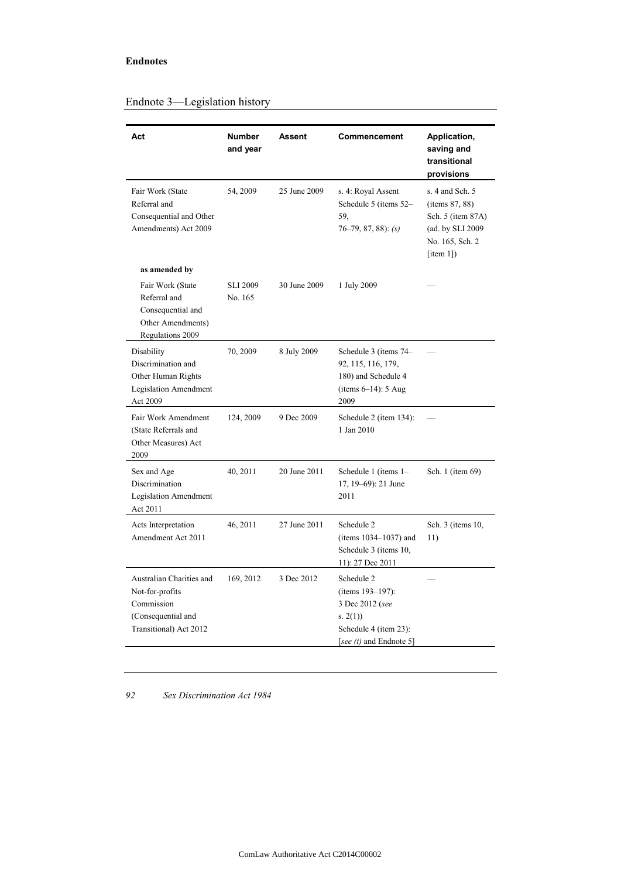**Endnotes**

## Endnote 3—Legislation history

| Act | Number and year | Assent | Commencement | Application, saving and transitional provisions |
|---|---|---|---|---|
| Fair Work (State Referral and Consequential and Other Amendments) Act 2009 | 54, 2009 | 25 June 2009 | s. 4: Royal Assent<br>Schedule 5 (items 52–59, 76–79, 87, 88): *(s)* | s. 4 and Sch. 5 (items 87, 88)<br>Sch. 5 (item 87A) (ad. by SLI 2009 No. 165, Sch. 2 [item 1]) |
| **as amended by** | | | | |
| Fair Work (State Referral and Consequential and Other Amendments) Regulations 2009 | SLI 2009 No. 165 | 30 June 2009 | 1 July 2009 | — |
| Disability Discrimination and Other Human Rights Legislation Amendment Act 2009 | 70, 2009 | 8 July 2009 | Schedule 3 (items 74–92, 115, 116, 179, 180) and Schedule 4 (items 6–14): 5 Aug 2009 | — |
| Fair Work Amendment (State Referrals and Other Measures) Act 2009 | 124, 2009 | 9 Dec 2009 | Schedule 2 (item 134): 1 Jan 2010 | — |
| Sex and Age Discrimination Legislation Amendment Act 2011 | 40, 2011 | 20 June 2011 | Schedule 1 (items 1–17, 19–69): 21 June 2011 | Sch. 1 (item 69) |
| Acts Interpretation Amendment Act 2011 | 46, 2011 | 27 June 2011 | Schedule 2 (items 1034–1037) and Schedule 3 (items 10, 11): 27 Dec 2011 | Sch. 3 (items 10, 11) |
| Australian Charities and Not-for-profits Commission (Consequential and Transitional) Act 2012 | 169, 2012 | 3 Dec 2012 | Schedule 2 (items 193–197): 3 Dec 2012 (*see* s. 2(1))<br>Schedule 4 (item 23): [*see (t)* and Endnote 5] | — |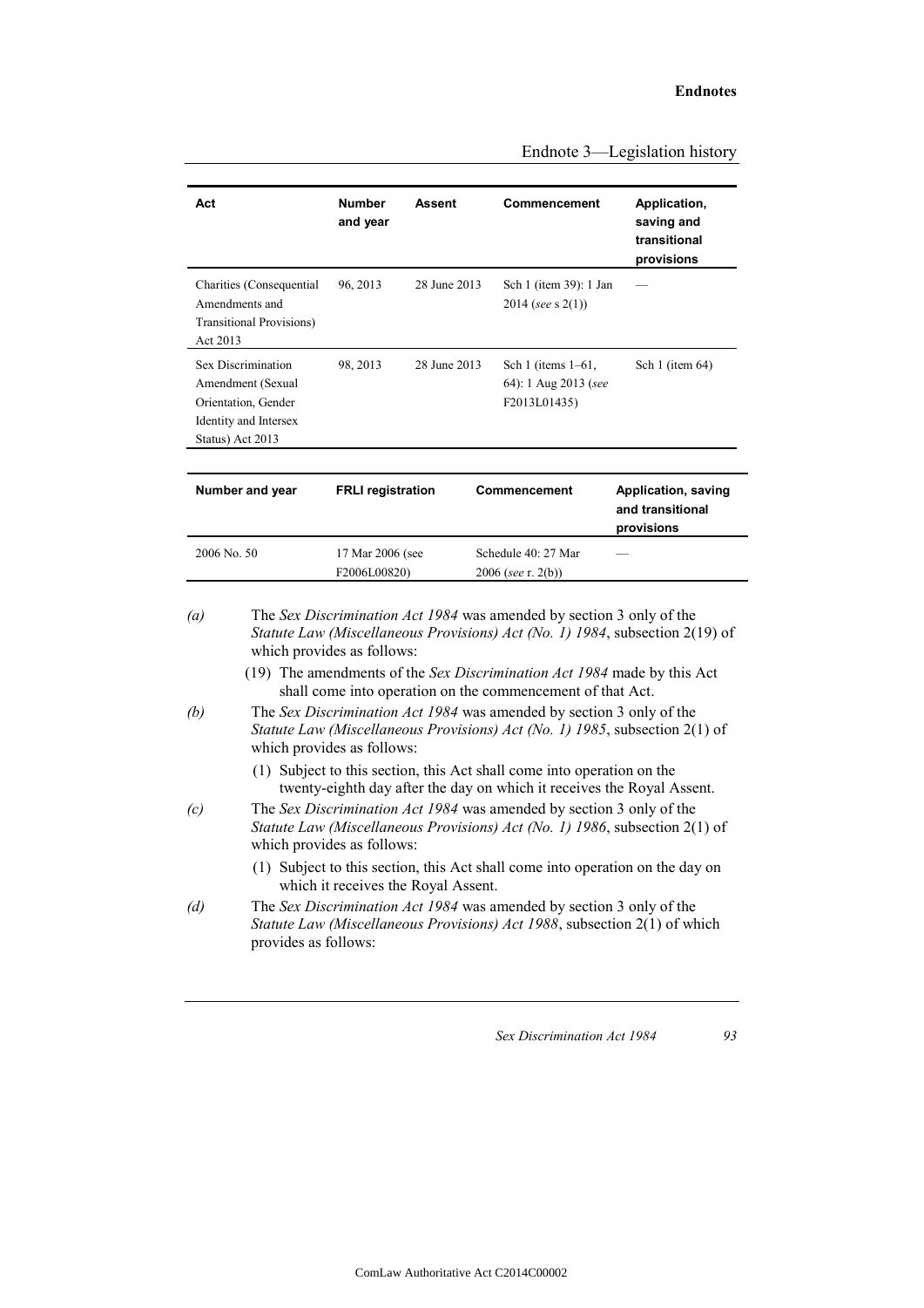| Act | Number and year | Assent | Commencement | Application, saving and transitional provisions |
|---|---|---|---|---|
| Charities (Consequential Amendments and Transitional Provisions) Act 2013 | 96, 2013 | 28 June 2013 | Sch 1 (item 39): 1 Jan 2014 (*see* s 2(1)) | — |
| Sex Discrimination Amendment (Sexual Orientation, Gender Identity and Intersex Status) Act 2013 | 98, 2013 | 28 June 2013 | Sch 1 (items 1–61, 64): 1 Aug 2013 (*see* F2013L01435) | Sch 1 (item 64) |

| Number and year | FRLI registration | Commencement | Application, saving and transitional provisions |
|---|---|---|---|
| 2006 No. 50 | 17 Mar 2006 (see F2006L00820) | Schedule 40: 27 Mar 2006 (*see* r. 2(b)) | — |

*(a)* The *Sex Discrimination Act 1984* was amended by section 3 only of the *Statute Law (Miscellaneous Provisions) Act (No. 1) 1984*, subsection 2(19) of which provides as follows:

> (19) The amendments of the *Sex Discrimination Act 1984* made by this Act shall come into operation on the commencement of that Act.

*(b)* The *Sex Discrimination Act 1984* was amended by section 3 only of the *Statute Law (Miscellaneous Provisions) Act (No. 1) 1985*, subsection 2(1) of which provides as follows:

> (1) Subject to this section, this Act shall come into operation on the twenty-eighth day after the day on which it receives the Royal Assent.

*(c)* The *Sex Discrimination Act 1984* was amended by section 3 only of the *Statute Law (Miscellaneous Provisions) Act (No. 1) 1986*, subsection 2(1) of which provides as follows:

> (1) Subject to this section, this Act shall come into operation on the day on which it receives the Royal Assent.

*(d)* The *Sex Discrimination Act 1984* was amended by section 3 only of the *Statute Law (Miscellaneous Provisions) Act 1988*, subsection 2(1) of which provides as follows: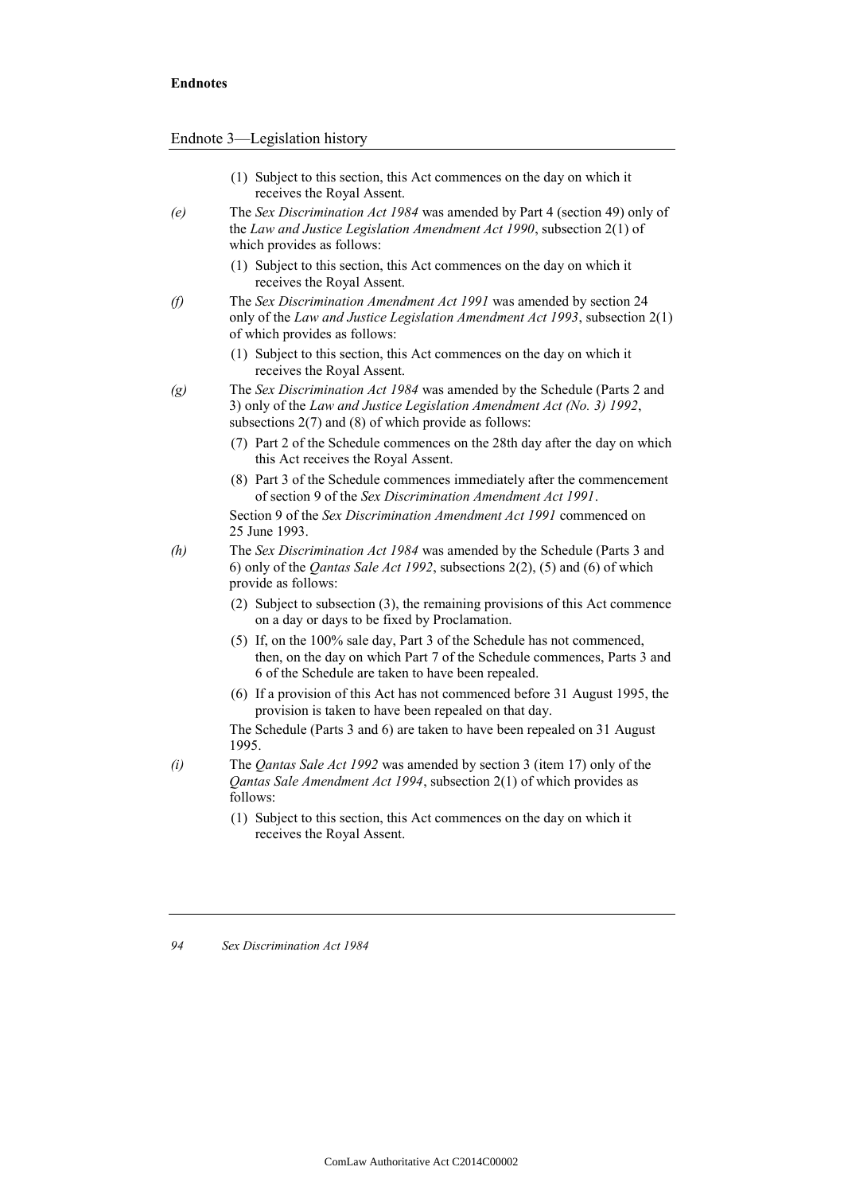(1) Subject to this section, this Act commences on the day on which it receives the Royal Assent.

*(e)* The *Sex Discrimination Act 1984* was amended by Part 4 (section 49) only of the *Law and Justice Legislation Amendment Act 1990*, subsection 2(1) of which provides as follows:

(1) Subject to this section, this Act commences on the day on which it receives the Royal Assent.

*(f)* The *Sex Discrimination Amendment Act 1991* was amended by section 24 only of the *Law and Justice Legislation Amendment Act 1993*, subsection 2(1) of which provides as follows:

(1) Subject to this section, this Act commences on the day on which it receives the Royal Assent.

*(g)* The *Sex Discrimination Act 1984* was amended by the Schedule (Parts 2 and 3) only of the *Law and Justice Legislation Amendment Act (No. 3) 1992*, subsections 2(7) and (8) of which provide as follows:

(7) Part 2 of the Schedule commences on the 28th day after the day on which this Act receives the Royal Assent.

(8) Part 3 of the Schedule commences immediately after the commencement of section 9 of the *Sex Discrimination Amendment Act 1991*.

Section 9 of the *Sex Discrimination Amendment Act 1991* commenced on 25 June 1993.

*(h)* The *Sex Discrimination Act 1984* was amended by the Schedule (Parts 3 and 6) only of the *Qantas Sale Act 1992*, subsections 2(2), (5) and (6) of which provide as follows:

(2) Subject to subsection (3), the remaining provisions of this Act commence on a day or days to be fixed by Proclamation.

(5) If, on the 100% sale day, Part 3 of the Schedule has not commenced, then, on the day on which Part 7 of the Schedule commences, Parts 3 and 6 of the Schedule are taken to have been repealed.

(6) If a provision of this Act has not commenced before 31 August 1995, the provision is taken to have been repealed on that day.

The Schedule (Parts 3 and 6) are taken to have been repealed on 31 August 1995.

*(i)* The *Qantas Sale Act 1992* was amended by section 3 (item 17) only of the *Qantas Sale Amendment Act 1994*, subsection 2(1) of which provides as follows:

(1) Subject to this section, this Act commences on the day on which it receives the Royal Assent.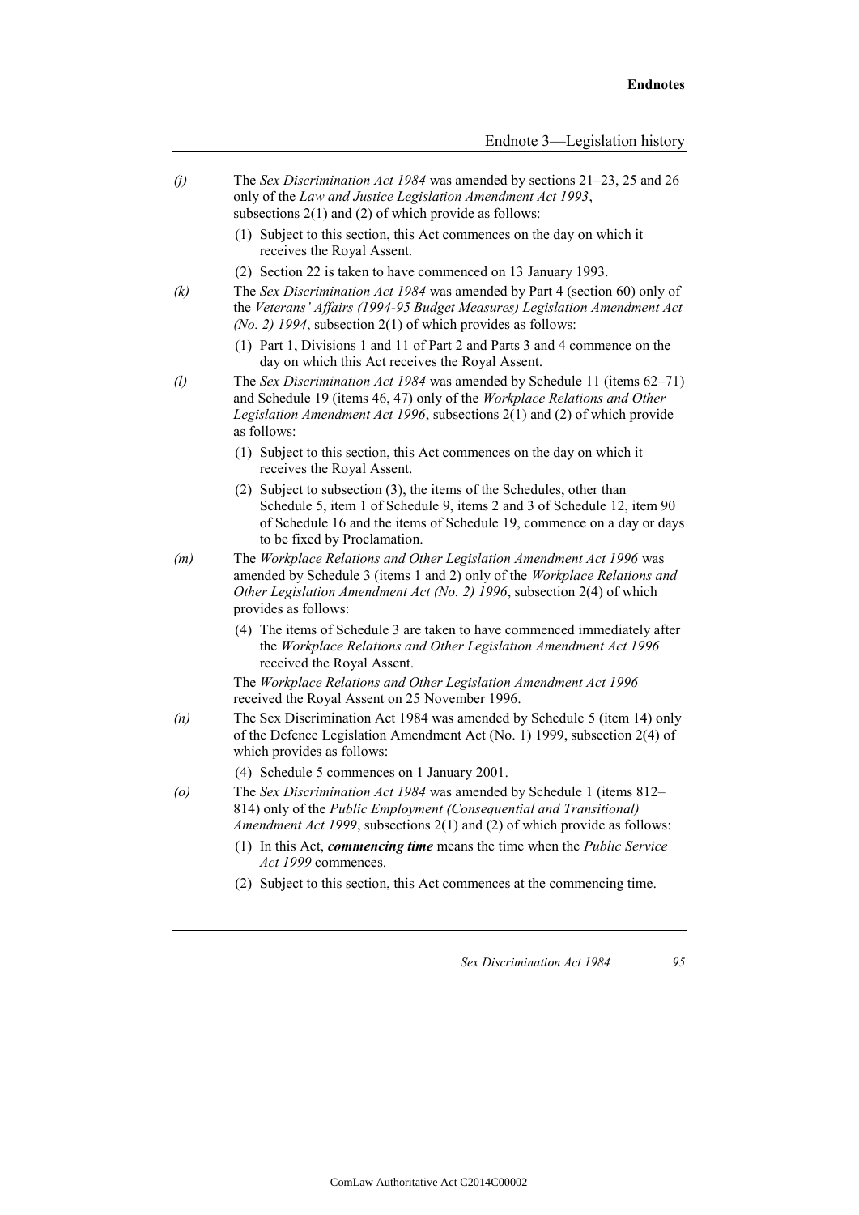*(j)* The *Sex Discrimination Act 1984* was amended by sections 21–23, 25 and 26 only of the *Law and Justice Legislation Amendment Act 1993*, subsections 2(1) and (2) of which provide as follows:

> (1) Subject to this section, this Act commences on the day on which it receives the Royal Assent.
>
> (2) Section 22 is taken to have commenced on 13 January 1993.

*(k)* The *Sex Discrimination Act 1984* was amended by Part 4 (section 60) only of the *Veterans' Affairs (1994-95 Budget Measures) Legislation Amendment Act (No. 2) 1994*, subsection 2(1) of which provides as follows:

> (1) Part 1, Divisions 1 and 11 of Part 2 and Parts 3 and 4 commence on the day on which this Act receives the Royal Assent.

*(l)* The *Sex Discrimination Act 1984* was amended by Schedule 11 (items 62–71) and Schedule 19 (items 46, 47) only of the *Workplace Relations and Other Legislation Amendment Act 1996*, subsections 2(1) and (2) of which provide as follows:

> (1) Subject to this section, this Act commences on the day on which it receives the Royal Assent.
>
> (2) Subject to subsection (3), the items of the Schedules, other than Schedule 5, item 1 of Schedule 9, items 2 and 3 of Schedule 12, item 90 of Schedule 16 and the items of Schedule 19, commence on a day or days to be fixed by Proclamation.

*(m)* The *Workplace Relations and Other Legislation Amendment Act 1996* was amended by Schedule 3 (items 1 and 2) only of the *Workplace Relations and Other Legislation Amendment Act (No. 2) 1996*, subsection 2(4) of which provides as follows:

> (4) The items of Schedule 3 are taken to have commenced immediately after the *Workplace Relations and Other Legislation Amendment Act 1996* received the Royal Assent.

The *Workplace Relations and Other Legislation Amendment Act 1996* received the Royal Assent on 25 November 1996.

*(n)* The Sex Discrimination Act 1984 was amended by Schedule 5 (item 14) only of the Defence Legislation Amendment Act (No. 1) 1999, subsection 2(4) of which provides as follows:

> (4) Schedule 5 commences on 1 January 2001.

*(o)* The *Sex Discrimination Act 1984* was amended by Schedule 1 (items 812–814) only of the *Public Employment (Consequential and Transitional) Amendment Act 1999*, subsections 2(1) and (2) of which provide as follows:

> (1) In this Act, ***commencing time*** means the time when the *Public Service Act 1999* commences.
>
> (2) Subject to this section, this Act commences at the commencing time.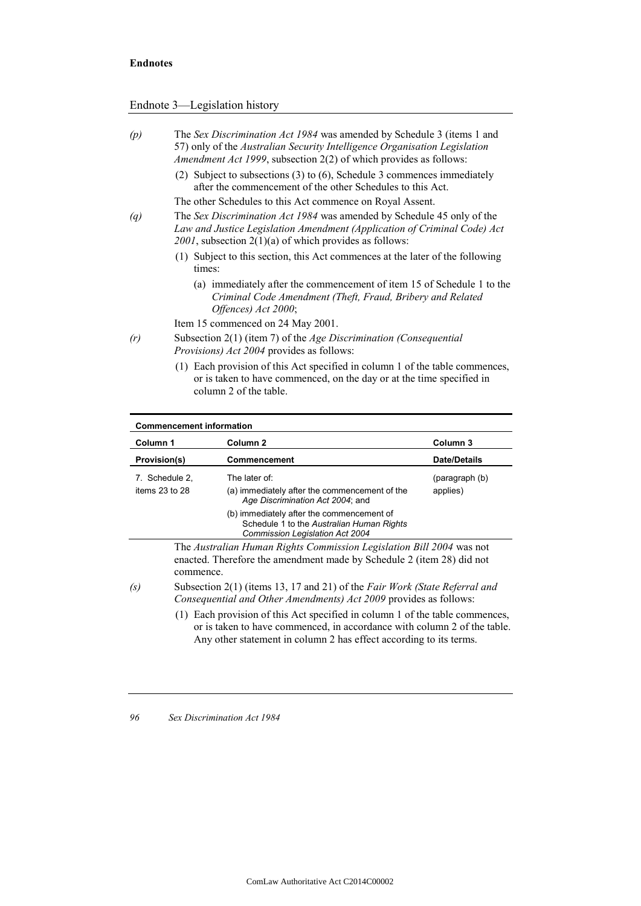*(p)* The *Sex Discrimination Act 1984* was amended by Schedule 3 (items 1 and 57) only of the *Australian Security Intelligence Organisation Legislation Amendment Act 1999*, subsection 2(2) of which provides as follows:

> (2) Subject to subsections (3) to (6), Schedule 3 commences immediately after the commencement of the other Schedules to this Act.

The other Schedules to this Act commence on Royal Assent.

*(q)* The *Sex Discrimination Act 1984* was amended by Schedule 45 only of the *Law and Justice Legislation Amendment (Application of Criminal Code) Act 2001*, subsection 2(1)(a) of which provides as follows:

> (1) Subject to this section, this Act commences at the later of the following times:
>
> (a) immediately after the commencement of item 15 of Schedule 1 to the *Criminal Code Amendment (Theft, Fraud, Bribery and Related Offences) Act 2000*;

Item 15 commenced on 24 May 2001.

*(r)* Subsection 2(1) (item 7) of the *Age Discrimination (Consequential Provisions) Act 2004* provides as follows:

> (1) Each provision of this Act specified in column 1 of the table commences, or is taken to have commenced, on the day or at the time specified in column 2 of the table.

**Commencement information**

| Column 1 | Column 2 | Column 3 |
|---|---|---|
| **Provision(s)** | **Commencement** | **Date/Details** |
| 7. Schedule 2, items 23 to 28 | The later of:<br>(a) immediately after the commencement of the *Age Discrimination Act 2004*; and<br>(b) immediately after the commencement of Schedule 1 to the *Australian Human Rights Commission Legislation Act 2004* | (paragraph (b) applies) |

The *Australian Human Rights Commission Legislation Bill 2004* was not enacted. Therefore the amendment made by Schedule 2 (item 28) did not commence.

*(s)* Subsection 2(1) (items 13, 17 and 21) of the *Fair Work (State Referral and Consequential and Other Amendments) Act 2009* provides as follows:

> (1) Each provision of this Act specified in column 1 of the table commences, or is taken to have commenced, in accordance with column 2 of the table. Any other statement in column 2 has effect according to its terms.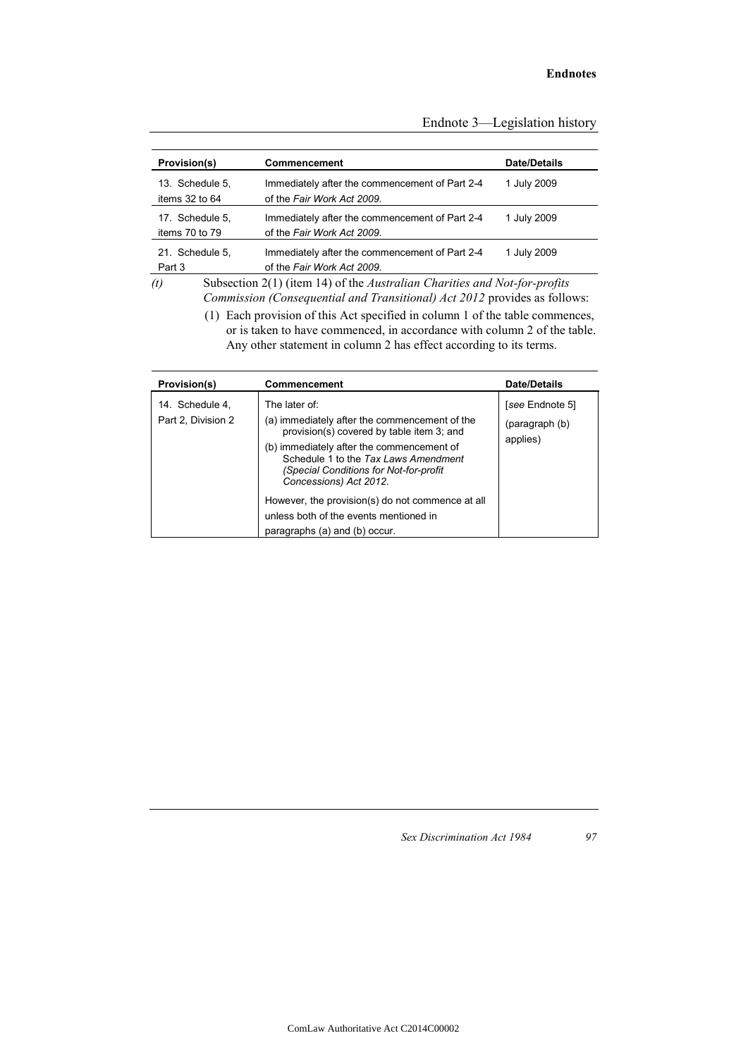| Provision(s) | Commencement | Date/Details |
|---|---|---|
| 13. Schedule 5, items 32 to 64 | Immediately after the commencement of Part 2-4 of the *Fair Work Act 2009*. | 1 July 2009 |
| 17. Schedule 5, items 70 to 79 | Immediately after the commencement of Part 2-4 of the *Fair Work Act 2009*. | 1 July 2009 |
| 21. Schedule 5, Part 3 | Immediately after the commencement of Part 2-4 of the *Fair Work Act 2009*. | 1 July 2009 |

*(t)* Subsection 2(1) (item 14) of the *Australian Charities and Not-for-profits Commission (Consequential and Transitional) Act 2012* provides as follows:

(1) Each provision of this Act specified in column 1 of the table commences, or is taken to have commenced, in accordance with column 2 of the table. Any other statement in column 2 has effect according to its terms.

| Provision(s) | Commencement | Date/Details |
|---|---|---|
| 14. Schedule 4, Part 2, Division 2 | The later of:<br>(a) immediately after the commencement of the provision(s) covered by table item 3; and<br>(b) immediately after the commencement of Schedule 1 to the *Tax Laws Amendment (Special Conditions for Not-for-profit Concessions) Act 2012*.<br>However, the provision(s) do not commence at all unless both of the events mentioned in paragraphs (a) and (b) occur. | [*see* Endnote 5]<br>(paragraph (b) applies) |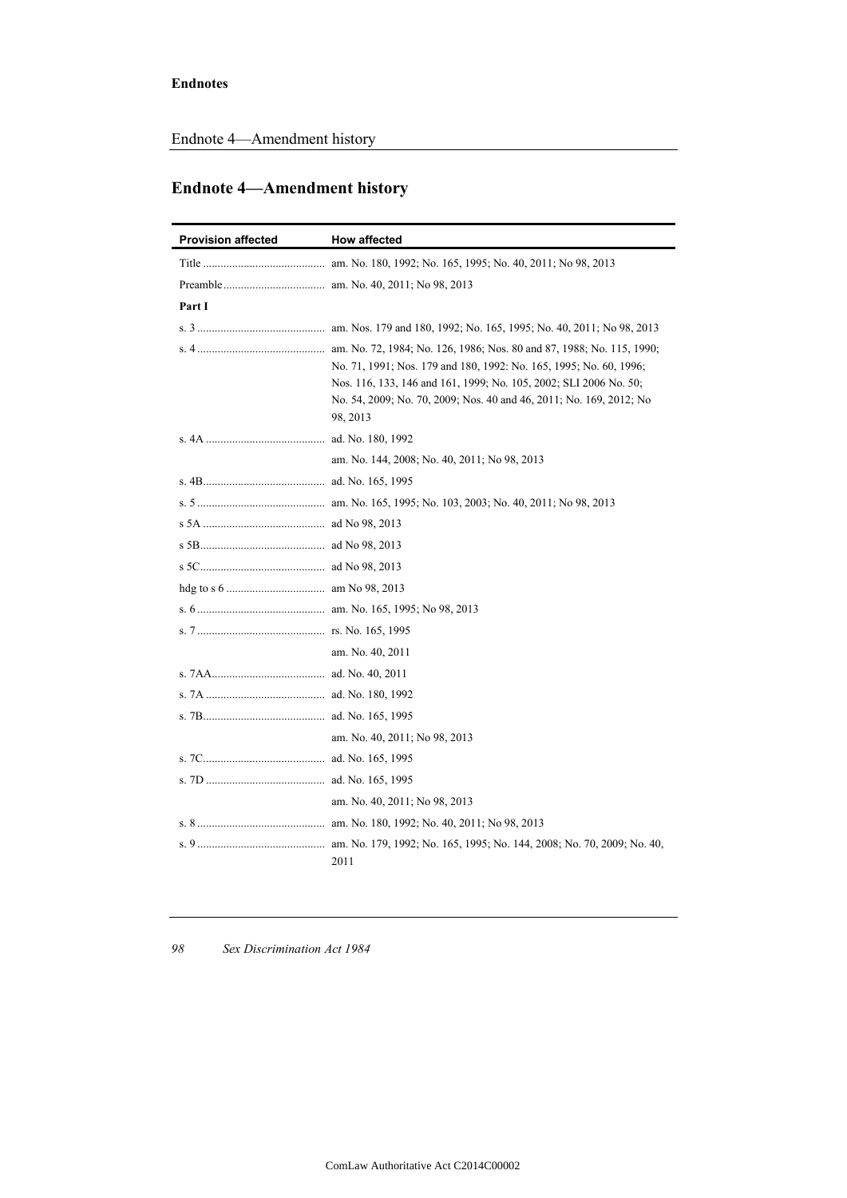## Endnote 4—Amendment history

| Provision affected | How affected |
|---|---|
| Title | am. No. 180, 1992; No. 165, 1995; No. 40, 2011; No 98, 2013 |
| Preamble | am. No. 40, 2011; No 98, 2013 |
| **Part I** | |
| s. 3 | am. Nos. 179 and 180, 1992; No. 165, 1995; No. 40, 2011; No 98, 2013 |
| s. 4 | am. No. 72, 1984; No. 126, 1986; Nos. 80 and 87, 1988; No. 115, 1990; No. 71, 1991; Nos. 179 and 180, 1992: No. 165, 1995; No. 60, 1996; Nos. 116, 133, 146 and 161, 1999; No. 105, 2002; SLI 2006 No. 50; No. 54, 2009; No. 70, 2009; Nos. 40 and 46, 2011; No. 169, 2012; No 98, 2013 |
| s. 4A | ad. No. 180, 1992 |
| | am. No. 144, 2008; No. 40, 2011; No 98, 2013 |
| s. 4B | ad. No. 165, 1995 |
| s. 5 | am. No. 165, 1995; No. 103, 2003; No. 40, 2011; No 98, 2013 |
| s 5A | ad No 98, 2013 |
| s 5B | ad No 98, 2013 |
| s 5C | ad No 98, 2013 |
| hdg to s 6 | am No 98, 2013 |
| s. 6 | am. No. 165, 1995; No 98, 2013 |
| s. 7 | rs. No. 165, 1995 |
| | am. No. 40, 2011 |
| s. 7AA | ad. No. 40, 2011 |
| s. 7A | ad. No. 180, 1992 |
| s. 7B | ad. No. 165, 1995 |
| | am. No. 40, 2011; No 98, 2013 |
| s. 7C | ad. No. 165, 1995 |
| s. 7D | ad. No. 165, 1995 |
| | am. No. 40, 2011; No 98, 2013 |
| s. 8 | am. No. 180, 1992; No. 40, 2011; No 98, 2013 |
| s. 9 | am. No. 179, 1992; No. 165, 1995; No. 144, 2008; No. 70, 2009; No. 40, 2011 |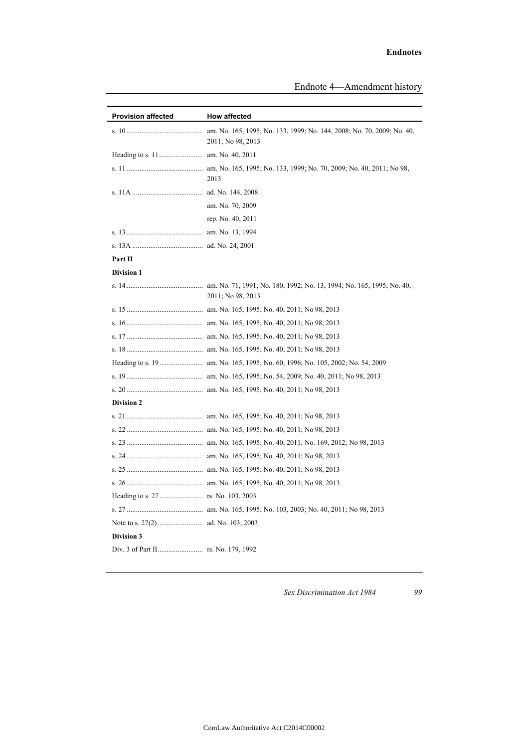| Provision affected | How affected |
| --- | --- |
| s. 10 | am. No. 165, 1995; No. 133, 1999; No. 144, 2008; No. 70, 2009; No. 40, 2011; No 98, 2013 |
| Heading to s. 11 | am. No. 40, 2011 |
| s. 11 | am. No. 165, 1995; No. 133, 1999; No. 70, 2009; No. 40, 2011; No 98, 2013 |
| s. 11A | ad. No. 144, 2008 |
| | am. No. 70, 2009 |
| | rep. No. 40, 2011 |
| s. 13 | am. No. 13, 1994 |
| s. 13A | ad. No. 24, 2001 |
| **Part II** | |
| **Division 1** | |
| s. 14 | am. No. 71, 1991; No. 180, 1992; No. 13, 1994; No. 165, 1995; No. 40, 2011; No 98, 2013 |
| s. 15 | am. No. 165, 1995; No. 40, 2011; No 98, 2013 |
| s. 16 | am. No. 165, 1995; No. 40, 2011; No 98, 2013 |
| s. 17 | am. No. 165, 1995; No. 40, 2011; No 98, 2013 |
| s. 18 | am. No. 165, 1995; No. 40, 2011; No 98, 2013 |
| Heading to s. 19 | am. No. 165, 1995; No. 60, 1996; No. 105, 2002; No. 54, 2009 |
| s. 19 | am. No. 165, 1995; No. 54, 2009; No. 40, 2011; No 98, 2013 |
| s. 20 | am. No. 165, 1995; No. 40, 2011; No 98, 2013 |
| **Division 2** | |
| s. 21 | am. No. 165, 1995; No. 40, 2011; No 98, 2013 |
| s. 22 | am. No. 165, 1995; No. 40, 2011; No 98, 2013 |
| s. 23 | am. No. 165, 1995; No. 40, 2011; No. 169, 2012; No 98, 2013 |
| s. 24 | am. No. 165, 1995; No. 40, 2011; No 98, 2013 |
| s. 25 | am. No. 165, 1995; No. 40, 2011; No 98, 2013 |
| s. 26 | am. No. 165, 1995; No. 40, 2011; No 98, 2013 |
| Heading to s. 27 | rs. No. 103, 2003 |
| s. 27 | am. No. 165, 1995; No. 103, 2003; No. 40, 2011; No 98, 2013 |
| Note to s. 27(2) | ad. No. 103, 2003 |
| **Division 3** | |
| Div. 3 of Part II | rs. No. 179, 1992 |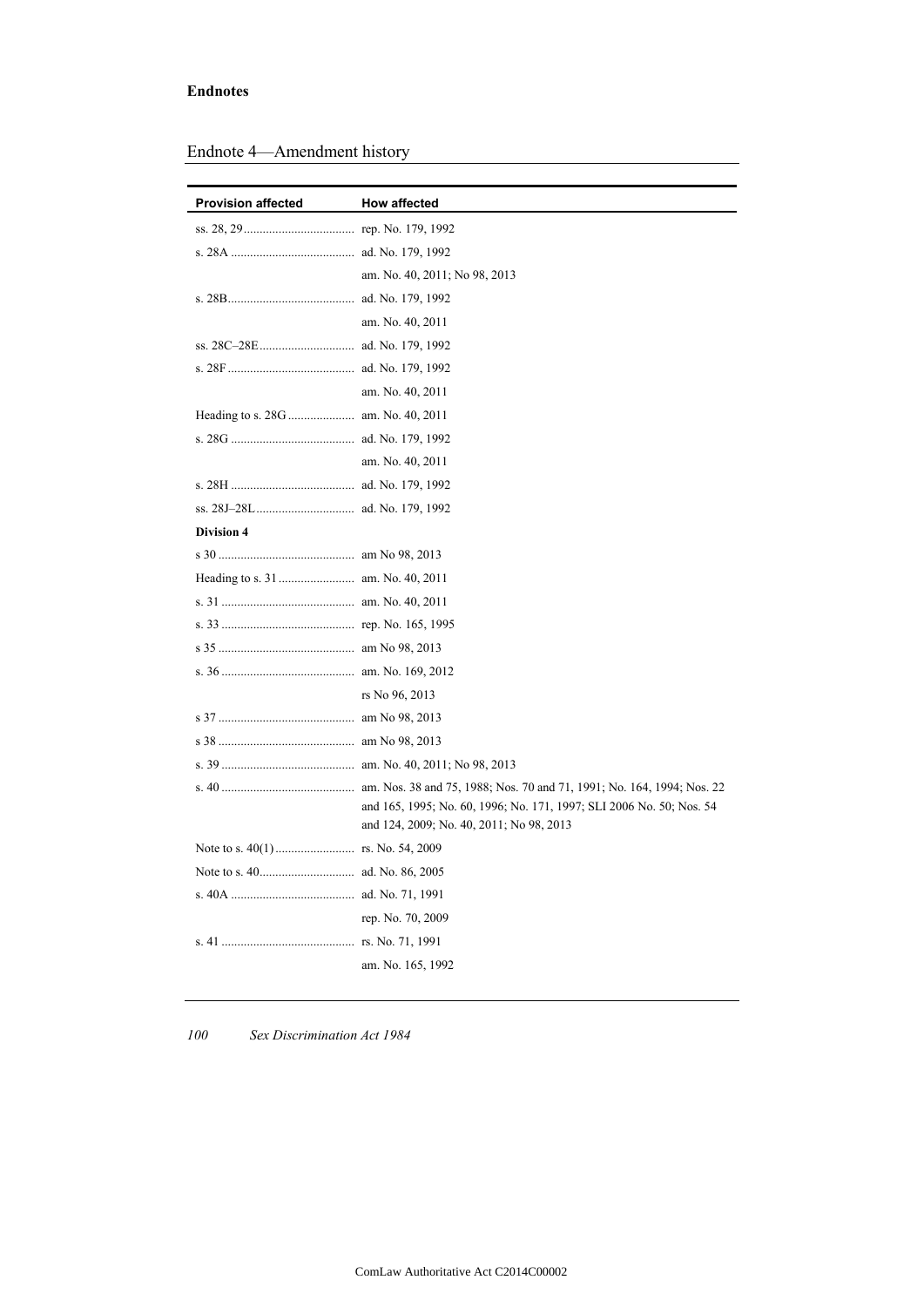## Endnote 4—Amendment history

| Provision affected | How affected |
|---|---|
| ss. 28, 29 | rep. No. 179, 1992 |
| s. 28A | ad. No. 179, 1992 |
| | am. No. 40, 2011; No 98, 2013 |
| s. 28B | ad. No. 179, 1992 |
| | am. No. 40, 2011 |
| ss. 28C–28E | ad. No. 179, 1992 |
| s. 28F | ad. No. 179, 1992 |
| | am. No. 40, 2011 |
| Heading to s. 28G | am. No. 40, 2011 |
| s. 28G | ad. No. 179, 1992 |
| | am. No. 40, 2011 |
| s. 28H | ad. No. 179, 1992 |
| ss. 28J–28L | ad. No. 179, 1992 |
| **Division 4** | |
| s 30 | am No 98, 2013 |
| Heading to s. 31 | am. No. 40, 2011 |
| s. 31 | am. No. 40, 2011 |
| s. 33 | rep. No. 165, 1995 |
| s 35 | am No 98, 2013 |
| s. 36 | am. No. 169, 2012 |
| | rs No 96, 2013 |
| s 37 | am No 98, 2013 |
| s 38 | am No 98, 2013 |
| s. 39 | am. No. 40, 2011; No 98, 2013 |
| s. 40 | am. Nos. 38 and 75, 1988; Nos. 70 and 71, 1991; No. 164, 1994; Nos. 22 and 165, 1995; No. 60, 1996; No. 171, 1997; SLI 2006 No. 50; Nos. 54 and 124, 2009; No. 40, 2011; No 98, 2013 |
| Note to s. 40(1) | rs. No. 54, 2009 |
| Note to s. 40 | ad. No. 86, 2005 |
| s. 40A | ad. No. 71, 1991 |
| | rep. No. 70, 2009 |
| s. 41 | rs. No. 71, 1991 |
| | am. No. 165, 1992 |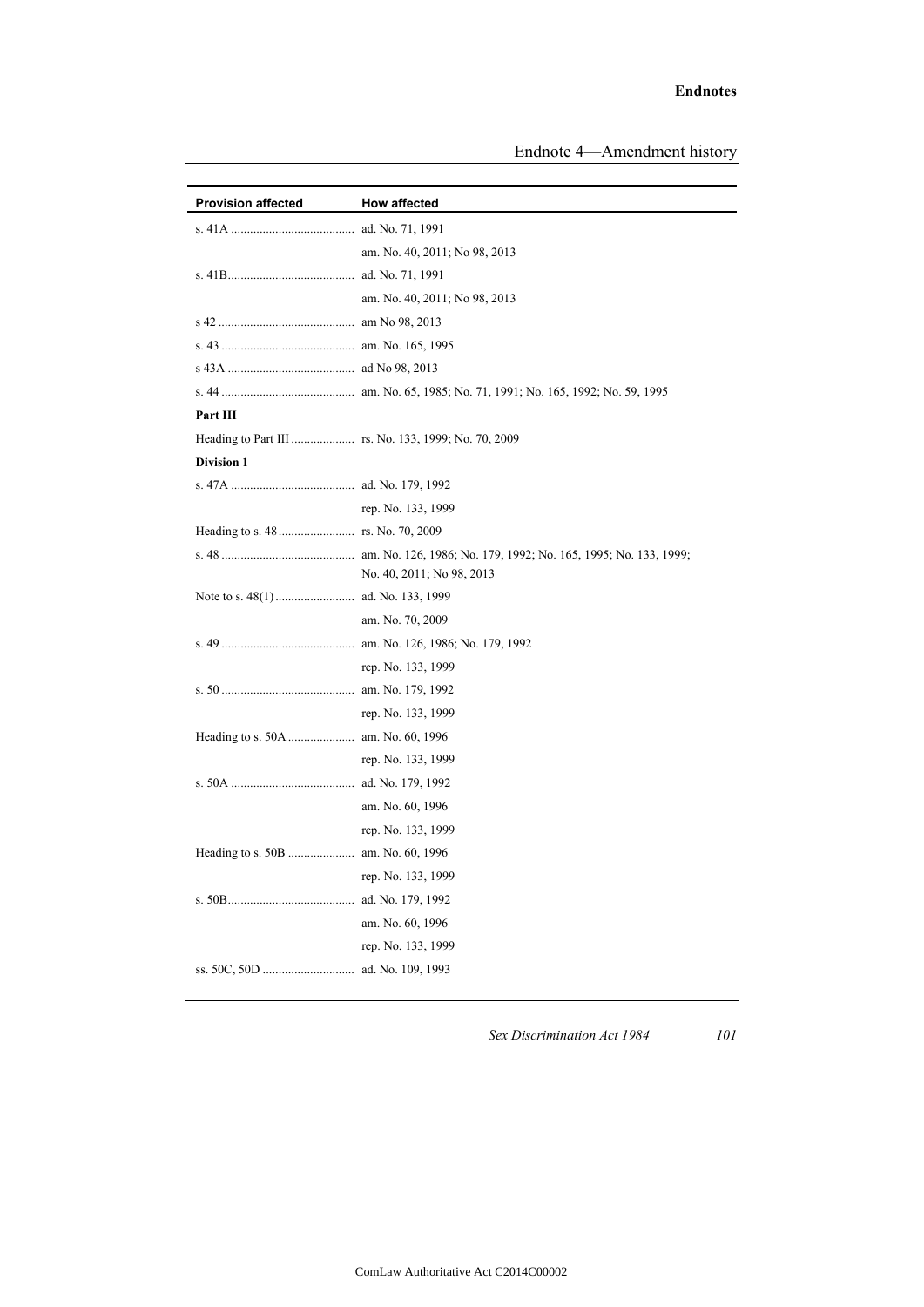| Provision affected | How affected |
|---|---|
| s. 41A | ad. No. 71, 1991 |
| | am. No. 40, 2011; No 98, 2013 |
| s. 41B | ad. No. 71, 1991 |
| | am. No. 40, 2011; No 98, 2013 |
| s 42 | am No 98, 2013 |
| s. 43 | am. No. 165, 1995 |
| s 43A | ad No 98, 2013 |
| s. 44 | am. No. 65, 1985; No. 71, 1991; No. 165, 1992; No. 59, 1995 |
| **Part III** | |
| Heading to Part III | rs. No. 133, 1999; No. 70, 2009 |
| **Division 1** | |
| s. 47A | ad. No. 179, 1992 |
| | rep. No. 133, 1999 |
| Heading to s. 48 | rs. No. 70, 2009 |
| s. 48 | am. No. 126, 1986; No. 179, 1992; No. 165, 1995; No. 133, 1999; No. 40, 2011; No 98, 2013 |
| Note to s. 48(1) | ad. No. 133, 1999 |
| | am. No. 70, 2009 |
| s. 49 | am. No. 126, 1986; No. 179, 1992 |
| | rep. No. 133, 1999 |
| s. 50 | am. No. 179, 1992 |
| | rep. No. 133, 1999 |
| Heading to s. 50A | am. No. 60, 1996 |
| | rep. No. 133, 1999 |
| s. 50A | ad. No. 179, 1992 |
| | am. No. 60, 1996 |
| | rep. No. 133, 1999 |
| Heading to s. 50B | am. No. 60, 1996 |
| | rep. No. 133, 1999 |
| s. 50B | ad. No. 179, 1992 |
| | am. No. 60, 1996 |
| | rep. No. 133, 1999 |
| ss. 50C, 50D | ad. No. 109, 1993 |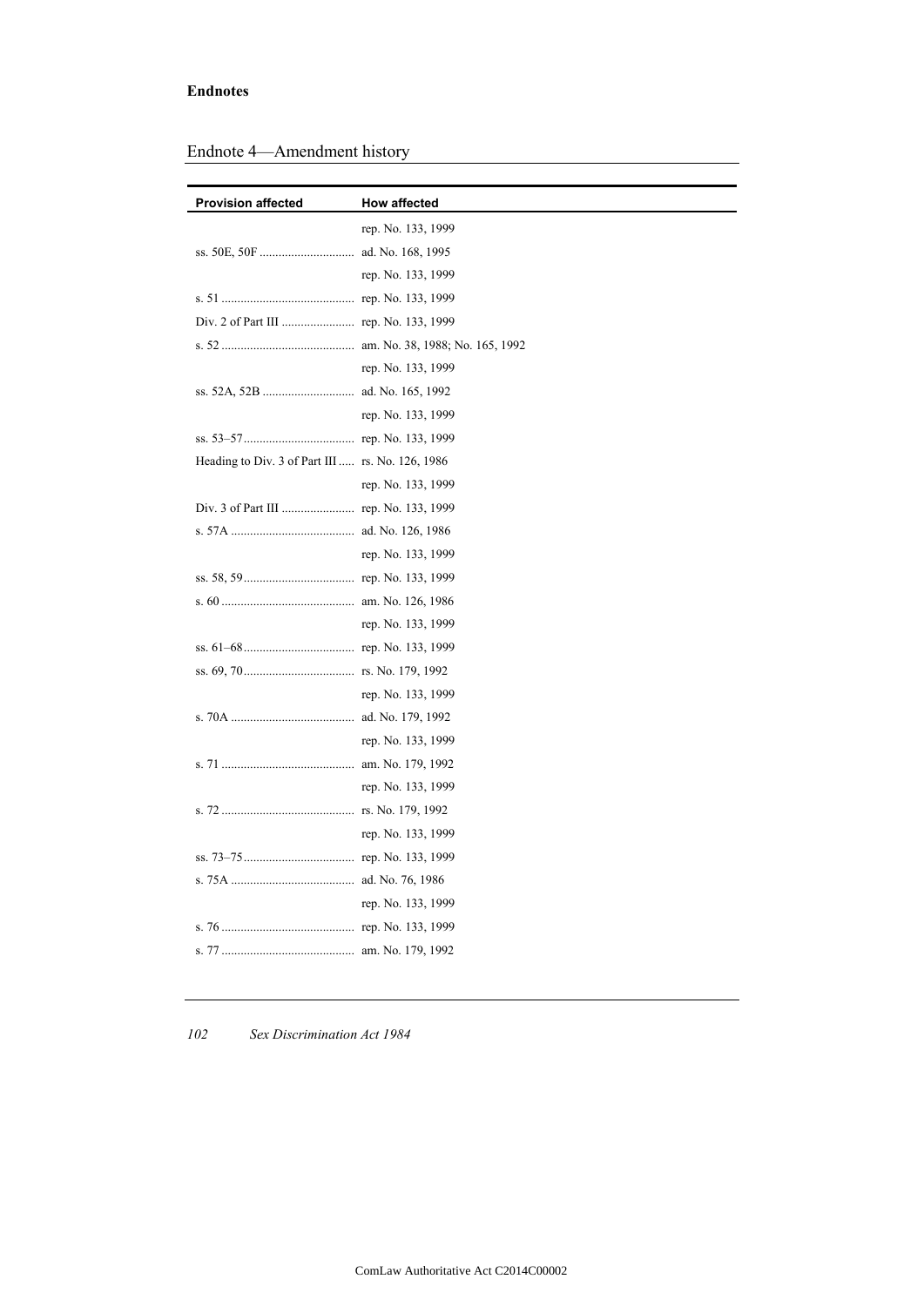## Endnote 4—Amendment history

| Provision affected | How affected |
|---|---|
| | rep. No. 133, 1999 |
| ss. 50E, 50F | ad. No. 168, 1995 |
| | rep. No. 133, 1999 |
| s. 51 | rep. No. 133, 1999 |
| Div. 2 of Part III | rep. No. 133, 1999 |
| s. 52 | am. No. 38, 1988; No. 165, 1992 |
| | rep. No. 133, 1999 |
| ss. 52A, 52B | ad. No. 165, 1992 |
| | rep. No. 133, 1999 |
| ss. 53–57 | rep. No. 133, 1999 |
| Heading to Div. 3 of Part III | rs. No. 126, 1986 |
| | rep. No. 133, 1999 |
| Div. 3 of Part III | rep. No. 133, 1999 |
| s. 57A | ad. No. 126, 1986 |
| | rep. No. 133, 1999 |
| ss. 58, 59 | rep. No. 133, 1999 |
| s. 60 | am. No. 126, 1986 |
| | rep. No. 133, 1999 |
| ss. 61–68 | rep. No. 133, 1999 |
| ss. 69, 70 | rs. No. 179, 1992 |
| | rep. No. 133, 1999 |
| s. 70A | ad. No. 179, 1992 |
| | rep. No. 133, 1999 |
| s. 71 | am. No. 179, 1992 |
| | rep. No. 133, 1999 |
| s. 72 | rs. No. 179, 1992 |
| | rep. No. 133, 1999 |
| ss. 73–75 | rep. No. 133, 1999 |
| s. 75A | ad. No. 76, 1986 |
| | rep. No. 133, 1999 |
| s. 76 | rep. No. 133, 1999 |
| s. 77 | am. No. 179, 1992 |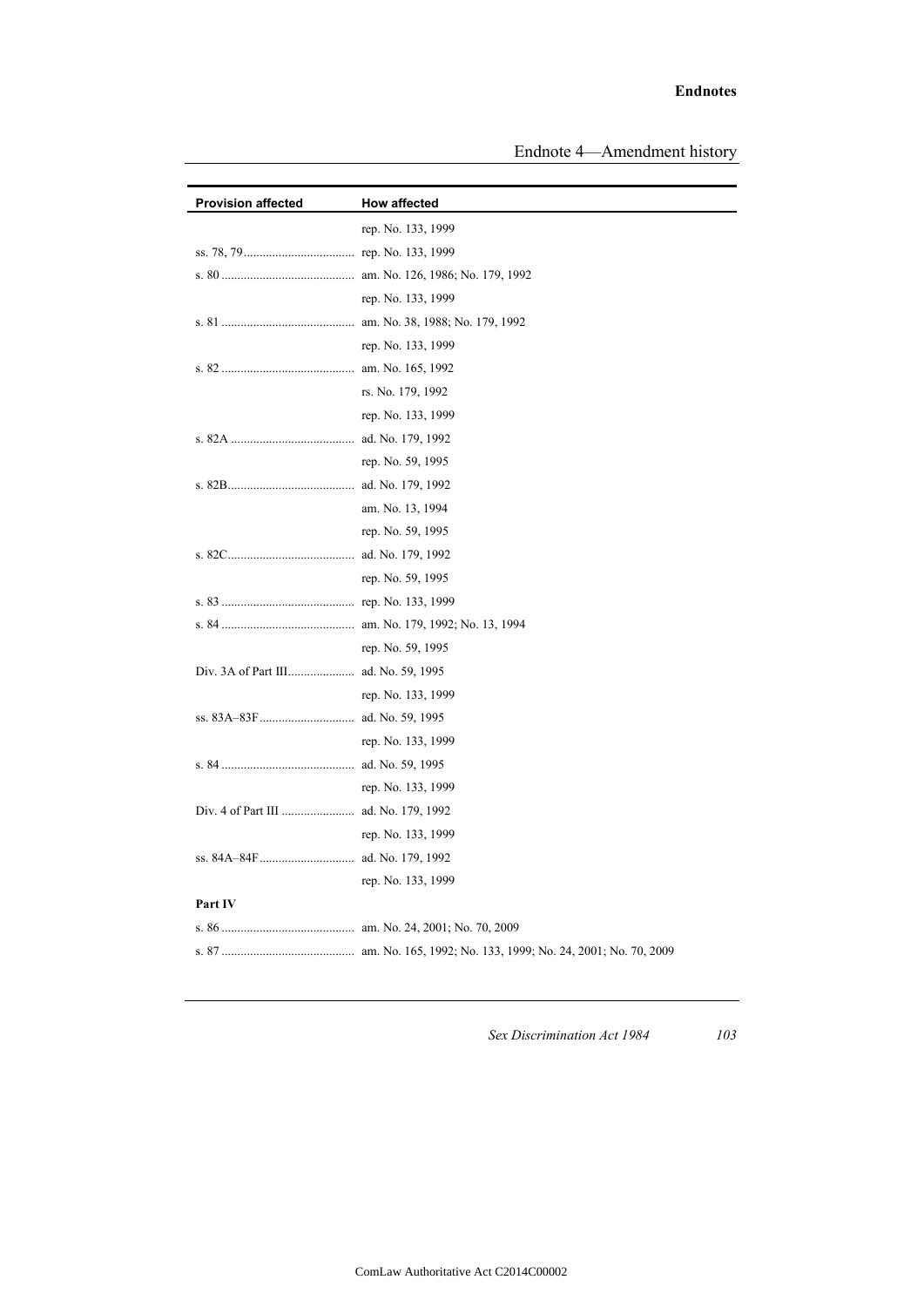| Provision affected | How affected |
| --- | --- |
| | rep. No. 133, 1999 |
| ss. 78, 79 | rep. No. 133, 1999 |
| s. 80 | am. No. 126, 1986; No. 179, 1992 |
| | rep. No. 133, 1999 |
| s. 81 | am. No. 38, 1988; No. 179, 1992 |
| | rep. No. 133, 1999 |
| s. 82 | am. No. 165, 1992 |
| | rs. No. 179, 1992 |
| | rep. No. 133, 1999 |
| s. 82A | ad. No. 179, 1992 |
| | rep. No. 59, 1995 |
| s. 82B | ad. No. 179, 1992 |
| | am. No. 13, 1994 |
| | rep. No. 59, 1995 |
| s. 82C | ad. No. 179, 1992 |
| | rep. No. 59, 1995 |
| s. 83 | rep. No. 133, 1999 |
| s. 84 | am. No. 179, 1992; No. 13, 1994 |
| | rep. No. 59, 1995 |
| Div. 3A of Part III | ad. No. 59, 1995 |
| | rep. No. 133, 1999 |
| ss. 83A–83F | ad. No. 59, 1995 |
| | rep. No. 133, 1999 |
| s. 84 | ad. No. 59, 1995 |
| | rep. No. 133, 1999 |
| Div. 4 of Part III | ad. No. 179, 1992 |
| | rep. No. 133, 1999 |
| ss. 84A–84F | ad. No. 179, 1992 |
| | rep. No. 133, 1999 |
| **Part IV** | |
| s. 86 | am. No. 24, 2001; No. 70, 2009 |
| s. 87 | am. No. 165, 1992; No. 133, 1999; No. 24, 2001; No. 70, 2009 |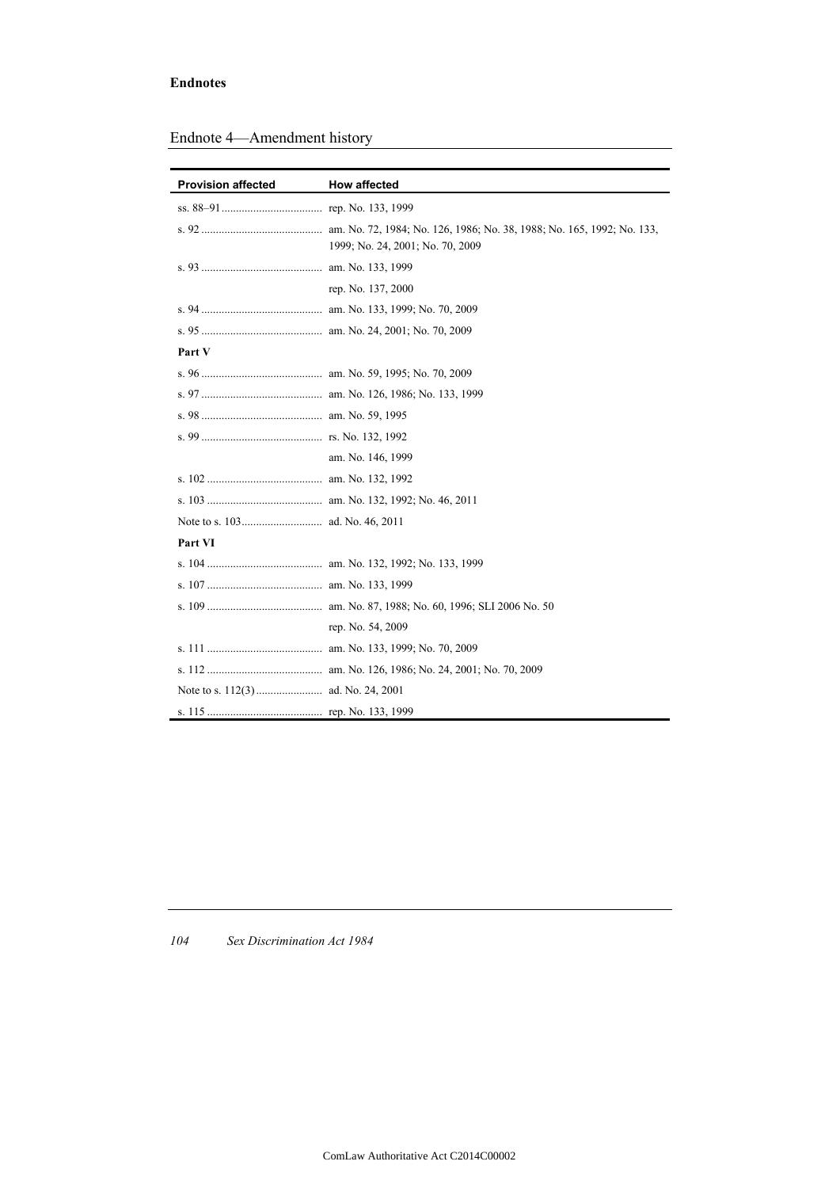**Endnotes**

## Endnote 4—Amendment history

| Provision affected | How affected |
|---|---|
| ss. 88–91 | rep. No. 133, 1999 |
| s. 92 | am. No. 72, 1984; No. 126, 1986; No. 38, 1988; No. 165, 1992; No. 133, 1999; No. 24, 2001; No. 70, 2009 |
| s. 93 | am. No. 133, 1999 |
| | rep. No. 137, 2000 |
| s. 94 | am. No. 133, 1999; No. 70, 2009 |
| s. 95 | am. No. 24, 2001; No. 70, 2009 |
| **Part V** | |
| s. 96 | am. No. 59, 1995; No. 70, 2009 |
| s. 97 | am. No. 126, 1986; No. 133, 1999 |
| s. 98 | am. No. 59, 1995 |
| s. 99 | rs. No. 132, 1992 |
| | am. No. 146, 1999 |
| s. 102 | am. No. 132, 1992 |
| s. 103 | am. No. 132, 1992; No. 46, 2011 |
| Note to s. 103 | ad. No. 46, 2011 |
| **Part VI** | |
| s. 104 | am. No. 132, 1992; No. 133, 1999 |
| s. 107 | am. No. 133, 1999 |
| s. 109 | am. No. 87, 1988; No. 60, 1996; SLI 2006 No. 50 |
| | rep. No. 54, 2009 |
| s. 111 | am. No. 133, 1999; No. 70, 2009 |
| s. 112 | am. No. 126, 1986; No. 24, 2001; No. 70, 2009 |
| Note to s. 112(3) | ad. No. 24, 2001 |
| s. 115 | rep. No. 133, 1999 |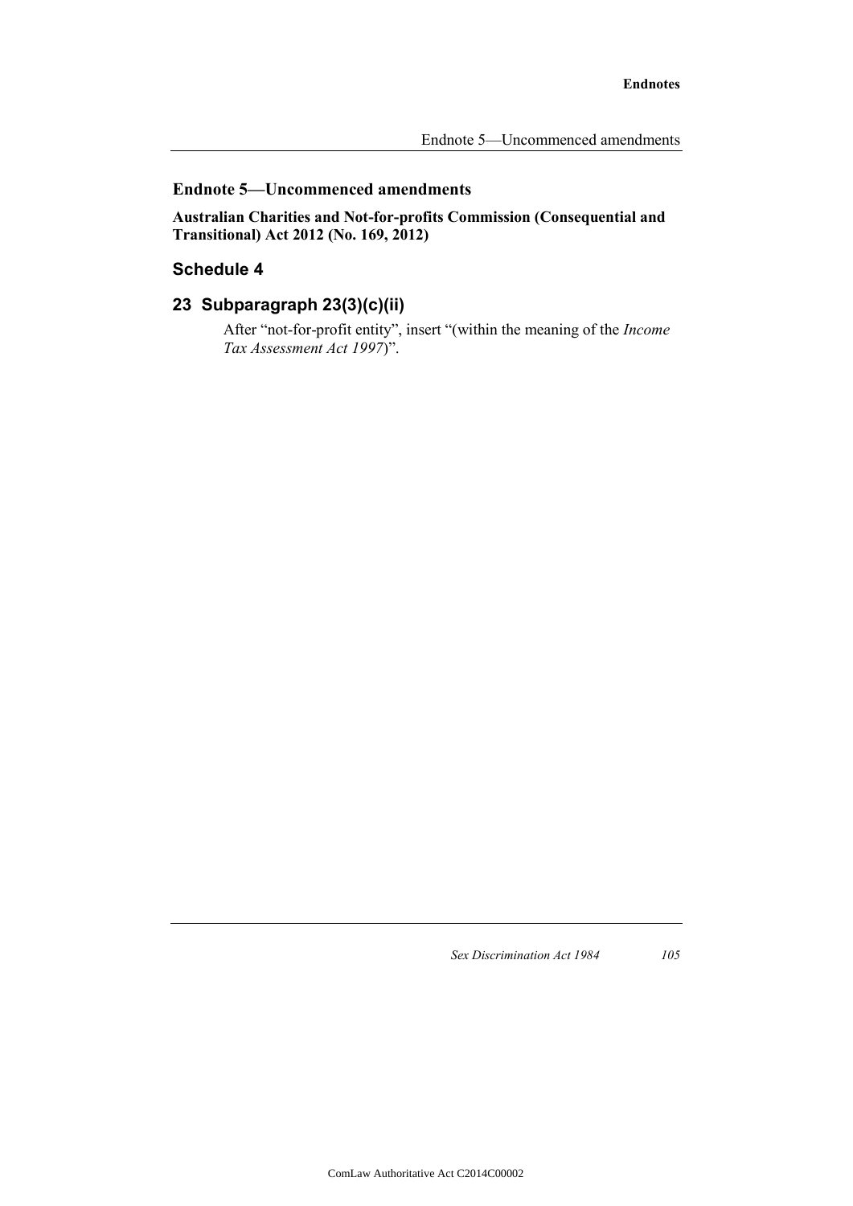## Endnote 5—Uncommenced amendments

**Australian Charities and Not-for-profits Commission (Consequential and Transitional) Act 2012 (No. 169, 2012)**

### Schedule 4

### 23 Subparagraph 23(3)(c)(ii)

After "not-for-profit entity", insert "(within the meaning of the *Income Tax Assessment Act 1997*)".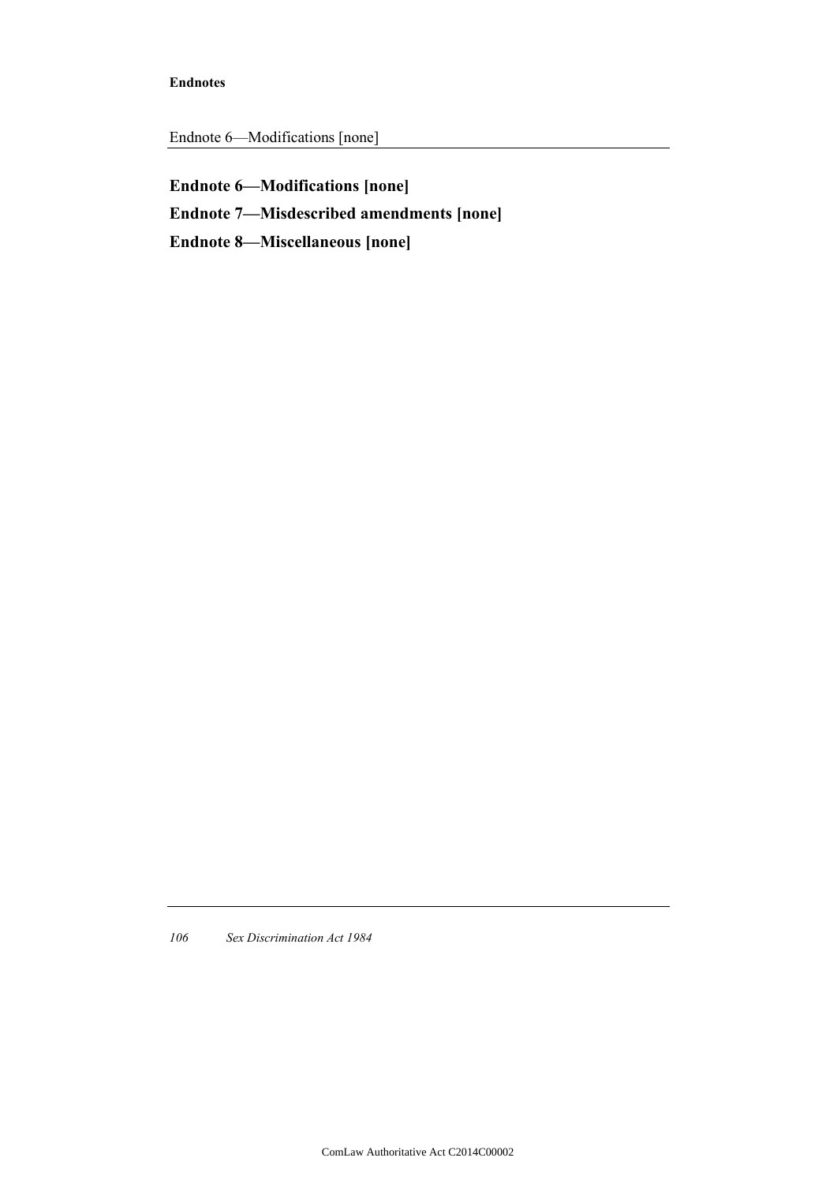## Endnote 6—Modifications [none]

## Endnote 7—Misdescribed amendments [none]

## Endnote 8—Miscellaneous [none]